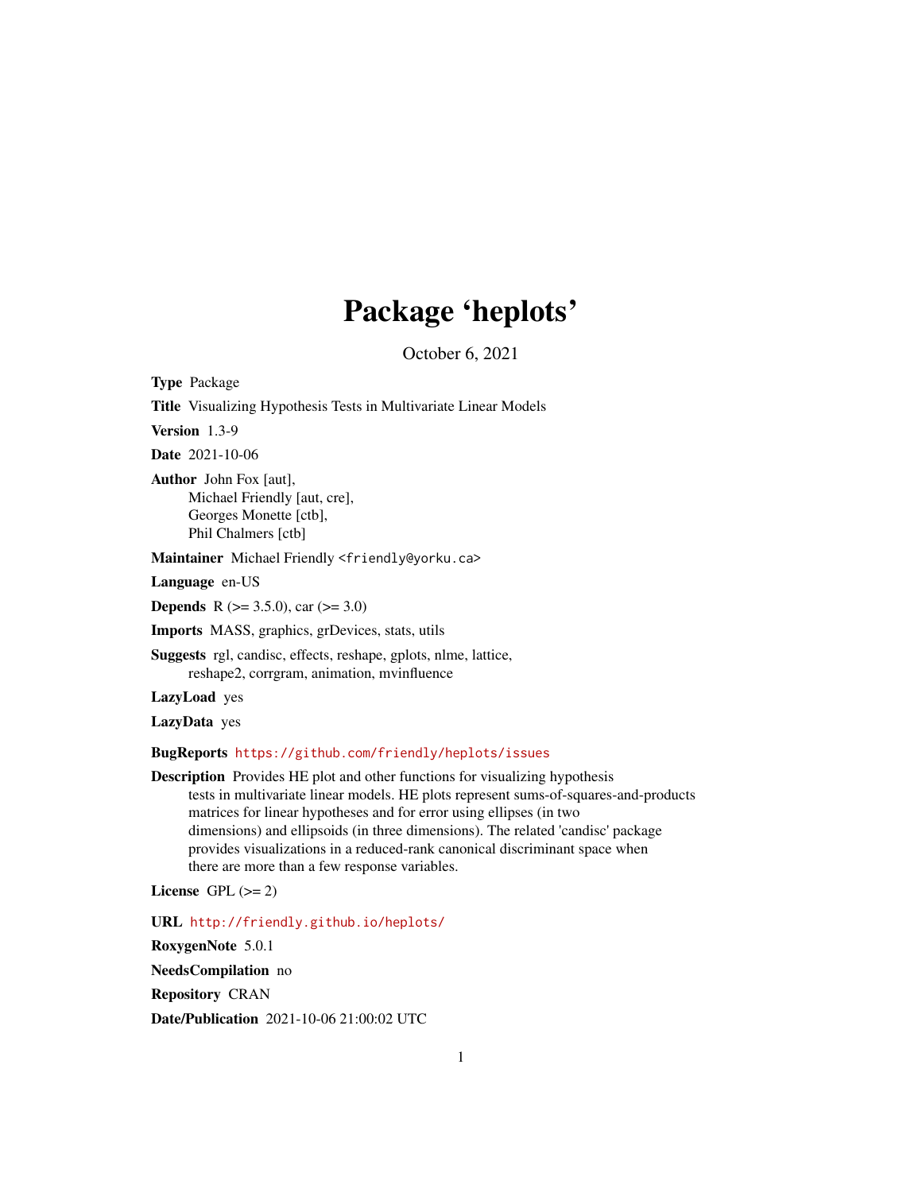# Package 'heplots'

October 6, 2021

**Type** Package

**Title** Visualizing Hypothesis Tests in Multivariate Linear Models

**Version** 1.3-9

**Date** 2021-10-06

**Author** John Fox [aut],
Michael Friendly [aut, cre],
Georges Monette [ctb],
Phil Chalmers [ctb]

**Maintainer** Michael Friendly <friendly@yorku.ca>

**Language** en-US

**Depends** R (>= 3.5.0), car (>= 3.0)

**Imports** MASS, graphics, grDevices, stats, utils

**Suggests** rgl, candisc, effects, reshape, gplots, nlme, lattice,
reshape2, corrgram, animation, mvinfluence

**LazyLoad** yes

**LazyData** yes

**BugReports** https://github.com/friendly/heplots/issues

**Description** Provides HE plot and other functions for visualizing hypothesis
tests in multivariate linear models. HE plots represent sums-of-squares-and-products
matrices for linear hypotheses and for error using ellipses (in two
dimensions) and ellipsoids (in three dimensions). The related 'candisc' package
provides visualizations in a reduced-rank canonical discriminant space when
there are more than a few response variables.

**License** GPL (>= 2)

**URL** http://friendly.github.io/heplots/

**RoxygenNote** 5.0.1

**NeedsCompilation** no

**Repository** CRAN

**Date/Publication** 2021-10-06 21:00:02 UTC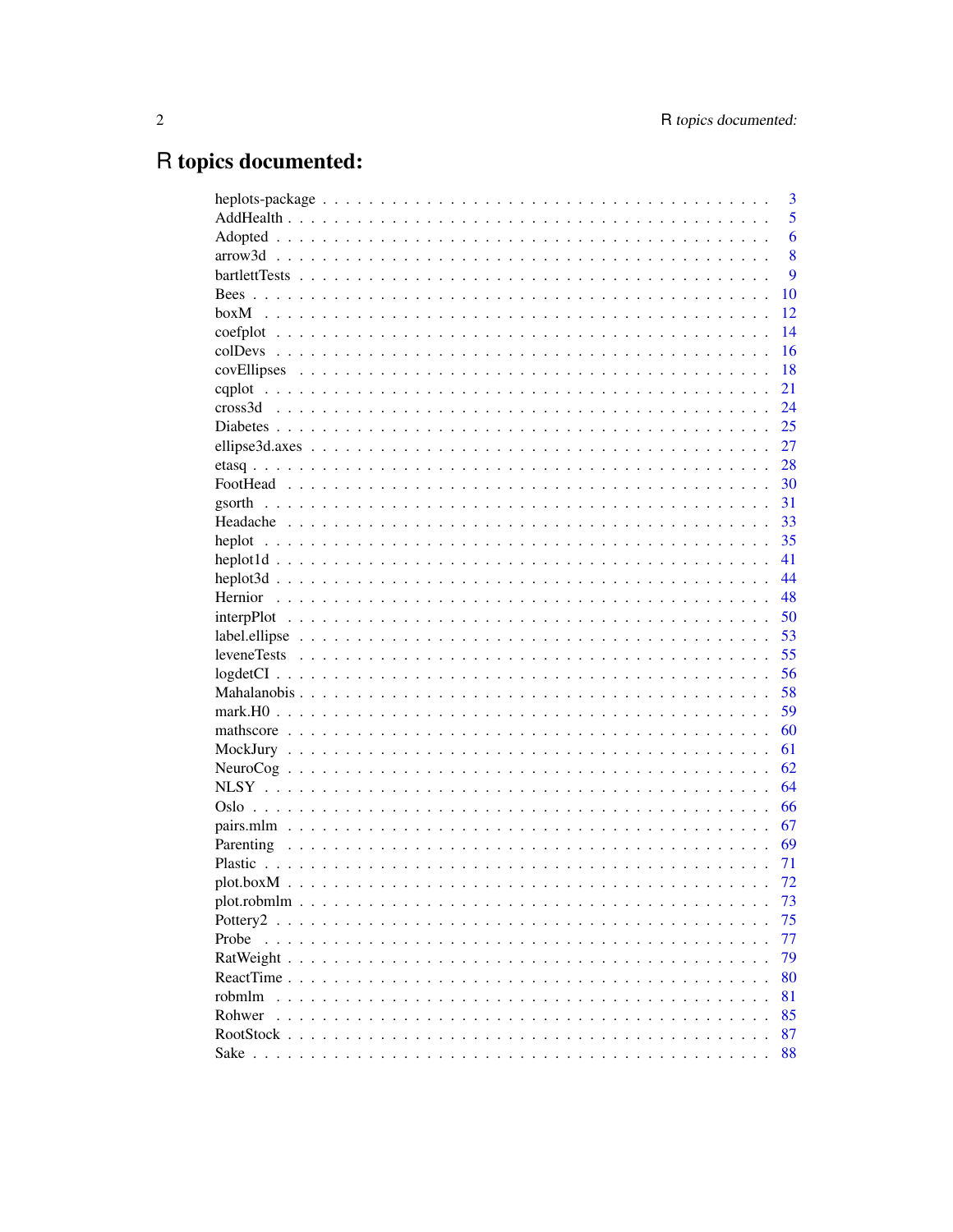# R topics documented:

| | |
|---|---|
| heplots-package | 3 |
| AddHealth | 5 |
| Adopted | 6 |
| arrow3d | 8 |
| bartlettTests | 9 |
| Bees | 10 |
| boxM | 12 |
| coefplot | 14 |
| colDevs | 16 |
| covEllipses | 18 |
| cqplot | 21 |
| cross3d | 24 |
| Diabetes | 25 |
| ellipse3d.axes | 27 |
| etasq | 28 |
| FootHead | 30 |
| gsorth | 31 |
| Headache | 33 |
| heplot | 35 |
| heplot1d | 41 |
| heplot3d | 44 |
| Hernior | 48 |
| interpPlot | 50 |
| label.ellipse | 53 |
| leveneTests | 55 |
| logdetCI | 56 |
| Mahalanobis | 58 |
| mark.H0 | 59 |
| mathscore | 60 |
| MockJury | 61 |
| NeuroCog | 62 |
| NLSY | 64 |
| Oslo | 66 |
| pairs.mlm | 67 |
| Parenting | 69 |
| Plastic | 71 |
| plot.boxM | 72 |
| plot.robmlm | 73 |
| Pottery2 | 75 |
| Probe | 77 |
| RatWeight | 79 |
| ReactTime | 80 |
| robmlm | 81 |
| Rohwer | 85 |
| RootStock | 87 |
| Sake | 88 |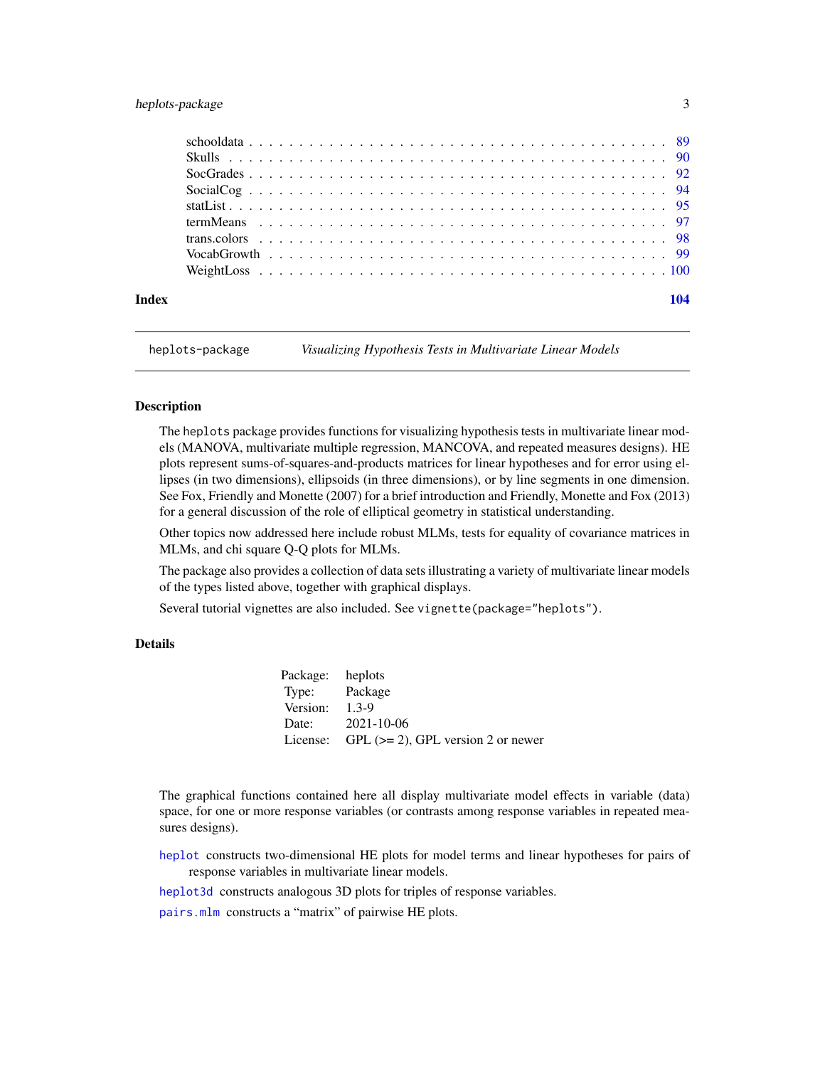| | |
|---|---|
| schooldata | 89 |
| Skulls | 90 |
| SocGrades | 92 |
| SocialCog | 94 |
| statList | 95 |
| termMeans | 97 |
| trans.colors | 98 |
| VocabGrowth | 99 |
| WeightLoss | 100 |

**Index** **104**

---

heplots-package *Visualizing Hypothesis Tests in Multivariate Linear Models*

---

## Description

The heplots package provides functions for visualizing hypothesis tests in multivariate linear models (MANOVA, multivariate multiple regression, MANCOVA, and repeated measures designs). HE plots represent sums-of-squares-and-products matrices for linear hypotheses and for error using ellipses (in two dimensions), ellipsoids (in three dimensions), or by line segments in one dimension. See Fox, Friendly and Monette (2007) for a brief introduction and Friendly, Monette and Fox (2013) for a general discussion of the role of elliptical geometry in statistical understanding.

Other topics now addressed here include robust MLMs, tests for equality of covariance matrices in MLMs, and chi square Q-Q plots for MLMs.

The package also provides a collection of data sets illustrating a variety of multivariate linear models of the types listed above, together with graphical displays.

Several tutorial vignettes are also included. See `vignette(package="heplots")`.

## Details

| | |
|---|---|
| Package: | heplots |
| Type: | Package |
| Version: | 1.3-9 |
| Date: | 2021-10-06 |
| License: | GPL (>= 2), GPL version 2 or newer |

The graphical functions contained here all display multivariate model effects in variable (data) space, for one or more response variables (or contrasts among response variables in repeated measures designs).

`heplot` constructs two-dimensional HE plots for model terms and linear hypotheses for pairs of response variables in multivariate linear models.

`heplot3d` constructs analogous 3D plots for triples of response variables.

`pairs.mlm` constructs a "matrix" of pairwise HE plots.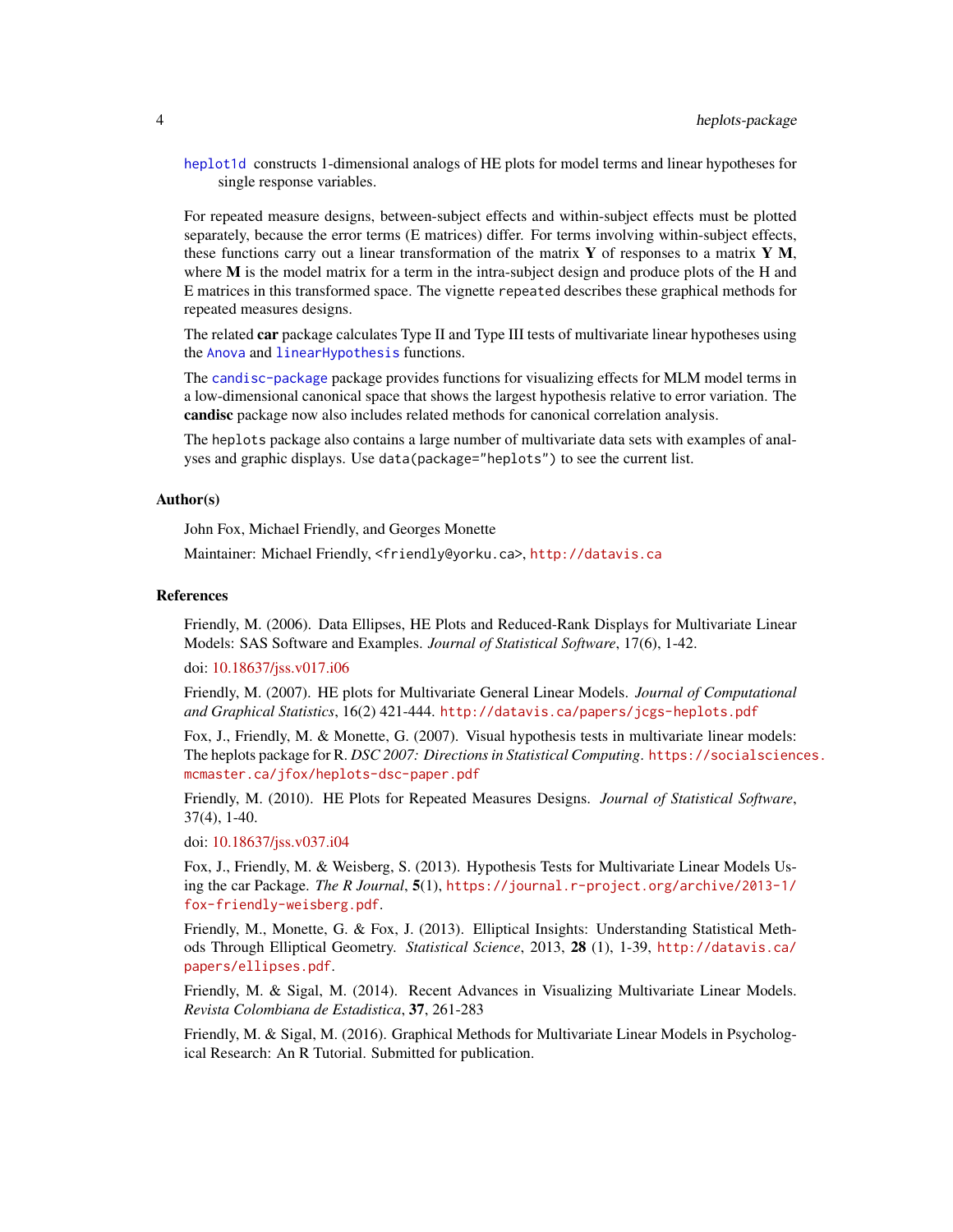heplot1d constructs 1-dimensional analogs of HE plots for model terms and linear hypotheses for single response variables.

For repeated measure designs, between-subject effects and within-subject effects must be plotted separately, because the error terms (E matrices) differ. For terms involving within-subject effects, these functions carry out a linear transformation of the matrix $\mathbf{Y}$ of responses to a matrix $\mathbf{Y}\,\mathbf{M}$, where $\mathbf{M}$ is the model matrix for a term in the intra-subject design and produce plots of the H and E matrices in this transformed space. The vignette `repeated` describes these graphical methods for repeated measures designs.

The related **car** package calculates Type II and Type III tests of multivariate linear hypotheses using the `Anova` and `linearHypothesis` functions.

The `candisc-package` package provides functions for visualizing effects for MLM model terms in a low-dimensional canonical space that shows the largest hypothesis relative to error variation. The **candisc** package now also includes related methods for canonical correlation analysis.

The `heplots` package also contains a large number of multivariate data sets with examples of analyses and graphic displays. Use `data(package="heplots")` to see the current list.

### Author(s)

John Fox, Michael Friendly, and Georges Monette

Maintainer: Michael Friendly, <friendly@yorku.ca>, http://datavis.ca

### References

Friendly, M. (2006). Data Ellipses, HE Plots and Reduced-Rank Displays for Multivariate Linear Models: SAS Software and Examples. *Journal of Statistical Software*, 17(6), 1-42.

doi: 10.18637/jss.v017.i06

Friendly, M. (2007). HE plots for Multivariate General Linear Models. *Journal of Computational and Graphical Statistics*, 16(2) 421-444. http://datavis.ca/papers/jcgs-heplots.pdf

Fox, J., Friendly, M. & Monette, G. (2007). Visual hypothesis tests in multivariate linear models: The heplots package for R. *DSC 2007: Directions in Statistical Computing*. https://socialsciences.mcmaster.ca/jfox/heplots-dsc-paper.pdf

Friendly, M. (2010). HE Plots for Repeated Measures Designs. *Journal of Statistical Software*, 37(4), 1-40.

doi: 10.18637/jss.v037.i04

Fox, J., Friendly, M. & Weisberg, S. (2013). Hypothesis Tests for Multivariate Linear Models Using the car Package. *The R Journal*, **5**(1), https://journal.r-project.org/archive/2013-1/fox-friendly-weisberg.pdf.

Friendly, M., Monette, G. & Fox, J. (2013). Elliptical Insights: Understanding Statistical Methods Through Elliptical Geometry. *Statistical Science*, 2013, **28** (1), 1-39, http://datavis.ca/papers/ellipses.pdf.

Friendly, M. & Sigal, M. (2014). Recent Advances in Visualizing Multivariate Linear Models. *Revista Colombiana de Estadistica*, **37**, 261-283

Friendly, M. & Sigal, M. (2016). Graphical Methods for Multivariate Linear Models in Psychological Research: An R Tutorial. Submitted for publication.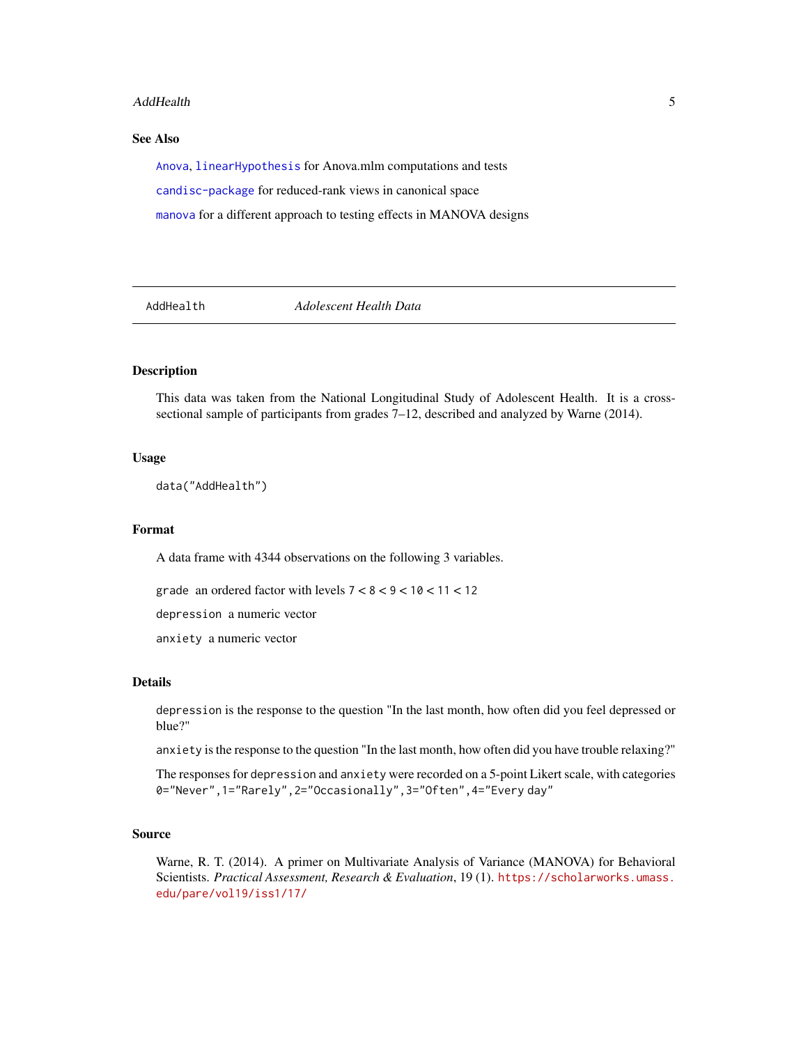## See Also

`Anova`, `linearHypothesis` for Anova.mlm computations and tests

`candisc-package` for reduced-rank views in canonical space

`manova` for a different approach to testing effects in MANOVA designs

---

# AddHealth — *Adolescent Health Data*

## Description

This data was taken from the National Longitudinal Study of Adolescent Health. It is a cross-sectional sample of participants from grades 7–12, described and analyzed by Warne (2014).

## Usage

```
data("AddHealth")
```

## Format

A data frame with 4344 observations on the following 3 variables.

- `grade` an ordered factor with levels `7` < `8` < `9` < `10` < `11` < `12`
- `depression` a numeric vector
- `anxiety` a numeric vector

## Details

`depression` is the response to the question "In the last month, how often did you feel depressed or blue?"

`anxiety` is the response to the question "In the last month, how often did you have trouble relaxing?"

The responses for `depression` and `anxiety` were recorded on a 5-point Likert scale, with categories `0="Never",1="Rarely",2="Occasionally",3="Often",4="Every day"`

## Source

Warne, R. T. (2014). A primer on Multivariate Analysis of Variance (MANOVA) for Behavioral Scientists. *Practical Assessment, Research & Evaluation*, 19 (1). https://scholarworks.umass.edu/pare/vol19/iss1/17/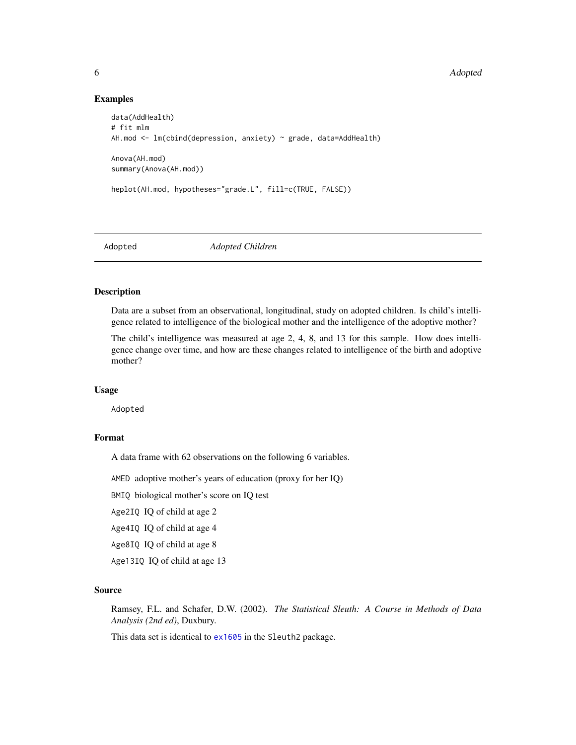### Examples

```
data(AddHealth)
# fit mlm
AH.mod <- lm(cbind(depression, anxiety) ~ grade, data=AddHealth)

Anova(AH.mod)
summary(Anova(AH.mod))

heplot(AH.mod, hypotheses="grade.L", fill=c(TRUE, FALSE))
```

---

## Adopted *Adopted Children*

### Description

Data are a subset from an observational, longitudinal, study on adopted children. Is child's intelligence related to intelligence of the biological mother and the intelligence of the adoptive mother?

The child's intelligence was measured at age 2, 4, 8, and 13 for this sample. How does intelligence change over time, and how are these changes related to intelligence of the birth and adoptive mother?

### Usage

```
Adopted
```

### Format

A data frame with 62 observations on the following 6 variables.

`AMED` adoptive mother's years of education (proxy for her IQ)

`BMIQ` biological mother's score on IQ test

`Age2IQ` IQ of child at age 2

`Age4IQ` IQ of child at age 4

`Age8IQ` IQ of child at age 8

`Age13IQ` IQ of child at age 13

### Source

Ramsey, F.L. and Schafer, D.W. (2002). *The Statistical Sleuth: A Course in Methods of Data Analysis (2nd ed)*, Duxbury.

This data set is identical to `ex1605` in the `Sleuth2` package.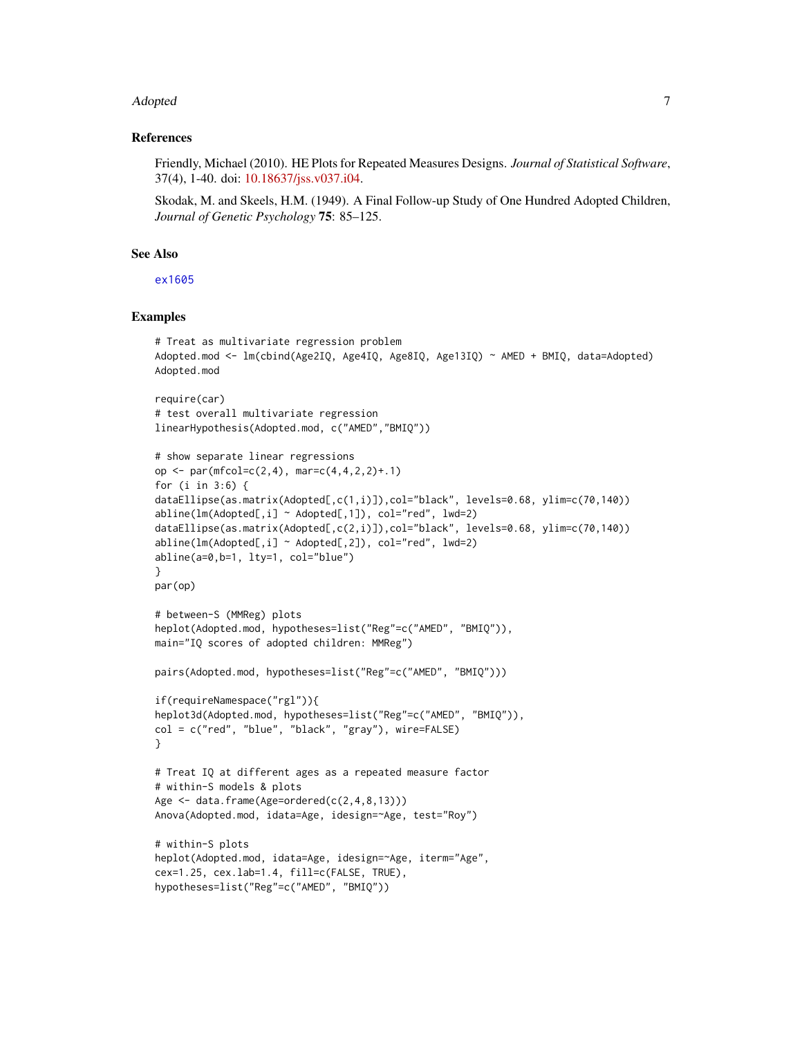## References

Friendly, Michael (2010). HE Plots for Repeated Measures Designs. *Journal of Statistical Software*, 37(4), 1-40. doi: 10.18637/jss.v037.i04.

Skodak, M. and Skeels, H.M. (1949). A Final Follow-up Study of One Hundred Adopted Children, *Journal of Genetic Psychology* **75**: 85–125.

## See Also

ex1605

## Examples

```
# Treat as multivariate regression problem
Adopted.mod <- lm(cbind(Age2IQ, Age4IQ, Age8IQ, Age13IQ) ~ AMED + BMIQ, data=Adopted)
Adopted.mod

require(car)
# test overall multivariate regression
linearHypothesis(Adopted.mod, c("AMED","BMIQ"))

# show separate linear regressions
op <- par(mfcol=c(2,4), mar=c(4,4,2,2)+.1)
for (i in 3:6) {
dataEllipse(as.matrix(Adopted[,c(1,i)]),col="black", levels=0.68, ylim=c(70,140))
abline(lm(Adopted[,i] ~ Adopted[,1]), col="red", lwd=2)
dataEllipse(as.matrix(Adopted[,c(2,i)]),col="black", levels=0.68, ylim=c(70,140))
abline(lm(Adopted[,i] ~ Adopted[,2]), col="red", lwd=2)
abline(a=0,b=1, lty=1, col="blue")
}
par(op)

# between-S (MMReg) plots
heplot(Adopted.mod, hypotheses=list("Reg"=c("AMED", "BMIQ")),
main="IQ scores of adopted children: MMReg")

pairs(Adopted.mod, hypotheses=list("Reg"=c("AMED", "BMIQ")))

if(requireNamespace("rgl")){
heplot3d(Adopted.mod, hypotheses=list("Reg"=c("AMED", "BMIQ")),
col = c("red", "blue", "black", "gray"), wire=FALSE)
}

# Treat IQ at different ages as a repeated measure factor
# within-S models & plots
Age <- data.frame(Age=ordered(c(2,4,8,13)))
Anova(Adopted.mod, idata=Age, idesign=~Age, test="Roy")

# within-S plots
heplot(Adopted.mod, idata=Age, idesign=~Age, iterm="Age",
cex=1.25, cex.lab=1.4, fill=c(FALSE, TRUE),
hypotheses=list("Reg"=c("AMED", "BMIQ"))
```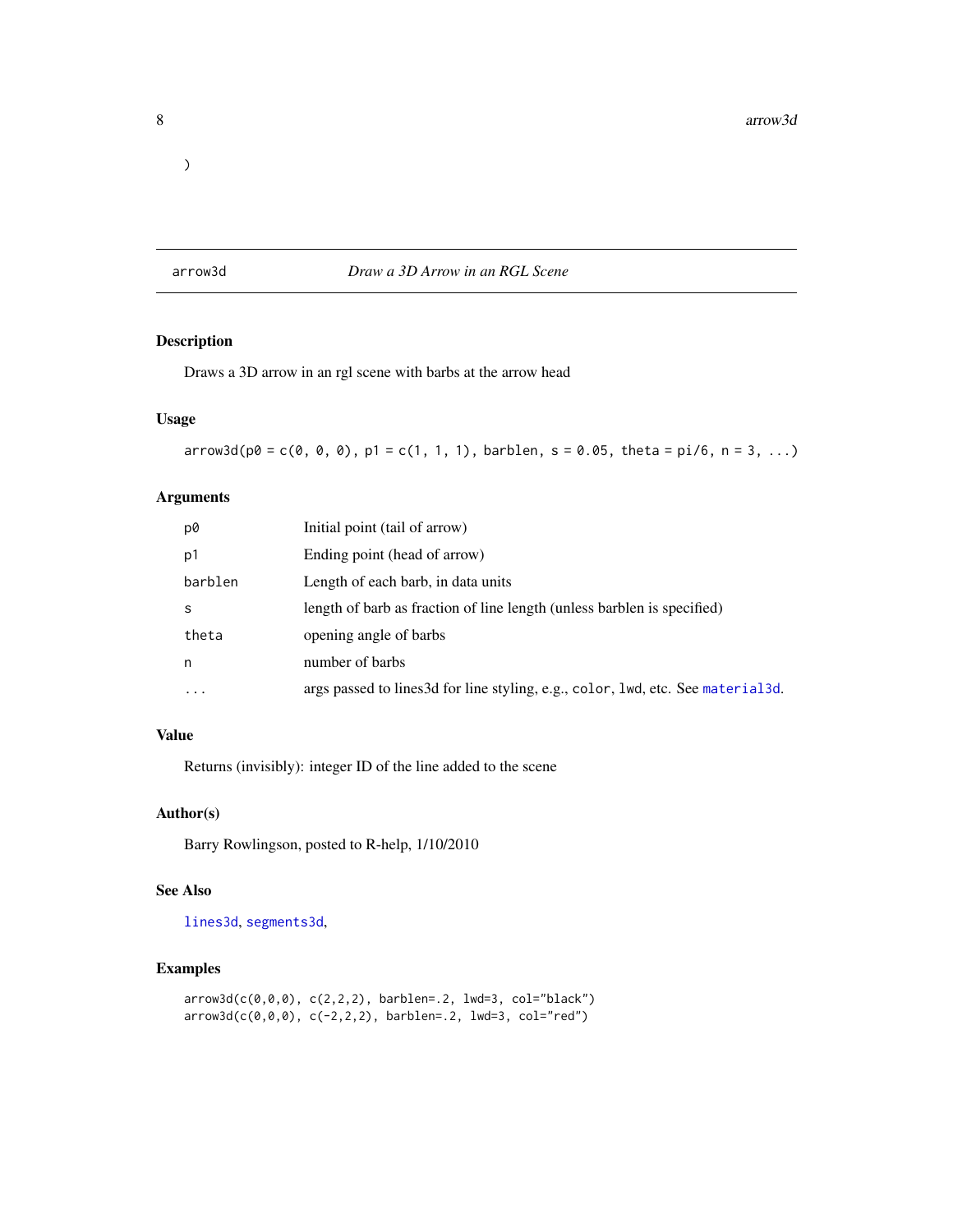)

## arrow3d *Draw a 3D Arrow in an RGL Scene*

### Description

Draws a 3D arrow in an rgl scene with barbs at the arrow head

### Usage

```
arrow3d(p0 = c(0, 0, 0), p1 = c(1, 1, 1), barblen, s = 0.05, theta = pi/6, n = 3, ...)
```

### Arguments

| | |
|---|---|
| p0 | Initial point (tail of arrow) |
| p1 | Ending point (head of arrow) |
| barblen | Length of each barb, in data units |
| s | length of barb as fraction of line length (unless barblen is specified) |
| theta | opening angle of barbs |
| n | number of barbs |
| ... | args passed to lines3d for line styling, e.g., `color`, `lwd`, etc. See `material3d`. |

### Value

Returns (invisibly): integer ID of the line added to the scene

### Author(s)

Barry Rowlingson, posted to R-help, 1/10/2010

### See Also

`lines3d`, `segments3d`,

### Examples

```
arrow3d(c(0,0,0), c(2,2,2), barblen=.2, lwd=3, col="black")
arrow3d(c(0,0,0), c(-2,2,2), barblen=.2, lwd=3, col="red")
```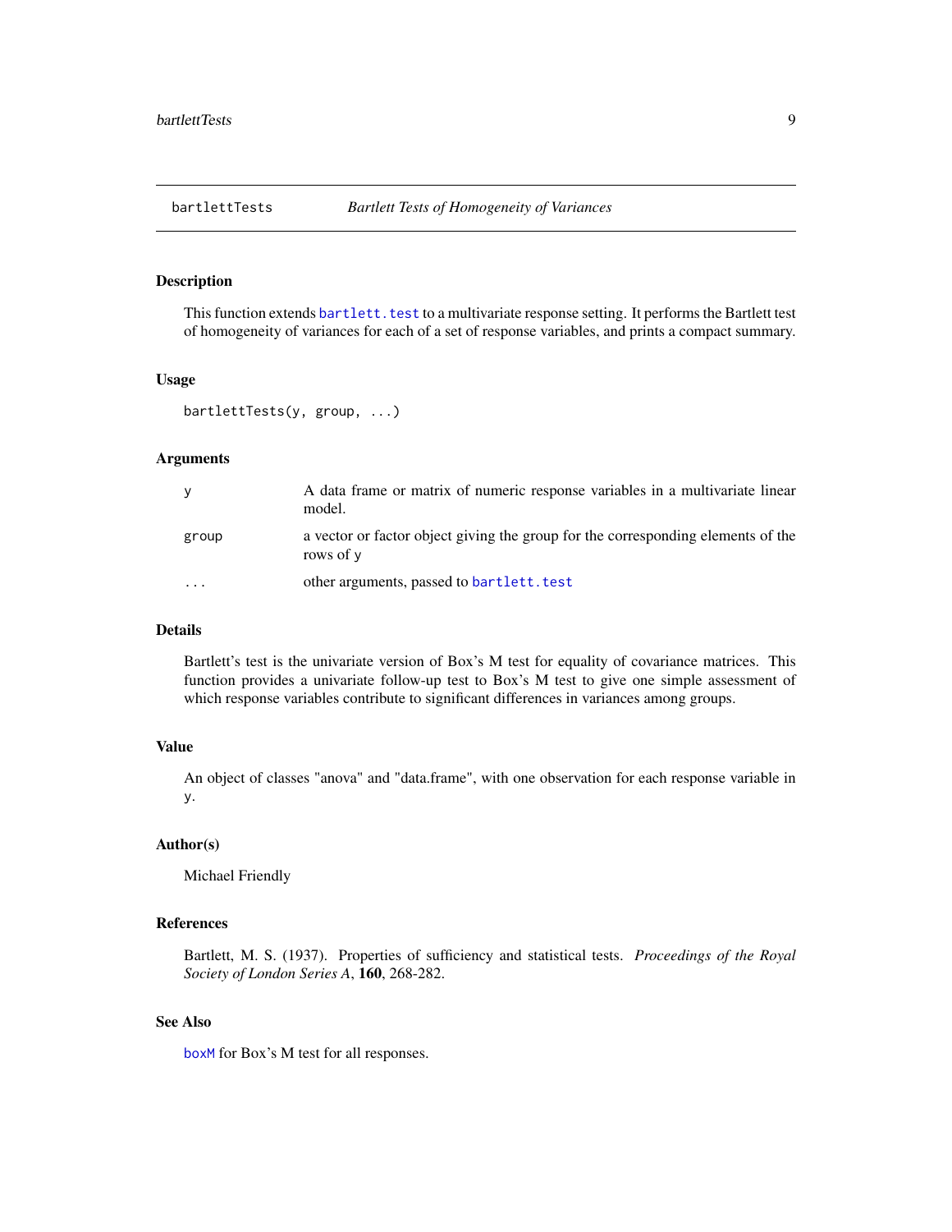## bartlettTests — *Bartlett Tests of Homogeneity of Variances*

### Description

This function extends `bartlett.test` to a multivariate response setting. It performs the Bartlett test of homogeneity of variances for each of a set of response variables, and prints a compact summary.

### Usage

```
bartlettTests(y, group, ...)
```

### Arguments

| | |
|---|---|
| `y` | A data frame or matrix of numeric response variables in a multivariate linear model. |
| `group` | a vector or factor object giving the group for the corresponding elements of the rows of `y` |
| `...` | other arguments, passed to `bartlett.test` |

### Details

Bartlett's test is the univariate version of Box's M test for equality of covariance matrices. This function provides a univariate follow-up test to Box's M test to give one simple assessment of which response variables contribute to significant differences in variances among groups.

### Value

An object of classes "anova" and "data.frame", with one observation for each response variable in `y`.

### Author(s)

Michael Friendly

### References

Bartlett, M. S. (1937). Properties of sufficiency and statistical tests. *Proceedings of the Royal Society of London Series A*, **160**, 268-282.

### See Also

`boxM` for Box's M test for all responses.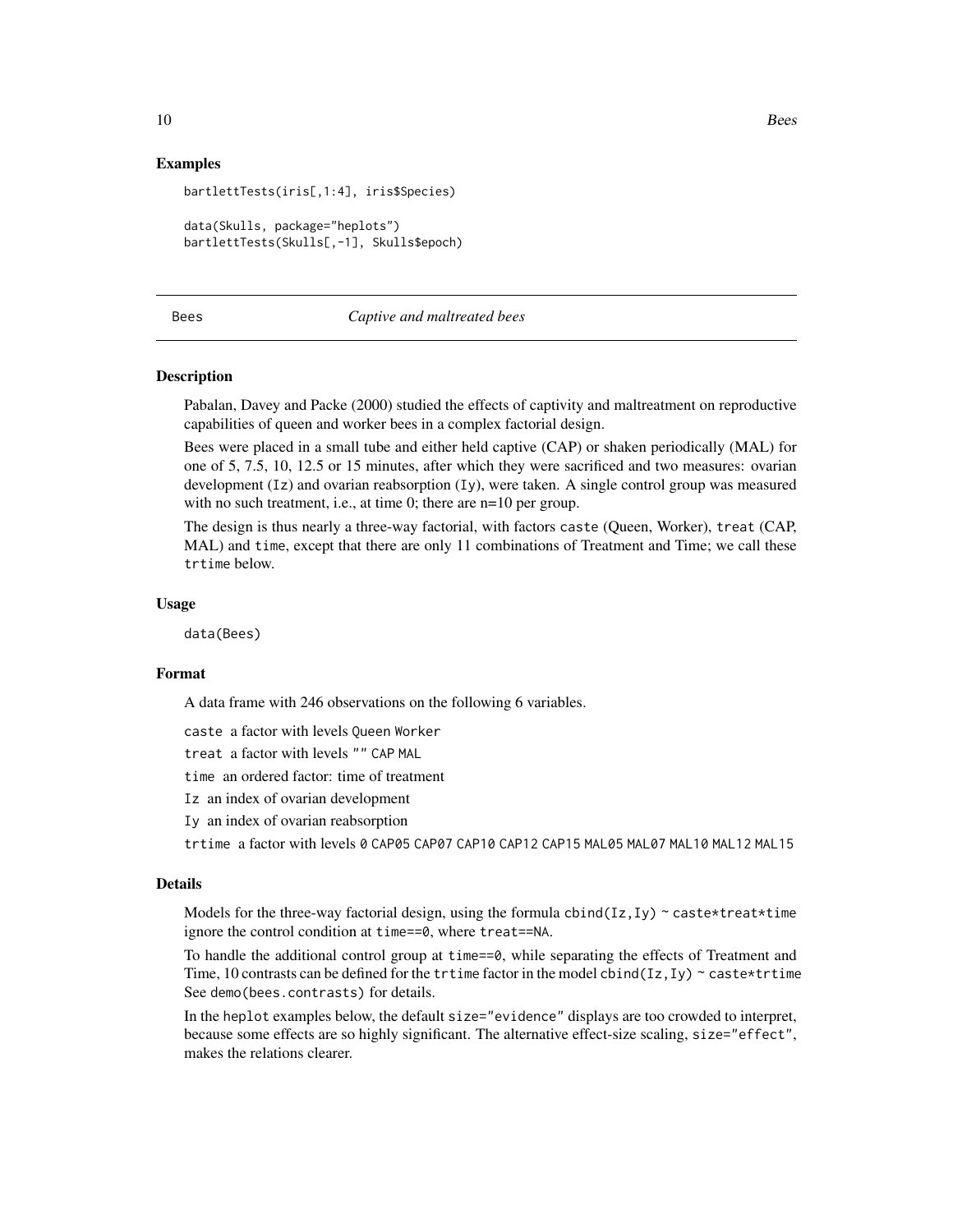## Examples

```
bartlettTests(iris[,1:4], iris$Species)

data(Skulls, package="heplots")
bartlettTests(Skulls[,-1], Skulls$epoch)
```

---

## Bees — *Captive and maltreated bees*

---

### Description

Pabalan, Davey and Packe (2000) studied the effects of captivity and maltreatment on reproductive capabilities of queen and worker bees in a complex factorial design.

Bees were placed in a small tube and either held captive (CAP) or shaken periodically (MAL) for one of 5, 7.5, 10, 12.5 or 15 minutes, after which they were sacrificed and two measures: ovarian development (`Iz`) and ovarian reabsorption (`Iy`), were taken. A single control group was measured with no such treatment, i.e., at time 0; there are n=10 per group.

The design is thus nearly a three-way factorial, with factors `caste` (Queen, Worker), `treat` (CAP, MAL) and `time`, except that there are only 11 combinations of Treatment and Time; we call these `trtime` below.

### Usage

```
data(Bees)
```

### Format

A data frame with 246 observations on the following 6 variables.

`caste` a factor with levels `Queen` `Worker`

`treat` a factor with levels `""` `CAP` `MAL`

`time` an ordered factor: time of treatment

`Iz` an index of ovarian development

`Iy` an index of ovarian reabsorption

`trtime` a factor with levels `0` `CAP05` `CAP07` `CAP10` `CAP12` `CAP15` `MAL05` `MAL07` `MAL10` `MAL12` `MAL15`

### Details

Models for the three-way factorial design, using the formula `cbind(Iz,Iy) ~ caste*treat*time` ignore the control condition at `time==0`, where `treat==NA`.

To handle the additional control group at `time==0`, while separating the effects of Treatment and Time, 10 contrasts can be defined for the `trtime` factor in the model `cbind(Iz,Iy) ~ caste*trtime` See `demo(bees.contrasts)` for details.

In the `heplot` examples below, the default `size="evidence"` displays are too crowded to interpret, because some effects are so highly significant. The alternative effect-size scaling, `size="effect"`, makes the relations clearer.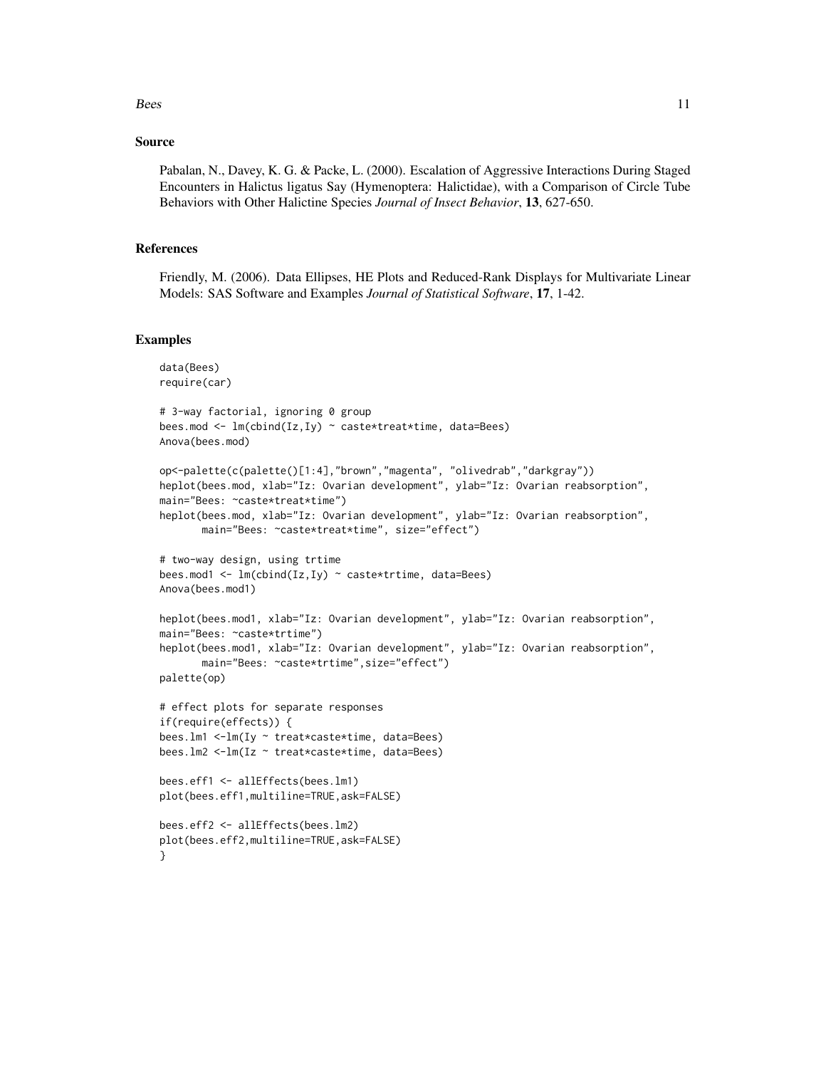## Source

Pabalan, N., Davey, K. G. & Packe, L. (2000). Escalation of Aggressive Interactions During Staged Encounters in Halictus ligatus Say (Hymenoptera: Halictidae), with a Comparison of Circle Tube Behaviors with Other Halictine Species *Journal of Insect Behavior*, **13**, 627-650.

## References

Friendly, M. (2006). Data Ellipses, HE Plots and Reduced-Rank Displays for Multivariate Linear Models: SAS Software and Examples *Journal of Statistical Software*, **17**, 1-42.

## Examples

```
data(Bees)
require(car)

# 3-way factorial, ignoring 0 group
bees.mod <- lm(cbind(Iz,Iy) ~ caste*treat*time, data=Bees)
Anova(bees.mod)

op<-palette(c(palette()[1:4],"brown","magenta", "olivedrab","darkgray"))
heplot(bees.mod, xlab="Iz: Ovarian development", ylab="Iz: Ovarian reabsorption",
main="Bees: ~caste*treat*time")
heplot(bees.mod, xlab="Iz: Ovarian development", ylab="Iz: Ovarian reabsorption",
       main="Bees: ~caste*treat*time", size="effect")

# two-way design, using trtime
bees.mod1 <- lm(cbind(Iz,Iy) ~ caste*trtime, data=Bees)
Anova(bees.mod1)

heplot(bees.mod1, xlab="Iz: Ovarian development", ylab="Iz: Ovarian reabsorption",
main="Bees: ~caste*trtime")
heplot(bees.mod1, xlab="Iz: Ovarian development", ylab="Iz: Ovarian reabsorption",
       main="Bees: ~caste*trtime",size="effect")
palette(op)

# effect plots for separate responses
if(require(effects)) {
bees.lm1 <-lm(Iy ~ treat*caste*time, data=Bees)
bees.lm2 <-lm(Iz ~ treat*caste*time, data=Bees)

bees.eff1 <- allEffects(bees.lm1)
plot(bees.eff1,multiline=TRUE,ask=FALSE)

bees.eff2 <- allEffects(bees.lm2)
plot(bees.eff2,multiline=TRUE,ask=FALSE)
}
```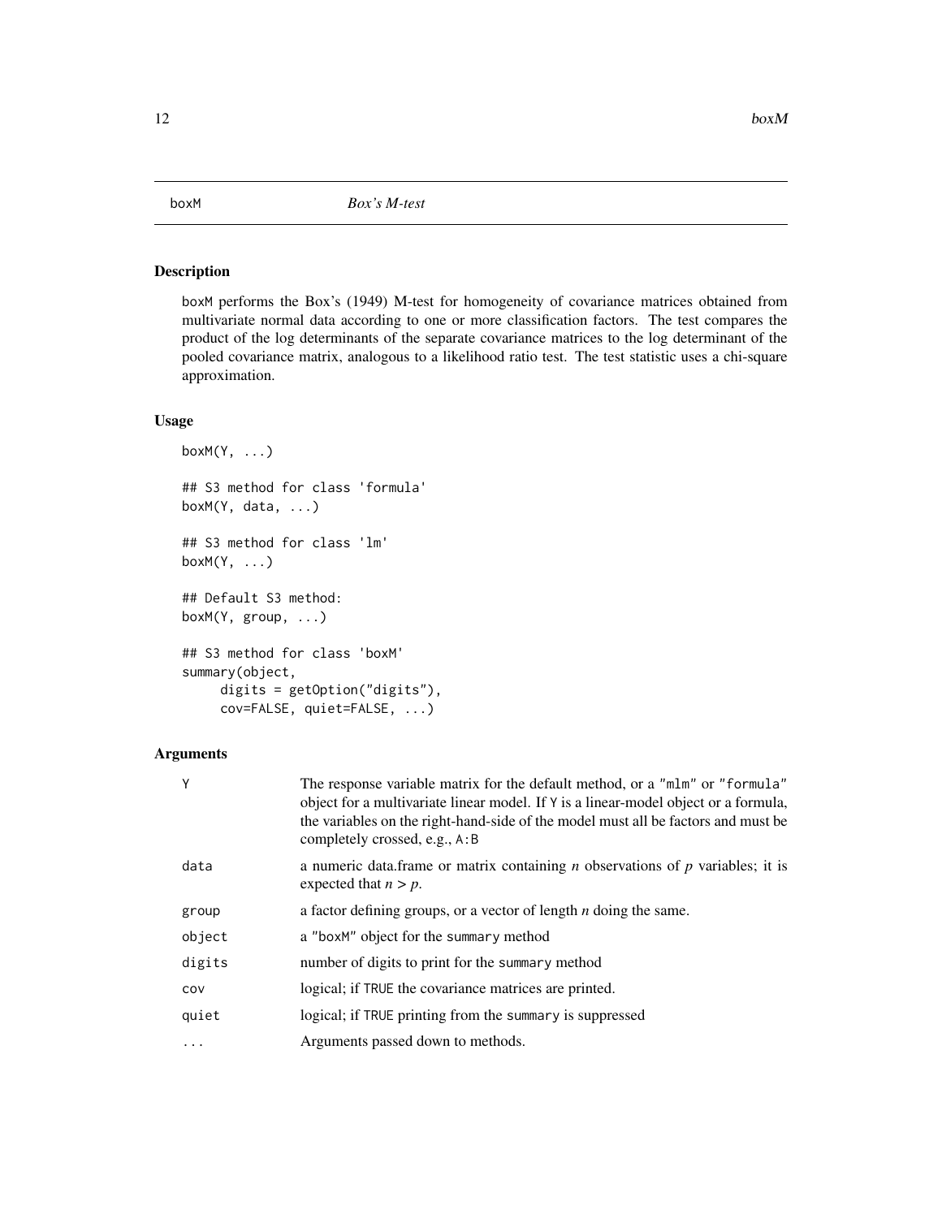boxM *Box's M-test*

## Description

boxM performs the Box's (1949) M-test for homogeneity of covariance matrices obtained from multivariate normal data according to one or more classification factors. The test compares the product of the log determinants of the separate covariance matrices to the log determinant of the pooled covariance matrix, analogous to a likelihood ratio test. The test statistic uses a chi-square approximation.

## Usage

```
boxM(Y, ...)

## S3 method for class 'formula'
boxM(Y, data, ...)

## S3 method for class 'lm'
boxM(Y, ...)

## Default S3 method:
boxM(Y, group, ...)

## S3 method for class 'boxM'
summary(object,
     digits = getOption("digits"),
     cov=FALSE, quiet=FALSE, ...)
```

## Arguments

| | |
|---|---|
| Y | The response variable matrix for the default method, or a "mlm" or "formula" object for a multivariate linear model. If Y is a linear-model object or a formula, the variables on the right-hand-side of the model must all be factors and must be completely crossed, e.g., A:B |
| data | a numeric data.frame or matrix containing $n$ observations of $p$ variables; it is expected that $n > p$. |
| group | a factor defining groups, or a vector of length $n$ doing the same. |
| object | a "boxM" object for the summary method |
| digits | number of digits to print for the summary method |
| cov | logical; if TRUE the covariance matrices are printed. |
| quiet | logical; if TRUE printing from the summary is suppressed |
| ... | Arguments passed down to methods. |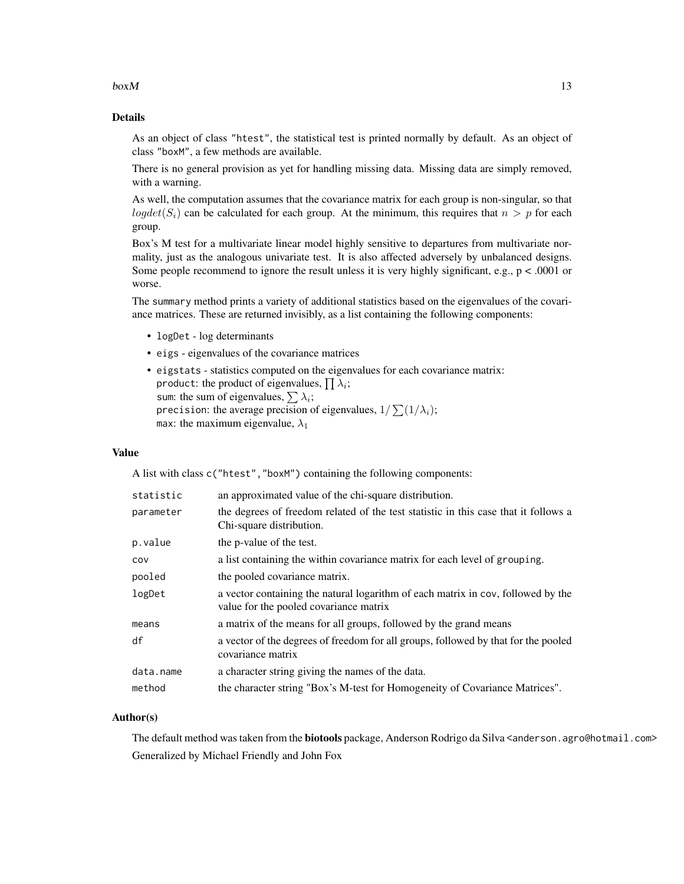### Details

As an object of class "htest", the statistical test is printed normally by default. As an object of class "boxM", a few methods are available.

There is no general provision as yet for handling missing data. Missing data are simply removed, with a warning.

As well, the computation assumes that the covariance matrix for each group is non-singular, so that $logdet(S_i)$ can be calculated for each group. At the minimum, this requires that $n > p$ for each group.

Box's M test for a multivariate linear model highly sensitive to departures from multivariate normality, just as the analogous univariate test. It is also affected adversely by unbalanced designs. Some people recommend to ignore the result unless it is very highly significant, e.g., p < .0001 or worse.

The `summary` method prints a variety of additional statistics based on the eigenvalues of the covariance matrices. These are returned invisibly, as a list containing the following components:

- `logDet` - log determinants
- `eigs` - eigenvalues of the covariance matrices
- `eigstats` - statistics computed on the eigenvalues for each covariance matrix:
  `product`: the product of eigenvalues, $\prod \lambda_i$;
  `sum`: the sum of eigenvalues, $\sum \lambda_i$;
  `precision`: the average precision of eigenvalues, $1/\sum(1/\lambda_i)$;
  `max`: the maximum eigenvalue, $\lambda_1$

### Value

A list with class `c("htest","boxM")` containing the following components:

| | |
|---|---|
| `statistic` | an approximated value of the chi-square distribution. |
| `parameter` | the degrees of freedom related of the test statistic in this case that it follows a Chi-square distribution. |
| `p.value` | the p-value of the test. |
| `cov` | a list containing the within covariance matrix for each level of `grouping`. |
| `pooled` | the pooled covariance matrix. |
| `logDet` | a vector containing the natural logarithm of each matrix in `cov`, followed by the value for the pooled covariance matrix |
| `means` | a matrix of the means for all groups, followed by the grand means |
| `df` | a vector of the degrees of freedom for all groups, followed by that for the pooled covariance matrix |
| `data.name` | a character string giving the names of the data. |
| `method` | the character string "Box's M-test for Homogeneity of Covariance Matrices". |

### Author(s)

The default method was taken from the **biotools** package, Anderson Rodrigo da Silva <anderson.agro@hotmail.com>

Generalized by Michael Friendly and John Fox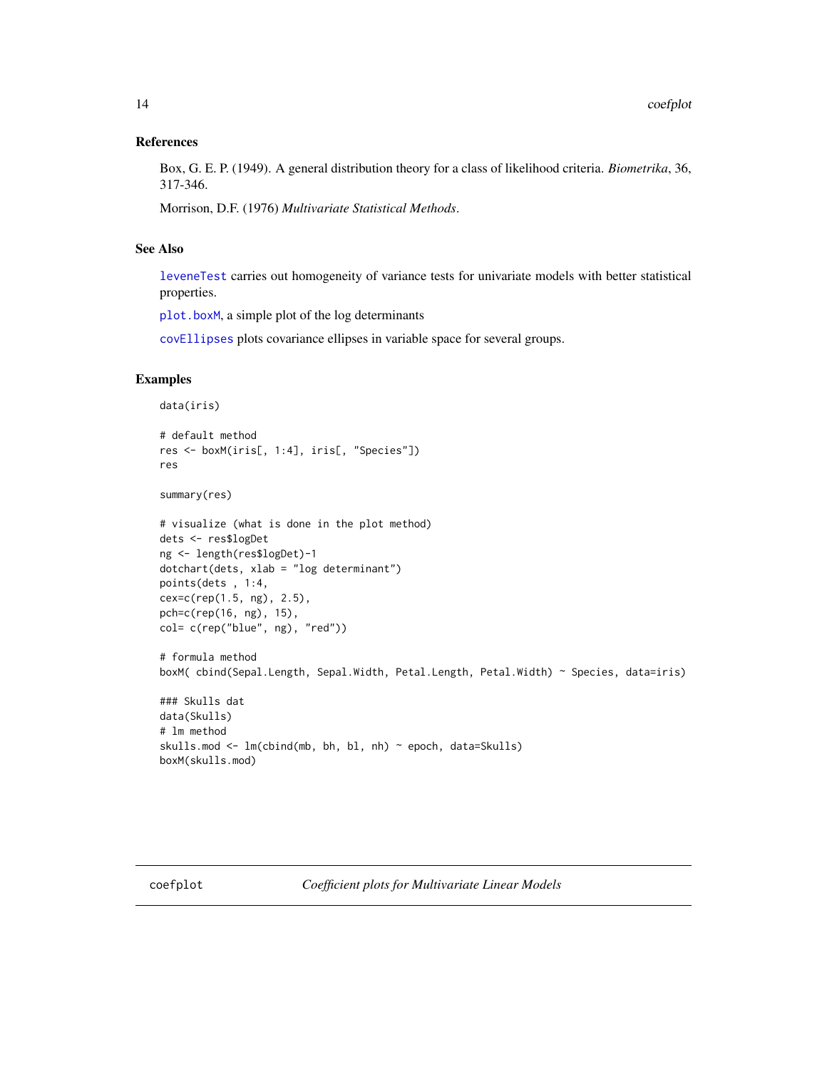## References

Box, G. E. P. (1949). A general distribution theory for a class of likelihood criteria. *Biometrika*, 36, 317-346.

Morrison, D.F. (1976) *Multivariate Statistical Methods*.

## See Also

leveneTest carries out homogeneity of variance tests for univariate models with better statistical properties.

plot.boxM, a simple plot of the log determinants

covEllipses plots covariance ellipses in variable space for several groups.

## Examples

```
data(iris)

# default method
res <- boxM(iris[, 1:4], iris[, "Species"])
res

summary(res)

# visualize (what is done in the plot method)
dets <- res$logDet
ng <- length(res$logDet)-1
dotchart(dets, xlab = "log determinant")
points(dets , 1:4,
cex=c(rep(1.5, ng), 2.5),
pch=c(rep(16, ng), 15),
col= c(rep("blue", ng), "red"))

# formula method
boxM( cbind(Sepal.Length, Sepal.Width, Petal.Length, Petal.Width) ~ Species, data=iris)

### Skulls dat
data(Skulls)
# lm method
skulls.mod <- lm(cbind(mb, bh, bl, nh) ~ epoch, data=Skulls)
boxM(skulls.mod)
```

---

coefplot *Coefficient plots for Multivariate Linear Models*

---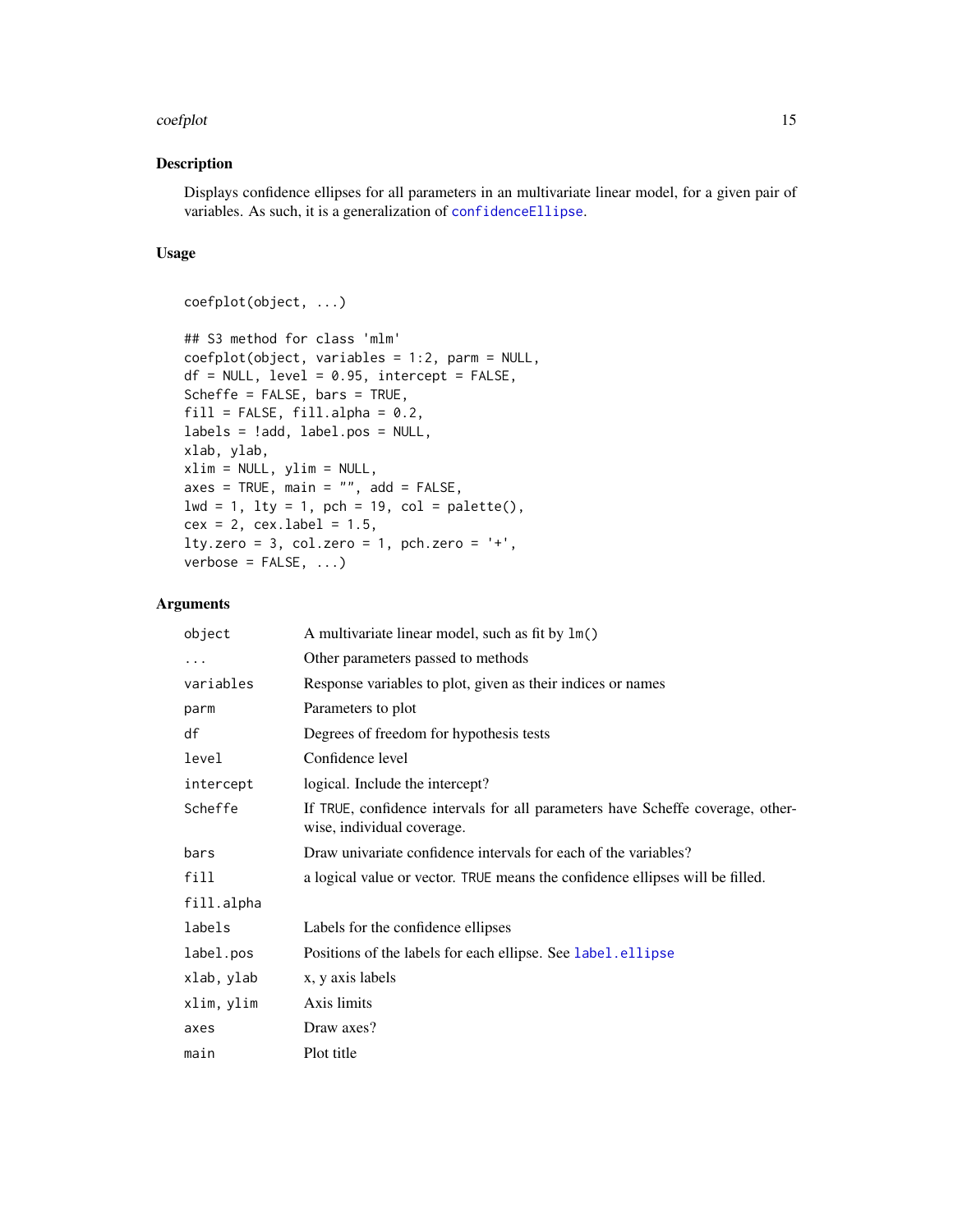## Description

Displays confidence ellipses for all parameters in an multivariate linear model, for a given pair of variables. As such, it is a generalization of `confidenceEllipse`.

## Usage

```
coefplot(object, ...)

## S3 method for class 'mlm'
coefplot(object, variables = 1:2, parm = NULL,
df = NULL, level = 0.95, intercept = FALSE,
Scheffe = FALSE, bars = TRUE,
fill = FALSE, fill.alpha = 0.2,
labels = !add, label.pos = NULL,
xlab, ylab,
xlim = NULL, ylim = NULL,
axes = TRUE, main = "", add = FALSE,
lwd = 1, lty = 1, pch = 19, col = palette(),
cex = 2, cex.label = 1.5,
lty.zero = 3, col.zero = 1, pch.zero = '+',
verbose = FALSE, ...)
```

## Arguments

| | |
|---|---|
| `object` | A multivariate linear model, such as fit by `lm()` |
| `...` | Other parameters passed to methods |
| `variables` | Response variables to plot, given as their indices or names |
| `parm` | Parameters to plot |
| `df` | Degrees of freedom for hypothesis tests |
| `level` | Confidence level |
| `intercept` | logical. Include the intercept? |
| `Scheffe` | If `TRUE`, confidence intervals for all parameters have Scheffe coverage, otherwise, individual coverage. |
| `bars` | Draw univariate confidence intervals for each of the variables? |
| `fill` | a logical value or vector. `TRUE` means the confidence ellipses will be filled. |
| `fill.alpha` | |
| `labels` | Labels for the confidence ellipses |
| `label.pos` | Positions of the labels for each ellipse. See `label.ellipse` |
| `xlab, ylab` | x, y axis labels |
| `xlim, ylim` | Axis limits |
| `axes` | Draw axes? |
| `main` | Plot title |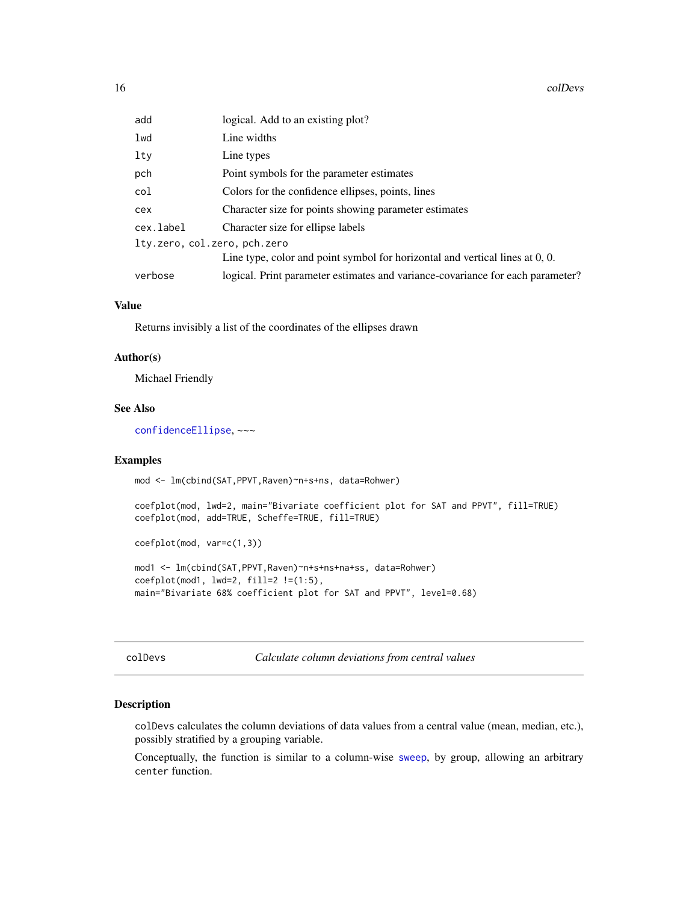| | |
|---|---|
| `add` | logical. Add to an existing plot? |
| `lwd` | Line widths |
| `lty` | Line types |
| `pch` | Point symbols for the parameter estimates |
| `col` | Colors for the confidence ellipses, points, lines |
| `cex` | Character size for points showing parameter estimates |
| `cex.label` | Character size for ellipse labels |
| `lty.zero, col.zero, pch.zero` | Line type, color and point symbol for horizontal and vertical lines at 0, 0. |
| `verbose` | logical. Print parameter estimates and variance-covariance for each parameter? |

### Value

Returns invisibly a list of the coordinates of the ellipses drawn

### Author(s)

Michael Friendly

### See Also

`confidenceEllipse`, ~~~

### Examples

```
mod <- lm(cbind(SAT,PPVT,Raven)~n+s+ns, data=Rohwer)

coefplot(mod, lwd=2, main="Bivariate coefficient plot for SAT and PPVT", fill=TRUE)
coefplot(mod, add=TRUE, Scheffe=TRUE, fill=TRUE)

coefplot(mod, var=c(1,3))

mod1 <- lm(cbind(SAT,PPVT,Raven)~n+s+ns+na+ss, data=Rohwer)
coefplot(mod1, lwd=2, fill=2 !=(1:5),
main="Bivariate 68% coefficient plot for SAT and PPVT", level=0.68)
```

---

## colDevs — *Calculate column deviations from central values*

### Description

`colDevs` calculates the column deviations of data values from a central value (mean, median, etc.), possibly stratified by a grouping variable.

Conceptually, the function is similar to a column-wise `sweep`, by group, allowing an arbitrary `center` function.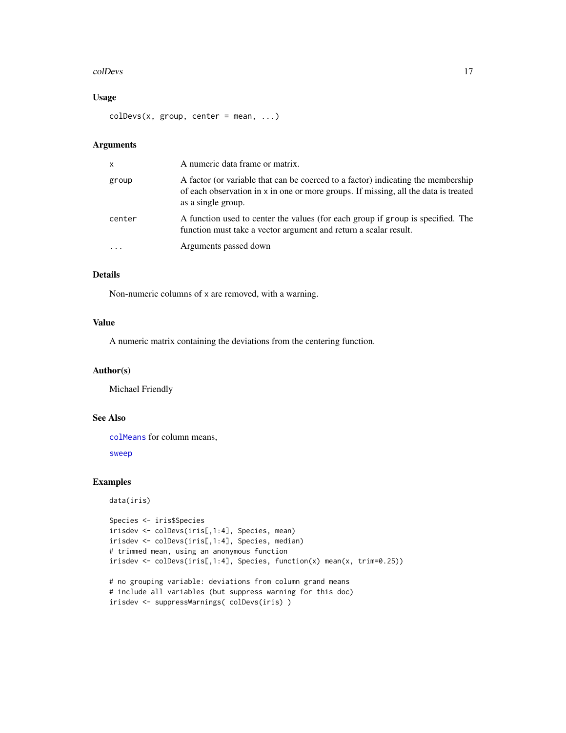### Usage

```
colDevs(x, group, center = mean, ...)
```

### Arguments

| | |
|---|---|
| x | A numeric data frame or matrix. |
| group | A factor (or variable that can be coerced to a factor) indicating the membership of each observation in x in one or more groups. If missing, all the data is treated as a single group. |
| center | A function used to center the values (for each group if group is specified. The function must take a vector argument and return a scalar result. |
| ... | Arguments passed down |

### Details

Non-numeric columns of x are removed, with a warning.

### Value

A numeric matrix containing the deviations from the centering function.

### Author(s)

Michael Friendly

### See Also

colMeans for column means,

sweep

### Examples

```
data(iris)

Species <- iris$Species
irisdev <- colDevs(iris[,1:4], Species, mean)
irisdev <- colDevs(iris[,1:4], Species, median)
# trimmed mean, using an anonymous function
irisdev <- colDevs(iris[,1:4], Species, function(x) mean(x, trim=0.25))

# no grouping variable: deviations from column grand means
# include all variables (but suppress warning for this doc)
irisdev <- suppressWarnings( colDevs(iris) )
```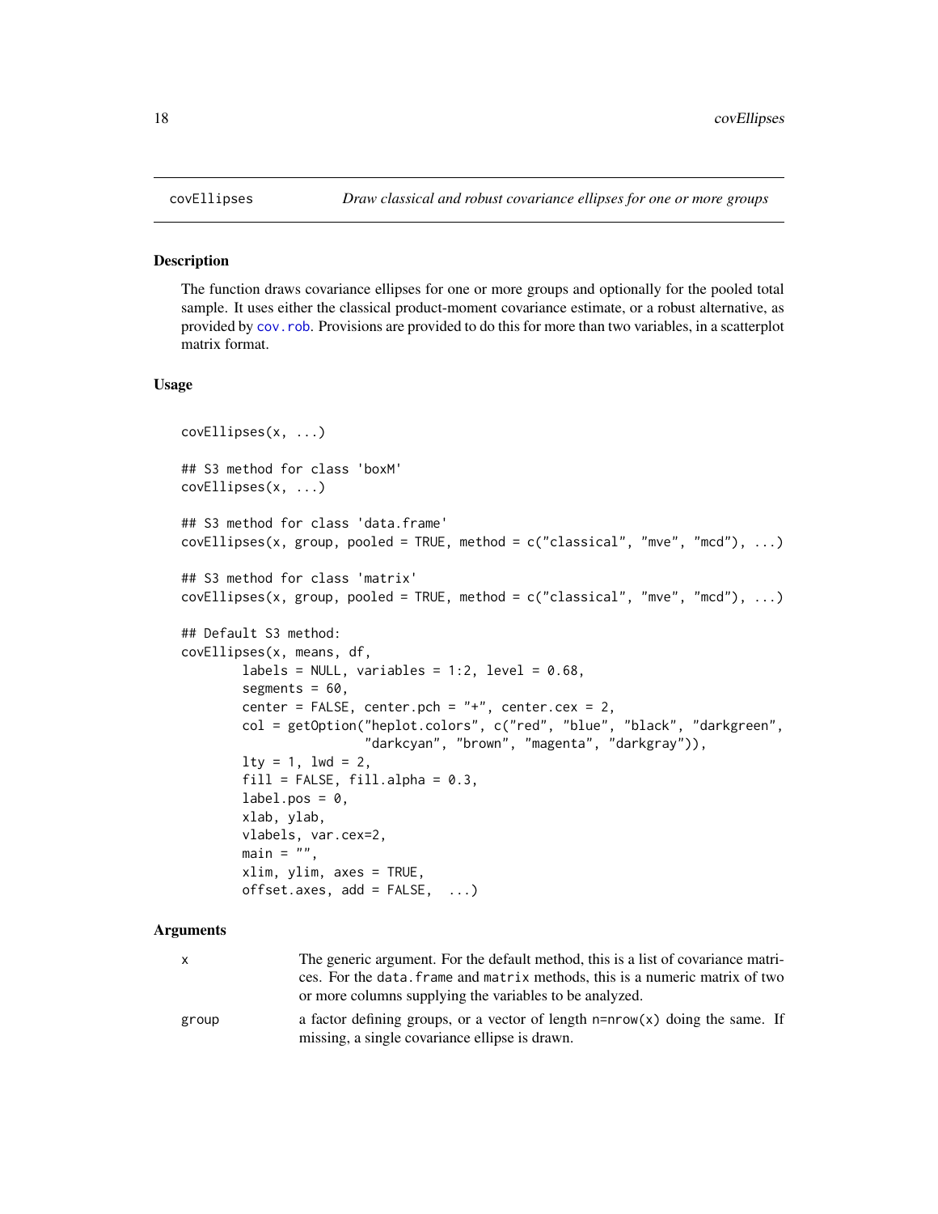covEllipses — *Draw classical and robust covariance ellipses for one or more groups*

## Description

The function draws covariance ellipses for one or more groups and optionally for the pooled total sample. It uses either the classical product-moment covariance estimate, or a robust alternative, as provided by cov.rob. Provisions are provided to do this for more than two variables, in a scatterplot matrix format.

## Usage

```
covEllipses(x, ...)

## S3 method for class 'boxM'
covEllipses(x, ...)

## S3 method for class 'data.frame'
covEllipses(x, group, pooled = TRUE, method = c("classical", "mve", "mcd"), ...)

## S3 method for class 'matrix'
covEllipses(x, group, pooled = TRUE, method = c("classical", "mve", "mcd"), ...)

## Default S3 method:
covEllipses(x, means, df,
        labels = NULL, variables = 1:2, level = 0.68,
        segments = 60,
        center = FALSE, center.pch = "+", center.cex = 2,
        col = getOption("heplot.colors", c("red", "blue", "black", "darkgreen",
                          "darkcyan", "brown", "magenta", "darkgray")),
        lty = 1, lwd = 2,
        fill = FALSE, fill.alpha = 0.3,
        label.pos = 0,
        xlab, ylab,
        vlabels, var.cex=2,
        main = "",
        xlim, ylim, axes = TRUE,
        offset.axes, add = FALSE,  ...)
```

## Arguments

| | |
|---|---|
| x | The generic argument. For the default method, this is a list of covariance matrices. For the data.frame and matrix methods, this is a numeric matrix of two or more columns supplying the variables to be analyzed. |
| group | a factor defining groups, or a vector of length n=nrow(x) doing the same. If missing, a single covariance ellipse is drawn. |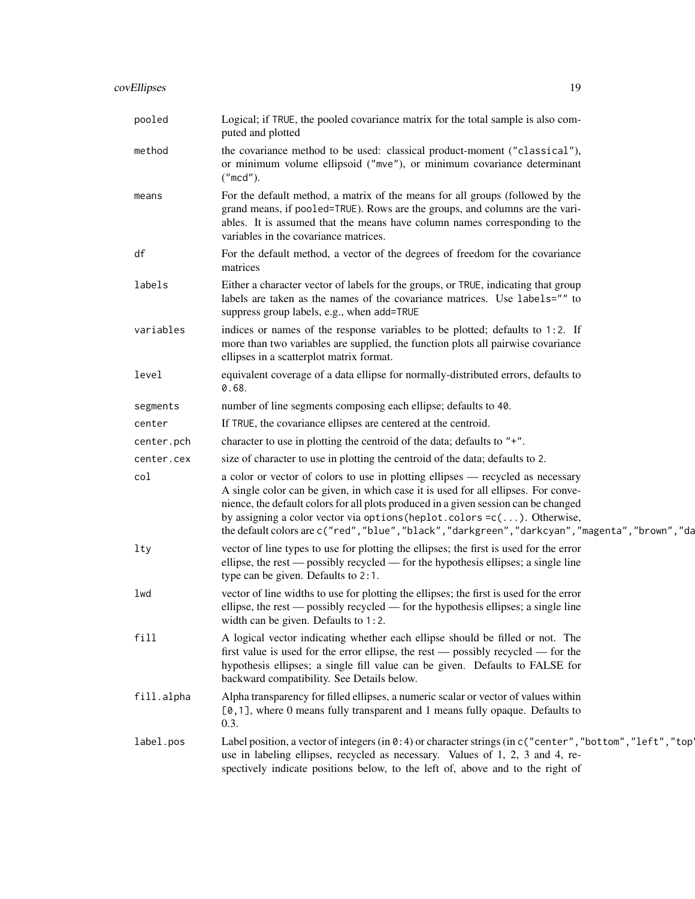| | |
|---|---|
| `pooled` | Logical; if `TRUE`, the pooled covariance matrix for the total sample is also computed and plotted |
| `method` | the covariance method to be used: classical product-moment (`"classical"`), or minimum volume ellipsoid (`"mve"`), or minimum covariance determinant (`"mcd"`). |
| `means` | For the default method, a matrix of the means for all groups (followed by the grand means, if `pooled=TRUE`). Rows are the groups, and columns are the variables. It is assumed that the means have column names corresponding to the variables in the covariance matrices. |
| `df` | For the default method, a vector of the degrees of freedom for the covariance matrices |
| `labels` | Either a character vector of labels for the groups, or `TRUE`, indicating that group labels are taken as the names of the covariance matrices. Use `labels=""` to suppress group labels, e.g., when `add=TRUE` |
| `variables` | indices or names of the response variables to be plotted; defaults to `1:2`. If more than two variables are supplied, the function plots all pairwise covariance ellipses in a scatterplot matrix format. |
| `level` | equivalent coverage of a data ellipse for normally-distributed errors, defaults to `0.68`. |
| `segments` | number of line segments composing each ellipse; defaults to `40`. |
| `center` | If `TRUE`, the covariance ellipses are centered at the centroid. |
| `center.pch` | character to use in plotting the centroid of the data; defaults to `"+"`. |
| `center.cex` | size of character to use in plotting the centroid of the data; defaults to `2`. |
| `col` | a color or vector of colors to use in plotting ellipses — recycled as necessary A single color can be given, in which case it is used for all ellipses. For convenience, the default colors for all plots produced in a given session can be changed by assigning a color vector via `options(heplot.colors =c(...)`. Otherwise, the default colors are `c("red","blue","black","darkgreen","darkcyan","magenta","brown","da` |
| `lty` | vector of line types to use for plotting the ellipses; the first is used for the error ellipse, the rest — possibly recycled — for the hypothesis ellipses; a single line type can be given. Defaults to `2:1`. |
| `lwd` | vector of line widths to use for plotting the ellipses; the first is used for the error ellipse, the rest — possibly recycled — for the hypothesis ellipses; a single line width can be given. Defaults to `1:2`. |
| `fill` | A logical vector indicating whether each ellipse should be filled or not. The first value is used for the error ellipse, the rest — possibly recycled — for the hypothesis ellipses; a single fill value can be given. Defaults to FALSE for backward compatibility. See Details below. |
| `fill.alpha` | Alpha transparency for filled ellipses, a numeric scalar or vector of values within `[0,1]`, where 0 means fully transparent and 1 means fully opaque. Defaults to 0.3. |
| `label.pos` | Label position, a vector of integers (in `0:4`) or character strings (in `c("center","bottom","left","top'` use in labeling ellipses, recycled as necessary. Values of 1, 2, 3 and 4, respectively indicate positions below, to the left of, above and to the right of |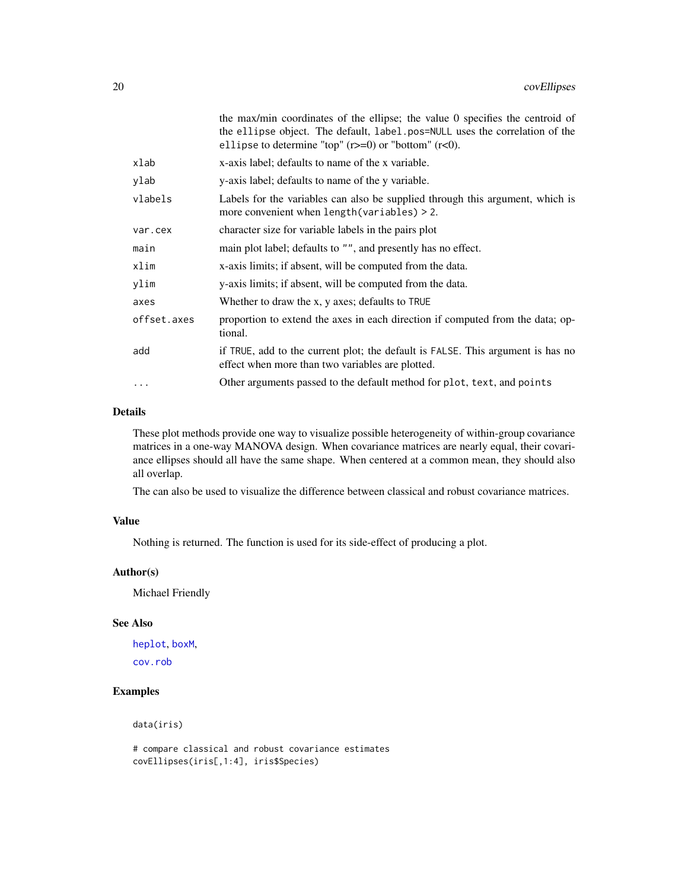| | |
|---|---|
| | the max/min coordinates of the ellipse; the value 0 specifies the centroid of the `ellipse` object. The default, `label.pos=NULL` uses the correlation of the `ellipse` to determine "top" (r>=0) or "bottom" (r<0). |
| `xlab` | x-axis label; defaults to name of the x variable. |
| `ylab` | y-axis label; defaults to name of the y variable. |
| `vlabels` | Labels for the variables can also be supplied through this argument, which is more convenient when `length(variables) > 2`. |
| `var.cex` | character size for variable labels in the pairs plot |
| `main` | main plot label; defaults to `""`, and presently has no effect. |
| `xlim` | x-axis limits; if absent, will be computed from the data. |
| `ylim` | y-axis limits; if absent, will be computed from the data. |
| `axes` | Whether to draw the x, y axes; defaults to `TRUE` |
| `offset.axes` | proportion to extend the axes in each direction if computed from the data; optional. |
| `add` | if `TRUE`, add to the current plot; the default is `FALSE`. This argument is has no effect when more than two variables are plotted. |
| `...` | Other arguments passed to the default method for `plot`, `text`, and `points` |

## Details

These plot methods provide one way to visualize possible heterogeneity of within-group covariance matrices in a one-way MANOVA design. When covariance matrices are nearly equal, their covariance ellipses should all have the same shape. When centered at a common mean, they should also all overlap.

The can also be used to visualize the difference between classical and robust covariance matrices.

## Value

Nothing is returned. The function is used for its side-effect of producing a plot.

## Author(s)

Michael Friendly

## See Also

`heplot`, `boxM`,

`cov.rob`

## Examples

```
data(iris)

# compare classical and robust covariance estimates
covEllipses(iris[,1:4], iris$Species)
```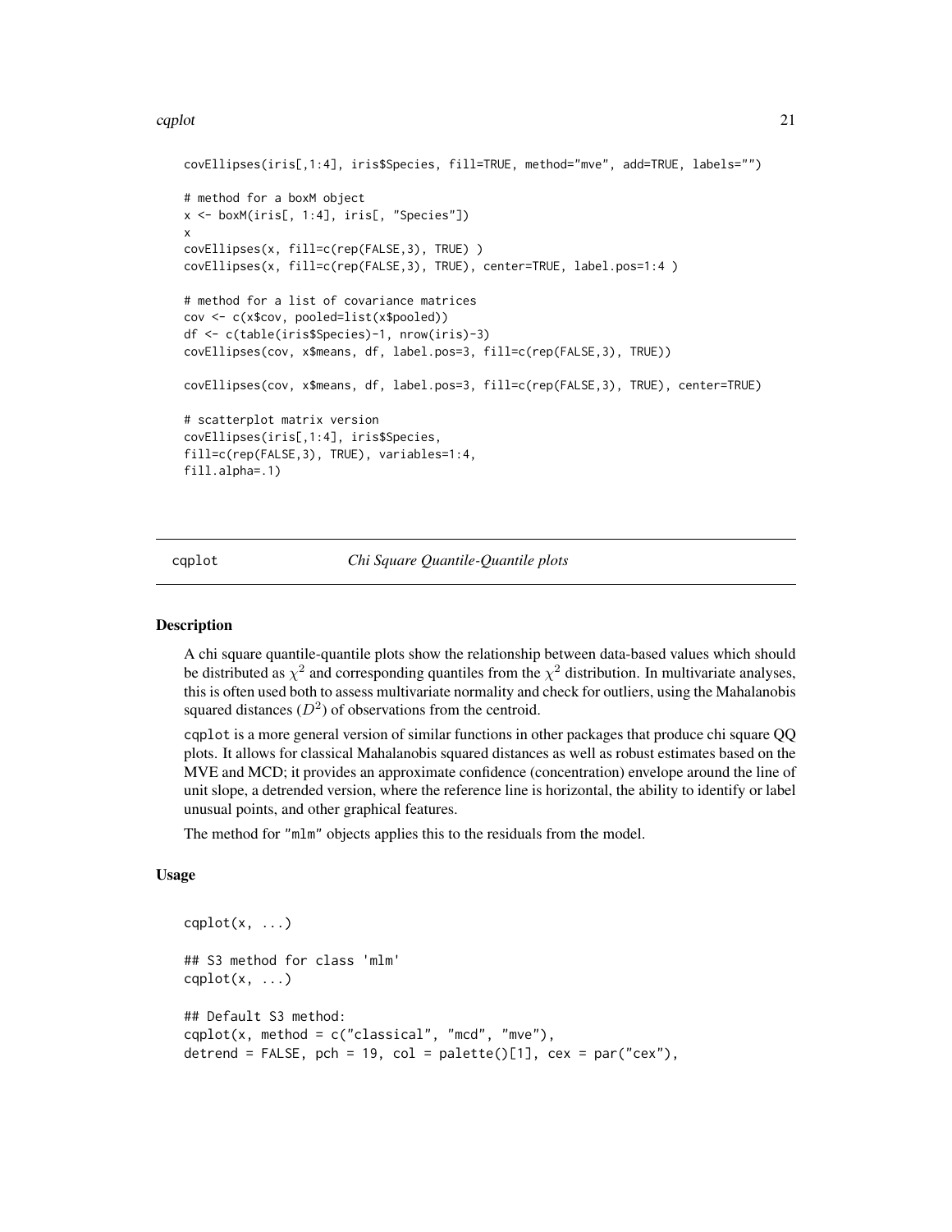```
covEllipses(iris[,1:4], iris$Species, fill=TRUE, method="mve", add=TRUE, labels="")

# method for a boxM object
x <- boxM(iris[, 1:4], iris[, "Species"])
x
covEllipses(x, fill=c(rep(FALSE,3), TRUE) )
covEllipses(x, fill=c(rep(FALSE,3), TRUE), center=TRUE, label.pos=1:4 )

# method for a list of covariance matrices
cov <- c(x$cov, pooled=list(x$pooled))
df <- c(table(iris$Species)-1, nrow(iris)-3)
covEllipses(cov, x$means, df, label.pos=3, fill=c(rep(FALSE,3), TRUE))

covEllipses(cov, x$means, df, label.pos=3, fill=c(rep(FALSE,3), TRUE), center=TRUE)

# scatterplot matrix version
covEllipses(iris[,1:4], iris$Species,
fill=c(rep(FALSE,3), TRUE), variables=1:4,
fill.alpha=.1)
```

## cqplot — *Chi Square Quantile-Quantile plots*

### Description

A chi square quantile-quantile plots show the relationship between data-based values which should be distributed as $\chi^2$ and corresponding quantiles from the $\chi^2$ distribution. In multivariate analyses, this is often used both to assess multivariate normality and check for outliers, using the Mahalanobis squared distances ($D^2$) of observations from the centroid.

cqplot is a more general version of similar functions in other packages that produce chi square QQ plots. It allows for classical Mahalanobis squared distances as well as robust estimates based on the MVE and MCD; it provides an approximate confidence (concentration) envelope around the line of unit slope, a detrended version, where the reference line is horizontal, the ability to identify or label unusual points, and other graphical features.

The method for "mlm" objects applies this to the residuals from the model.

### Usage

```
cqplot(x, ...)

## S3 method for class 'mlm'
cqplot(x, ...)

## Default S3 method:
cqplot(x, method = c("classical", "mcd", "mve"),
detrend = FALSE, pch = 19, col = palette()[1], cex = par("cex"),
```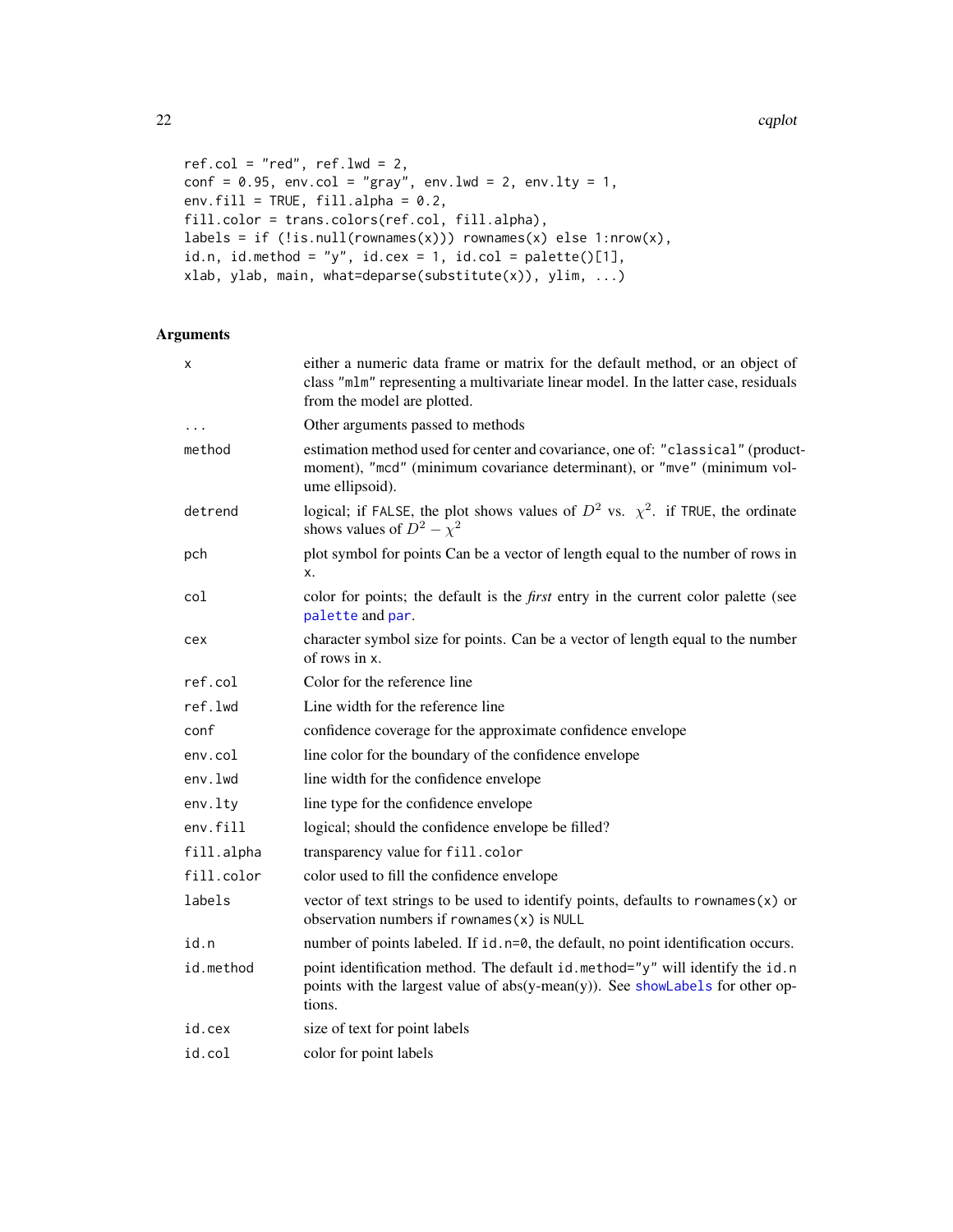```
ref.col = "red", ref.lwd = 2,
conf = 0.95, env.col = "gray", env.lwd = 2, env.lty = 1,
env.fill = TRUE, fill.alpha = 0.2,
fill.color = trans.colors(ref.col, fill.alpha),
labels = if (!is.null(rownames(x))) rownames(x) else 1:nrow(x),
id.n, id.method = "y", id.cex = 1, id.col = palette()[1],
xlab, ylab, main, what=deparse(substitute(x)), ylim, ...)
```

## Arguments

| | |
|---|---|
| `x` | either a numeric data frame or matrix for the default method, or an object of class "mlm" representing a multivariate linear model. In the latter case, residuals from the model are plotted. |
| `...` | Other arguments passed to methods |
| `method` | estimation method used for center and covariance, one of: "classical" (product-moment), "mcd" (minimum covariance determinant), or "mve" (minimum volume ellipsoid). |
| `detrend` | logical; if FALSE, the plot shows values of $D^2$ vs. $\chi^2$. if TRUE, the ordinate shows values of $D^2 - \chi^2$ |
| `pch` | plot symbol for points Can be a vector of length equal to the number of rows in x. |
| `col` | color for points; the default is the *first* entry in the current color palette (see palette and par. |
| `cex` | character symbol size for points. Can be a vector of length equal to the number of rows in x. |
| `ref.col` | Color for the reference line |
| `ref.lwd` | Line width for the reference line |
| `conf` | confidence coverage for the approximate confidence envelope |
| `env.col` | line color for the boundary of the confidence envelope |
| `env.lwd` | line width for the confidence envelope |
| `env.lty` | line type for the confidence envelope |
| `env.fill` | logical; should the confidence envelope be filled? |
| `fill.alpha` | transparency value for fill.color |
| `fill.color` | color used to fill the confidence envelope |
| `labels` | vector of text strings to be used to identify points, defaults to rownames(x) or observation numbers if rownames(x) is NULL |
| `id.n` | number of points labeled. If id.n=0, the default, no point identification occurs. |
| `id.method` | point identification method. The default id.method="y" will identify the id.n points with the largest value of abs(y-mean(y)). See showLabels for other options. |
| `id.cex` | size of text for point labels |
| `id.col` | color for point labels |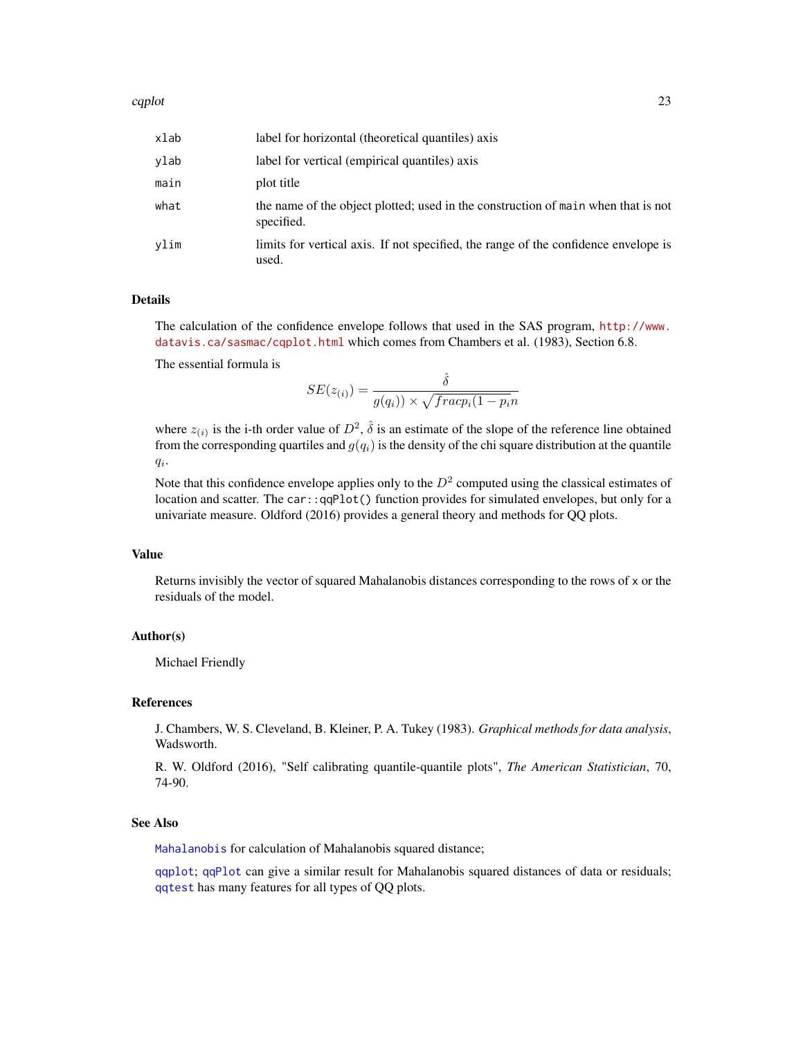| | |
|---|---|
| xlab | label for horizontal (theoretical quantiles) axis |
| ylab | label for vertical (empirical quantiles) axis |
| main | plot title |
| what | the name of the object plotted; used in the construction of main when that is not specified. |
| ylim | limits for vertical axis. If not specified, the range of the confidence envelope is used. |

## Details

The calculation of the confidence envelope follows that used in the SAS program, http://www.datavis.ca/sasmac/cqplot.html which comes from Chambers et al. (1983), Section 6.8.

The essential formula is

$$SE(z_{(i)}) = \frac{\hat{\delta}}{g(q_i)) \times \sqrt{fracp_i(1 - p_i n}}$$

where $z_{(i)}$ is the i-th order value of $D^2$, $\hat{\delta}$ is an estimate of the slope of the reference line obtained from the corresponding quartiles and $g(q_i)$ is the density of the chi square distribution at the quantile $q_i$.

Note that this confidence envelope applies only to the $D^2$ computed using the classical estimates of location and scatter. The `car::qqPlot()` function provides for simulated envelopes, but only for a univariate measure. Oldford (2016) provides a general theory and methods for QQ plots.

## Value

Returns invisibly the vector of squared Mahalanobis distances corresponding to the rows of x or the residuals of the model.

## Author(s)

Michael Friendly

## References

J. Chambers, W. S. Cleveland, B. Kleiner, P. A. Tukey (1983). *Graphical methods for data analysis*, Wadsworth.

R. W. Oldford (2016), "Self calibrating quantile-quantile plots", *The American Statistician*, 70, 74-90.

## See Also

Mahalanobis for calculation of Mahalanobis squared distance;

qqplot; qqPlot can give a similar result for Mahalanobis squared distances of data or residuals; qqtest has many features for all types of QQ plots.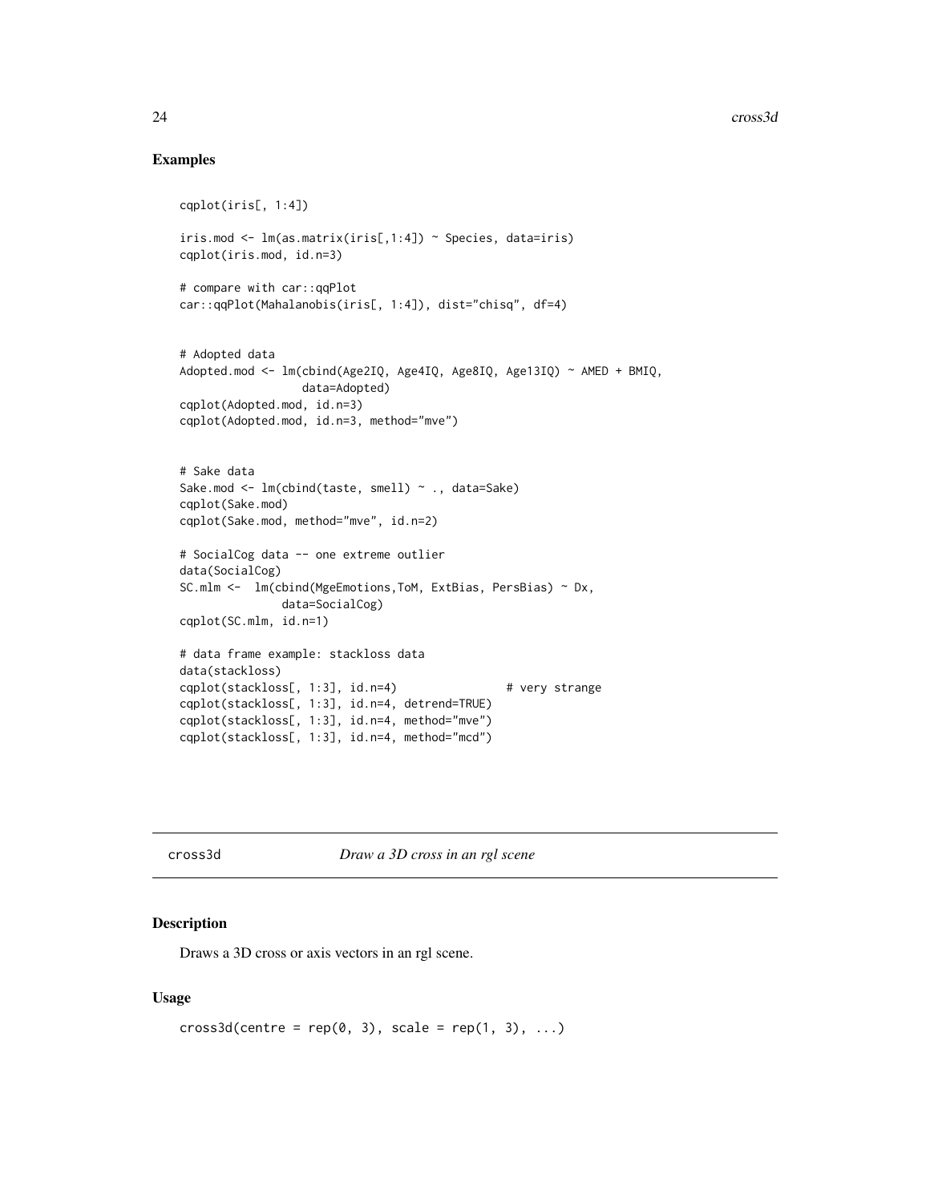## Examples

```
cqplot(iris[, 1:4])

iris.mod <- lm(as.matrix(iris[,1:4]) ~ Species, data=iris)
cqplot(iris.mod, id.n=3)

# compare with car::qqPlot
car::qqPlot(Mahalanobis(iris[, 1:4]), dist="chisq", df=4)


# Adopted data
Adopted.mod <- lm(cbind(Age2IQ, Age4IQ, Age8IQ, Age13IQ) ~ AMED + BMIQ,
                 data=Adopted)
cqplot(Adopted.mod, id.n=3)
cqplot(Adopted.mod, id.n=3, method="mve")


# Sake data
Sake.mod <- lm(cbind(taste, smell) ~ ., data=Sake)
cqplot(Sake.mod)
cqplot(Sake.mod, method="mve", id.n=2)

# SocialCog data -- one extreme outlier
data(SocialCog)
SC.mlm <-  lm(cbind(MgeEmotions,ToM, ExtBias, PersBias) ~ Dx,
             data=SocialCog)
cqplot(SC.mlm, id.n=1)

# data frame example: stackloss data
data(stackloss)
cqplot(stackloss[, 1:3], id.n=4)                # very strange
cqplot(stackloss[, 1:3], id.n=4, detrend=TRUE)
cqplot(stackloss[, 1:3], id.n=4, method="mve")
cqplot(stackloss[, 1:3], id.n=4, method="mcd")
```

---

# cross3d *Draw a 3D cross in an rgl scene*

## Description

Draws a 3D cross or axis vectors in an rgl scene.

## Usage

```
cross3d(centre = rep(0, 3), scale = rep(1, 3), ...)
```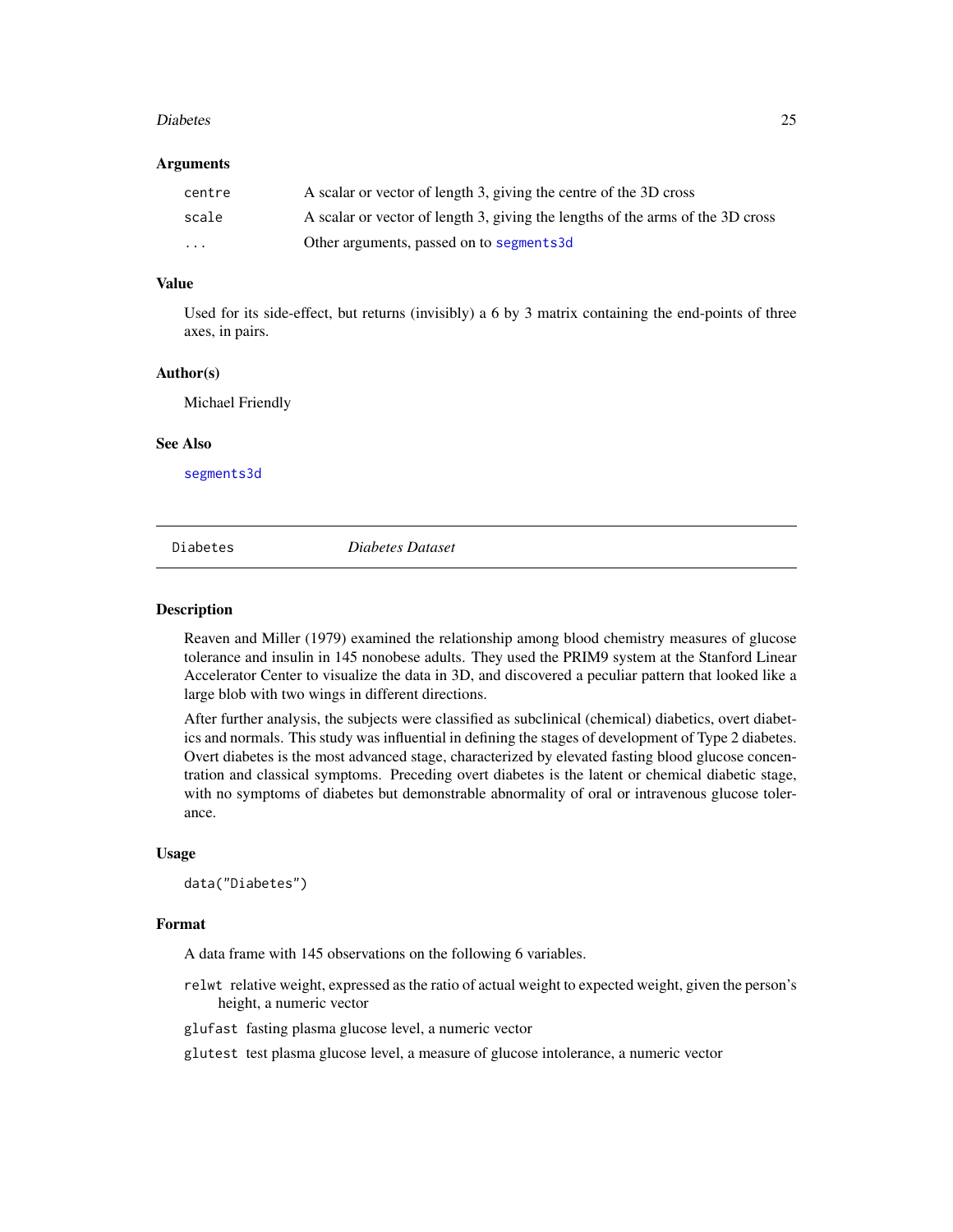### Arguments

| | |
|---|---|
| `centre` | A scalar or vector of length 3, giving the centre of the 3D cross |
| `scale` | A scalar or vector of length 3, giving the lengths of the arms of the 3D cross |
| `...` | Other arguments, passed on to `segments3d` |

### Value

Used for its side-effect, but returns (invisibly) a 6 by 3 matrix containing the end-points of three axes, in pairs.

### Author(s)

Michael Friendly

### See Also

`segments3d`

---

## Diabetes — *Diabetes Dataset*

---

### Description

Reaven and Miller (1979) examined the relationship among blood chemistry measures of glucose tolerance and insulin in 145 nonobese adults. They used the PRIM9 system at the Stanford Linear Accelerator Center to visualize the data in 3D, and discovered a peculiar pattern that looked like a large blob with two wings in different directions.

After further analysis, the subjects were classified as subclinical (chemical) diabetics, overt diabetics and normals. This study was influential in defining the stages of development of Type 2 diabetes. Overt diabetes is the most advanced stage, characterized by elevated fasting blood glucose concentration and classical symptoms. Preceding overt diabetes is the latent or chemical diabetic stage, with no symptoms of diabetes but demonstrable abnormality of oral or intravenous glucose tolerance.

### Usage

```
data("Diabetes")
```

### Format

A data frame with 145 observations on the following 6 variables.

`relwt` relative weight, expressed as the ratio of actual weight to expected weight, given the person's height, a numeric vector

`glufast` fasting plasma glucose level, a numeric vector

`glutest` test plasma glucose level, a measure of glucose intolerance, a numeric vector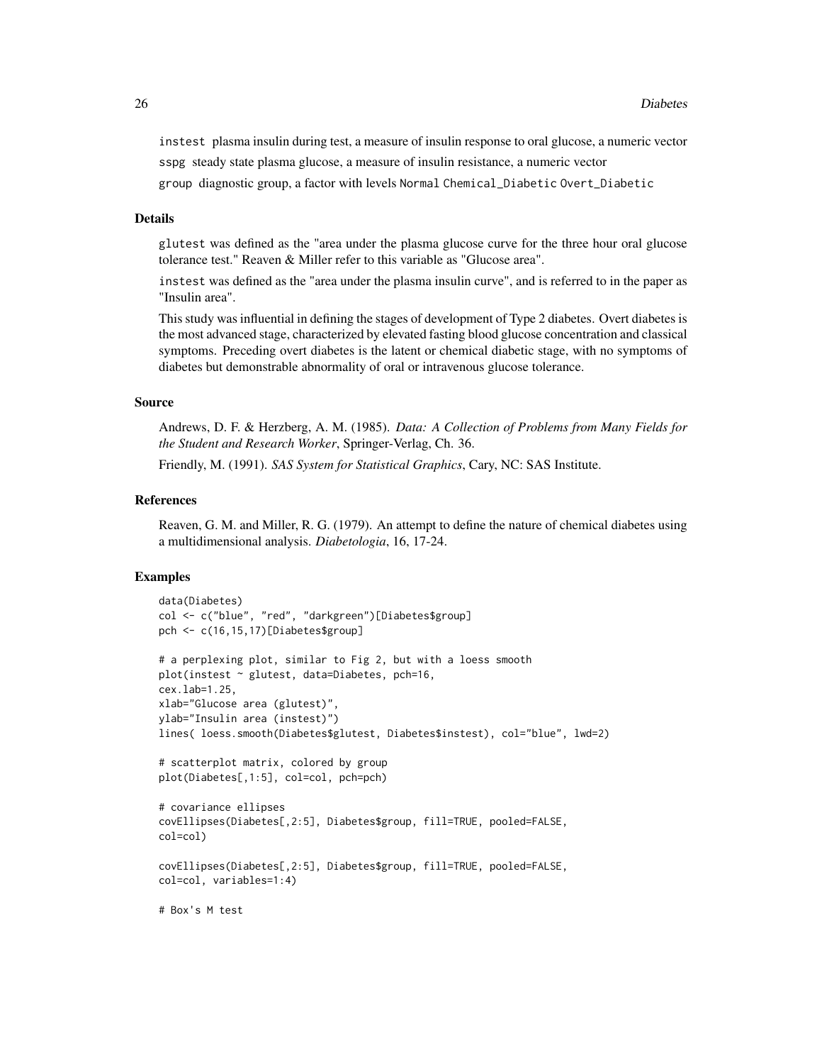instest plasma insulin during test, a measure of insulin response to oral glucose, a numeric vector

sspg steady state plasma glucose, a measure of insulin resistance, a numeric vector

group diagnostic group, a factor with levels Normal Chemical_Diabetic Overt_Diabetic

### Details

glutest was defined as the "area under the plasma glucose curve for the three hour oral glucose tolerance test." Reaven & Miller refer to this variable as "Glucose area".

instest was defined as the "area under the plasma insulin curve", and is referred to in the paper as "Insulin area".

This study was influential in defining the stages of development of Type 2 diabetes. Overt diabetes is the most advanced stage, characterized by elevated fasting blood glucose concentration and classical symptoms. Preceding overt diabetes is the latent or chemical diabetic stage, with no symptoms of diabetes but demonstrable abnormality of oral or intravenous glucose tolerance.

### Source

Andrews, D. F. & Herzberg, A. M. (1985). *Data: A Collection of Problems from Many Fields for the Student and Research Worker*, Springer-Verlag, Ch. 36.

Friendly, M. (1991). *SAS System for Statistical Graphics*, Cary, NC: SAS Institute.

### References

Reaven, G. M. and Miller, R. G. (1979). An attempt to define the nature of chemical diabetes using a multidimensional analysis. *Diabetologia*, 16, 17-24.

### Examples

```
data(Diabetes)
col <- c("blue", "red", "darkgreen")[Diabetes$group]
pch <- c(16,15,17)[Diabetes$group]

# a perplexing plot, similar to Fig 2, but with a loess smooth
plot(instest ~ glutest, data=Diabetes, pch=16,
cex.lab=1.25,
xlab="Glucose area (glutest)",
ylab="Insulin area (instest)")
lines( loess.smooth(Diabetes$glutest, Diabetes$instest), col="blue", lwd=2)

# scatterplot matrix, colored by group
plot(Diabetes[,1:5], col=col, pch=pch)

# covariance ellipses
covEllipses(Diabetes[,2:5], Diabetes$group, fill=TRUE, pooled=FALSE,
col=col)

covEllipses(Diabetes[,2:5], Diabetes$group, fill=TRUE, pooled=FALSE,
col=col, variables=1:4)

# Box's M test
```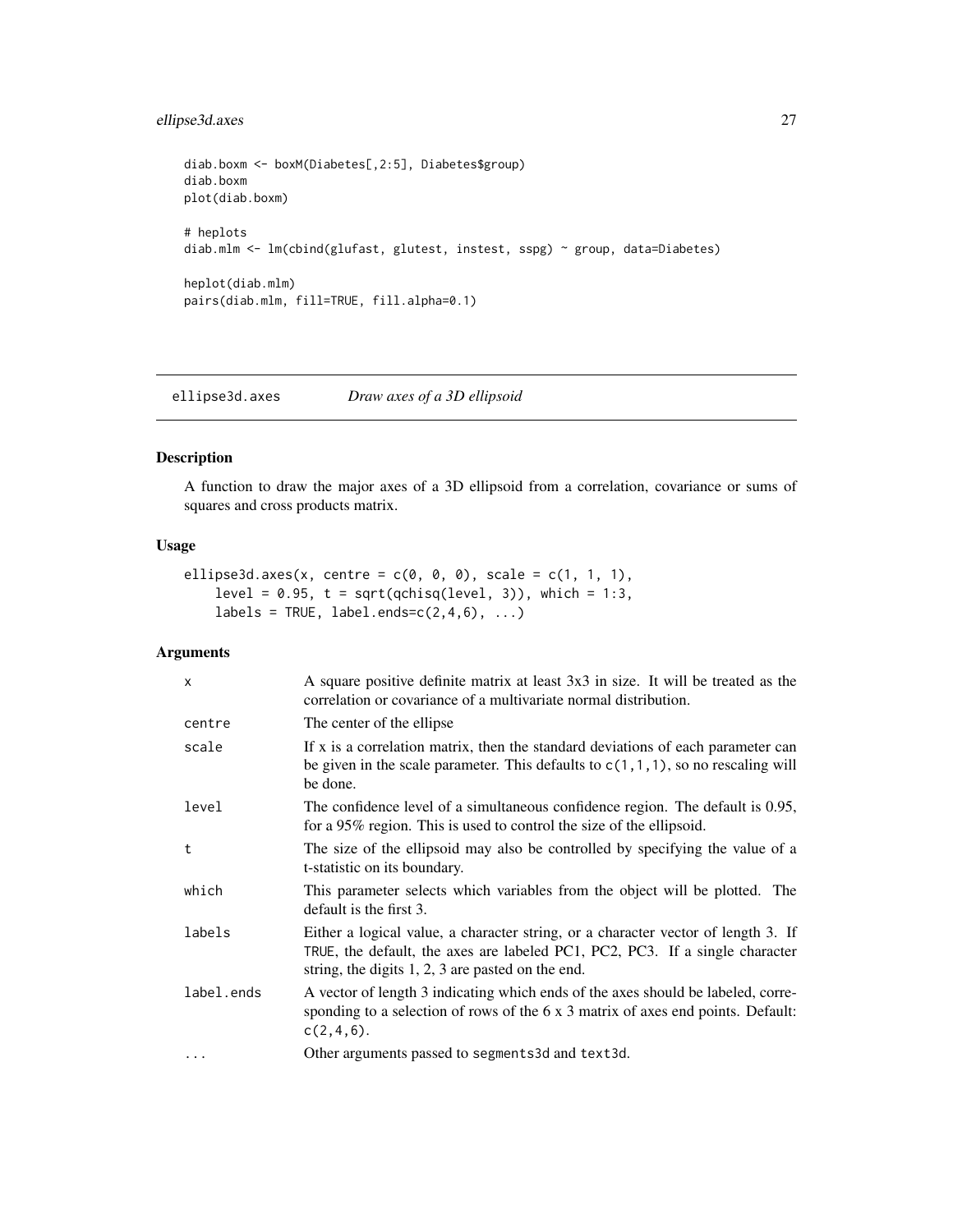```
diab.boxm <- boxM(Diabetes[,2:5], Diabetes$group)
diab.boxm
plot(diab.boxm)

# heplots
diab.mlm <- lm(cbind(glufast, glutest, instest, sspg) ~ group, data=Diabetes)

heplot(diab.mlm)
pairs(diab.mlm, fill=TRUE, fill.alpha=0.1)
```

---

## ellipse3d.axes *Draw axes of a 3D ellipsoid*

---

### Description

A function to draw the major axes of a 3D ellipsoid from a correlation, covariance or sums of squares and cross products matrix.

### Usage

```
ellipse3d.axes(x, centre = c(0, 0, 0), scale = c(1, 1, 1),
    level = 0.95, t = sqrt(qchisq(level, 3)), which = 1:3,
    labels = TRUE, label.ends=c(2,4,6), ...)
```

### Arguments

| | |
|---|---|
| x | A square positive definite matrix at least 3x3 in size. It will be treated as the correlation or covariance of a multivariate normal distribution. |
| centre | The center of the ellipse |
| scale | If x is a correlation matrix, then the standard deviations of each parameter can be given in the scale parameter. This defaults to `c(1,1,1)`, so no rescaling will be done. |
| level | The confidence level of a simultaneous confidence region. The default is 0.95, for a 95% region. This is used to control the size of the ellipsoid. |
| t | The size of the ellipsoid may also be controlled by specifying the value of a t-statistic on its boundary. |
| which | This parameter selects which variables from the object will be plotted. The default is the first 3. |
| labels | Either a logical value, a character string, or a character vector of length 3. If `TRUE`, the default, the axes are labeled PC1, PC2, PC3. If a single character string, the digits 1, 2, 3 are pasted on the end. |
| label.ends | A vector of length 3 indicating which ends of the axes should be labeled, corresponding to a selection of rows of the 6 x 3 matrix of axes end points. Default: `c(2,4,6)`. |
| ... | Other arguments passed to `segments3d` and `text3d`. |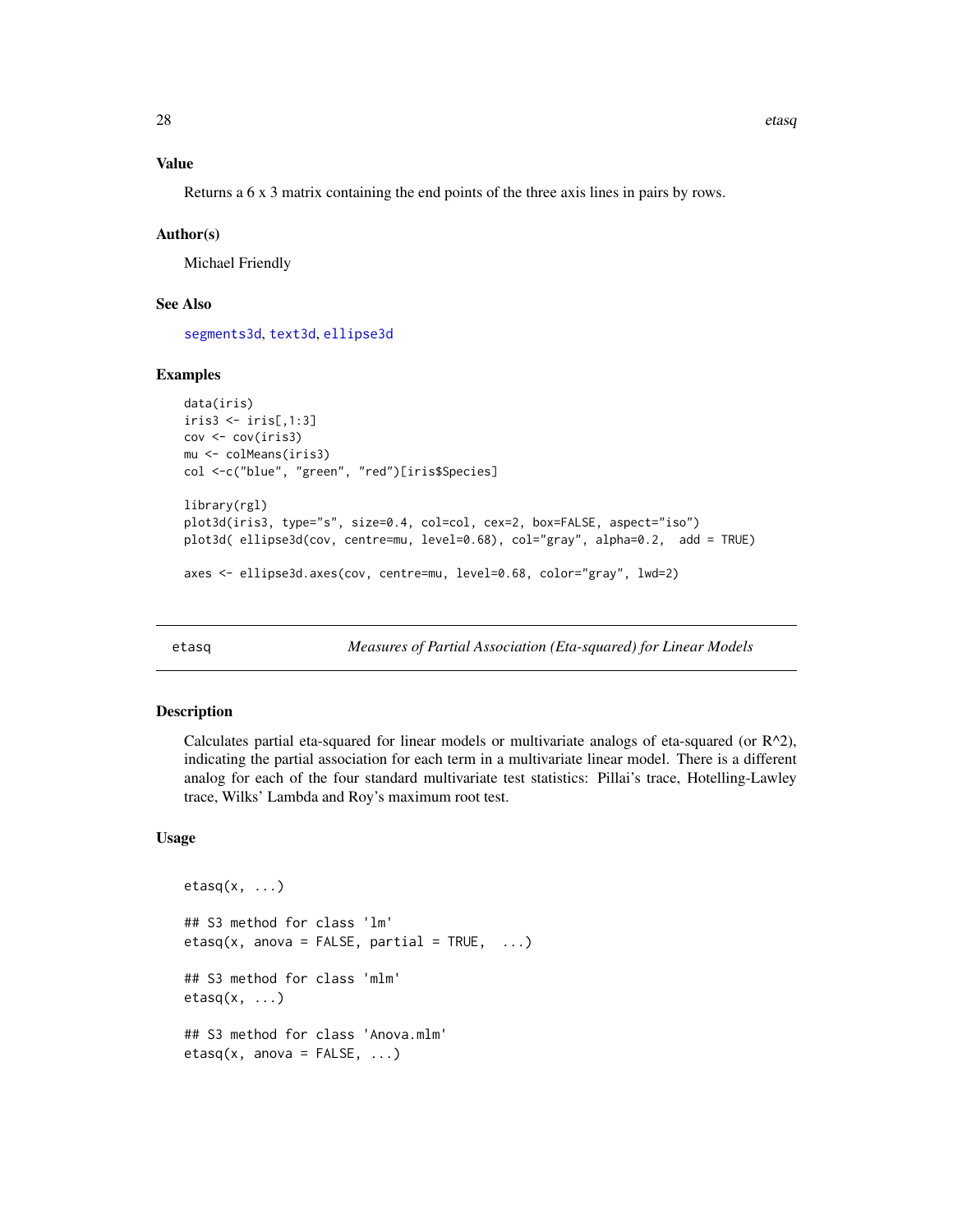### Value

Returns a 6 x 3 matrix containing the end points of the three axis lines in pairs by rows.

### Author(s)

Michael Friendly

### See Also

segments3d, text3d, ellipse3d

### Examples

```
data(iris)
iris3 <- iris[,1:3]
cov <- cov(iris3)
mu <- colMeans(iris3)
col <-c("blue", "green", "red")[iris$Species]

library(rgl)
plot3d(iris3, type="s", size=0.4, col=col, cex=2, box=FALSE, aspect="iso")
plot3d( ellipse3d(cov, centre=mu, level=0.68), col="gray", alpha=0.2,  add = TRUE)

axes <- ellipse3d.axes(cov, centre=mu, level=0.68, color="gray", lwd=2)
```

---

## etasq — *Measures of Partial Association (Eta-squared) for Linear Models*

### Description

Calculates partial eta-squared for linear models or multivariate analogs of eta-squared (or R^2), indicating the partial association for each term in a multivariate linear model. There is a different analog for each of the four standard multivariate test statistics: Pillai's trace, Hotelling-Lawley trace, Wilks' Lambda and Roy's maximum root test.

### Usage

```
etasq(x, ...)

## S3 method for class 'lm'
etasq(x, anova = FALSE, partial = TRUE,  ...)

## S3 method for class 'mlm'
etasq(x, ...)

## S3 method for class 'Anova.mlm'
etasq(x, anova = FALSE, ...)
```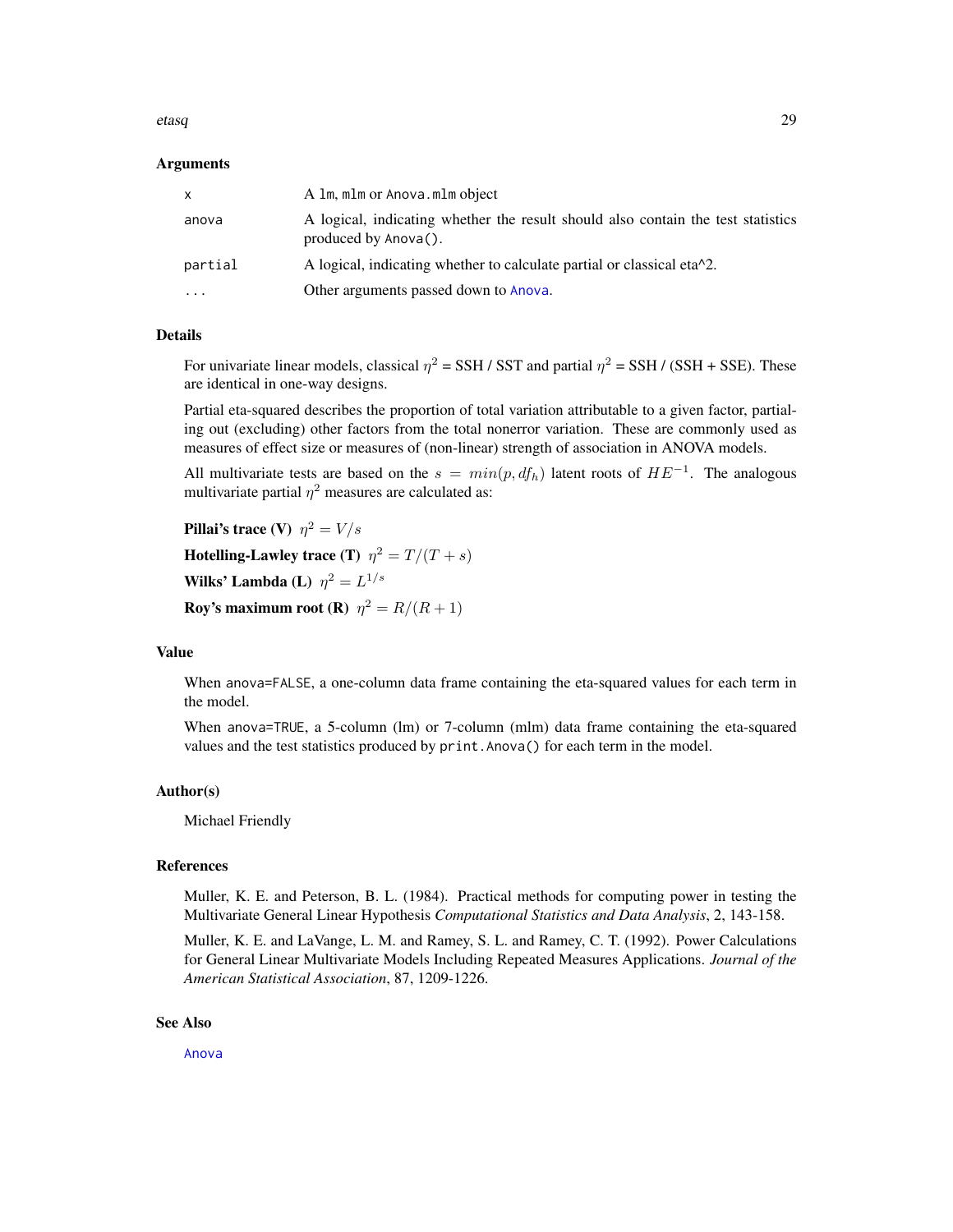## Arguments

| | |
|---|---|
| `x` | A `lm`, `mlm` or `Anova.mlm` object |
| `anova` | A logical, indicating whether the result should also contain the test statistics produced by `Anova()`. |
| `partial` | A logical, indicating whether to calculate partial or classical eta^2. |
| `...` | Other arguments passed down to `Anova`. |

## Details

For univariate linear models, classical $\eta^2$ = SSH / SST and partial $\eta^2$ = SSH / (SSH + SSE). These are identical in one-way designs.

Partial eta-squared describes the proportion of total variation attributable to a given factor, partialing out (excluding) other factors from the total nonerror variation. These are commonly used as measures of effect size or measures of (non-linear) strength of association in ANOVA models.

All multivariate tests are based on the $s = min(p, df_h)$ latent roots of $HE^{-1}$. The analogous multivariate partial $\eta^2$ measures are calculated as:

**Pillai's trace (V)** $\eta^2 = V/s$

**Hotelling-Lawley trace (T)** $\eta^2 = T/(T + s)$

**Wilks' Lambda (L)** $\eta^2 = L^{1/s}$

**Roy's maximum root (R)** $\eta^2 = R/(R + 1)$

## Value

When `anova=FALSE`, a one-column data frame containing the eta-squared values for each term in the model.

When `anova=TRUE`, a 5-column (lm) or 7-column (mlm) data frame containing the eta-squared values and the test statistics produced by `print.Anova()` for each term in the model.

## Author(s)

Michael Friendly

## References

Muller, K. E. and Peterson, B. L. (1984). Practical methods for computing power in testing the Multivariate General Linear Hypothesis *Computational Statistics and Data Analysis*, 2, 143-158.

Muller, K. E. and LaVange, L. M. and Ramey, S. L. and Ramey, C. T. (1992). Power Calculations for General Linear Multivariate Models Including Repeated Measures Applications. *Journal of the American Statistical Association*, 87, 1209-1226.

## See Also

`Anova`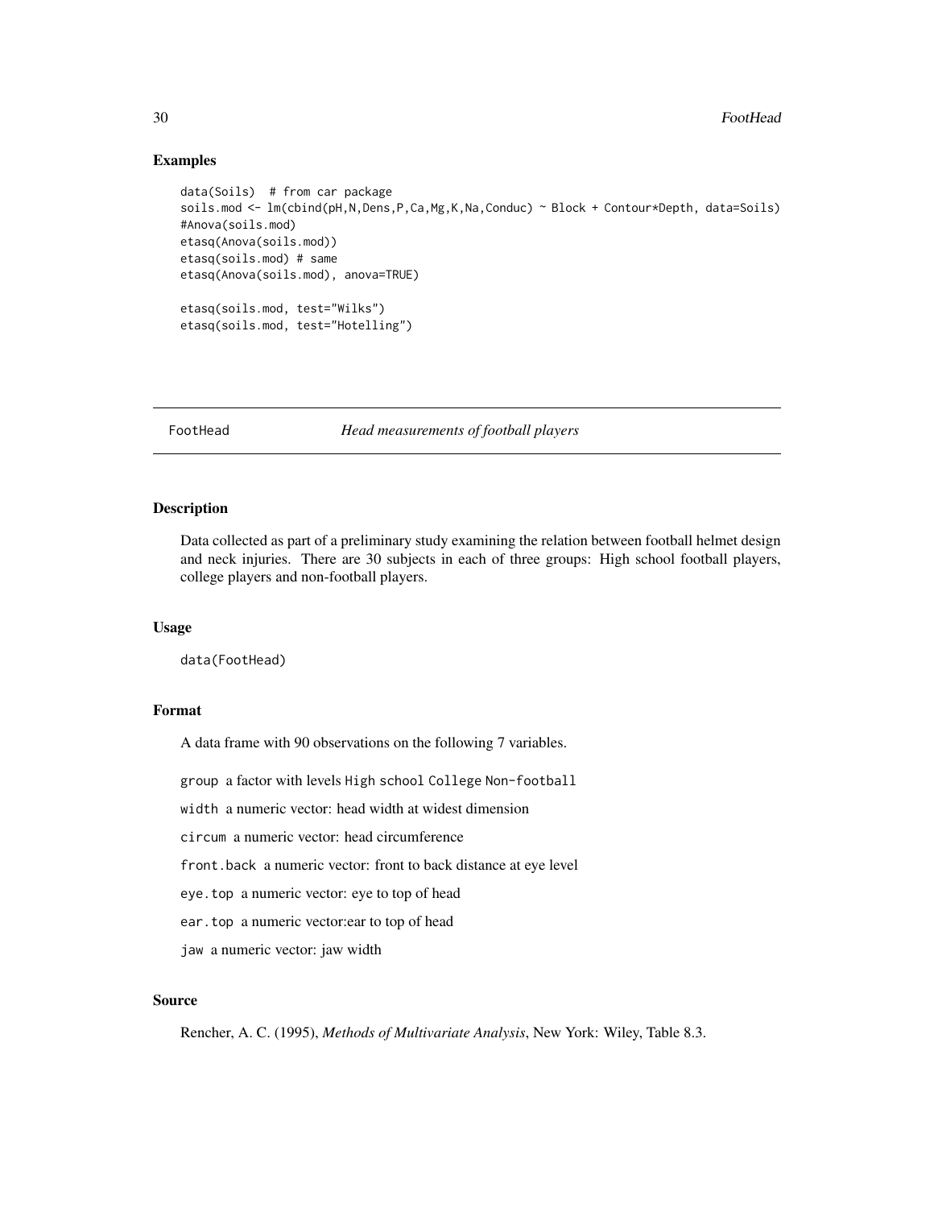## Examples

```
data(Soils)  # from car package
soils.mod <- lm(cbind(pH,N,Dens,P,Ca,Mg,K,Na,Conduc) ~ Block + Contour*Depth, data=Soils)
#Anova(soils.mod)
etasq(Anova(soils.mod))
etasq(soils.mod) # same
etasq(Anova(soils.mod), anova=TRUE)

etasq(soils.mod, test="Wilks")
etasq(soils.mod, test="Hotelling")
```

---

# FootHead *Head measurements of football players*

---

## Description

Data collected as part of a preliminary study examining the relation between football helmet design and neck injuries. There are 30 subjects in each of three groups: High school football players, college players and non-football players.

## Usage

```
data(FootHead)
```

## Format

A data frame with 90 observations on the following 7 variables.

`group` a factor with levels `High school` `College` `Non-football`

`width` a numeric vector: head width at widest dimension

`circum` a numeric vector: head circumference

`front.back` a numeric vector: front to back distance at eye level

`eye.top` a numeric vector: eye to top of head

`ear.top` a numeric vector:ear to top of head

`jaw` a numeric vector: jaw width

## Source

Rencher, A. C. (1995), *Methods of Multivariate Analysis*, New York: Wiley, Table 8.3.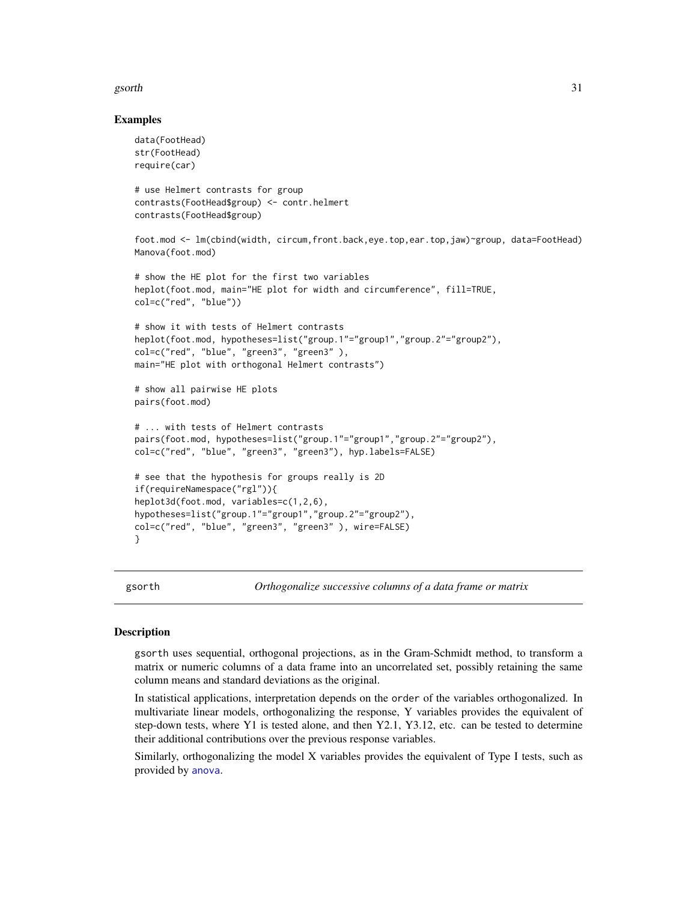## Examples

```
data(FootHead)
str(FootHead)
require(car)

# use Helmert contrasts for group
contrasts(FootHead$group) <- contr.helmert
contrasts(FootHead$group)

foot.mod <- lm(cbind(width, circum,front.back,eye.top,ear.top,jaw)~group, data=FootHead)
Manova(foot.mod)

# show the HE plot for the first two variables
heplot(foot.mod, main="HE plot for width and circumference", fill=TRUE,
col=c("red", "blue"))

# show it with tests of Helmert contrasts
heplot(foot.mod, hypotheses=list("group.1"="group1","group.2"="group2"),
col=c("red", "blue", "green3", "green3" ),
main="HE plot with orthogonal Helmert contrasts")

# show all pairwise HE plots
pairs(foot.mod)

# ... with tests of Helmert contrasts
pairs(foot.mod, hypotheses=list("group.1"="group1","group.2"="group2"),
col=c("red", "blue", "green3", "green3"), hyp.labels=FALSE)

# see that the hypothesis for groups really is 2D
if(requireNamespace("rgl")){
heplot3d(foot.mod, variables=c(1,2,6),
hypotheses=list("group.1"="group1","group.2"="group2"),
col=c("red", "blue", "green3", "green3" ), wire=FALSE)
}
```

---

# gsorth — *Orthogonalize successive columns of a data frame or matrix*

---

## Description

gsorth uses sequential, orthogonal projections, as in the Gram-Schmidt method, to transform a matrix or numeric columns of a data frame into an uncorrelated set, possibly retaining the same column means and standard deviations as the original.

In statistical applications, interpretation depends on the order of the variables orthogonalized. In multivariate linear models, orthogonalizing the response, Y variables provides the equivalent of step-down tests, where Y1 is tested alone, and then Y2.1, Y3.12, etc. can be tested to determine their additional contributions over the previous response variables.

Similarly, orthogonalizing the model X variables provides the equivalent of Type I tests, such as provided by anova.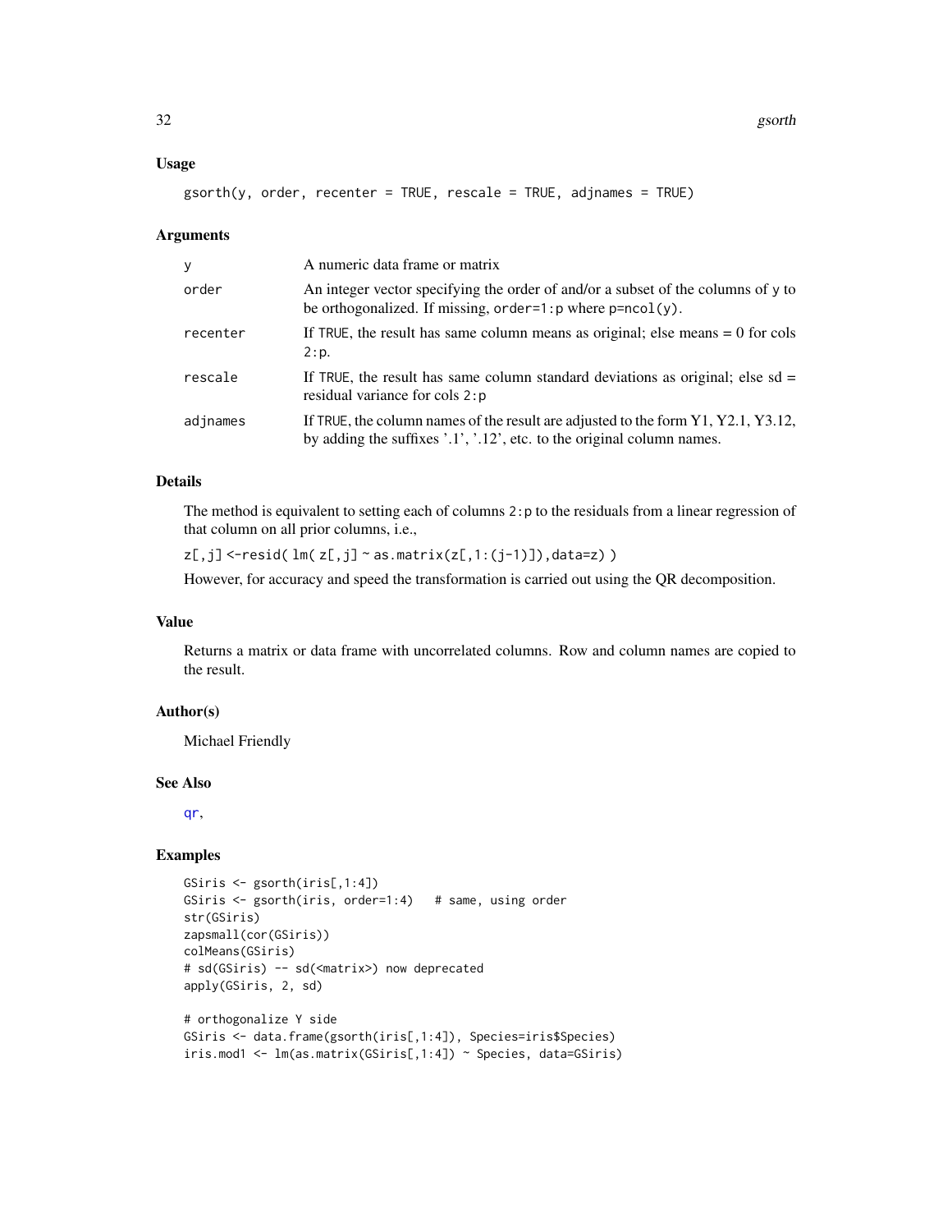### Usage

```
gsorth(y, order, recenter = TRUE, rescale = TRUE, adjnames = TRUE)
```

### Arguments

| | |
|---|---|
| y | A numeric data frame or matrix |
| order | An integer vector specifying the order of and/or a subset of the columns of y to be orthogonalized. If missing, `order=1:p` where `p=ncol(y)`. |
| recenter | If TRUE, the result has same column means as original; else means = 0 for cols `2:p`. |
| rescale | If TRUE, the result has same column standard deviations as original; else sd = residual variance for cols `2:p` |
| adjnames | If TRUE, the column names of the result are adjusted to the form Y1, Y2.1, Y3.12, by adding the suffixes '.1', '.12', etc. to the original column names. |

### Details

The method is equivalent to setting each of columns `2:p` to the residuals from a linear regression of that column on all prior columns, i.e.,

`z[,j] <-resid( lm( z[,j] ~ as.matrix(z[,1:(j-1)]),data=z) )`

However, for accuracy and speed the transformation is carried out using the QR decomposition.

### Value

Returns a matrix or data frame with uncorrelated columns. Row and column names are copied to the result.

### Author(s)

Michael Friendly

### See Also

qr,

### Examples

```
GSiris <- gsorth(iris[,1:4])
GSiris <- gsorth(iris, order=1:4)   # same, using order
str(GSiris)
zapsmall(cor(GSiris))
colMeans(GSiris)
# sd(GSiris) -- sd(<matrix>) now deprecated
apply(GSiris, 2, sd)

# orthogonalize Y side
GSiris <- data.frame(gsorth(iris[,1:4]), Species=iris$Species)
iris.mod1 <- lm(as.matrix(GSiris[,1:4]) ~ Species, data=GSiris)
```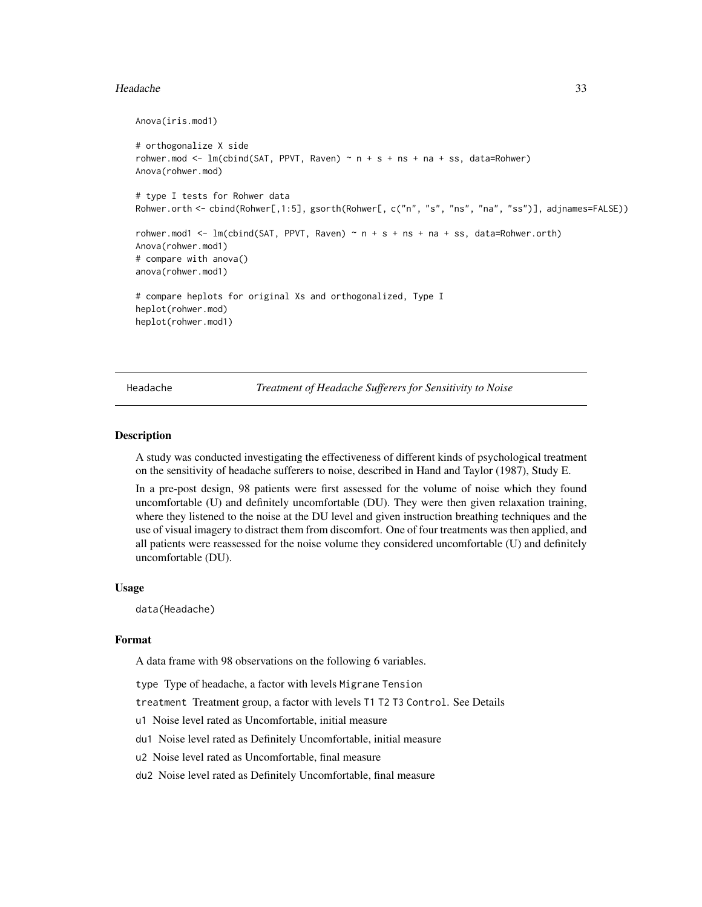```
Anova(iris.mod1)

# orthogonalize X side
rohwer.mod <- lm(cbind(SAT, PPVT, Raven) ~ n + s + ns + na + ss, data=Rohwer)
Anova(rohwer.mod)

# type I tests for Rohwer data
Rohwer.orth <- cbind(Rohwer[,1:5], gsorth(Rohwer[, c("n", "s", "ns", "na", "ss")], adjnames=FALSE))

rohwer.mod1 <- lm(cbind(SAT, PPVT, Raven) ~ n + s + ns + na + ss, data=Rohwer.orth)
Anova(rohwer.mod1)
# compare with anova()
anova(rohwer.mod1)

# compare heplots for original Xs and orthogonalized, Type I
heplot(rohwer.mod)
heplot(rohwer.mod1)
```

---

## Headache — *Treatment of Headache Sufferers for Sensitivity to Noise*

---

### Description

A study was conducted investigating the effectiveness of different kinds of psychological treatment on the sensitivity of headache sufferers to noise, described in Hand and Taylor (1987), Study E.

In a pre-post design, 98 patients were first assessed for the volume of noise which they found uncomfortable (U) and definitely uncomfortable (DU). They were then given relaxation training, where they listened to the noise at the DU level and given instruction breathing techniques and the use of visual imagery to distract them from discomfort. One of four treatments was then applied, and all patients were reassessed for the noise volume they considered uncomfortable (U) and definitely uncomfortable (DU).

### Usage

```
data(Headache)
```

### Format

A data frame with 98 observations on the following 6 variables.

- `type` Type of headache, a factor with levels `Migrane` `Tension`
- `treatment` Treatment group, a factor with levels `T1` `T2` `T3` `Control`. See Details
- `u1` Noise level rated as Uncomfortable, initial measure
- `du1` Noise level rated as Definitely Uncomfortable, initial measure
- `u2` Noise level rated as Uncomfortable, final measure
- `du2` Noise level rated as Definitely Uncomfortable, final measure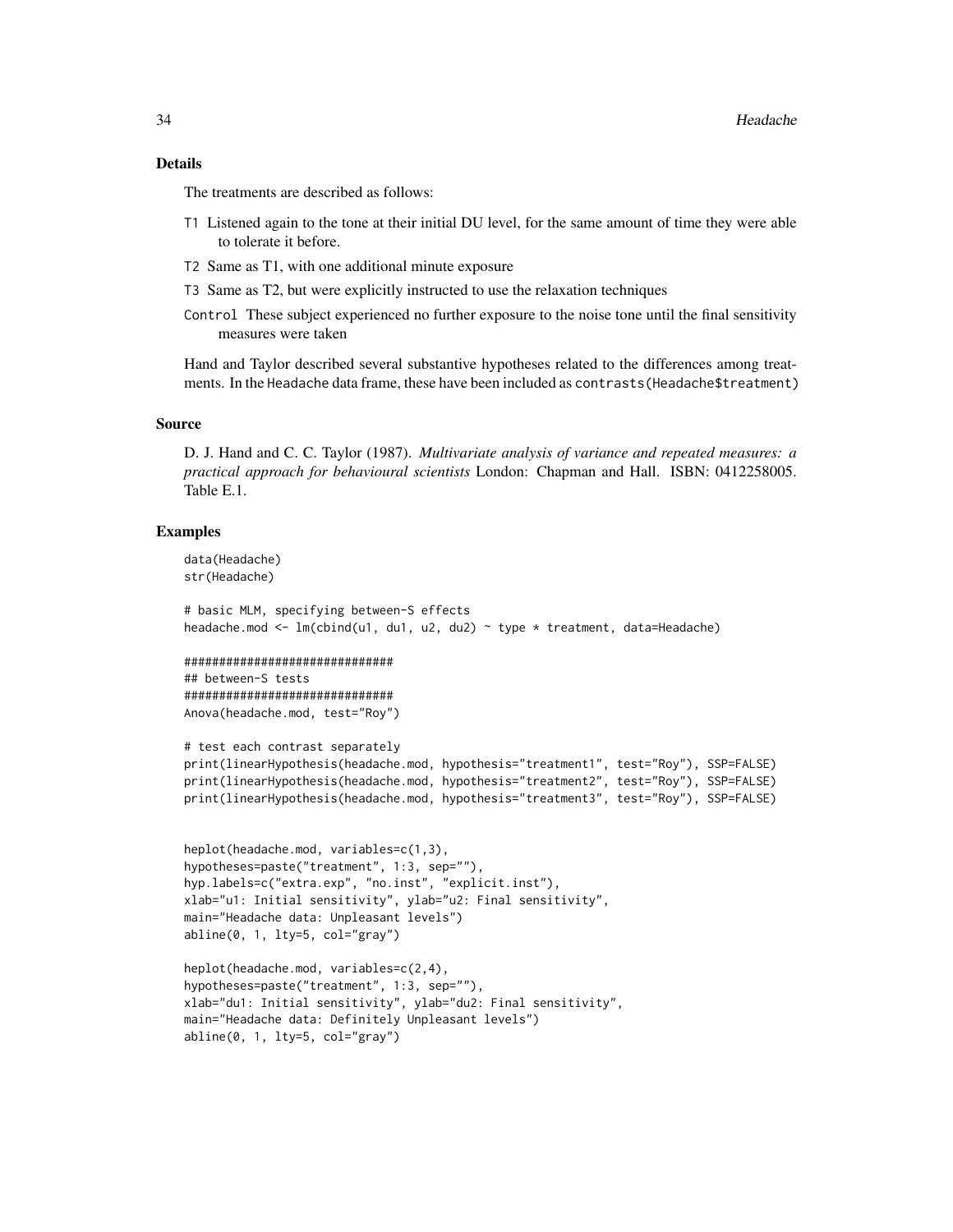## Details

The treatments are described as follows:

- T1 Listened again to the tone at their initial DU level, for the same amount of time they were able to tolerate it before.
- T2 Same as T1, with one additional minute exposure
- T3 Same as T2, but were explicitly instructed to use the relaxation techniques
- Control These subject experienced no further exposure to the noise tone until the final sensitivity measures were taken

Hand and Taylor described several substantive hypotheses related to the differences among treatments. In the Headache data frame, these have been included as contrasts(Headache$treatment)

## Source

D. J. Hand and C. C. Taylor (1987). *Multivariate analysis of variance and repeated measures: a practical approach for behavioural scientists* London: Chapman and Hall. ISBN: 0412258005. Table E.1.

## Examples

```
data(Headache)
str(Headache)

# basic MLM, specifying between-S effects
headache.mod <- lm(cbind(u1, du1, u2, du2) ~ type * treatment, data=Headache)

##############################
## between-S tests
##############################
Anova(headache.mod, test="Roy")

# test each contrast separately
print(linearHypothesis(headache.mod, hypothesis="treatment1", test="Roy"), SSP=FALSE)
print(linearHypothesis(headache.mod, hypothesis="treatment2", test="Roy"), SSP=FALSE)
print(linearHypothesis(headache.mod, hypothesis="treatment3", test="Roy"), SSP=FALSE)


heplot(headache.mod, variables=c(1,3),
hypotheses=paste("treatment", 1:3, sep=""),
hyp.labels=c("extra.exp", "no.inst", "explicit.inst"),
xlab="u1: Initial sensitivity", ylab="u2: Final sensitivity",
main="Headache data: Unpleasant levels")
abline(0, 1, lty=5, col="gray")

heplot(headache.mod, variables=c(2,4),
hypotheses=paste("treatment", 1:3, sep=""),
xlab="du1: Initial sensitivity", ylab="du2: Final sensitivity",
main="Headache data: Definitely Unpleasant levels")
abline(0, 1, lty=5, col="gray")
```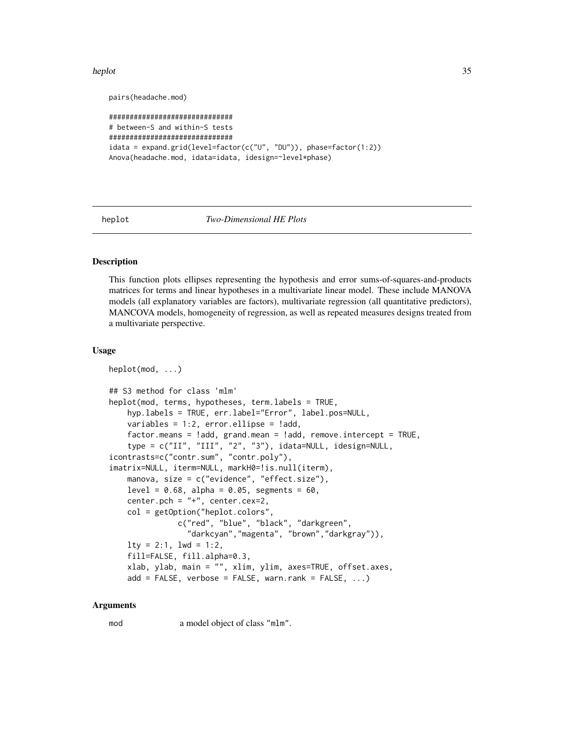```
pairs(headache.mod)

##############################
# between-S and within-S tests
##############################
idata = expand.grid(level=factor(c("U", "DU")), phase=factor(1:2))
Anova(headache.mod, idata=idata, idesign=~level*phase)
```

---

heplot — *Two-Dimensional HE Plots*

---

## Description

This function plots ellipses representing the hypothesis and error sums-of-squares-and-products matrices for terms and linear hypotheses in a multivariate linear model. These include MANOVA models (all explanatory variables are factors), multivariate regression (all quantitative predictors), MANCOVA models, homogeneity of regression, as well as repeated measures designs treated from a multivariate perspective.

## Usage

```
heplot(mod, ...)

## S3 method for class 'mlm'
heplot(mod, terms, hypotheses, term.labels = TRUE,
    hyp.labels = TRUE, err.label="Error", label.pos=NULL,
    variables = 1:2, error.ellipse = !add,
    factor.means = !add, grand.mean = !add, remove.intercept = TRUE,
    type = c("II", "III", "2", "3"), idata=NULL, idesign=NULL,
icontrasts=c("contr.sum", "contr.poly"),
imatrix=NULL, iterm=NULL, markH0=!is.null(iterm),
    manova, size = c("evidence", "effect.size"),
    level = 0.68, alpha = 0.05, segments = 60,
    center.pch = "+", center.cex=2,
    col = getOption("heplot.colors",
              c("red", "blue", "black", "darkgreen",
                "darkcyan","magenta", "brown","darkgray")),
    lty = 2:1, lwd = 1:2,
    fill=FALSE, fill.alpha=0.3,
    xlab, ylab, main = "", xlim, ylim, axes=TRUE, offset.axes,
    add = FALSE, verbose = FALSE, warn.rank = FALSE, ...)
```

## Arguments

| | |
|---|---|
| mod | a model object of class "mlm". |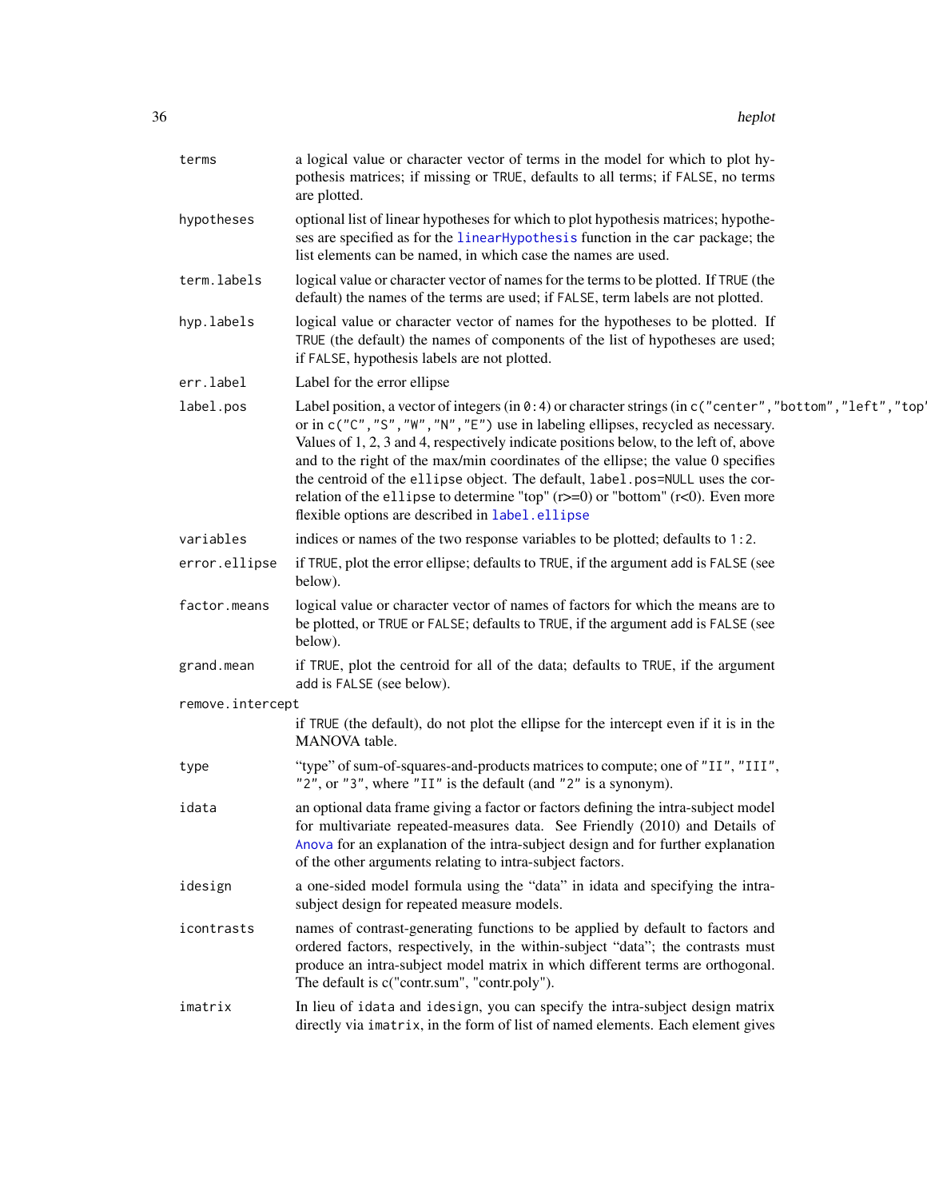| | |
|---|---|
| terms | a logical value or character vector of terms in the model for which to plot hypothesis matrices; if missing or TRUE, defaults to all terms; if FALSE, no terms are plotted. |
| hypotheses | optional list of linear hypotheses for which to plot hypothesis matrices; hypotheses are specified as for the linearHypothesis function in the car package; the list elements can be named, in which case the names are used. |
| term.labels | logical value or character vector of names for the terms to be plotted. If TRUE (the default) the names of the terms are used; if FALSE, term labels are not plotted. |
| hyp.labels | logical value or character vector of names for the hypotheses to be plotted. If TRUE (the default) the names of components of the list of hypotheses are used; if FALSE, hypothesis labels are not plotted. |
| err.label | Label for the error ellipse |
| label.pos | Label position, a vector of integers (in 0:4) or character strings (in c("center","bottom","left","top" or in c("C","S","W","N","E") use in labeling ellipses, recycled as necessary. Values of 1, 2, 3 and 4, respectively indicate positions below, to the left of, above and to the right of the max/min coordinates of the ellipse; the value 0 specifies the centroid of the ellipse object. The default, label.pos=NULL uses the correlation of the ellipse to determine "top" (r>=0) or "bottom" (r<0). Even more flexible options are described in label.ellipse |
| variables | indices or names of the two response variables to be plotted; defaults to 1:2. |
| error.ellipse | if TRUE, plot the error ellipse; defaults to TRUE, if the argument add is FALSE (see below). |
| factor.means | logical value or character vector of names of factors for which the means are to be plotted, or TRUE or FALSE; defaults to TRUE, if the argument add is FALSE (see below). |
| grand.mean | if TRUE, plot the centroid for all of the data; defaults to TRUE, if the argument add is FALSE (see below). |
| remove.intercept | if TRUE (the default), do not plot the ellipse for the intercept even if it is in the MANOVA table. |
| type | "type" of sum-of-squares-and-products matrices to compute; one of "II", "III", "2", or "3", where "II" is the default (and "2" is a synonym). |
| idata | an optional data frame giving a factor or factors defining the intra-subject model for multivariate repeated-measures data. See Friendly (2010) and Details of Anova for an explanation of the intra-subject design and for further explanation of the other arguments relating to intra-subject factors. |
| idesign | a one-sided model formula using the "data" in idata and specifying the intra-subject design for repeated measure models. |
| icontrasts | names of contrast-generating functions to be applied by default to factors and ordered factors, respectively, in the within-subject "data"; the contrasts must produce an intra-subject model matrix in which different terms are orthogonal. The default is c("contr.sum", "contr.poly"). |
| imatrix | In lieu of idata and idesign, you can specify the intra-subject design matrix directly via imatrix, in the form of list of named elements. Each element gives |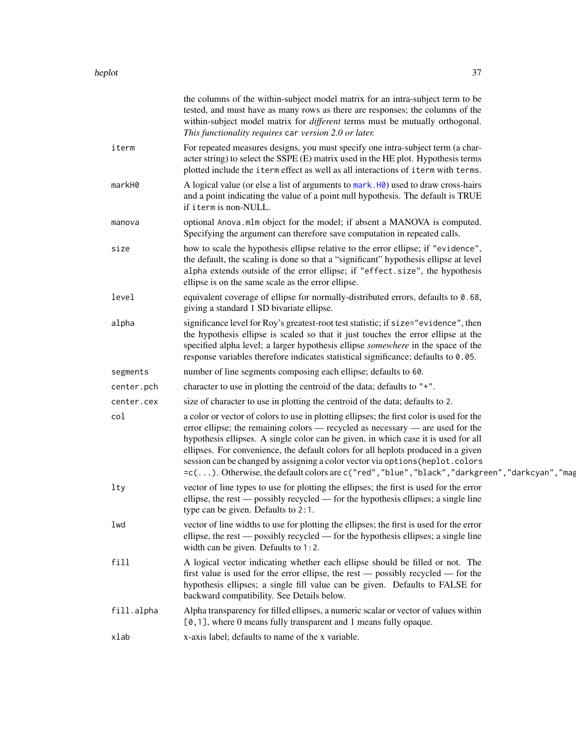the columns of the within-subject model matrix for an intra-subject term to be tested, and must have as many rows as there are responses; the columns of the within-subject model matrix for *different* terms must be mutually orthogonal. *This functionality requires* `car` *version 2.0 or later.*

| | |
|---|---|
| `iterm` | For repeated measures designs, you must specify one intra-subject term (a character string) to select the SSPE (E) matrix used in the HE plot. Hypothesis terms plotted include the `iterm` effect as well as all interactions of `iterm` with `terms`. |
| `markH0` | A logical value (or else a list of arguments to `mark.H0`) used to draw cross-hairs and a point indicating the value of a point null hypothesis. The default is TRUE if `iterm` is non-NULL. |
| `manova` | optional `Anova.mlm` object for the model; if absent a MANOVA is computed. Specifying the argument can therefore save computation in repeated calls. |
| `size` | how to scale the hypothesis ellipse relative to the error ellipse; if `"evidence"`, the default, the scaling is done so that a "significant" hypothesis ellipse at level `alpha` extends outside of the error ellipse; if `"effect.size"`, the hypothesis ellipse is on the same scale as the error ellipse. |
| `level` | equivalent coverage of ellipse for normally-distributed errors, defaults to `0.68`, giving a standard 1 SD bivariate ellipse. |
| `alpha` | significance level for Roy's greatest-root test statistic; if `size="evidence"`, then the hypothesis ellipse is scaled so that it just touches the error ellipse at the specified alpha level; a larger hypothesis ellipse *somewhere* in the space of the response variables therefore indicates statistical significance; defaults to `0.05`. |
| `segments` | number of line segments composing each ellipse; defaults to `60`. |
| `center.pch` | character to use in plotting the centroid of the data; defaults to `"+"`. |
| `center.cex` | size of character to use in plotting the centroid of the data; defaults to `2`. |
| `col` | a color or vector of colors to use in plotting ellipses; the first color is used for the error ellipse; the remaining colors — recycled as necessary — are used for the hypothesis ellipses. A single color can be given, in which case it is used for all ellipses. For convenience, the default colors for all heplots produced in a given session can be changed by assigning a color vector via `options(heplot.colors =c(...)`. Otherwise, the default colors are `c("red","blue","black","darkgreen","darkcyan","mag` |
| `lty` | vector of line types to use for plotting the ellipses; the first is used for the error ellipse, the rest — possibly recycled — for the hypothesis ellipses; a single line type can be given. Defaults to `2:1`. |
| `lwd` | vector of line widths to use for plotting the ellipses; the first is used for the error ellipse, the rest — possibly recycled — for the hypothesis ellipses; a single line width can be given. Defaults to `1:2`. |
| `fill` | A logical vector indicating whether each ellipse should be filled or not. The first value is used for the error ellipse, the rest — possibly recycled — for the hypothesis ellipses; a single fill value can be given. Defaults to FALSE for backward compatibility. See Details below. |
| `fill.alpha` | Alpha transparency for filled ellipses, a numeric scalar or vector of values within `[0,1]`, where 0 means fully transparent and 1 means fully opaque. |
| `xlab` | x-axis label; defaults to name of the x variable. |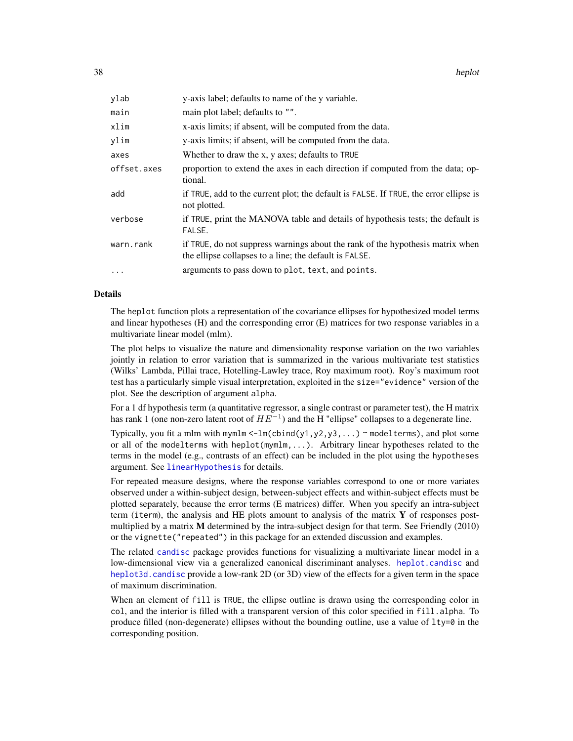| | |
|---|---|
| ylab | y-axis label; defaults to name of the y variable. |
| main | main plot label; defaults to "". |
| xlim | x-axis limits; if absent, will be computed from the data. |
| ylim | y-axis limits; if absent, will be computed from the data. |
| axes | Whether to draw the x, y axes; defaults to TRUE |
| offset.axes | proportion to extend the axes in each direction if computed from the data; optional. |
| add | if TRUE, add to the current plot; the default is FALSE. If TRUE, the error ellipse is not plotted. |
| verbose | if TRUE, print the MANOVA table and details of hypothesis tests; the default is FALSE. |
| warn.rank | if TRUE, do not suppress warnings about the rank of the hypothesis matrix when the ellipse collapses to a line; the default is FALSE. |
| ... | arguments to pass down to plot, text, and points. |

## Details

The heplot function plots a representation of the covariance ellipses for hypothesized model terms and linear hypotheses (H) and the corresponding error (E) matrices for two response variables in a multivariate linear model (mlm).

The plot helps to visualize the nature and dimensionality response variation on the two variables jointly in relation to error variation that is summarized in the various multivariate test statistics (Wilks' Lambda, Pillai trace, Hotelling-Lawley trace, Roy maximum root). Roy's maximum root test has a particularly simple visual interpretation, exploited in the size="evidence" version of the plot. See the description of argument alpha.

For a 1 df hypothesis term (a quantitative regressor, a single contrast or parameter test), the H matrix has rank 1 (one non-zero latent root of $HE^{-1}$) and the H "ellipse" collapses to a degenerate line.

Typically, you fit a mlm with mymlm <-lm(cbind(y1,y2,y3,...) ~ modelterms), and plot some or all of the modelterms with heplot(mymlm,...). Arbitrary linear hypotheses related to the terms in the model (e.g., contrasts of an effect) can be included in the plot using the hypotheses argument. See linearHypothesis for details.

For repeated measure designs, where the response variables correspond to one or more variates observed under a within-subject design, between-subject effects and within-subject effects must be plotted separately, because the error terms (E matrices) differ. When you specify an intra-subject term (iterm), the analysis and HE plots amount to analysis of the matrix **Y** of responses post-multiplied by a matrix **M** determined by the intra-subject design for that term. See Friendly (2010) or the vignette("repeated") in this package for an extended discussion and examples.

The related candisc package provides functions for visualizing a multivariate linear model in a low-dimensional view via a generalized canonical discriminant analyses. heplot.candisc and heplot3d.candisc provide a low-rank 2D (or 3D) view of the effects for a given term in the space of maximum discrimination.

When an element of fill is TRUE, the ellipse outline is drawn using the corresponding color in col, and the interior is filled with a transparent version of this color specified in fill.alpha. To produce filled (non-degenerate) ellipses without the bounding outline, use a value of lty=0 in the corresponding position.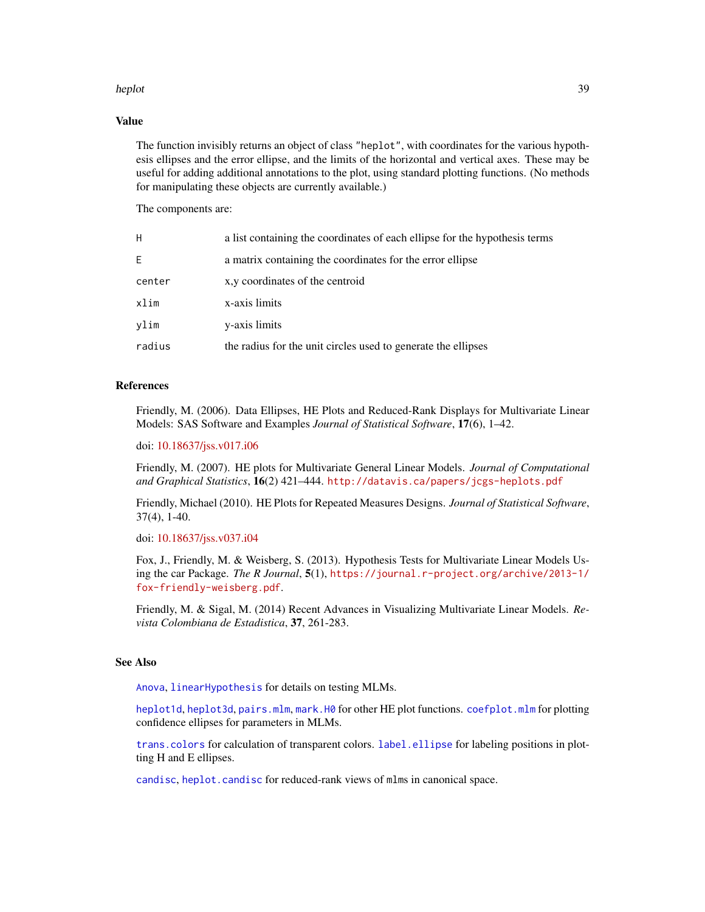## Value

The function invisibly returns an object of class "heplot", with coordinates for the various hypothesis ellipses and the error ellipse, and the limits of the horizontal and vertical axes. These may be useful for adding additional annotations to the plot, using standard plotting functions. (No methods for manipulating these objects are currently available.)

The components are:

| | |
|---|---|
| `H` | a list containing the coordinates of each ellipse for the hypothesis terms |
| `E` | a matrix containing the coordinates for the error ellipse |
| `center` | x,y coordinates of the centroid |
| `xlim` | x-axis limits |
| `ylim` | y-axis limits |
| `radius` | the radius for the unit circles used to generate the ellipses |

## References

Friendly, M. (2006). Data Ellipses, HE Plots and Reduced-Rank Displays for Multivariate Linear Models: SAS Software and Examples *Journal of Statistical Software*, **17**(6), 1–42.

doi: 10.18637/jss.v017.i06

Friendly, M. (2007). HE plots for Multivariate General Linear Models. *Journal of Computational and Graphical Statistics*, **16**(2) 421–444. `http://datavis.ca/papers/jcgs-heplots.pdf`

Friendly, Michael (2010). HE Plots for Repeated Measures Designs. *Journal of Statistical Software*, 37(4), 1-40.

doi: 10.18637/jss.v037.i04

Fox, J., Friendly, M. & Weisberg, S. (2013). Hypothesis Tests for Multivariate Linear Models Using the car Package. *The R Journal*, **5**(1), `https://journal.r-project.org/archive/2013-1/fox-friendly-weisberg.pdf`.

Friendly, M. & Sigal, M. (2014) Recent Advances in Visualizing Multivariate Linear Models. *Revista Colombiana de Estadistica*, **37**, 261-283.

## See Also

`Anova`, `linearHypothesis` for details on testing MLMs.

`heplot1d`, `heplot3d`, `pairs.mlm`, `mark.H0` for other HE plot functions. `coefplot.mlm` for plotting confidence ellipses for parameters in MLMs.

`trans.colors` for calculation of transparent colors. `label.ellipse` for labeling positions in plotting H and E ellipses.

`candisc`, `heplot.candisc` for reduced-rank views of `mlm`s in canonical space.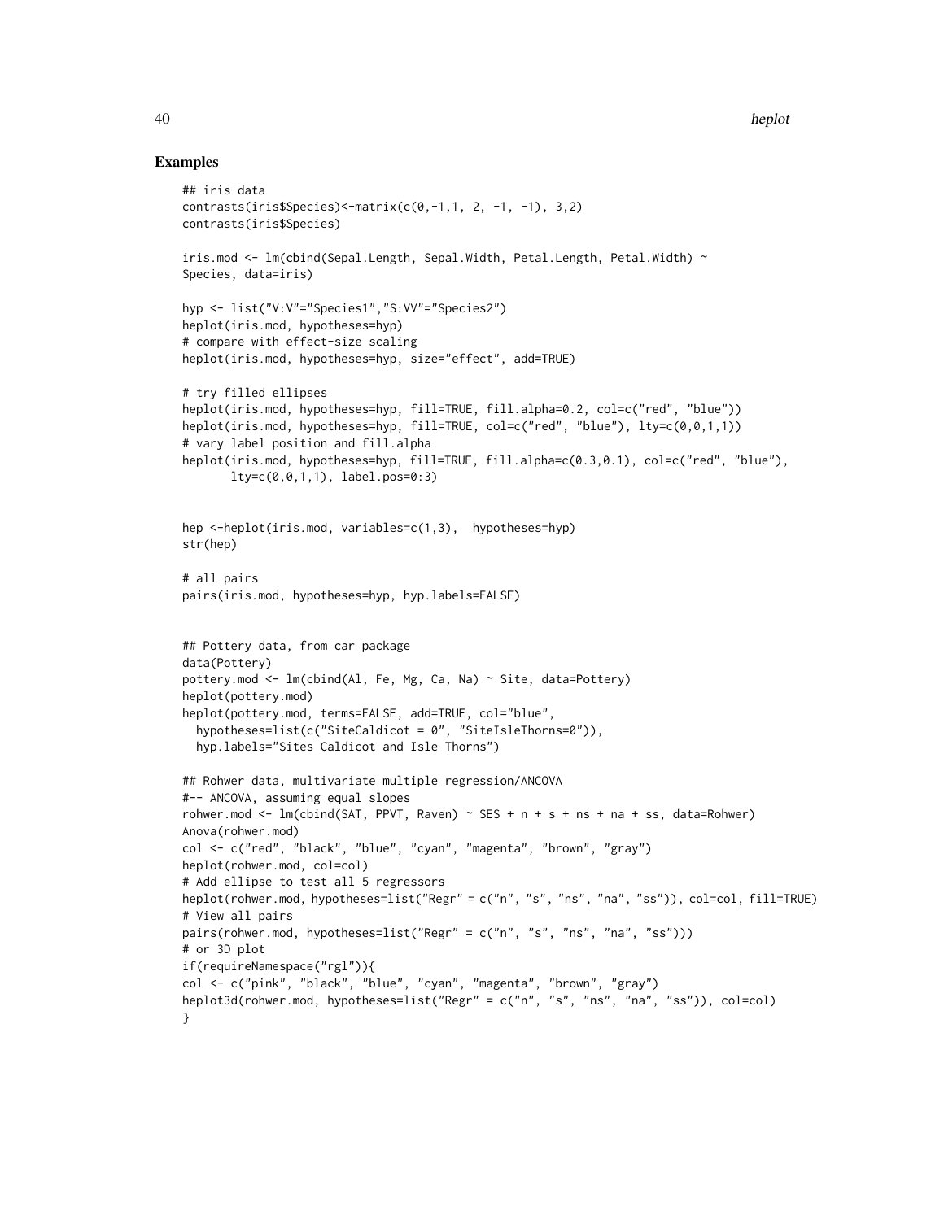## Examples

```
## iris data
contrasts(iris$Species)<-matrix(c(0,-1,1, 2, -1, -1), 3,2)
contrasts(iris$Species)

iris.mod <- lm(cbind(Sepal.Length, Sepal.Width, Petal.Length, Petal.Width) ~
Species, data=iris)

hyp <- list("V:V"="Species1","S:VV"="Species2")
heplot(iris.mod, hypotheses=hyp)
# compare with effect-size scaling
heplot(iris.mod, hypotheses=hyp, size="effect", add=TRUE)

# try filled ellipses
heplot(iris.mod, hypotheses=hyp, fill=TRUE, fill.alpha=0.2, col=c("red", "blue"))
heplot(iris.mod, hypotheses=hyp, fill=TRUE, col=c("red", "blue"), lty=c(0,0,1,1))
# vary label position and fill.alpha
heplot(iris.mod, hypotheses=hyp, fill=TRUE, fill.alpha=c(0.3,0.1), col=c("red", "blue"),
       lty=c(0,0,1,1), label.pos=0:3)


hep <-heplot(iris.mod, variables=c(1,3),  hypotheses=hyp)
str(hep)

# all pairs
pairs(iris.mod, hypotheses=hyp, hyp.labels=FALSE)


## Pottery data, from car package
data(Pottery)
pottery.mod <- lm(cbind(Al, Fe, Mg, Ca, Na) ~ Site, data=Pottery)
heplot(pottery.mod)
heplot(pottery.mod, terms=FALSE, add=TRUE, col="blue",
  hypotheses=list(c("SiteCaldicot = 0", "SiteIsleThorns=0")),
  hyp.labels="Sites Caldicot and Isle Thorns")

## Rohwer data, multivariate multiple regression/ANCOVA
#-- ANCOVA, assuming equal slopes
rohwer.mod <- lm(cbind(SAT, PPVT, Raven) ~ SES + n + s + ns + na + ss, data=Rohwer)
Anova(rohwer.mod)
col <- c("red", "black", "blue", "cyan", "magenta", "brown", "gray")
heplot(rohwer.mod, col=col)
# Add ellipse to test all 5 regressors
heplot(rohwer.mod, hypotheses=list("Regr" = c("n", "s", "ns", "na", "ss")), col=col, fill=TRUE)
# View all pairs
pairs(rohwer.mod, hypotheses=list("Regr" = c("n", "s", "ns", "na", "ss")))
# or 3D plot
if(requireNamespace("rgl")){
col <- c("pink", "black", "blue", "cyan", "magenta", "brown", "gray")
heplot3d(rohwer.mod, hypotheses=list("Regr" = c("n", "s", "ns", "na", "ss")), col=col)
}
```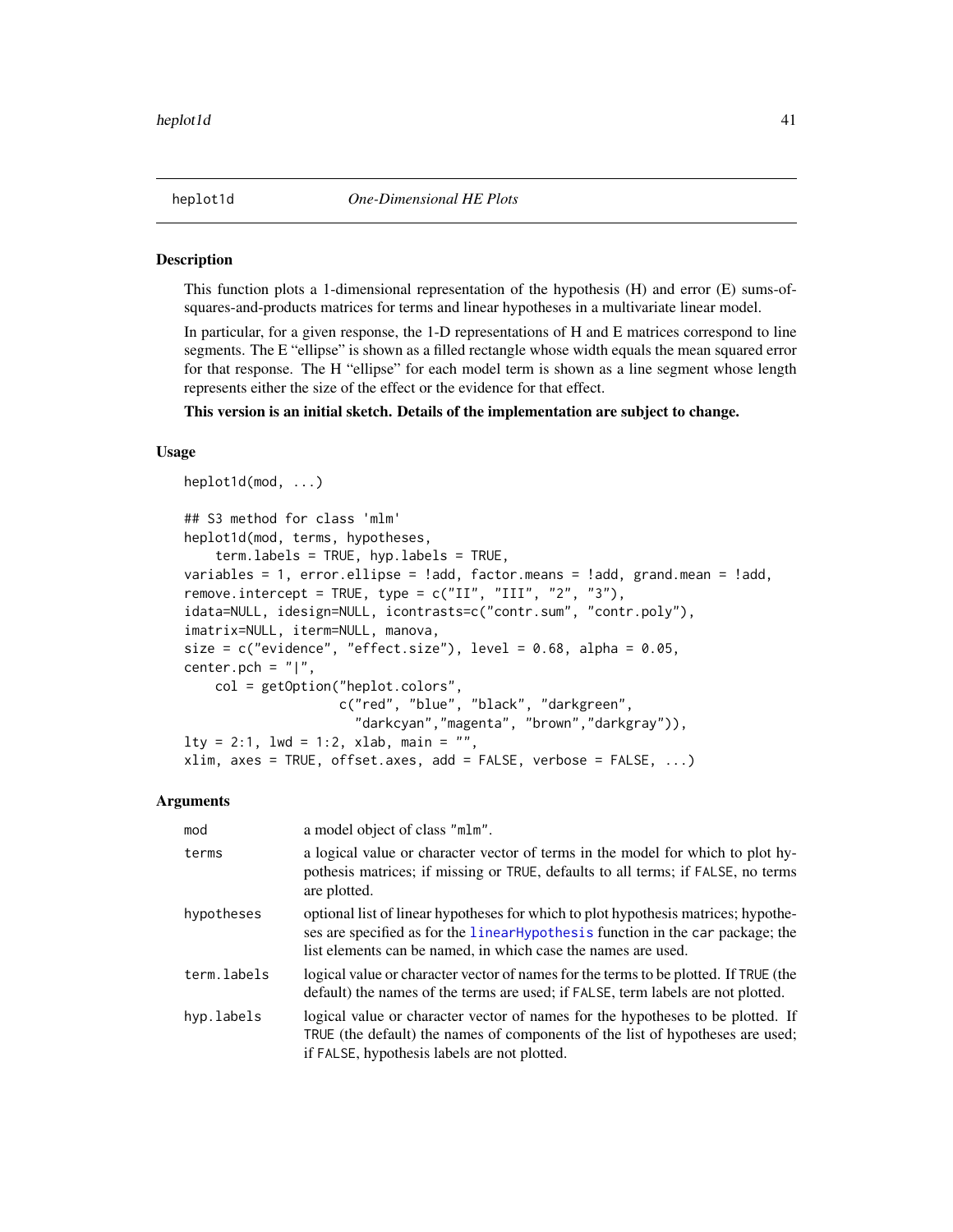# heplot1d *One-Dimensional HE Plots*

## Description

This function plots a 1-dimensional representation of the hypothesis (H) and error (E) sums-of-squares-and-products matrices for terms and linear hypotheses in a multivariate linear model.

In particular, for a given response, the 1-D representations of H and E matrices correspond to line segments. The E "ellipse" is shown as a filled rectangle whose width equals the mean squared error for that response. The H "ellipse" for each model term is shown as a line segment whose length represents either the size of the effect or the evidence for that effect.

**This version is an initial sketch. Details of the implementation are subject to change.**

## Usage

```
heplot1d(mod, ...)

## S3 method for class 'mlm'
heplot1d(mod, terms, hypotheses,
    term.labels = TRUE, hyp.labels = TRUE,
variables = 1, error.ellipse = !add, factor.means = !add, grand.mean = !add,
remove.intercept = TRUE, type = c("II", "III", "2", "3"),
idata=NULL, idesign=NULL, icontrasts=c("contr.sum", "contr.poly"),
imatrix=NULL, iterm=NULL, manova,
size = c("evidence", "effect.size"), level = 0.68, alpha = 0.05,
center.pch = "|",
    col = getOption("heplot.colors",
                   c("red", "blue", "black", "darkgreen",
                     "darkcyan","magenta", "brown","darkgray")),
lty = 2:1, lwd = 1:2, xlab, main = "",
xlim, axes = TRUE, offset.axes, add = FALSE, verbose = FALSE, ...)
```

## Arguments

| | |
|---|---|
| `mod` | a model object of class "mlm". |
| `terms` | a logical value or character vector of terms in the model for which to plot hypothesis matrices; if missing or TRUE, defaults to all terms; if FALSE, no terms are plotted. |
| `hypotheses` | optional list of linear hypotheses for which to plot hypothesis matrices; hypotheses are specified as for the `linearHypothesis` function in the car package; the list elements can be named, in which case the names are used. |
| `term.labels` | logical value or character vector of names for the terms to be plotted. If TRUE (the default) the names of the terms are used; if FALSE, term labels are not plotted. |
| `hyp.labels` | logical value or character vector of names for the hypotheses to be plotted. If TRUE (the default) the names of components of the list of hypotheses are used; if FALSE, hypothesis labels are not plotted. |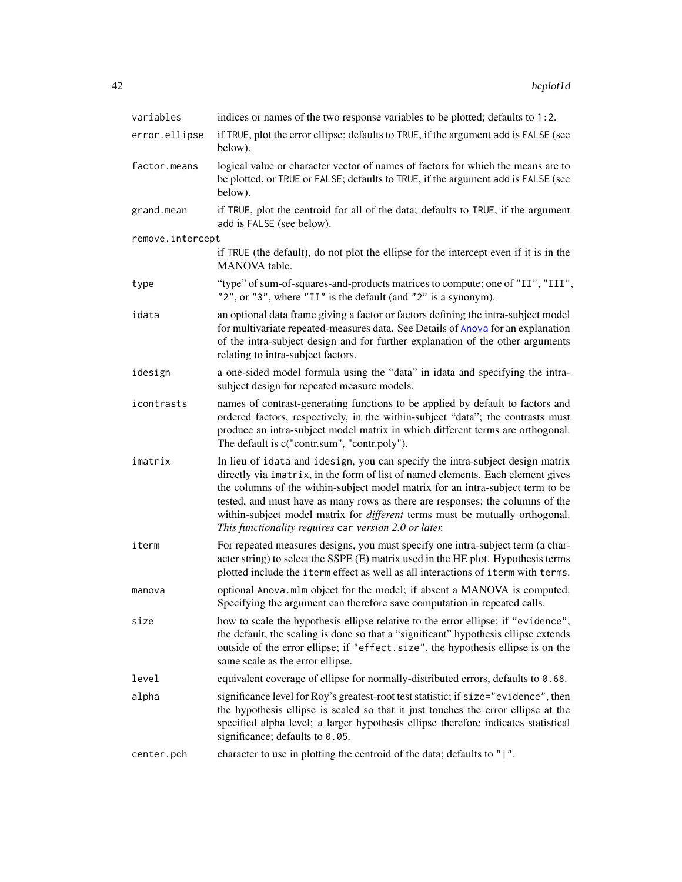| | |
|---|---|
| `variables` | indices or names of the two response variables to be plotted; defaults to `1:2`. |
| `error.ellipse` | if TRUE, plot the error ellipse; defaults to TRUE, if the argument add is FALSE (see below). |
| `factor.means` | logical value or character vector of names of factors for which the means are to be plotted, or TRUE or FALSE; defaults to TRUE, if the argument add is FALSE (see below). |
| `grand.mean` | if TRUE, plot the centroid for all of the data; defaults to TRUE, if the argument add is FALSE (see below). |
| `remove.intercept` | if TRUE (the default), do not plot the ellipse for the intercept even if it is in the MANOVA table. |
| `type` | "type" of sum-of-squares-and-products matrices to compute; one of "II", "III", "2", or "3", where "II" is the default (and "2" is a synonym). |
| `idata` | an optional data frame giving a factor or factors defining the intra-subject model for multivariate repeated-measures data. See Details of Anova for an explanation of the intra-subject design and for further explanation of the other arguments relating to intra-subject factors. |
| `idesign` | a one-sided model formula using the "data" in idata and specifying the intra-subject design for repeated measure models. |
| `icontrasts` | names of contrast-generating functions to be applied by default to factors and ordered factors, respectively, in the within-subject "data"; the contrasts must produce an intra-subject model matrix in which different terms are orthogonal. The default is c("contr.sum", "contr.poly"). |
| `imatrix` | In lieu of idata and idesign, you can specify the intra-subject design matrix directly via imatrix, in the form of list of named elements. Each element gives the columns of the within-subject model matrix for an intra-subject term to be tested, and must have as many rows as there are responses; the columns of the within-subject model matrix for *different* terms must be mutually orthogonal. *This functionality requires* car *version 2.0 or later.* |
| `iterm` | For repeated measures designs, you must specify one intra-subject term (a character string) to select the SSPE (E) matrix used in the HE plot. Hypothesis terms plotted include the iterm effect as well as all interactions of iterm with terms. |
| `manova` | optional Anova.mlm object for the model; if absent a MANOVA is computed. Specifying the argument can therefore save computation in repeated calls. |
| `size` | how to scale the hypothesis ellipse relative to the error ellipse; if "evidence", the default, the scaling is done so that a "significant" hypothesis ellipse extends outside of the error ellipse; if "effect.size", the hypothesis ellipse is on the same scale as the error ellipse. |
| `level` | equivalent coverage of ellipse for normally-distributed errors, defaults to 0.68. |
| `alpha` | significance level for Roy's greatest-root test statistic; if size="evidence", then the hypothesis ellipse is scaled so that it just touches the error ellipse at the specified alpha level; a larger hypothesis ellipse therefore indicates statistical significance; defaults to 0.05. |
| `center.pch` | character to use in plotting the centroid of the data; defaults to "\|". |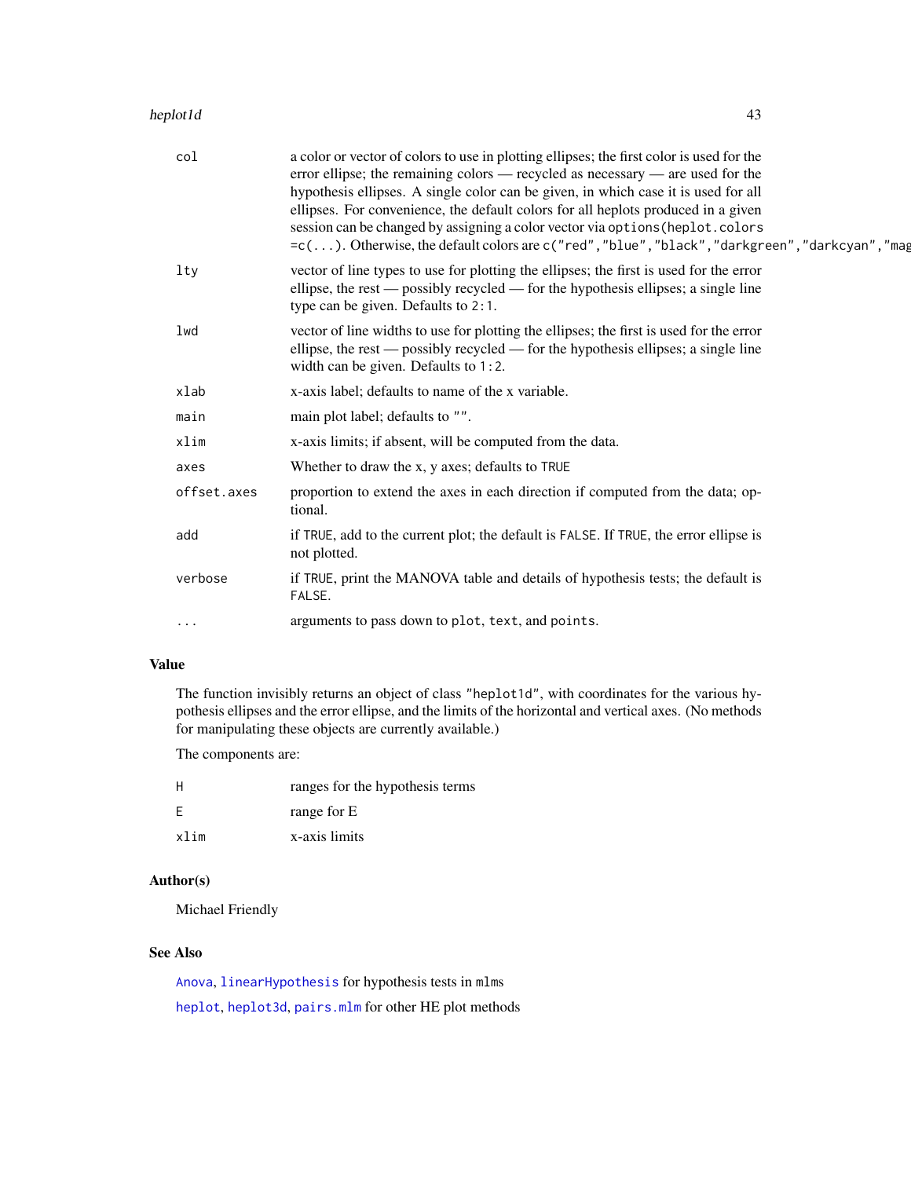| | |
|---|---|
| `col` | a color or vector of colors to use in plotting ellipses; the first color is used for the error ellipse; the remaining colors — recycled as necessary — are used for the hypothesis ellipses. A single color can be given, in which case it is used for all ellipses. For convenience, the default colors for all heplots produced in a given session can be changed by assigning a color vector via `options(heplot.colors =c(...)`. Otherwise, the default colors are `c("red","blue","black","darkgreen","darkcyan","mag` |
| `lty` | vector of line types to use for plotting the ellipses; the first is used for the error ellipse, the rest — possibly recycled — for the hypothesis ellipses; a single line type can be given. Defaults to `2:1`. |
| `lwd` | vector of line widths to use for plotting the ellipses; the first is used for the error ellipse, the rest — possibly recycled — for the hypothesis ellipses; a single line width can be given. Defaults to `1:2`. |
| `xlab` | x-axis label; defaults to name of the x variable. |
| `main` | main plot label; defaults to `""`. |
| `xlim` | x-axis limits; if absent, will be computed from the data. |
| `axes` | Whether to draw the x, y axes; defaults to `TRUE` |
| `offset.axes` | proportion to extend the axes in each direction if computed from the data; optional. |
| `add` | if `TRUE`, add to the current plot; the default is `FALSE`. If `TRUE`, the error ellipse is not plotted. |
| `verbose` | if `TRUE`, print the MANOVA table and details of hypothesis tests; the default is `FALSE`. |
| `...` | arguments to pass down to `plot`, `text`, and `points`. |

## Value

The function invisibly returns an object of class `"heplot1d"`, with coordinates for the various hypothesis ellipses and the error ellipse, and the limits of the horizontal and vertical axes. (No methods for manipulating these objects are currently available.)

The components are:

| | |
|---|---|
| `H` | ranges for the hypothesis terms |
| `E` | range for E |
| `xlim` | x-axis limits |

## Author(s)

Michael Friendly

## See Also

`Anova`, `linearHypothesis` for hypothesis tests in `mlm`s

`heplot`, `heplot3d`, `pairs.mlm` for other HE plot methods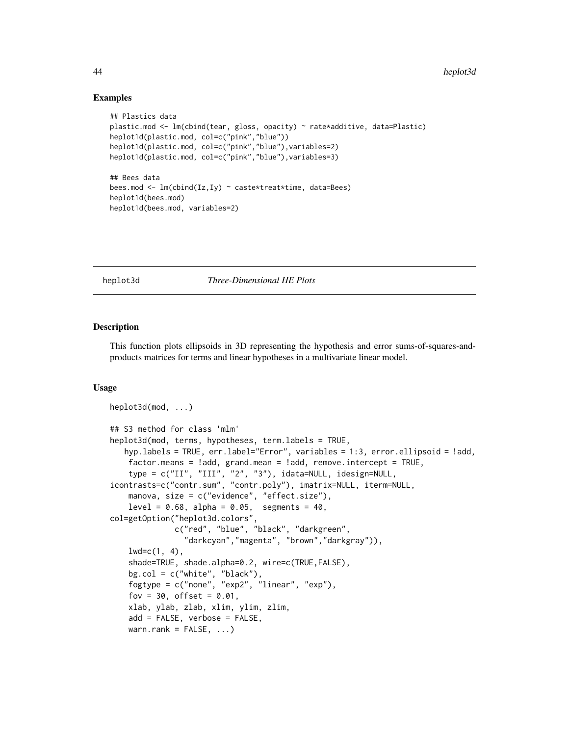## Examples

```
## Plastics data
plastic.mod <- lm(cbind(tear, gloss, opacity) ~ rate*additive, data=Plastic)
heplot1d(plastic.mod, col=c("pink","blue"))
heplot1d(plastic.mod, col=c("pink","blue"),variables=2)
heplot1d(plastic.mod, col=c("pink","blue"),variables=3)

## Bees data
bees.mod <- lm(cbind(Iz,Iy) ~ caste*treat*time, data=Bees)
heplot1d(bees.mod)
heplot1d(bees.mod, variables=2)
```

---

heplot3d *Three-Dimensional HE Plots*

---

## Description

This function plots ellipsoids in 3D representing the hypothesis and error sums-of-squares-and-products matrices for terms and linear hypotheses in a multivariate linear model.

## Usage

```
heplot3d(mod, ...)

## S3 method for class 'mlm'
heplot3d(mod, terms, hypotheses, term.labels = TRUE,
   hyp.labels = TRUE, err.label="Error", variables = 1:3, error.ellipsoid = !add,
    factor.means = !add, grand.mean = !add, remove.intercept = TRUE,
    type = c("II", "III", "2", "3"), idata=NULL, idesign=NULL,
icontrasts=c("contr.sum", "contr.poly"), imatrix=NULL, iterm=NULL,
    manova, size = c("evidence", "effect.size"),
    level = 0.68, alpha = 0.05,  segments = 40,
col=getOption("heplot3d.colors",
              c("red", "blue", "black", "darkgreen",
                "darkcyan","magenta", "brown","darkgray")),
    lwd=c(1, 4),
    shade=TRUE, shade.alpha=0.2, wire=c(TRUE,FALSE),
    bg.col = c("white", "black"),
    fogtype = c("none", "exp2", "linear", "exp"),
    fov = 30, offset = 0.01,
    xlab, ylab, zlab, xlim, ylim, zlim,
    add = FALSE, verbose = FALSE,
    warn.rank = FALSE, ...)
```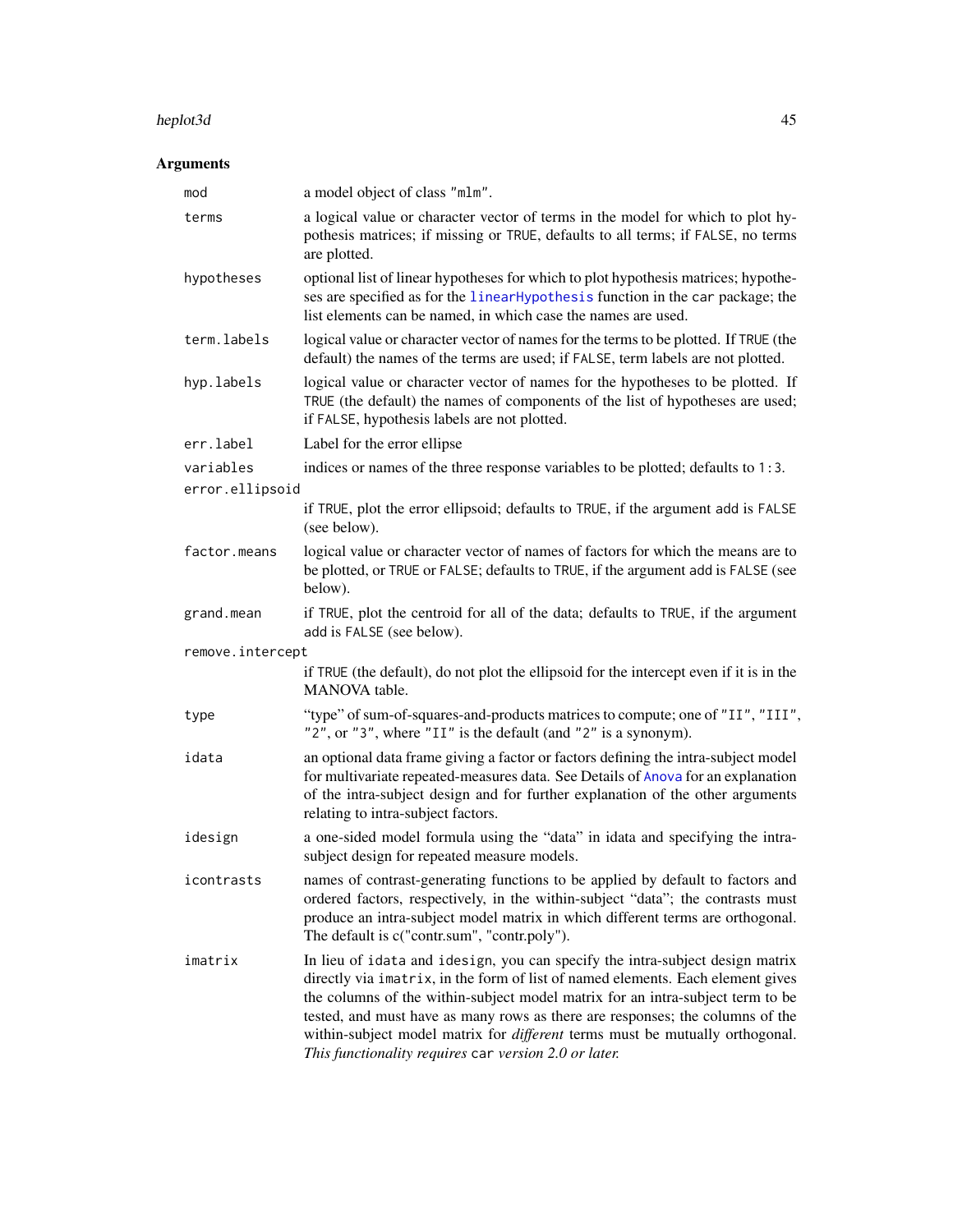## Arguments

| | |
|---|---|
| `mod` | a model object of class `"mlm"`. |
| `terms` | a logical value or character vector of terms in the model for which to plot hypothesis matrices; if missing or `TRUE`, defaults to all terms; if `FALSE`, no terms are plotted. |
| `hypotheses` | optional list of linear hypotheses for which to plot hypothesis matrices; hypotheses are specified as for the `linearHypothesis` function in the `car` package; the list elements can be named, in which case the names are used. |
| `term.labels` | logical value or character vector of names for the terms to be plotted. If `TRUE` (the default) the names of the terms are used; if `FALSE`, term labels are not plotted. |
| `hyp.labels` | logical value or character vector of names for the hypotheses to be plotted. If `TRUE` (the default) the names of components of the list of hypotheses are used; if `FALSE`, hypothesis labels are not plotted. |
| `err.label` | Label for the error ellipse |
| `variables` | indices or names of the three response variables to be plotted; defaults to `1:3`. |
| `error.ellipsoid` | if `TRUE`, plot the error ellipsoid; defaults to `TRUE`, if the argument `add` is `FALSE` (see below). |
| `factor.means` | logical value or character vector of names of factors for which the means are to be plotted, or `TRUE` or `FALSE`; defaults to `TRUE`, if the argument `add` is `FALSE` (see below). |
| `grand.mean` | if `TRUE`, plot the centroid for all of the data; defaults to `TRUE`, if the argument `add` is `FALSE` (see below). |
| `remove.intercept` | if `TRUE` (the default), do not plot the ellipsoid for the intercept even if it is in the MANOVA table. |
| `type` | "type" of sum-of-squares-and-products matrices to compute; one of `"II"`, `"III"`, `"2"`, or `"3"`, where `"II"` is the default (and `"2"` is a synonym). |
| `idata` | an optional data frame giving a factor or factors defining the intra-subject model for multivariate repeated-measures data. See Details of `Anova` for an explanation of the intra-subject design and for further explanation of the other arguments relating to intra-subject factors. |
| `idesign` | a one-sided model formula using the "data" in idata and specifying the intra-subject design for repeated measure models. |
| `icontrasts` | names of contrast-generating functions to be applied by default to factors and ordered factors, respectively, in the within-subject "data"; the contrasts must produce an intra-subject model matrix in which different terms are orthogonal. The default is c("contr.sum", "contr.poly"). |
| `imatrix` | In lieu of `idata` and `idesign`, you can specify the intra-subject design matrix directly via `imatrix`, in the form of list of named elements. Each element gives the columns of the within-subject model matrix for an intra-subject term to be tested, and must have as many rows as there are responses; the columns of the within-subject model matrix for *different* terms must be mutually orthogonal. *This functionality requires* `car` *version 2.0 or later.* |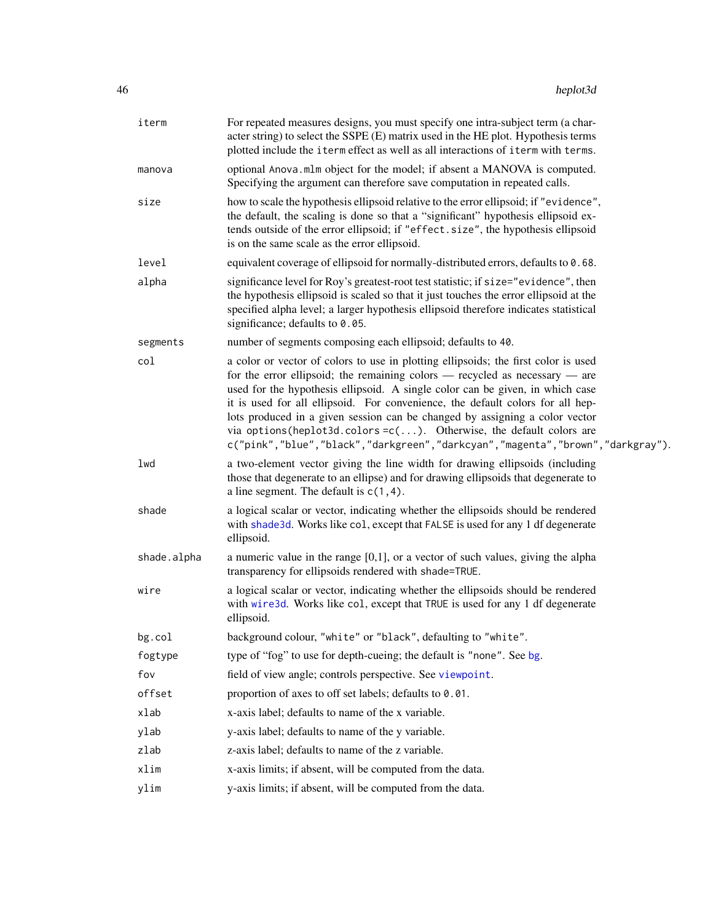| | |
|---|---|
| `iterm` | For repeated measures designs, you must specify one intra-subject term (a character string) to select the SSPE (E) matrix used in the HE plot. Hypothesis terms plotted include the `iterm` effect as well as all interactions of `iterm` with `terms`. |
| `manova` | optional `Anova.mlm` object for the model; if absent a MANOVA is computed. Specifying the argument can therefore save computation in repeated calls. |
| `size` | how to scale the hypothesis ellipsoid relative to the error ellipsoid; if `"evidence"`, the default, the scaling is done so that a "significant" hypothesis ellipsoid extends outside of the error ellipsoid; if `"effect.size"`, the hypothesis ellipsoid is on the same scale as the error ellipsoid. |
| `level` | equivalent coverage of ellipsoid for normally-distributed errors, defaults to `0.68`. |
| `alpha` | significance level for Roy's greatest-root test statistic; if `size="evidence"`, then the hypothesis ellipsoid is scaled so that it just touches the error ellipsoid at the specified alpha level; a larger hypothesis ellipsoid therefore indicates statistical significance; defaults to `0.05`. |
| `segments` | number of segments composing each ellipsoid; defaults to `40`. |
| `col` | a color or vector of colors to use in plotting ellipsoids; the first color is used for the error ellipsoid; the remaining colors — recycled as necessary — are used for the hypothesis ellipsoid. A single color can be given, in which case it is used for all ellipsoid. For convenience, the default colors for all heplots produced in a given session can be changed by assigning a color vector via `options(heplot3d.colors =c(...)`. Otherwise, the default colors are `c("pink","blue","black","darkgreen","darkcyan","magenta","brown","darkgray")`. |
| `lwd` | a two-element vector giving the line width for drawing ellipsoids (including those that degenerate to an ellipse) and for drawing ellipsoids that degenerate to a line segment. The default is `c(1,4)`. |
| `shade` | a logical scalar or vector, indicating whether the ellipsoids should be rendered with `shade3d`. Works like `col`, except that `FALSE` is used for any 1 df degenerate ellipsoid. |
| `shade.alpha` | a numeric value in the range [0,1], or a vector of such values, giving the alpha transparency for ellipsoids rendered with `shade=TRUE`. |
| `wire` | a logical scalar or vector, indicating whether the ellipsoids should be rendered with `wire3d`. Works like `col`, except that `TRUE` is used for any 1 df degenerate ellipsoid. |
| `bg.col` | background colour, `"white"` or `"black"`, defaulting to `"white"`. |
| `fogtype` | type of "fog" to use for depth-cueing; the default is `"none"`. See `bg`. |
| `fov` | field of view angle; controls perspective. See `viewpoint`. |
| `offset` | proportion of axes to off set labels; defaults to `0.01`. |
| `xlab` | x-axis label; defaults to name of the x variable. |
| `ylab` | y-axis label; defaults to name of the y variable. |
| `zlab` | z-axis label; defaults to name of the z variable. |
| `xlim` | x-axis limits; if absent, will be computed from the data. |
| `ylim` | y-axis limits; if absent, will be computed from the data. |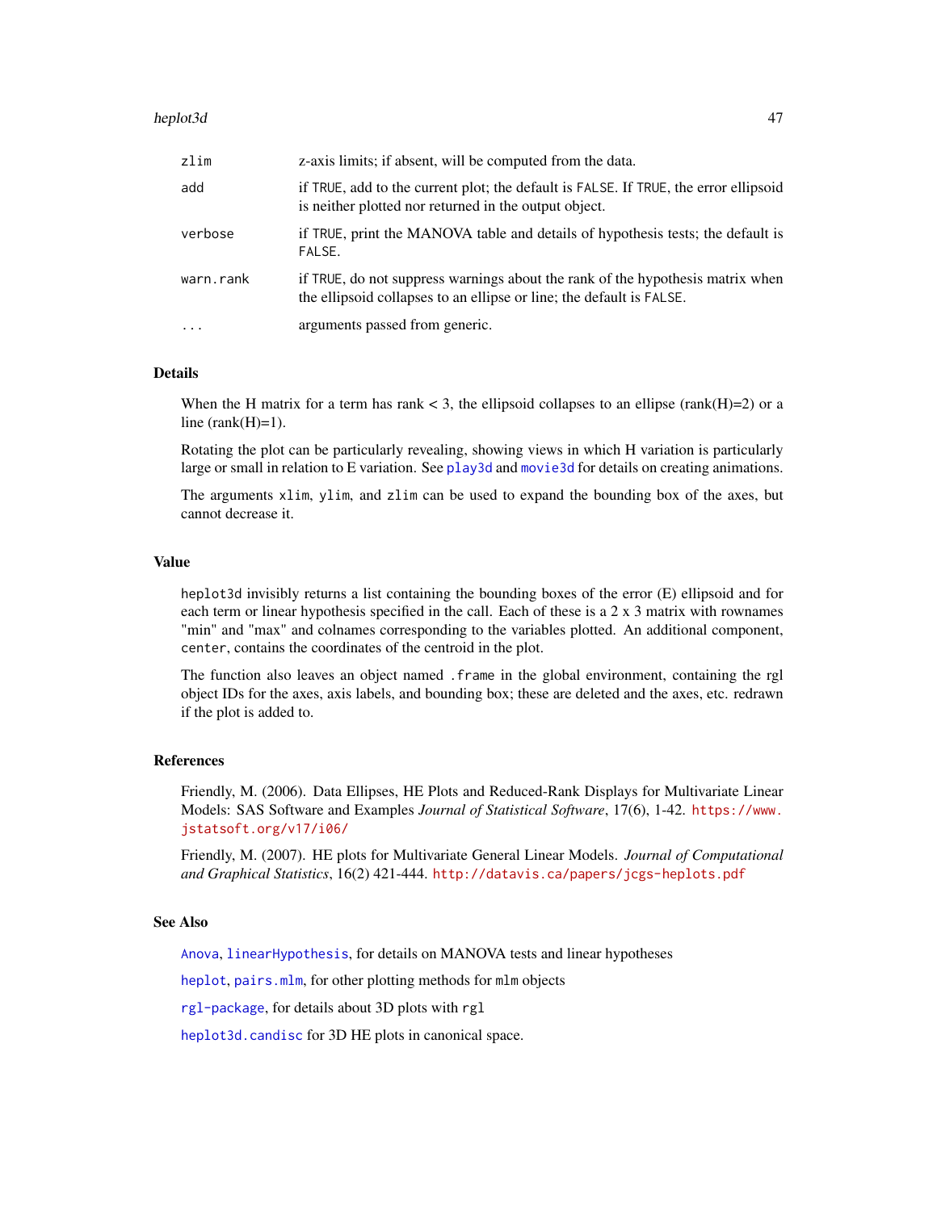| | |
|---|---|
| `zlim` | z-axis limits; if absent, will be computed from the data. |
| `add` | if `TRUE`, add to the current plot; the default is `FALSE`. If `TRUE`, the error ellipsoid is neither plotted nor returned in the output object. |
| `verbose` | if `TRUE`, print the MANOVA table and details of hypothesis tests; the default is `FALSE`. |
| `warn.rank` | if `TRUE`, do not suppress warnings about the rank of the hypothesis matrix when the ellipsoid collapses to an ellipse or line; the default is `FALSE`. |
| `...` | arguments passed from generic. |

## Details

When the H matrix for a term has rank < 3, the ellipsoid collapses to an ellipse (rank(H)=2) or a line (rank(H)=1).

Rotating the plot can be particularly revealing, showing views in which H variation is particularly large or small in relation to E variation. See `play3d` and `movie3d` for details on creating animations.

The arguments `xlim`, `ylim`, and `zlim` can be used to expand the bounding box of the axes, but cannot decrease it.

## Value

`heplot3d` invisibly returns a list containing the bounding boxes of the error (E) ellipsoid and for each term or linear hypothesis specified in the call. Each of these is a 2 x 3 matrix with rownames "min" and "max" and colnames corresponding to the variables plotted. An additional component, `center`, contains the coordinates of the centroid in the plot.

The function also leaves an object named `.frame` in the global environment, containing the rgl object IDs for the axes, axis labels, and bounding box; these are deleted and the axes, etc. redrawn if the plot is added to.

## References

Friendly, M. (2006). Data Ellipses, HE Plots and Reduced-Rank Displays for Multivariate Linear Models: SAS Software and Examples *Journal of Statistical Software*, 17(6), 1-42. https://www.jstatsoft.org/v17/i06/

Friendly, M. (2007). HE plots for Multivariate General Linear Models. *Journal of Computational and Graphical Statistics*, 16(2) 421-444. http://datavis.ca/papers/jcgs-heplots.pdf

## See Also

`Anova`, `linearHypothesis`, for details on MANOVA tests and linear hypotheses

`heplot`, `pairs.mlm`, for other plotting methods for `mlm` objects

`rgl-package`, for details about 3D plots with `rgl`

`heplot3d.candisc` for 3D HE plots in canonical space.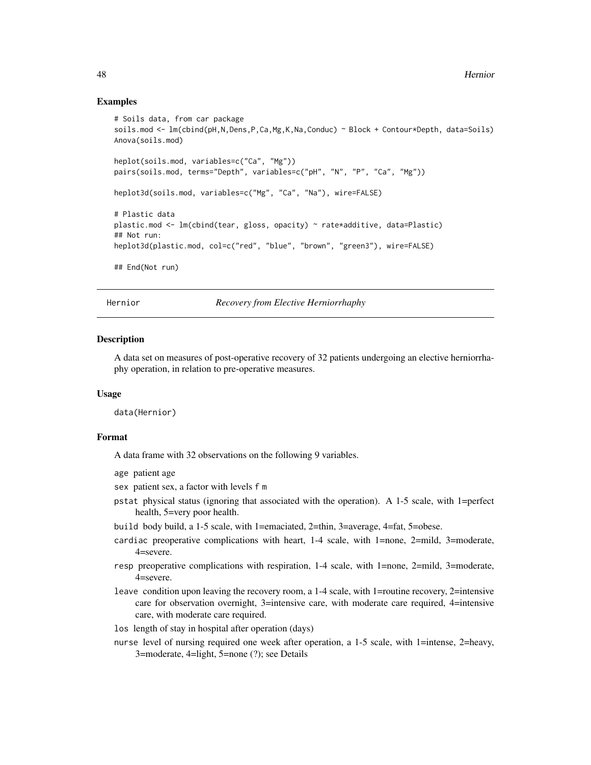## Examples

```
# Soils data, from car package
soils.mod <- lm(cbind(pH,N,Dens,P,Ca,Mg,K,Na,Conduc) ~ Block + Contour*Depth, data=Soils)
Anova(soils.mod)

heplot(soils.mod, variables=c("Ca", "Mg"))
pairs(soils.mod, terms="Depth", variables=c("pH", "N", "P", "Ca", "Mg"))

heplot3d(soils.mod, variables=c("Mg", "Ca", "Na"), wire=FALSE)

# Plastic data
plastic.mod <- lm(cbind(tear, gloss, opacity) ~ rate*additive, data=Plastic)
## Not run:
heplot3d(plastic.mod, col=c("red", "blue", "brown", "green3"), wire=FALSE)

## End(Not run)
```

---

Hernior *Recovery from Elective Herniorrhaphy*

---

## Description

A data set on measures of post-operative recovery of 32 patients undergoing an elective herniorrhaphy operation, in relation to pre-operative measures.

## Usage

```
data(Hernior)
```

## Format

A data frame with 32 observations on the following 9 variables.

- `age` patient age
- `sex` patient sex, a factor with levels `f` `m`
- `pstat` physical status (ignoring that associated with the operation). A 1-5 scale, with 1=perfect health, 5=very poor health.
- `build` body build, a 1-5 scale, with 1=emaciated, 2=thin, 3=average, 4=fat, 5=obese.
- `cardiac` preoperative complications with heart, 1-4 scale, with 1=none, 2=mild, 3=moderate, 4=severe.
- `resp` preoperative complications with respiration, 1-4 scale, with 1=none, 2=mild, 3=moderate, 4=severe.
- `leave` condition upon leaving the recovery room, a 1-4 scale, with 1=routine recovery, 2=intensive care for observation overnight, 3=intensive care, with moderate care required, 4=intensive care, with moderate care required.
- `los` length of stay in hospital after operation (days)
- `nurse` level of nursing required one week after operation, a 1-5 scale, with 1=intense, 2=heavy, 3=moderate, 4=light, 5=none (?); see Details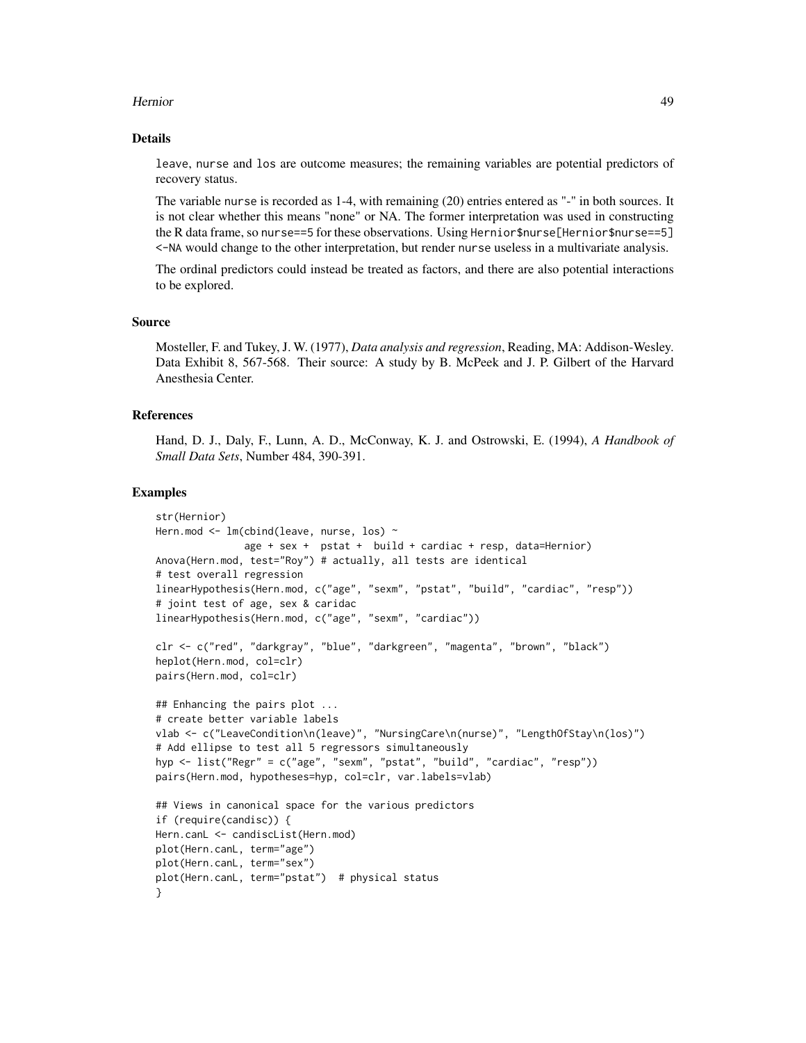## Details

leave, nurse and los are outcome measures; the remaining variables are potential predictors of recovery status.

The variable nurse is recorded as 1-4, with remaining (20) entries entered as "-" in both sources. It is not clear whether this means "none" or NA. The former interpretation was used in constructing the R data frame, so nurse==5 for these observations. Using Hernior$nurse[Hernior$nurse==5] <-NA would change to the other interpretation, but render nurse useless in a multivariate analysis.

The ordinal predictors could instead be treated as factors, and there are also potential interactions to be explored.

## Source

Mosteller, F. and Tukey, J. W. (1977), *Data analysis and regression*, Reading, MA: Addison-Wesley. Data Exhibit 8, 567-568. Their source: A study by B. McPeek and J. P. Gilbert of the Harvard Anesthesia Center.

## References

Hand, D. J., Daly, F., Lunn, A. D., McConway, K. J. and Ostrowski, E. (1994), *A Handbook of Small Data Sets*, Number 484, 390-391.

## Examples

```
str(Hernior)
Hern.mod <- lm(cbind(leave, nurse, los) ~
               age + sex +  pstat +  build + cardiac + resp, data=Hernior)
Anova(Hern.mod, test="Roy") # actually, all tests are identical
# test overall regression
linearHypothesis(Hern.mod, c("age", "sexm", "pstat", "build", "cardiac", "resp"))
# joint test of age, sex & caridac
linearHypothesis(Hern.mod, c("age", "sexm", "cardiac"))

clr <- c("red", "darkgray", "blue", "darkgreen", "magenta", "brown", "black")
heplot(Hern.mod, col=clr)
pairs(Hern.mod, col=clr)

## Enhancing the pairs plot ...
# create better variable labels
vlab <- c("LeaveCondition\n(leave)", "NursingCare\n(nurse)", "LengthOfStay\n(los)")
# Add ellipse to test all 5 regressors simultaneously
hyp <- list("Regr" = c("age", "sexm", "pstat", "build", "cardiac", "resp"))
pairs(Hern.mod, hypotheses=hyp, col=clr, var.labels=vlab)

## Views in canonical space for the various predictors
if (require(candisc)) {
Hern.canL <- candiscList(Hern.mod)
plot(Hern.canL, term="age")
plot(Hern.canL, term="sex")
plot(Hern.canL, term="pstat")  # physical status
}
```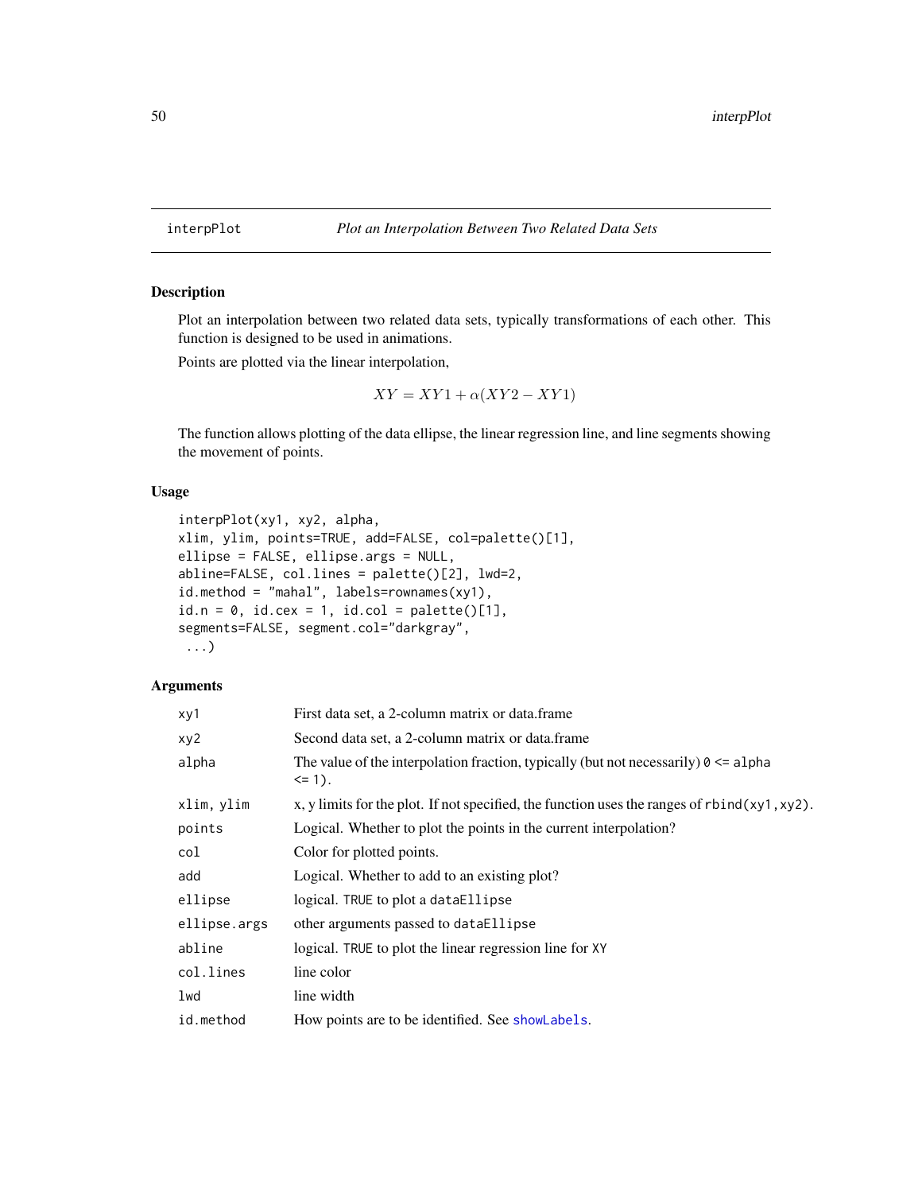## interpPlot — *Plot an Interpolation Between Two Related Data Sets*

### Description

Plot an interpolation between two related data sets, typically transformations of each other. This function is designed to be used in animations.

Points are plotted via the linear interpolation,

$$XY = XY1 + \alpha(XY2 - XY1)$$

The function allows plotting of the data ellipse, the linear regression line, and line segments showing the movement of points.

### Usage

```
interpPlot(xy1, xy2, alpha,
xlim, ylim, points=TRUE, add=FALSE, col=palette()[1],
ellipse = FALSE, ellipse.args = NULL,
abline=FALSE, col.lines = palette()[2], lwd=2,
id.method = "mahal", labels=rownames(xy1),
id.n = 0, id.cex = 1, id.col = palette()[1],
segments=FALSE, segment.col="darkgray",
 ...)
```

### Arguments

| | |
|---|---|
| `xy1` | First data set, a 2-column matrix or data.frame |
| `xy2` | Second data set, a 2-column matrix or data.frame |
| `alpha` | The value of the interpolation fraction, typically (but not necessarily) `0 <= alpha <= 1`). |
| `xlim, ylim` | x, y limits for the plot. If not specified, the function uses the ranges of `rbind(xy1,xy2)`. |
| `points` | Logical. Whether to plot the points in the current interpolation? |
| `col` | Color for plotted points. |
| `add` | Logical. Whether to add to an existing plot? |
| `ellipse` | logical. `TRUE` to plot a `dataEllipse` |
| `ellipse.args` | other arguments passed to `dataEllipse` |
| `abline` | logical. `TRUE` to plot the linear regression line for `XY` |
| `col.lines` | line color |
| `lwd` | line width |
| `id.method` | How points are to be identified. See `showLabels`. |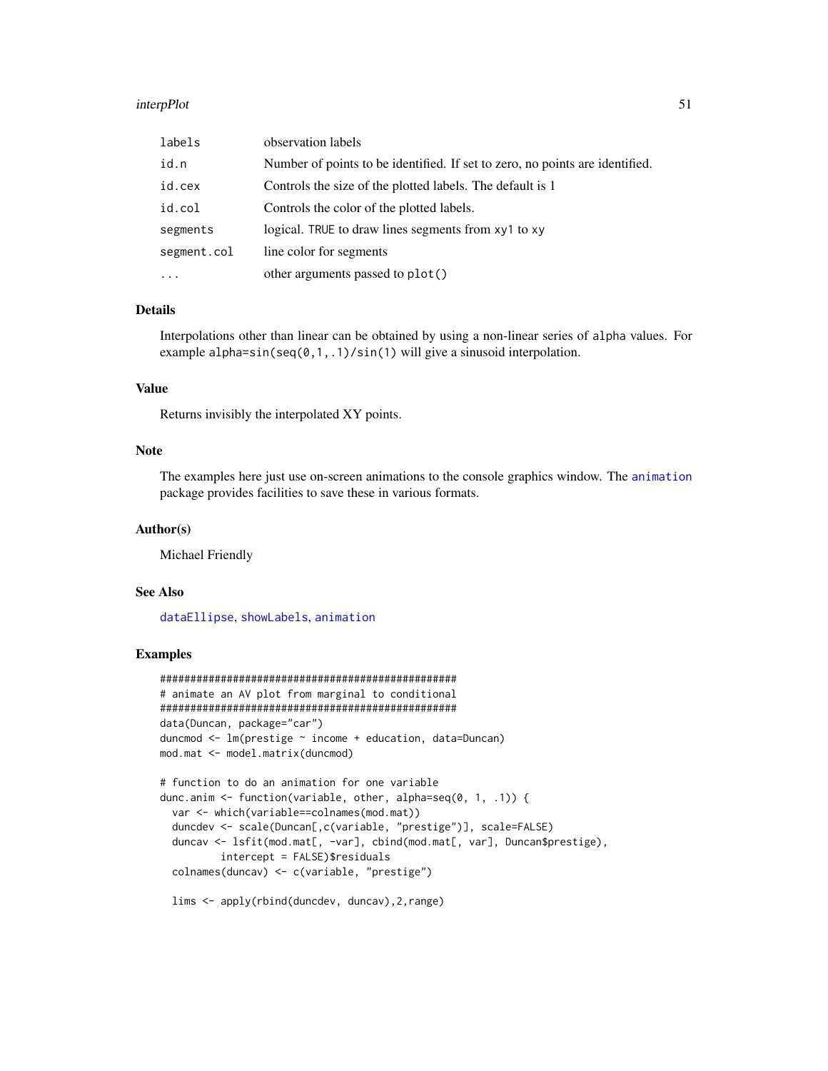| | |
|---|---|
| `labels` | observation labels |
| `id.n` | Number of points to be identified. If set to zero, no points are identified. |
| `id.cex` | Controls the size of the plotted labels. The default is 1 |
| `id.col` | Controls the color of the plotted labels. |
| `segments` | logical. `TRUE` to draw lines segments from `xy1` to `xy` |
| `segment.col` | line color for segments |
| `...` | other arguments passed to `plot()` |

## Details

Interpolations other than linear can be obtained by using a non-linear series of `alpha` values. For example `alpha=sin(seq(0,1,.1)/sin(1)` will give a sinusoid interpolation.

## Value

Returns invisibly the interpolated XY points.

## Note

The examples here just use on-screen animations to the console graphics window. The `animation` package provides facilities to save these in various formats.

## Author(s)

Michael Friendly

## See Also

`dataEllipse`, `showLabels`, `animation`

## Examples

```
##################################################
# animate an AV plot from marginal to conditional
##################################################
data(Duncan, package="car")
duncmod <- lm(prestige ~ income + education, data=Duncan)
mod.mat <- model.matrix(duncmod)

# function to do an animation for one variable
dunc.anim <- function(variable, other, alpha=seq(0, 1, .1)) {
  var <- which(variable==colnames(mod.mat))
  duncdev <- scale(Duncan[,c(variable, "prestige")], scale=FALSE)
  duncav <- lsfit(mod.mat[, -var], cbind(mod.mat[, var], Duncan$prestige),
          intercept = FALSE)$residuals
  colnames(duncav) <- c(variable, "prestige")

  lims <- apply(rbind(duncdev, duncav),2,range)
```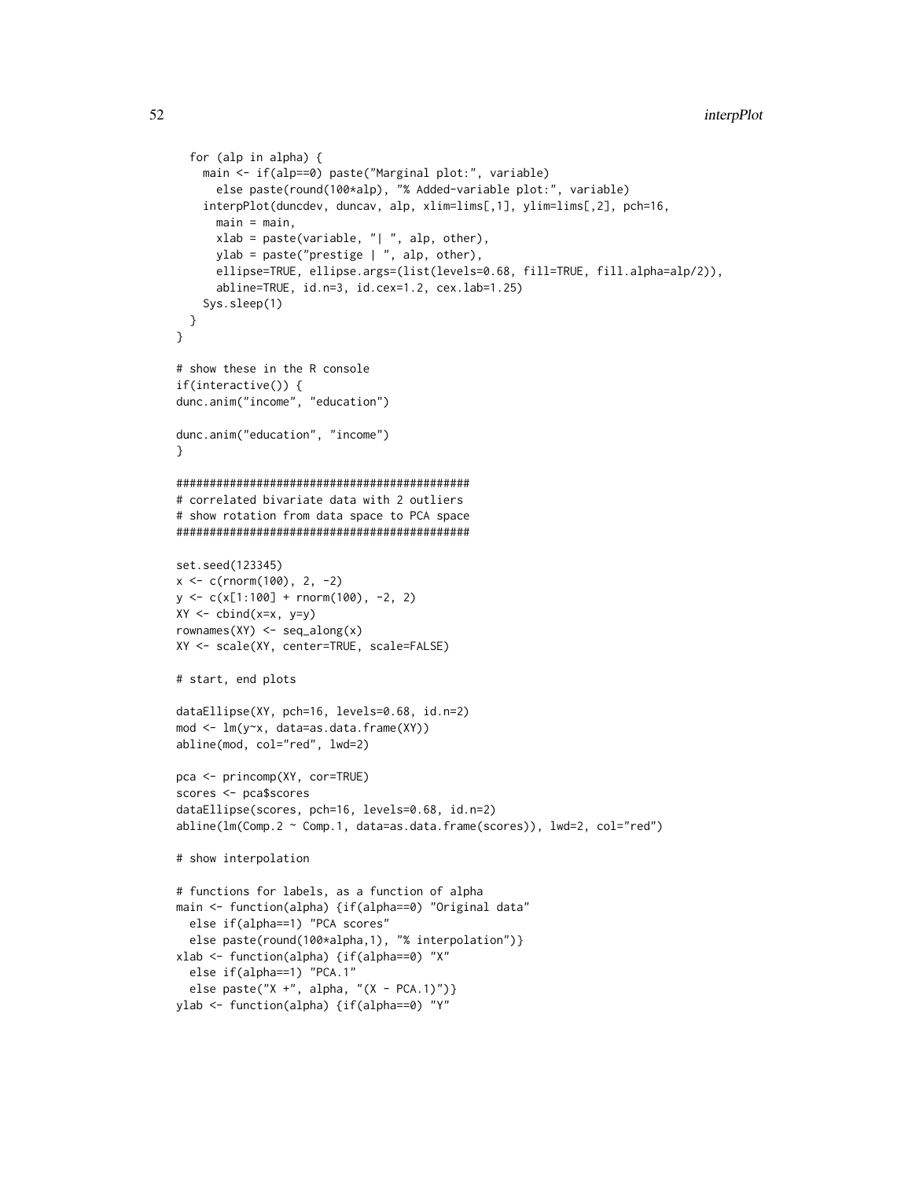```
  for (alp in alpha) {
    main <- if(alp==0) paste("Marginal plot:", variable)
      else paste(round(100*alp), "% Added-variable plot:", variable)
    interpPlot(duncdev, duncav, alp, xlim=lims[,1], ylim=lims[,2], pch=16,
      main = main,
      xlab = paste(variable, "| ", alp, other),
      ylab = paste("prestige | ", alp, other),
      ellipse=TRUE, ellipse.args=(list(levels=0.68, fill=TRUE, fill.alpha=alp/2)),
      abline=TRUE, id.n=3, id.cex=1.2, cex.lab=1.25)
    Sys.sleep(1)
  }
}

# show these in the R console
if(interactive()) {
dunc.anim("income", "education")

dunc.anim("education", "income")
}

############################################
# correlated bivariate data with 2 outliers
# show rotation from data space to PCA space
############################################

set.seed(123345)
x <- c(rnorm(100), 2, -2)
y <- c(x[1:100] + rnorm(100), -2, 2)
XY <- cbind(x=x, y=y)
rownames(XY) <- seq_along(x)
XY <- scale(XY, center=TRUE, scale=FALSE)

# start, end plots

dataEllipse(XY, pch=16, levels=0.68, id.n=2)
mod <- lm(y~x, data=as.data.frame(XY))
abline(mod, col="red", lwd=2)

pca <- princomp(XY, cor=TRUE)
scores <- pca$scores
dataEllipse(scores, pch=16, levels=0.68, id.n=2)
abline(lm(Comp.2 ~ Comp.1, data=as.data.frame(scores)), lwd=2, col="red")

# show interpolation

# functions for labels, as a function of alpha
main <- function(alpha) {if(alpha==0) "Original data"
  else if(alpha==1) "PCA scores"
  else paste(round(100*alpha,1), "% interpolation")}
xlab <- function(alpha) {if(alpha==0) "X"
  else if(alpha==1) "PCA.1"
  else paste("X +", alpha, "(X - PCA.1)")}
ylab <- function(alpha) {if(alpha==0) "Y"
```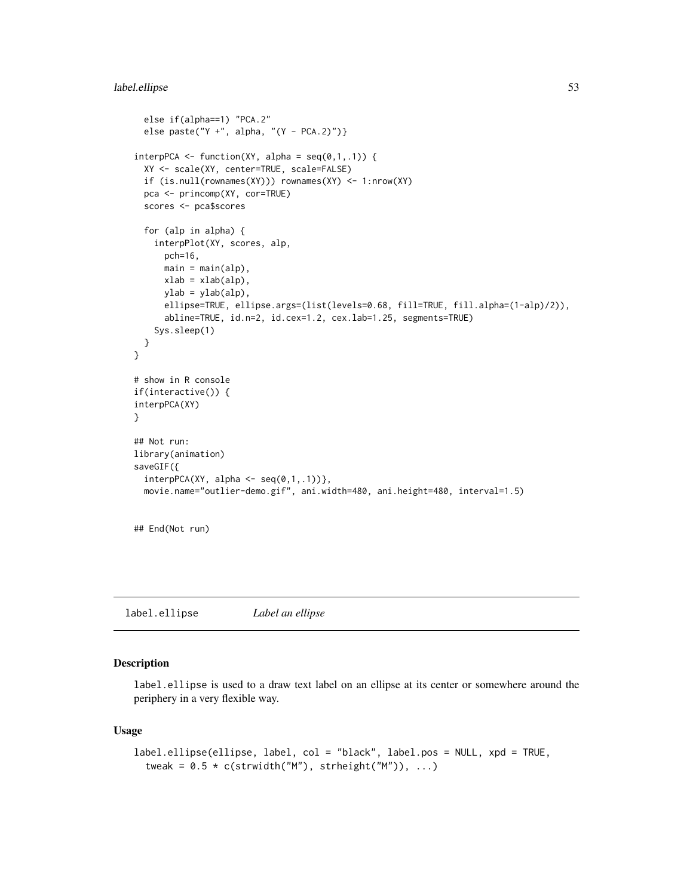```
  else if(alpha==1) "PCA.2"
  else paste("Y +", alpha, "(Y - PCA.2)")}

interpPCA <- function(XY, alpha = seq(0,1,.1)) {
  XY <- scale(XY, center=TRUE, scale=FALSE)
  if (is.null(rownames(XY))) rownames(XY) <- 1:nrow(XY)
  pca <- princomp(XY, cor=TRUE)
  scores <- pca$scores

  for (alp in alpha) {
    interpPlot(XY, scores, alp,
      pch=16,
      main = main(alp),
      xlab = xlab(alp),
      ylab = ylab(alp),
      ellipse=TRUE, ellipse.args=(list(levels=0.68, fill=TRUE, fill.alpha=(1-alp)/2)),
      abline=TRUE, id.n=2, id.cex=1.2, cex.lab=1.25, segments=TRUE)
    Sys.sleep(1)
  }
}

# show in R console
if(interactive()) {
interpPCA(XY)
}

## Not run:
library(animation)
saveGIF({
  interpPCA(XY, alpha <- seq(0,1,.1))},
  movie.name="outlier-demo.gif", ani.width=480, ani.height=480, interval=1.5)


## End(Not run)
```

## label.ellipse *Label an ellipse*

### Description

label.ellipse is used to a draw text label on an ellipse at its center or somewhere around the periphery in a very flexible way.

### Usage

```
label.ellipse(ellipse, label, col = "black", label.pos = NULL, xpd = TRUE,
  tweak = 0.5 * c(strwidth("M"), strheight("M")), ...)
```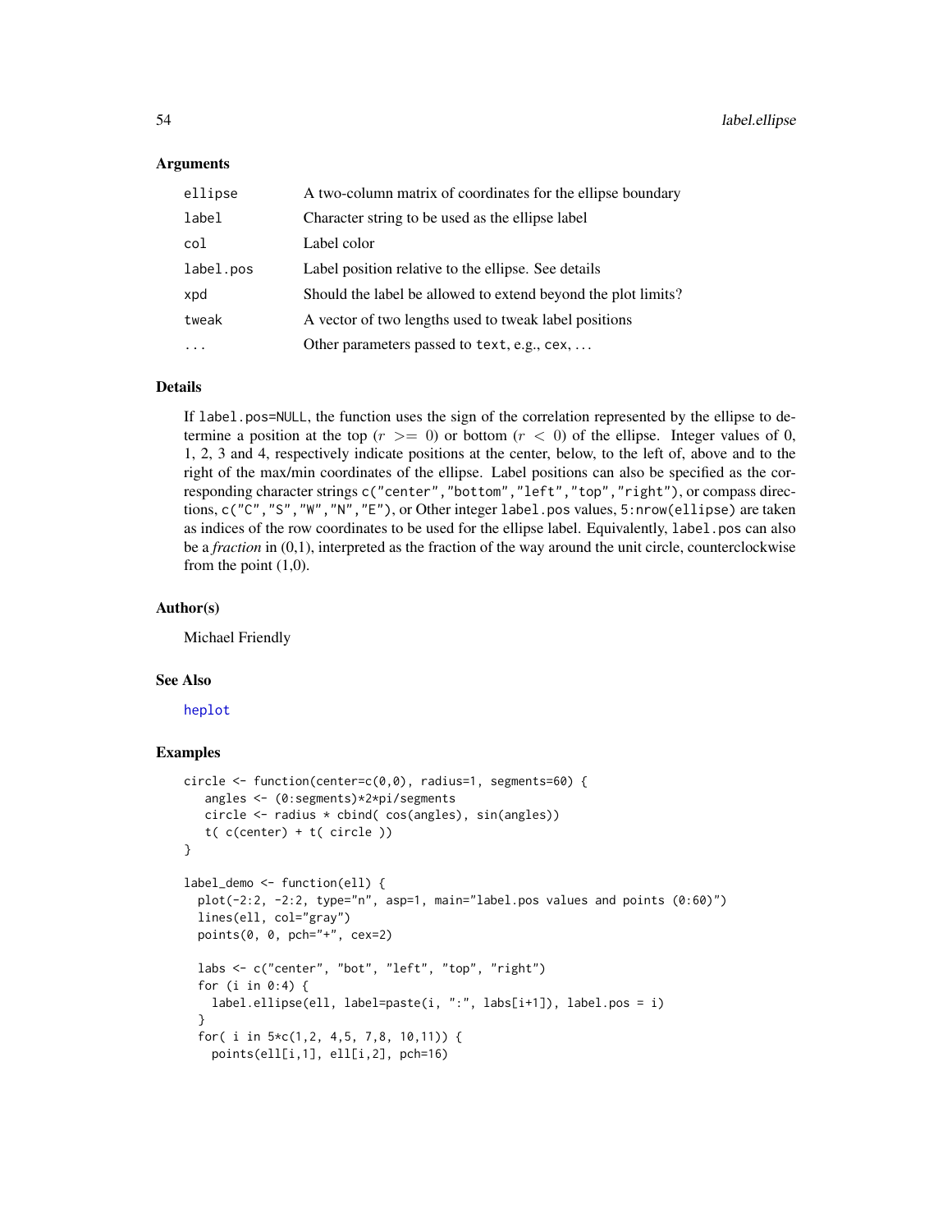## Arguments

| | |
|---|---|
| `ellipse` | A two-column matrix of coordinates for the ellipse boundary |
| `label` | Character string to be used as the ellipse label |
| `col` | Label color |
| `label.pos` | Label position relative to the ellipse. See details |
| `xpd` | Should the label be allowed to extend beyond the plot limits? |
| `tweak` | A vector of two lengths used to tweak label positions |
| `...` | Other parameters passed to `text`, e.g., `cex`, ... |

## Details

If `label.pos=NULL`, the function uses the sign of the correlation represented by the ellipse to determine a position at the top ($r >= 0$) or bottom ($r < 0$) of the ellipse. Integer values of 0, 1, 2, 3 and 4, respectively indicate positions at the center, below, to the left of, above and to the right of the max/min coordinates of the ellipse. Label positions can also be specified as the corresponding character strings `c("center","bottom","left","top","right")`, or compass directions, `c("C","S","W","N","E")`, or Other integer `label.pos` values, `5:nrow(ellipse)` are taken as indices of the row coordinates to be used for the ellipse label. Equivalently, `label.pos` can also be a *fraction* in (0,1), interpreted as the fraction of the way around the unit circle, counterclockwise from the point (1,0).

## Author(s)

Michael Friendly

## See Also

`heplot`

## Examples

```
circle <- function(center=c(0,0), radius=1, segments=60) {
   angles <- (0:segments)*2*pi/segments
   circle <- radius * cbind( cos(angles), sin(angles))
   t( c(center) + t( circle ))
}

label_demo <- function(ell) {
  plot(-2:2, -2:2, type="n", asp=1, main="label.pos values and points (0:60)")
  lines(ell, col="gray")
  points(0, 0, pch="+", cex=2)

  labs <- c("center", "bot", "left", "top", "right")
  for (i in 0:4) {
    label.ellipse(ell, label=paste(i, ":", labs[i+1]), label.pos = i)
  }
  for( i in 5*c(1,2, 4,5, 7,8, 10,11)) {
    points(ell[i,1], ell[i,2], pch=16)
```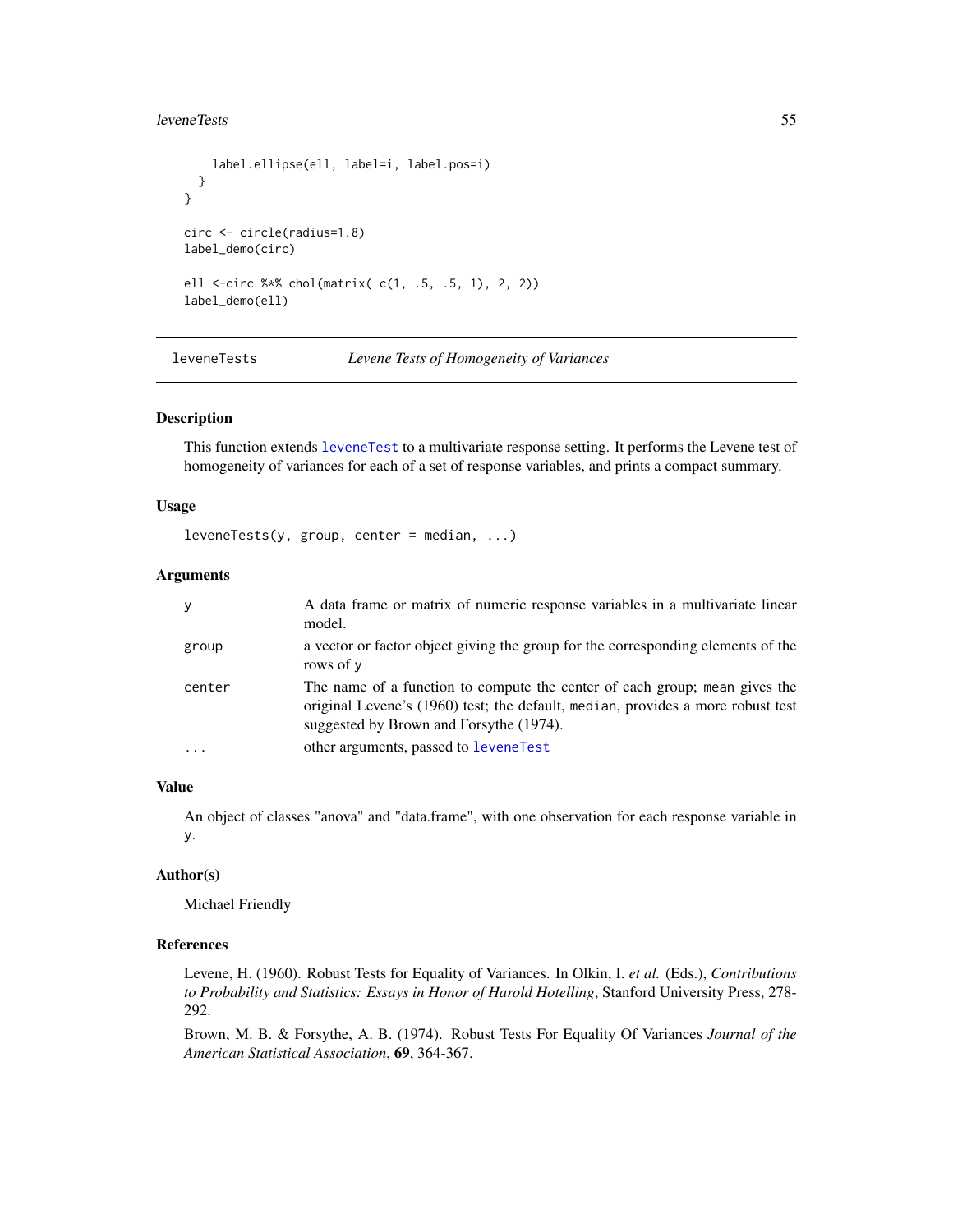```
    label.ellipse(ell, label=i, label.pos=i)
  }
}

circ <- circle(radius=1.8)
label_demo(circ)

ell <-circ %*% chol(matrix( c(1, .5, .5, 1), 2, 2))
label_demo(ell)
```

---

leveneTests *Levene Tests of Homogeneity of Variances*

---

## Description

This function extends leveneTest to a multivariate response setting. It performs the Levene test of homogeneity of variances for each of a set of response variables, and prints a compact summary.

## Usage

```
leveneTests(y, group, center = median, ...)
```

## Arguments

| | |
|---|---|
| y | A data frame or matrix of numeric response variables in a multivariate linear model. |
| group | a vector or factor object giving the group for the corresponding elements of the rows of y |
| center | The name of a function to compute the center of each group; mean gives the original Levene's (1960) test; the default, median, provides a more robust test suggested by Brown and Forsythe (1974). |
| ... | other arguments, passed to leveneTest |

## Value

An object of classes "anova" and "data.frame", with one observation for each response variable in y.

## Author(s)

Michael Friendly

## References

Levene, H. (1960). Robust Tests for Equality of Variances. In Olkin, I. *et al.* (Eds.), *Contributions to Probability and Statistics: Essays in Honor of Harold Hotelling*, Stanford University Press, 278-292.

Brown, M. B. & Forsythe, A. B. (1974). Robust Tests For Equality Of Variances *Journal of the American Statistical Association*, **69**, 364-367.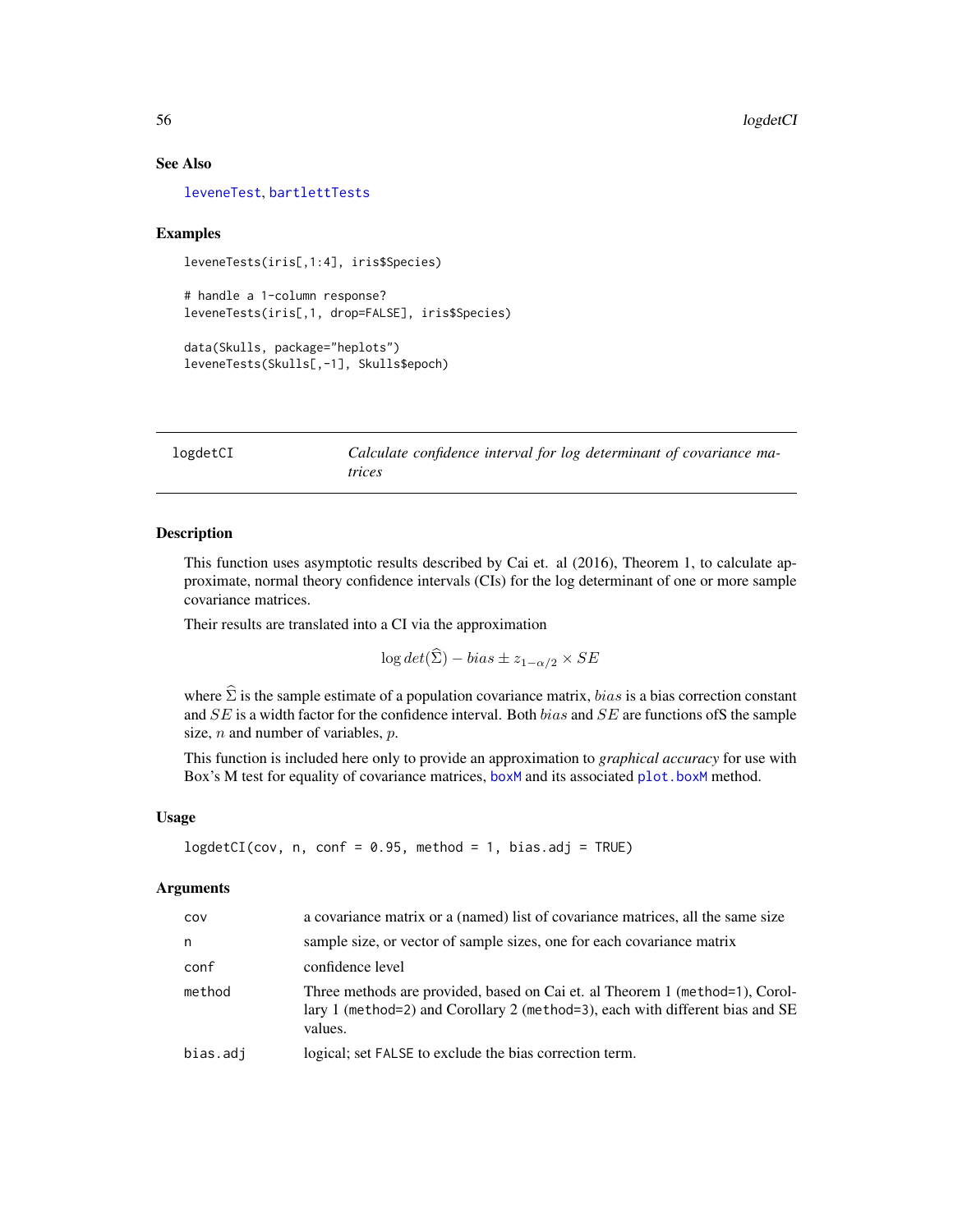## See Also

leveneTest, bartlettTests

## Examples

```
leveneTests(iris[,1:4], iris$Species)

# handle a 1-column response?
leveneTests(iris[,1, drop=FALSE], iris$Species)

data(Skulls, package="heplots")
leveneTests(Skulls[,-1], Skulls$epoch)
```

---

# logdetCI — *Calculate confidence interval for log determinant of covariance matrices*

## Description

This function uses asymptotic results described by Cai et. al (2016), Theorem 1, to calculate approximate, normal theory confidence intervals (CIs) for the log determinant of one or more sample covariance matrices.

Their results are translated into a CI via the approximation

$$\log det(\widehat{\Sigma}) - bias \pm z_{1-\alpha/2} \times SE$$

where $\widehat{\Sigma}$ is the sample estimate of a population covariance matrix, $bias$ is a bias correction constant and $SE$ is a width factor for the confidence interval. Both $bias$ and $SE$ are functions ofS the sample size, $n$ and number of variables, $p$.

This function is included here only to provide an approximation to *graphical accuracy* for use with Box's M test for equality of covariance matrices, boxM and its associated plot.boxM method.

## Usage

```
logdetCI(cov, n, conf = 0.95, method = 1, bias.adj = TRUE)
```

## Arguments

| | |
|---|---|
| cov | a covariance matrix or a (named) list of covariance matrices, all the same size |
| n | sample size, or vector of sample sizes, one for each covariance matrix |
| conf | confidence level |
| method | Three methods are provided, based on Cai et. al Theorem 1 (method=1), Corollary 1 (method=2) and Corollary 2 (method=3), each with different bias and SE values. |
| bias.adj | logical; set FALSE to exclude the bias correction term. |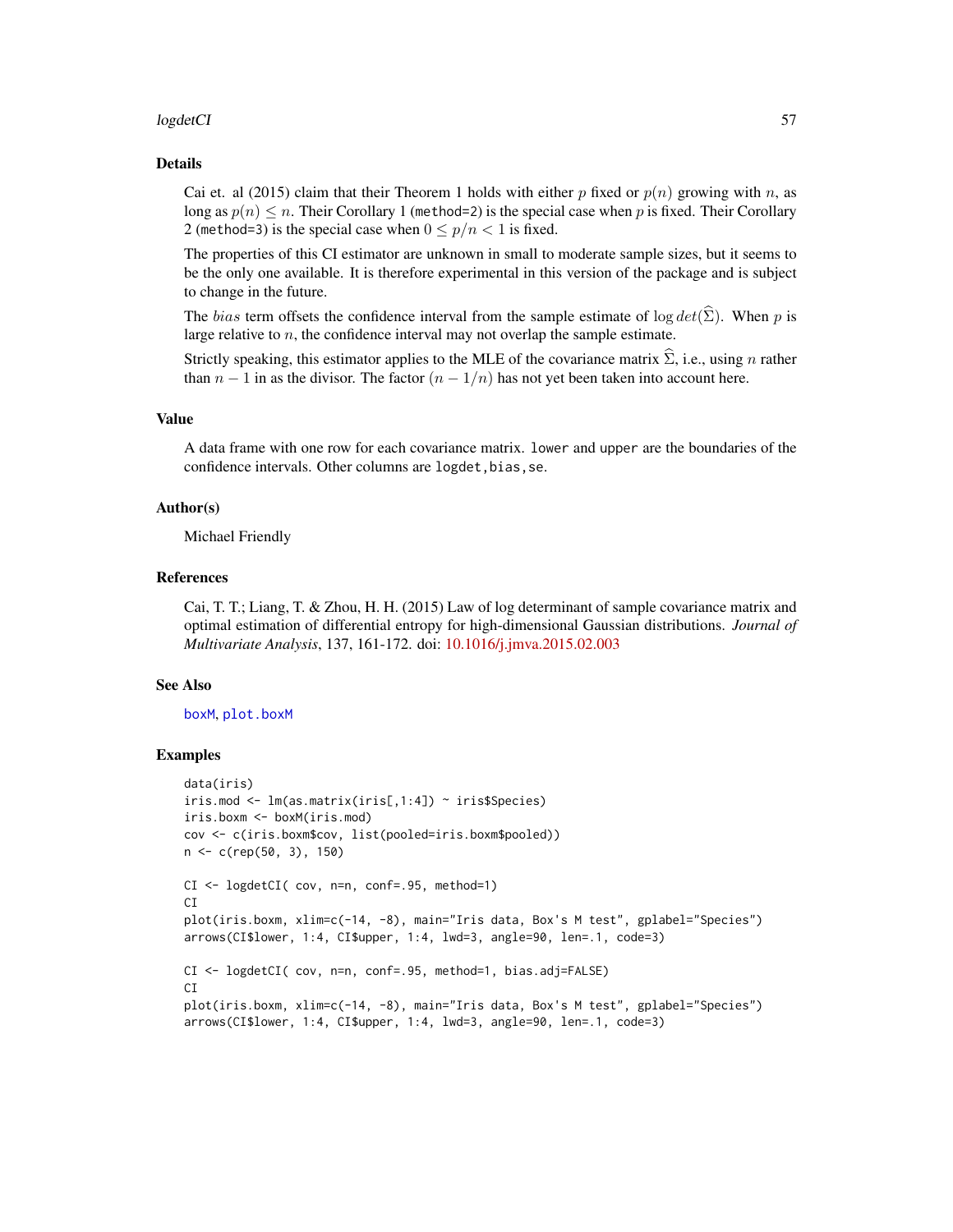## Details

Cai et. al (2015) claim that their Theorem 1 holds with either $p$ fixed or $p(n)$ growing with $n$, as long as $p(n) \leq n$. Their Corollary 1 (`method=2`) is the special case when $p$ is fixed. Their Corollary 2 (`method=3`) is the special case when $0 \leq p/n < 1$ is fixed.

The properties of this CI estimator are unknown in small to moderate sample sizes, but it seems to be the only one available. It is therefore experimental in this version of the package and is subject to change in the future.

The $bias$ term offsets the confidence interval from the sample estimate of $\log det(\widehat{\Sigma})$. When $p$ is large relative to $n$, the confidence interval may not overlap the sample estimate.

Strictly speaking, this estimator applies to the MLE of the covariance matrix $\widehat{\Sigma}$, i.e., using $n$ rather than $n-1$ in as the divisor. The factor $(n-1/n)$ has not yet been taken into account here.

## Value

A data frame with one row for each covariance matrix. `lower` and `upper` are the boundaries of the confidence intervals. Other columns are `logdet,bias,se`.

## Author(s)

Michael Friendly

## References

Cai, T. T.; Liang, T. & Zhou, H. H. (2015) Law of log determinant of sample covariance matrix and optimal estimation of differential entropy for high-dimensional Gaussian distributions. *Journal of Multivariate Analysis*, 137, 161-172. doi: 10.1016/j.jmva.2015.02.003

## See Also

`boxM`, `plot.boxM`

## Examples

```
data(iris)
iris.mod <- lm(as.matrix(iris[,1:4]) ~ iris$Species)
iris.boxm <- boxM(iris.mod)
cov <- c(iris.boxm$cov, list(pooled=iris.boxm$pooled))
n <- c(rep(50, 3), 150)

CI <- logdetCI( cov, n=n, conf=.95, method=1)
CI
plot(iris.boxm, xlim=c(-14, -8), main="Iris data, Box's M test", gplabel="Species")
arrows(CI$lower, 1:4, CI$upper, 1:4, lwd=3, angle=90, len=.1, code=3)

CI <- logdetCI( cov, n=n, conf=.95, method=1, bias.adj=FALSE)
CI
plot(iris.boxm, xlim=c(-14, -8), main="Iris data, Box's M test", gplabel="Species")
arrows(CI$lower, 1:4, CI$upper, 1:4, lwd=3, angle=90, len=.1, code=3)
```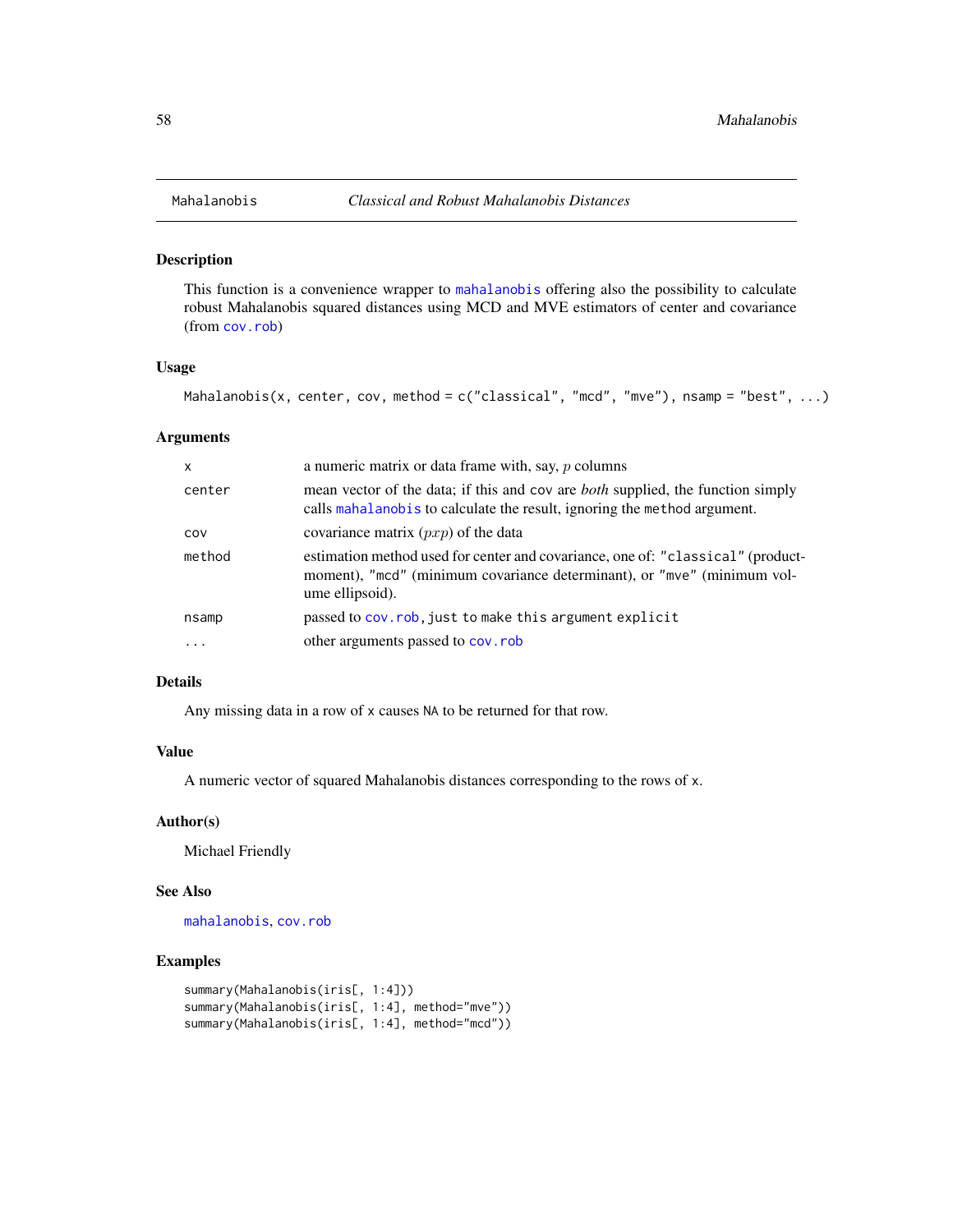## Mahalanobis — *Classical and Robust Mahalanobis Distances*

### Description

This function is a convenience wrapper to `mahalanobis` offering also the possibility to calculate robust Mahalanobis squared distances using MCD and MVE estimators of center and covariance (from `cov.rob`)

### Usage

```
Mahalanobis(x, center, cov, method = c("classical", "mcd", "mve"), nsamp = "best", ...)
```

### Arguments

| | |
|---|---|
| `x` | a numeric matrix or data frame with, say, $p$ columns |
| `center` | mean vector of the data; if this and `cov` are *both* supplied, the function simply calls `mahalanobis` to calculate the result, ignoring the `method` argument. |
| `cov` | covariance matrix ($pxp$) of the data |
| `method` | estimation method used for center and covariance, one of: `"classical"` (product-moment), `"mcd"` (minimum covariance determinant), or `"mve"` (minimum volume ellipsoid). |
| `nsamp` | passed to `cov.rob`, `just to make this argument explicit` |
| `...` | other arguments passed to `cov.rob` |

### Details

Any missing data in a row of `x` causes `NA` to be returned for that row.

### Value

A numeric vector of squared Mahalanobis distances corresponding to the rows of `x`.

### Author(s)

Michael Friendly

### See Also

`mahalanobis`, `cov.rob`

### Examples

```
summary(Mahalanobis(iris[, 1:4]))
summary(Mahalanobis(iris[, 1:4], method="mve"))
summary(Mahalanobis(iris[, 1:4], method="mcd"))
```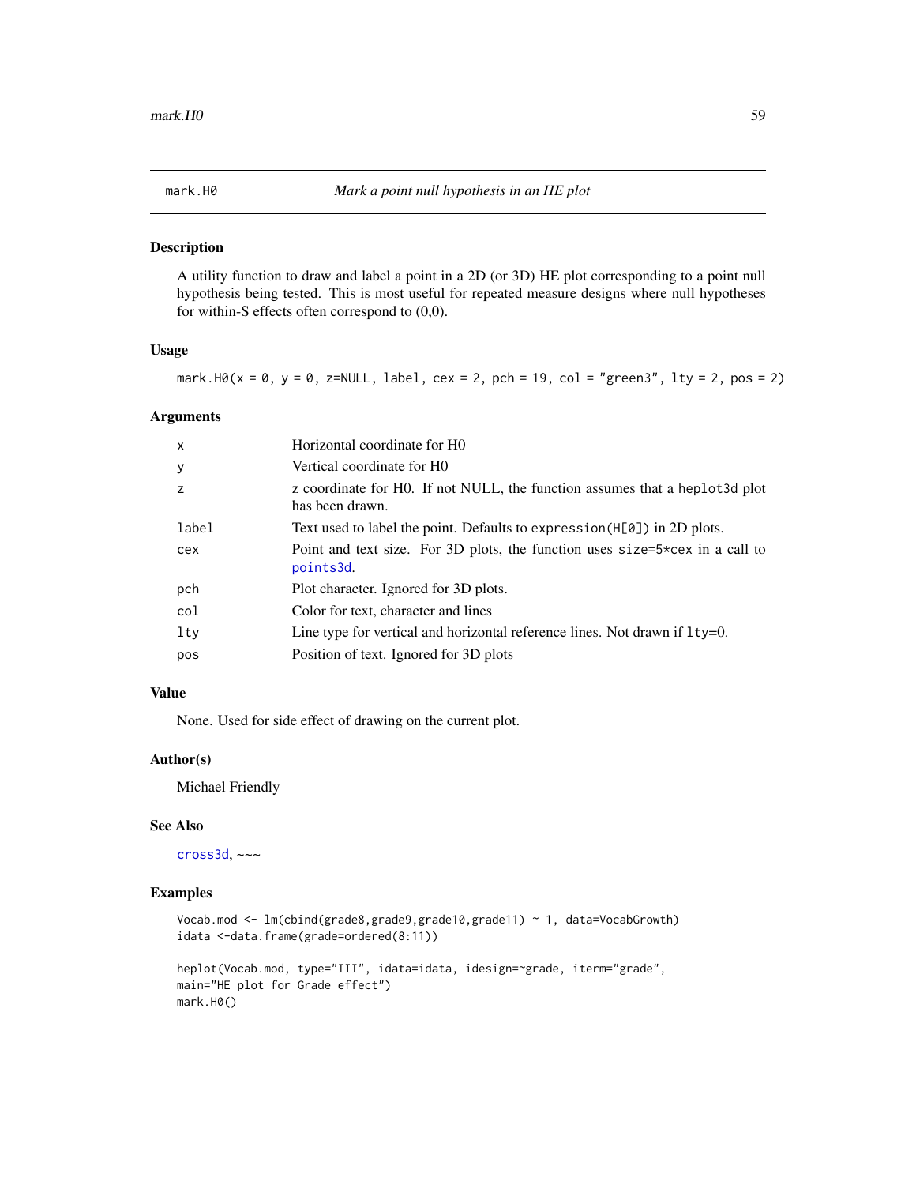# mark.H0 — *Mark a point null hypothesis in an HE plot*

## Description

A utility function to draw and label a point in a 2D (or 3D) HE plot corresponding to a point null hypothesis being tested. This is most useful for repeated measure designs where null hypotheses for within-S effects often correspond to (0,0).

## Usage

```
mark.H0(x = 0, y = 0, z=NULL, label, cex = 2, pch = 19, col = "green3", lty = 2, pos = 2)
```

## Arguments

| | |
|---|---|
| `x` | Horizontal coordinate for H0 |
| `y` | Vertical coordinate for H0 |
| `z` | z coordinate for H0. If not NULL, the function assumes that a `heplot3d` plot has been drawn. |
| `label` | Text used to label the point. Defaults to `expression(H[0])` in 2D plots. |
| `cex` | Point and text size. For 3D plots, the function uses `size=5*cex` in a call to `points3d`. |
| `pch` | Plot character. Ignored for 3D plots. |
| `col` | Color for text, character and lines |
| `lty` | Line type for vertical and horizontal reference lines. Not drawn if `lty=0`. |
| `pos` | Position of text. Ignored for 3D plots |

## Value

None. Used for side effect of drawing on the current plot.

## Author(s)

Michael Friendly

## See Also

`cross3d`, ~~~

## Examples

```
Vocab.mod <- lm(cbind(grade8,grade9,grade10,grade11) ~ 1, data=VocabGrowth)
idata <-data.frame(grade=ordered(8:11))

heplot(Vocab.mod, type="III", idata=idata, idesign=~grade, iterm="grade",
main="HE plot for Grade effect")
mark.H0()
```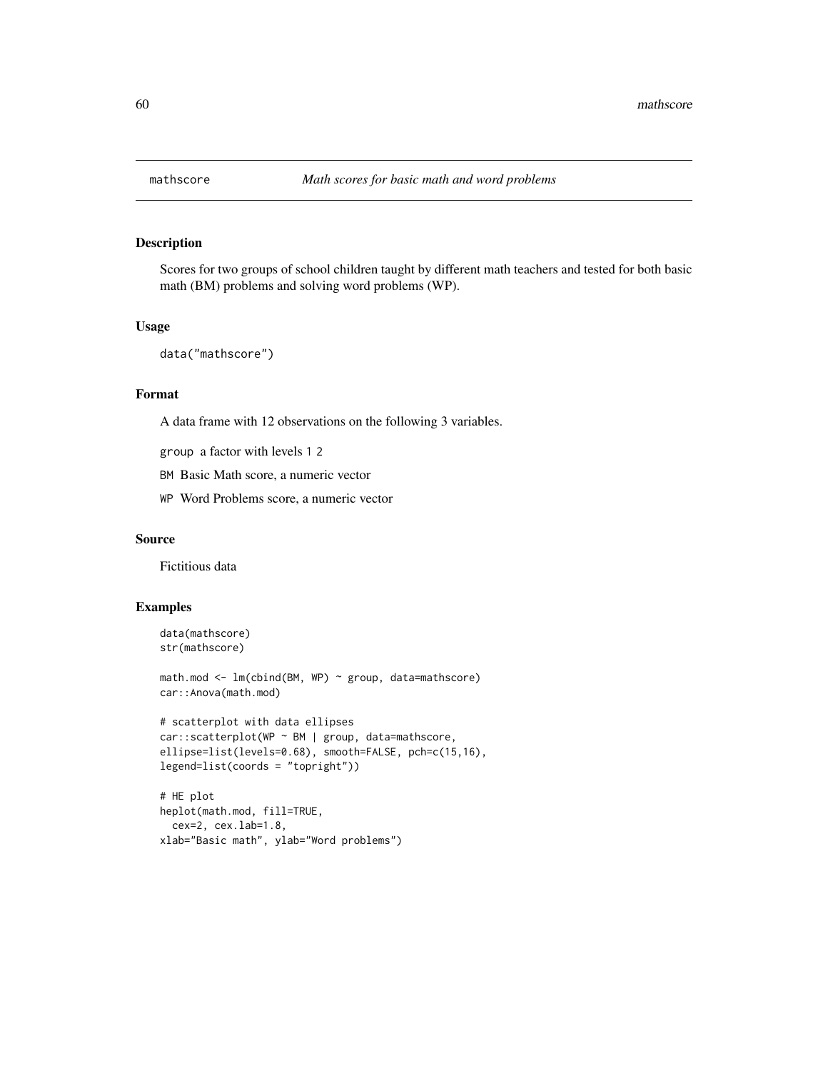# mathscore *Math scores for basic math and word problems*

## Description

Scores for two groups of school children taught by different math teachers and tested for both basic math (BM) problems and solving word problems (WP).

## Usage

```
data("mathscore")
```

## Format

A data frame with 12 observations on the following 3 variables.

`group` a factor with levels `1 2`

`BM` Basic Math score, a numeric vector

`WP` Word Problems score, a numeric vector

## Source

Fictitious data

## Examples

```
data(mathscore)
str(mathscore)

math.mod <- lm(cbind(BM, WP) ~ group, data=mathscore)
car::Anova(math.mod)

# scatterplot with data ellipses
car::scatterplot(WP ~ BM | group, data=mathscore,
ellipse=list(levels=0.68), smooth=FALSE, pch=c(15,16),
legend=list(coords = "topright"))

# HE plot
heplot(math.mod, fill=TRUE,
  cex=2, cex.lab=1.8,
xlab="Basic math", ylab="Word problems")
```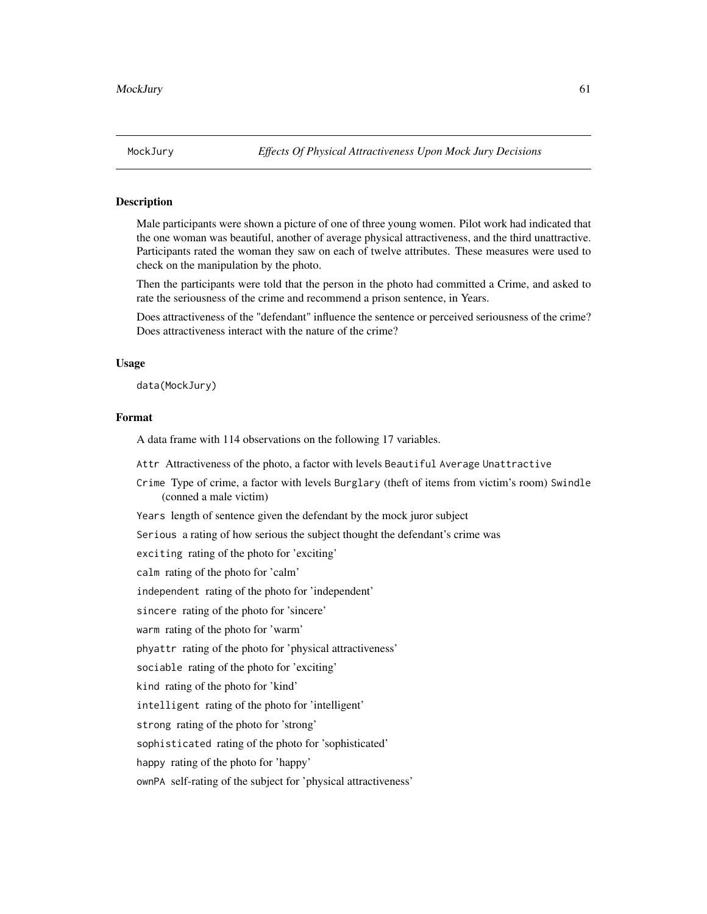MockJury *Effects Of Physical Attractiveness Upon Mock Jury Decisions*

## Description

Male participants were shown a picture of one of three young women. Pilot work had indicated that the one woman was beautiful, another of average physical attractiveness, and the third unattractive. Participants rated the woman they saw on each of twelve attributes. These measures were used to check on the manipulation by the photo.

Then the participants were told that the person in the photo had committed a Crime, and asked to rate the seriousness of the crime and recommend a prison sentence, in Years.

Does attractiveness of the "defendant" influence the sentence or perceived seriousness of the crime? Does attractiveness interact with the nature of the crime?

## Usage

```
data(MockJury)
```

## Format

A data frame with 114 observations on the following 17 variables.

- `Attr` Attractiveness of the photo, a factor with levels `Beautiful` `Average` `Unattractive`
- `Crime` Type of crime, a factor with levels `Burglary` (theft of items from victim's room) `Swindle` (conned a male victim)
- `Years` length of sentence given the defendant by the mock juror subject
- `Serious` a rating of how serious the subject thought the defendant's crime was
- `exciting` rating of the photo for 'exciting'
- `calm` rating of the photo for 'calm'
- `independent` rating of the photo for 'independent'
- `sincere` rating of the photo for 'sincere'
- `warm` rating of the photo for 'warm'
- `phyattr` rating of the photo for 'physical attractiveness'
- `sociable` rating of the photo for 'exciting'
- `kind` rating of the photo for 'kind'
- `intelligent` rating of the photo for 'intelligent'
- `strong` rating of the photo for 'strong'
- `sophisticated` rating of the photo for 'sophisticated'
- `happy` rating of the photo for 'happy'
- `ownPA` self-rating of the subject for 'physical attractiveness'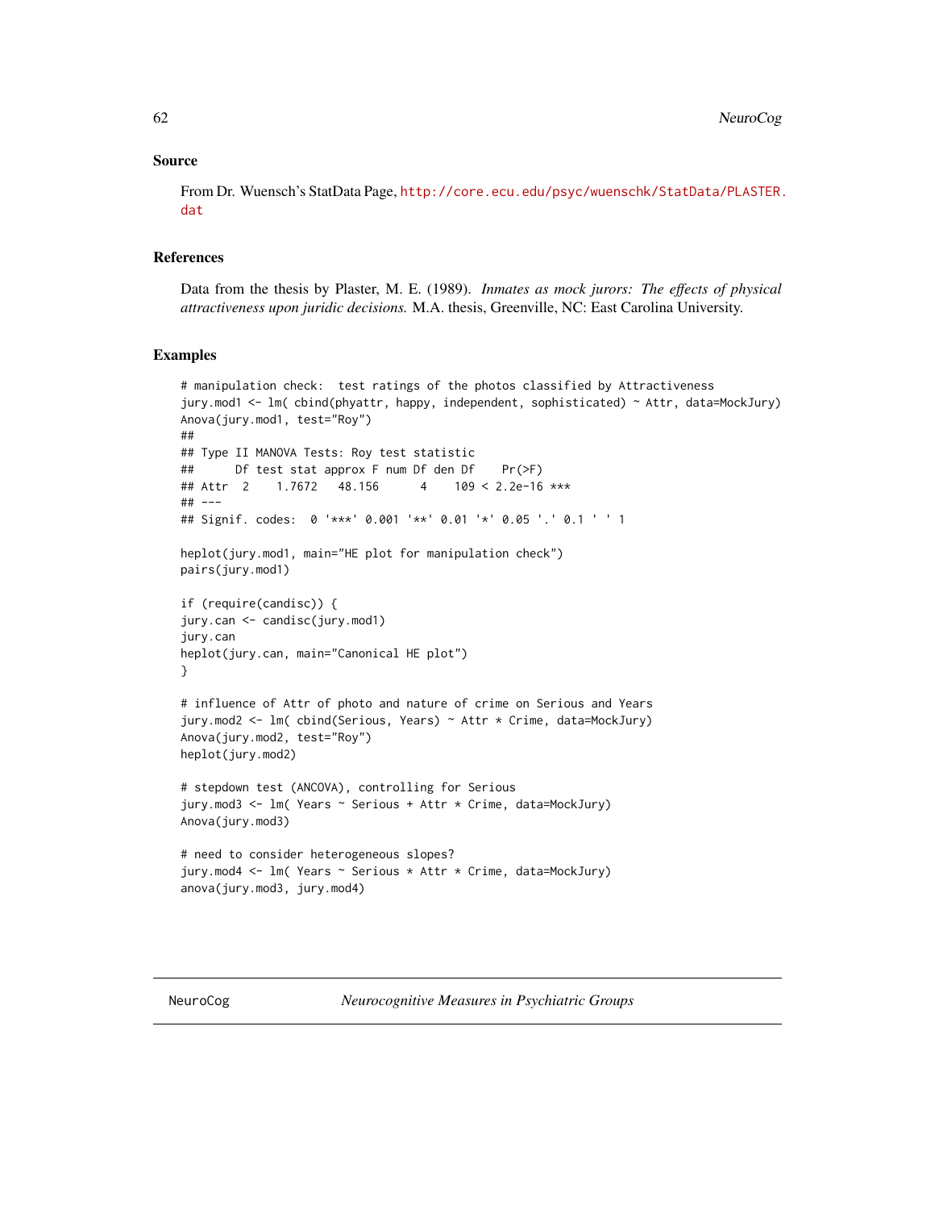### Source

From Dr. Wuensch's StatData Page, http://core.ecu.edu/psyc/wuenschk/StatData/PLASTER.dat

### References

Data from the thesis by Plaster, M. E. (1989). *Inmates as mock jurors: The effects of physical attractiveness upon juridic decisions.* M.A. thesis, Greenville, NC: East Carolina University.

### Examples

```
# manipulation check:  test ratings of the photos classified by Attractiveness
jury.mod1 <- lm( cbind(phyattr, happy, independent, sophisticated) ~ Attr, data=MockJury)
Anova(jury.mod1, test="Roy")
##
## Type II MANOVA Tests: Roy test statistic
##      Df test stat approx F num Df den Df    Pr(>F)
## Attr  2    1.7672   48.156      4    109 < 2.2e-16 ***
## ---
## Signif. codes:  0 '***' 0.001 '**' 0.01 '*' 0.05 '.' 0.1 ' ' 1

heplot(jury.mod1, main="HE plot for manipulation check")
pairs(jury.mod1)

if (require(candisc)) {
jury.can <- candisc(jury.mod1)
jury.can
heplot(jury.can, main="Canonical HE plot")
}

# influence of Attr of photo and nature of crime on Serious and Years
jury.mod2 <- lm( cbind(Serious, Years) ~ Attr * Crime, data=MockJury)
Anova(jury.mod2, test="Roy")
heplot(jury.mod2)

# stepdown test (ANCOVA), controlling for Serious
jury.mod3 <- lm( Years ~ Serious + Attr * Crime, data=MockJury)
Anova(jury.mod3)

# need to consider heterogeneous slopes?
jury.mod4 <- lm( Years ~ Serious * Attr * Crime, data=MockJury)
anova(jury.mod3, jury.mod4)
```

---

## NeuroCog — *Neurocognitive Measures in Psychiatric Groups*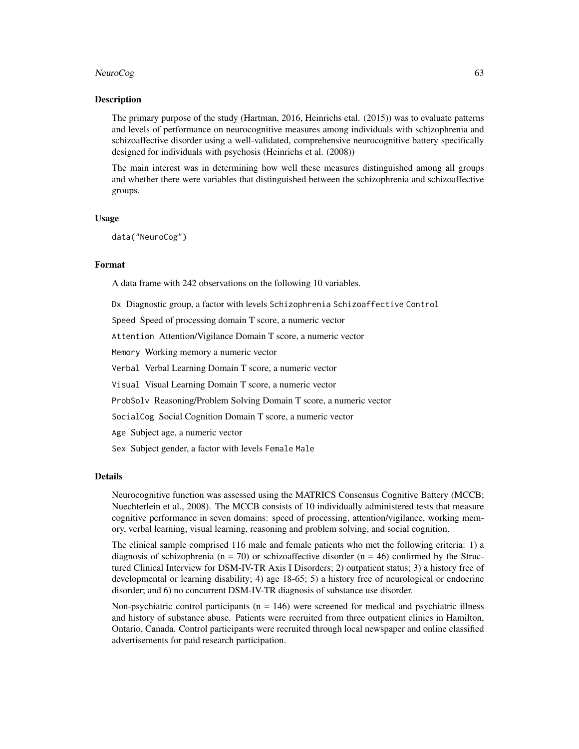### Description

The primary purpose of the study (Hartman, 2016, Heinrichs etal. (2015)) was to evaluate patterns and levels of performance on neurocognitive measures among individuals with schizophrenia and schizoaffective disorder using a well-validated, comprehensive neurocognitive battery specifically designed for individuals with psychosis (Heinrichs et al. (2008))

The main interest was in determining how well these measures distinguished among all groups and whether there were variables that distinguished between the schizophrenia and schizoaffective groups.

### Usage

```
data("NeuroCog")
```

### Format

A data frame with 242 observations on the following 10 variables.

`Dx` Diagnostic group, a factor with levels `Schizophrenia` `Schizoaffective` `Control`

`Speed` Speed of processing domain T score, a numeric vector

`Attention` Attention/Vigilance Domain T score, a numeric vector

`Memory` Working memory a numeric vector

`Verbal` Verbal Learning Domain T score, a numeric vector

`Visual` Visual Learning Domain T score, a numeric vector

`ProbSolv` Reasoning/Problem Solving Domain T score, a numeric vector

`SocialCog` Social Cognition Domain T score, a numeric vector

`Age` Subject age, a numeric vector

`Sex` Subject gender, a factor with levels `Female` `Male`

### Details

Neurocognitive function was assessed using the MATRICS Consensus Cognitive Battery (MCCB; Nuechterlein et al., 2008). The MCCB consists of 10 individually administered tests that measure cognitive performance in seven domains: speed of processing, attention/vigilance, working memory, verbal learning, visual learning, reasoning and problem solving, and social cognition.

The clinical sample comprised 116 male and female patients who met the following criteria: 1) a diagnosis of schizophrenia (n = 70) or schizoaffective disorder (n = 46) confirmed by the Structured Clinical Interview for DSM-IV-TR Axis I Disorders; 2) outpatient status; 3) a history free of developmental or learning disability; 4) age 18-65; 5) a history free of neurological or endocrine disorder; and 6) no concurrent DSM-IV-TR diagnosis of substance use disorder.

Non-psychiatric control participants (n = 146) were screened for medical and psychiatric illness and history of substance abuse. Patients were recruited from three outpatient clinics in Hamilton, Ontario, Canada. Control participants were recruited through local newspaper and online classified advertisements for paid research participation.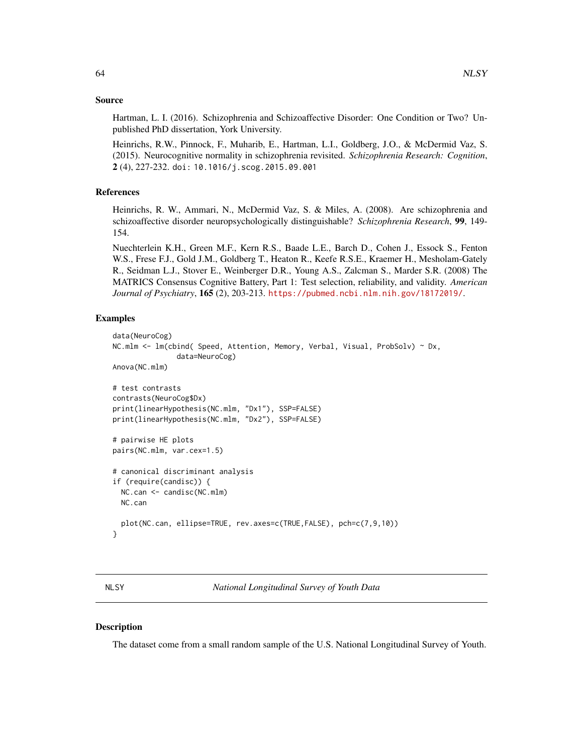### Source

Hartman, L. I. (2016). Schizophrenia and Schizoaffective Disorder: One Condition or Two? Unpublished PhD dissertation, York University.

Heinrichs, R.W., Pinnock, F., Muharib, E., Hartman, L.I., Goldberg, J.O., & McDermid Vaz, S. (2015). Neurocognitive normality in schizophrenia revisited. *Schizophrenia Research: Cognition*, **2** (4), 227-232. doi: 10.1016/j.scog.2015.09.001

### References

Heinrichs, R. W., Ammari, N., McDermid Vaz, S. & Miles, A. (2008). Are schizophrenia and schizoaffective disorder neuropsychologically distinguishable? *Schizophrenia Research*, **99**, 149-154.

Nuechterlein K.H., Green M.F., Kern R.S., Baade L.E., Barch D., Cohen J., Essock S., Fenton W.S., Frese F.J., Gold J.M., Goldberg T., Heaton R., Keefe R.S.E., Kraemer H., Mesholam-Gately R., Seidman L.J., Stover E., Weinberger D.R., Young A.S., Zalcman S., Marder S.R. (2008) The MATRICS Consensus Cognitive Battery, Part 1: Test selection, reliability, and validity. *American Journal of Psychiatry*, **165** (2), 203-213. https://pubmed.ncbi.nlm.nih.gov/18172019/.

### Examples

```
data(NeuroCog)
NC.mlm <- lm(cbind( Speed, Attention, Memory, Verbal, Visual, ProbSolv) ~ Dx,
               data=NeuroCog)
Anova(NC.mlm)

# test contrasts
contrasts(NeuroCog$Dx)
print(linearHypothesis(NC.mlm, "Dx1"), SSP=FALSE)
print(linearHypothesis(NC.mlm, "Dx2"), SSP=FALSE)

# pairwise HE plots
pairs(NC.mlm, var.cex=1.5)

# canonical discriminant analysis
if (require(candisc)) {
  NC.can <- candisc(NC.mlm)
  NC.can

  plot(NC.can, ellipse=TRUE, rev.axes=c(TRUE,FALSE), pch=c(7,9,10))
}
```

---

## NLSY *National Longitudinal Survey of Youth Data*

### Description

The dataset come from a small random sample of the U.S. National Longitudinal Survey of Youth.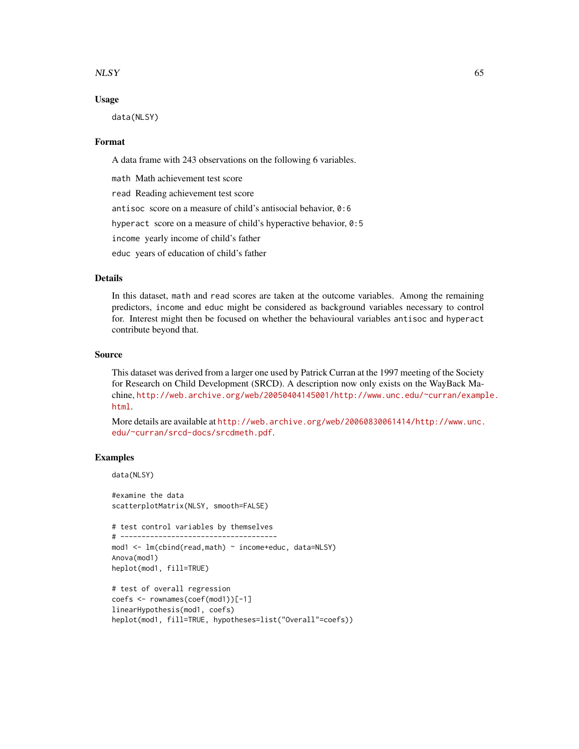## Usage

```
data(NLSY)
```

## Format

A data frame with 243 observations on the following 6 variables.

`math` Math achievement test score

`read` Reading achievement test score

`antisoc` score on a measure of child's antisocial behavior, `0:6`

`hyperact` score on a measure of child's hyperactive behavior, `0:5`

`income` yearly income of child's father

`educ` years of education of child's father

## Details

In this dataset, `math` and `read` scores are taken at the outcome variables. Among the remaining predictors, `income` and `educ` might be considered as background variables necessary to control for. Interest might then be focused on whether the behavioural variables `antisoc` and `hyperact` contribute beyond that.

## Source

This dataset was derived from a larger one used by Patrick Curran at the 1997 meeting of the Society for Research on Child Development (SRCD). A description now only exists on the WayBack Machine, http://web.archive.org/web/20050404145001/http://www.unc.edu/~curran/example.html.

More details are available at http://web.archive.org/web/20060830061414/http://www.unc.edu/~curran/srcd-docs/srcdmeth.pdf.

## Examples

```
data(NLSY)

#examine the data
scatterplotMatrix(NLSY, smooth=FALSE)

# test control variables by themselves
# -------------------------------------
mod1 <- lm(cbind(read,math) ~ income+educ, data=NLSY)
Anova(mod1)
heplot(mod1, fill=TRUE)

# test of overall regression
coefs <- rownames(coef(mod1))[-1]
linearHypothesis(mod1, coefs)
heplot(mod1, fill=TRUE, hypotheses=list("Overall"=coefs))
```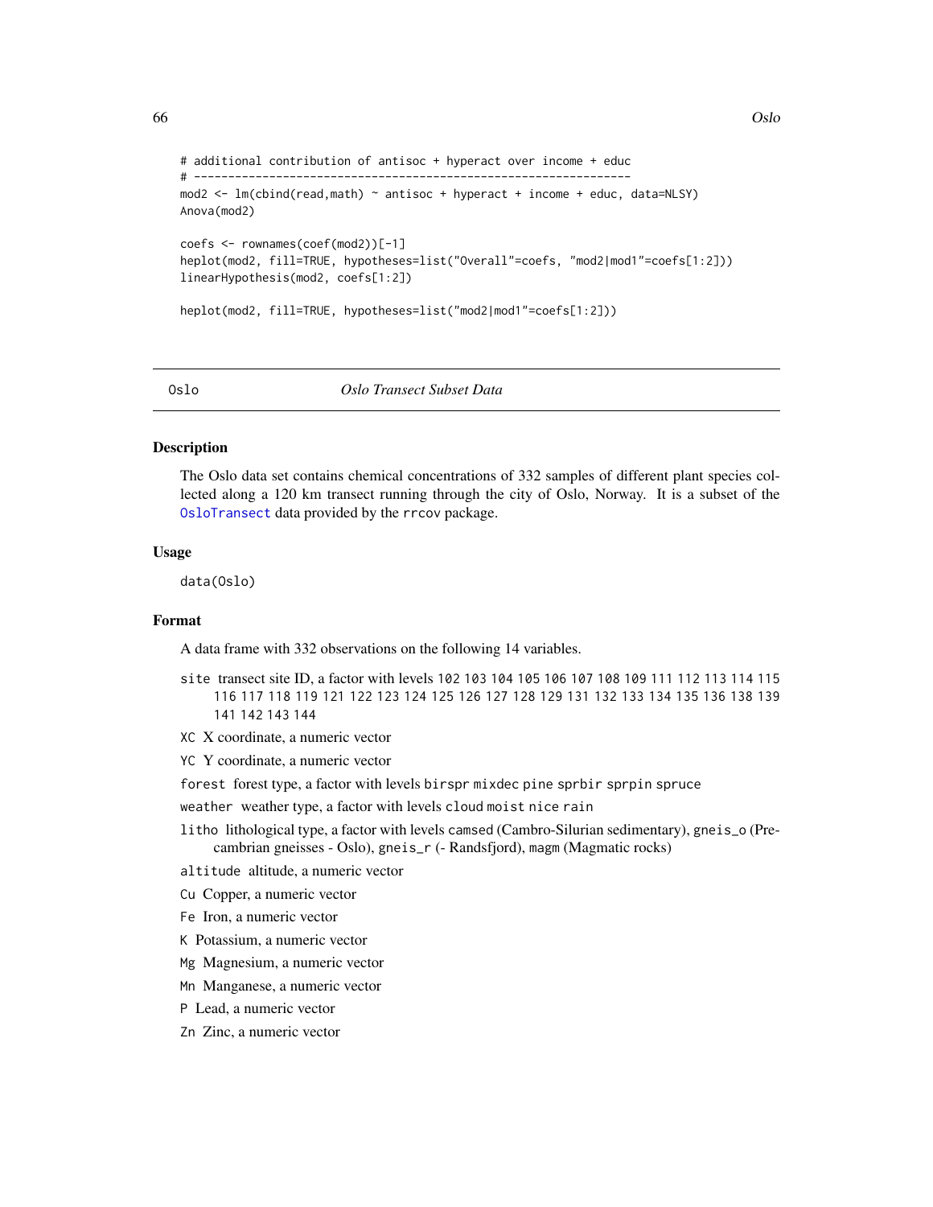```
# additional contribution of antisoc + hyperact over income + educ
# ---------------------------------------------------------------
mod2 <- lm(cbind(read,math) ~ antisoc + hyperact + income + educ, data=NLSY)
Anova(mod2)

coefs <- rownames(coef(mod2))[-1]
heplot(mod2, fill=TRUE, hypotheses=list("Overall"=coefs, "mod2|mod1"=coefs[1:2]))
linearHypothesis(mod2, coefs[1:2])

heplot(mod2, fill=TRUE, hypotheses=list("mod2|mod1"=coefs[1:2]))
```

---

`Oslo` *Oslo Transect Subset Data*

---

## Description

The Oslo data set contains chemical concentrations of 332 samples of different plant species collected along a 120 km transect running through the city of Oslo, Norway. It is a subset of the `OsloTransect` data provided by the `rrcov` package.

## Usage

```
data(Oslo)
```

## Format

A data frame with 332 observations on the following 14 variables.

- `site` transect site ID, a factor with levels `102` `103` `104` `105` `106` `107` `108` `109` `111` `112` `113` `114` `115` `116` `117` `118` `119` `121` `122` `123` `124` `125` `126` `127` `128` `129` `131` `132` `133` `134` `135` `136` `138` `139` `141` `142` `143` `144`
- `XC` X coordinate, a numeric vector
- `YC` Y coordinate, a numeric vector
- `forest` forest type, a factor with levels `birspr` `mixdec` `pine` `sprbir` `sprpin` `spruce`
- `weather` weather type, a factor with levels `cloud` `moist` `nice` `rain`
- `litho` lithological type, a factor with levels `camsed` (Cambro-Silurian sedimentary), `gneis_o` (Precambrian gneisses - Oslo), `gneis_r` (- Randsfjord), `magm` (Magmatic rocks)
- `altitude` altitude, a numeric vector
- `Cu` Copper, a numeric vector
- `Fe` Iron, a numeric vector
- `K` Potassium, a numeric vector
- `Mg` Magnesium, a numeric vector
- `Mn` Manganese, a numeric vector
- `P` Lead, a numeric vector
- `Zn` Zinc, a numeric vector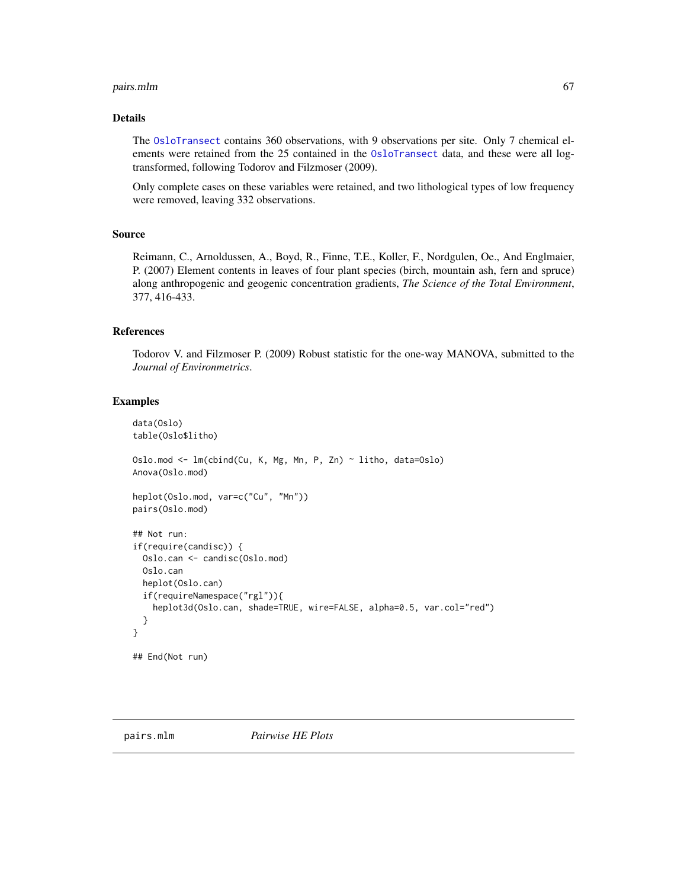## Details

The OsloTransect contains 360 observations, with 9 observations per site. Only 7 chemical elements were retained from the 25 contained in the OsloTransect data, and these were all log-transformed, following Todorov and Filzmoser (2009).

Only complete cases on these variables were retained, and two lithological types of low frequency were removed, leaving 332 observations.

## Source

Reimann, C., Arnoldussen, A., Boyd, R., Finne, T.E., Koller, F., Nordgulen, Oe., And Englmaier, P. (2007) Element contents in leaves of four plant species (birch, mountain ash, fern and spruce) along anthropogenic and geogenic concentration gradients, *The Science of the Total Environment*, 377, 416-433.

## References

Todorov V. and Filzmoser P. (2009) Robust statistic for the one-way MANOVA, submitted to the *Journal of Environmetrics*.

## Examples

```
data(Oslo)
table(Oslo$litho)

Oslo.mod <- lm(cbind(Cu, K, Mg, Mn, P, Zn) ~ litho, data=Oslo)
Anova(Oslo.mod)

heplot(Oslo.mod, var=c("Cu", "Mn"))
pairs(Oslo.mod)

## Not run:
if(require(candisc)) {
  Oslo.can <- candisc(Oslo.mod)
  Oslo.can
  heplot(Oslo.can)
  if(requireNamespace("rgl")){
    heplot3d(Oslo.can, shade=TRUE, wire=FALSE, alpha=0.5, var.col="red")
  }
}

## End(Not run)
```

---

# pairs.mlm *Pairwise HE Plots*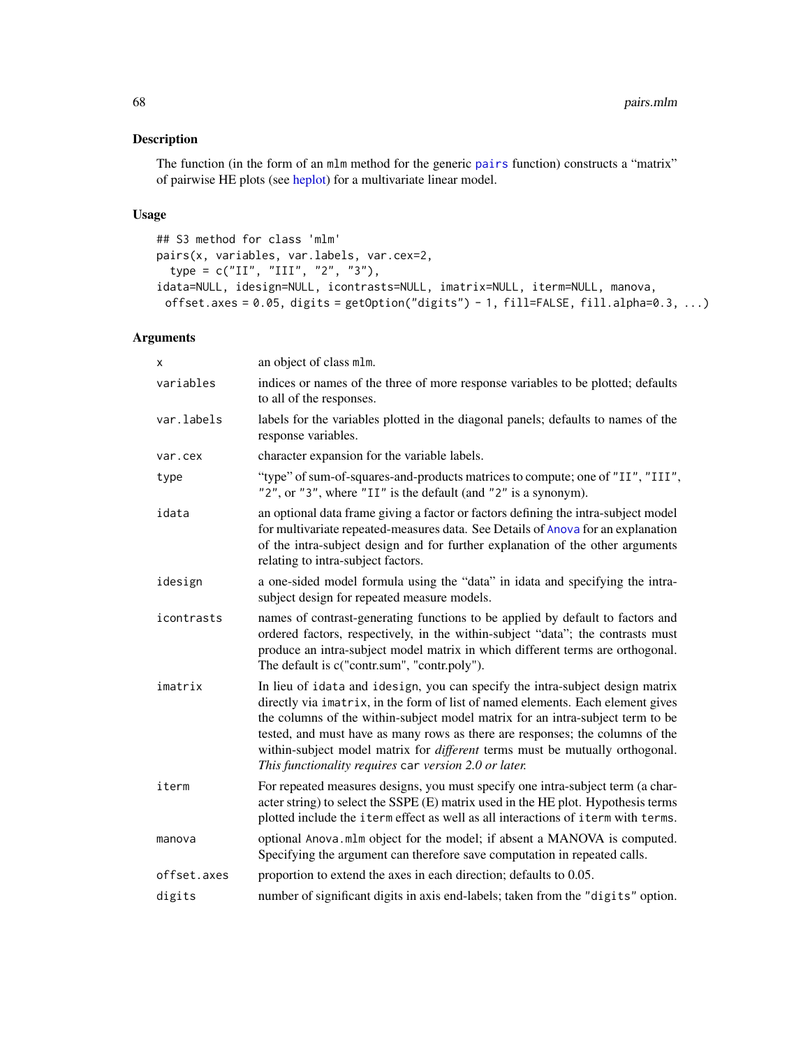## Description

The function (in the form of an mlm method for the generic pairs function) constructs a "matrix" of pairwise HE plots (see heplot) for a multivariate linear model.

## Usage

```
## S3 method for class 'mlm'
pairs(x, variables, var.labels, var.cex=2,
  type = c("II", "III", "2", "3"),
idata=NULL, idesign=NULL, icontrasts=NULL, imatrix=NULL, iterm=NULL, manova,
 offset.axes = 0.05, digits = getOption("digits") - 1, fill=FALSE, fill.alpha=0.3, ...)
```

## Arguments

| | |
|---|---|
| x | an object of class mlm. |
| variables | indices or names of the three of more response variables to be plotted; defaults to all of the responses. |
| var.labels | labels for the variables plotted in the diagonal panels; defaults to names of the response variables. |
| var.cex | character expansion for the variable labels. |
| type | "type" of sum-of-squares-and-products matrices to compute; one of "II", "III", "2", or "3", where "II" is the default (and "2" is a synonym). |
| idata | an optional data frame giving a factor or factors defining the intra-subject model for multivariate repeated-measures data. See Details of Anova for an explanation of the intra-subject design and for further explanation of the other arguments relating to intra-subject factors. |
| idesign | a one-sided model formula using the "data" in idata and specifying the intra-subject design for repeated measure models. |
| icontrasts | names of contrast-generating functions to be applied by default to factors and ordered factors, respectively, in the within-subject "data"; the contrasts must produce an intra-subject model matrix in which different terms are orthogonal. The default is c("contr.sum", "contr.poly"). |
| imatrix | In lieu of idata and idesign, you can specify the intra-subject design matrix directly via imatrix, in the form of list of named elements. Each element gives the columns of the within-subject model matrix for an intra-subject term to be tested, and must have as many rows as there are responses; the columns of the within-subject model matrix for *different* terms must be mutually orthogonal. *This functionality requires* car *version 2.0 or later.* |
| iterm | For repeated measures designs, you must specify one intra-subject term (a character string) to select the SSPE (E) matrix used in the HE plot. Hypothesis terms plotted include the iterm effect as well as all interactions of iterm with terms. |
| manova | optional Anova.mlm object for the model; if absent a MANOVA is computed. Specifying the argument can therefore save computation in repeated calls. |
| offset.axes | proportion to extend the axes in each direction; defaults to 0.05. |
| digits | number of significant digits in axis end-labels; taken from the "digits" option. |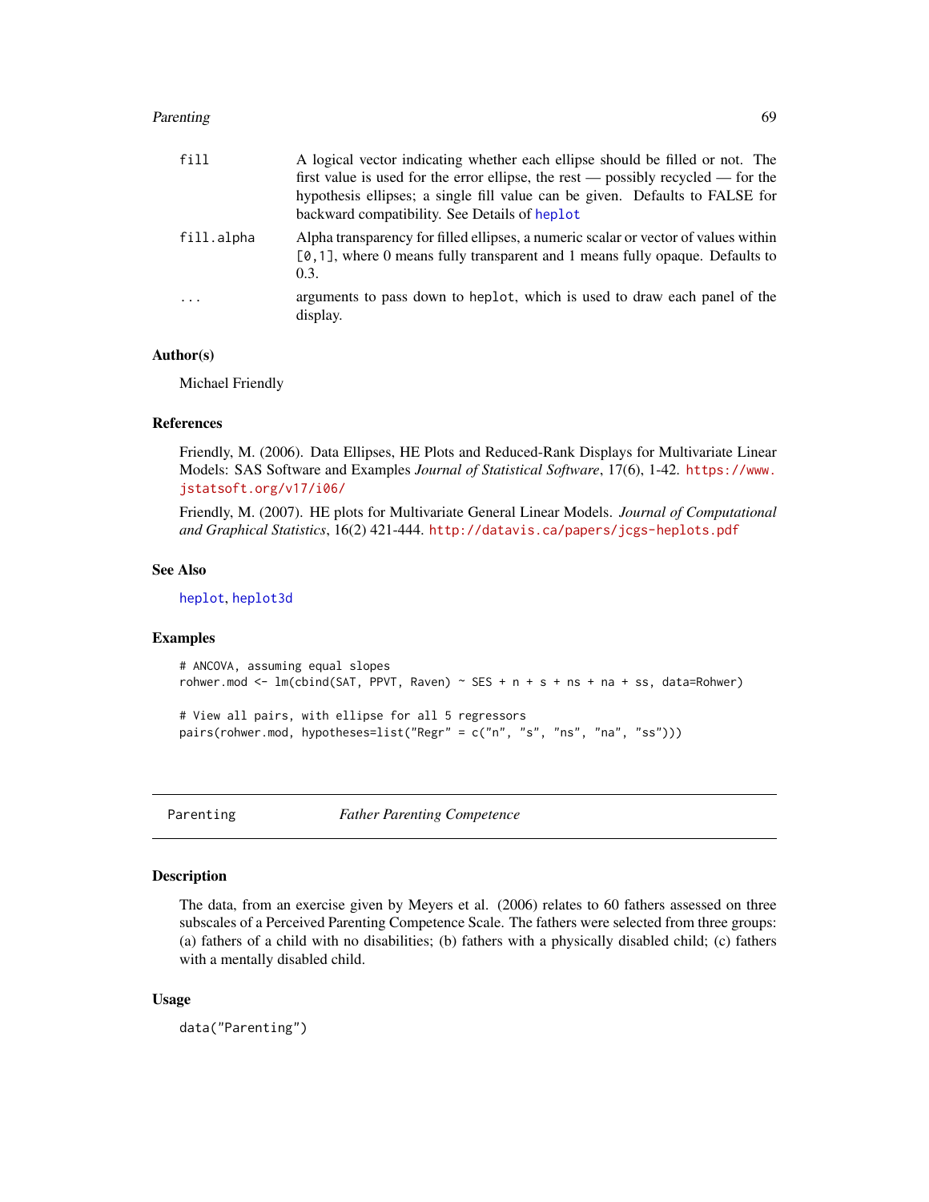| | |
|---|---|
| fill | A logical vector indicating whether each ellipse should be filled or not. The first value is used for the error ellipse, the rest — possibly recycled — for the hypothesis ellipses; a single fill value can be given. Defaults to FALSE for backward compatibility. See Details of heplot |
| fill.alpha | Alpha transparency for filled ellipses, a numeric scalar or vector of values within [0,1], where 0 means fully transparent and 1 means fully opaque. Defaults to 0.3. |
| ... | arguments to pass down to heplot, which is used to draw each panel of the display. |

## Author(s)

Michael Friendly

## References

Friendly, M. (2006). Data Ellipses, HE Plots and Reduced-Rank Displays for Multivariate Linear Models: SAS Software and Examples *Journal of Statistical Software*, 17(6), 1-42. https://www.jstatsoft.org/v17/i06/

Friendly, M. (2007). HE plots for Multivariate General Linear Models. *Journal of Computational and Graphical Statistics*, 16(2) 421-444. http://datavis.ca/papers/jcgs-heplots.pdf

## See Also

heplot, heplot3d

## Examples

```
# ANCOVA, assuming equal slopes
rohwer.mod <- lm(cbind(SAT, PPVT, Raven) ~ SES + n + s + ns + na + ss, data=Rohwer)

# View all pairs, with ellipse for all 5 regressors
pairs(rohwer.mod, hypotheses=list("Regr" = c("n", "s", "ns", "na", "ss")))
```

---

# Parenting — *Father Parenting Competence*

## Description

The data, from an exercise given by Meyers et al. (2006) relates to 60 fathers assessed on three subscales of a Perceived Parenting Competence Scale. The fathers were selected from three groups: (a) fathers of a child with no disabilities; (b) fathers with a physically disabled child; (c) fathers with a mentally disabled child.

## Usage

```
data("Parenting")
```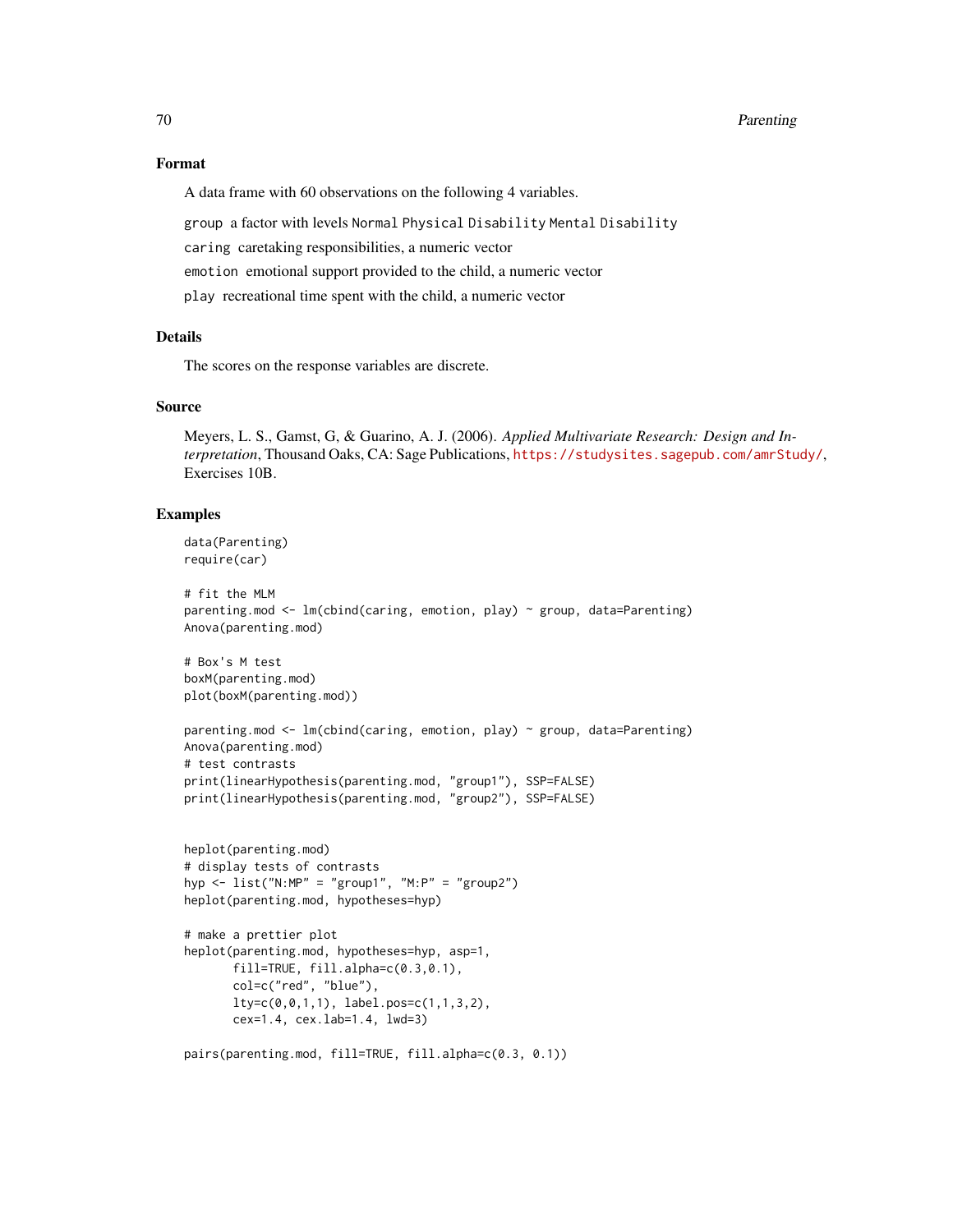## Format

A data frame with 60 observations on the following 4 variables.

`group` a factor with levels `Normal` `Physical Disability` `Mental Disability`

`caring` caretaking responsibilities, a numeric vector

`emotion` emotional support provided to the child, a numeric vector

`play` recreational time spent with the child, a numeric vector

## Details

The scores on the response variables are discrete.

## Source

Meyers, L. S., Gamst, G, & Guarino, A. J. (2006). *Applied Multivariate Research: Design and Interpretation*, Thousand Oaks, CA: Sage Publications, https://studysites.sagepub.com/amrStudy/, Exercises 10B.

## Examples

```
data(Parenting)
require(car)

# fit the MLM
parenting.mod <- lm(cbind(caring, emotion, play) ~ group, data=Parenting)
Anova(parenting.mod)

# Box's M test
boxM(parenting.mod)
plot(boxM(parenting.mod))

parenting.mod <- lm(cbind(caring, emotion, play) ~ group, data=Parenting)
Anova(parenting.mod)
# test contrasts
print(linearHypothesis(parenting.mod, "group1"), SSP=FALSE)
print(linearHypothesis(parenting.mod, "group2"), SSP=FALSE)


heplot(parenting.mod)
# display tests of contrasts
hyp <- list("N:MP" = "group1", "M:P" = "group2")
heplot(parenting.mod, hypotheses=hyp)

# make a prettier plot
heplot(parenting.mod, hypotheses=hyp, asp=1,
       fill=TRUE, fill.alpha=c(0.3,0.1),
       col=c("red", "blue"),
       lty=c(0,0,1,1), label.pos=c(1,1,3,2),
       cex=1.4, cex.lab=1.4, lwd=3)

pairs(parenting.mod, fill=TRUE, fill.alpha=c(0.3, 0.1))
```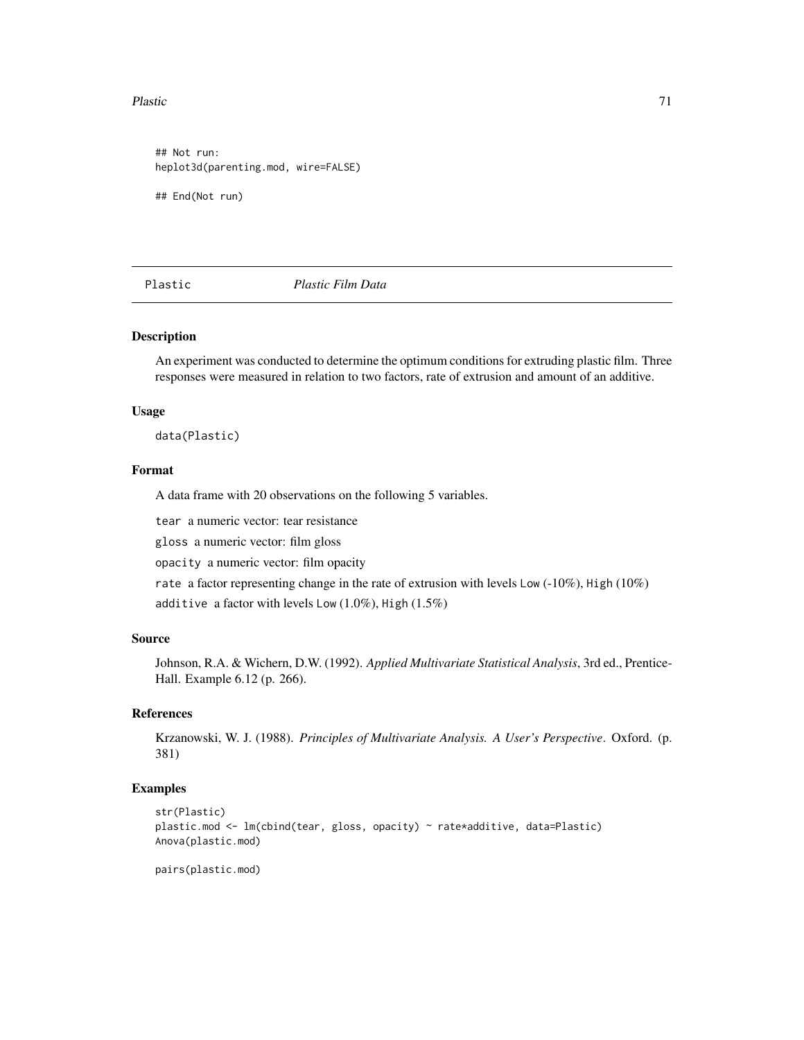```
## Not run:
heplot3d(parenting.mod, wire=FALSE)

## End(Not run)
```

## Plastic — *Plastic Film Data*

### Description

An experiment was conducted to determine the optimum conditions for extruding plastic film. Three responses were measured in relation to two factors, rate of extrusion and amount of an additive.

### Usage

```
data(Plastic)
```

### Format

A data frame with 20 observations on the following 5 variables.

`tear` a numeric vector: tear resistance

`gloss` a numeric vector: film gloss

`opacity` a numeric vector: film opacity

`rate` a factor representing change in the rate of extrusion with levels `Low` (-10%), `High` (10%)

`additive` a factor with levels `Low` (1.0%), `High` (1.5%)

### Source

Johnson, R.A. & Wichern, D.W. (1992). *Applied Multivariate Statistical Analysis*, 3rd ed., Prentice-Hall. Example 6.12 (p. 266).

### References

Krzanowski, W. J. (1988). *Principles of Multivariate Analysis. A User's Perspective*. Oxford. (p. 381)

### Examples

```
str(Plastic)
plastic.mod <- lm(cbind(tear, gloss, opacity) ~ rate*additive, data=Plastic)
Anova(plastic.mod)

pairs(plastic.mod)
```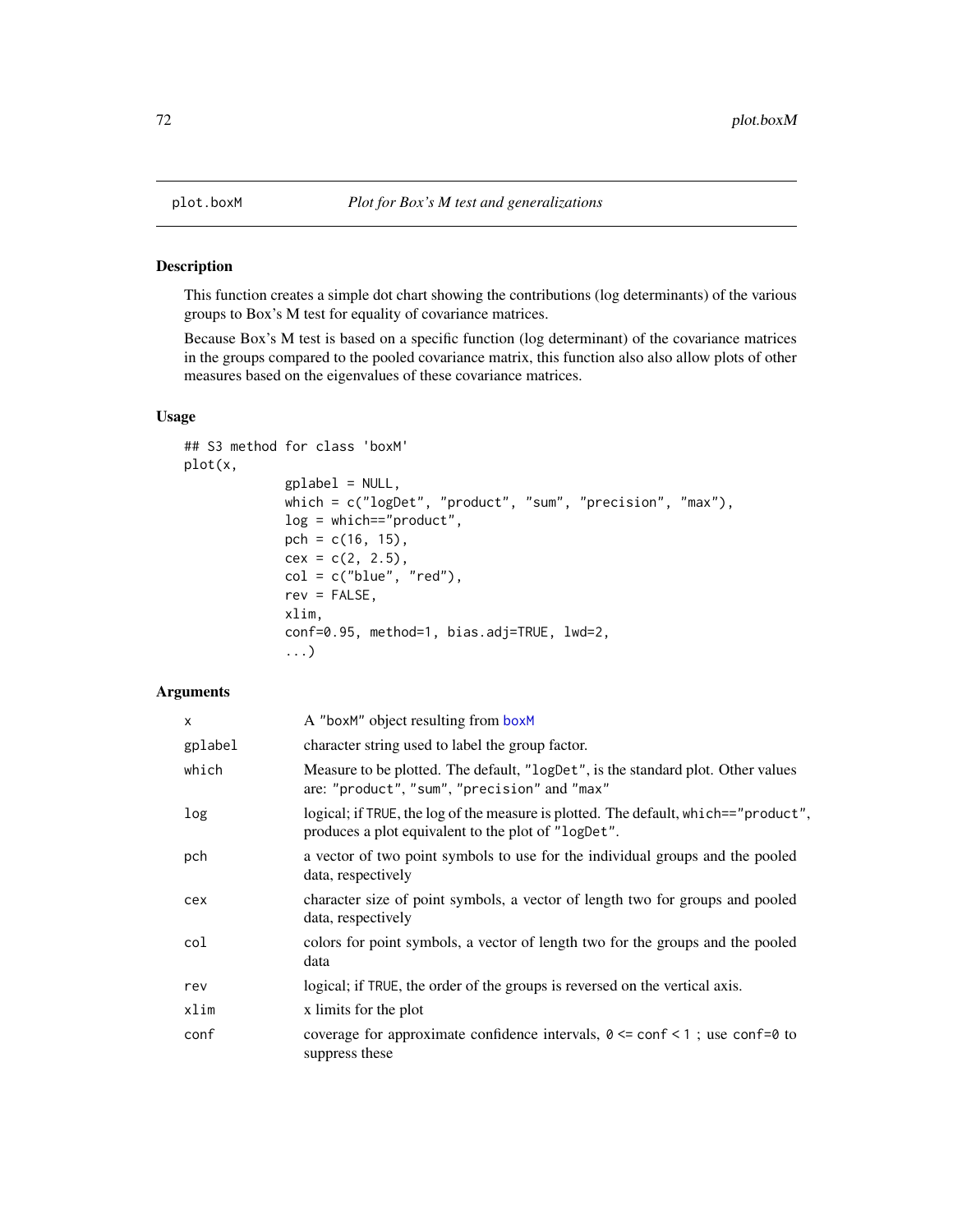plot.boxM — *Plot for Box's M test and generalizations*

## Description

This function creates a simple dot chart showing the contributions (log determinants) of the various groups to Box's M test for equality of covariance matrices.

Because Box's M test is based on a specific function (log determinant) of the covariance matrices in the groups compared to the pooled covariance matrix, this function also also allow plots of other measures based on the eigenvalues of these covariance matrices.

## Usage

```
## S3 method for class 'boxM'
plot(x,
            gplabel = NULL,
            which = c("logDet", "product", "sum", "precision", "max"),
            log = which=="product",
            pch = c(16, 15),
            cex = c(2, 2.5),
            col = c("blue", "red"),
            rev = FALSE,
            xlim,
            conf=0.95, method=1, bias.adj=TRUE, lwd=2,
            ...)
```

## Arguments

| | |
|---|---|
| `x` | A "boxM" object resulting from `boxM` |
| `gplabel` | character string used to label the group factor. |
| `which` | Measure to be plotted. The default, `"logDet"`, is the standard plot. Other values are: `"product"`, `"sum"`, `"precision"` and `"max"` |
| `log` | logical; if `TRUE`, the log of the measure is plotted. The default, `which=="product"`, produces a plot equivalent to the plot of `"logDet"`. |
| `pch` | a vector of two point symbols to use for the individual groups and the pooled data, respectively |
| `cex` | character size of point symbols, a vector of length two for groups and pooled data, respectively |
| `col` | colors for point symbols, a vector of length two for the groups and the pooled data |
| `rev` | logical; if `TRUE`, the order of the groups is reversed on the vertical axis. |
| `xlim` | x limits for the plot |
| `conf` | coverage for approximate confidence intervals, `0 <= conf < 1` ; use `conf=0` to suppress these |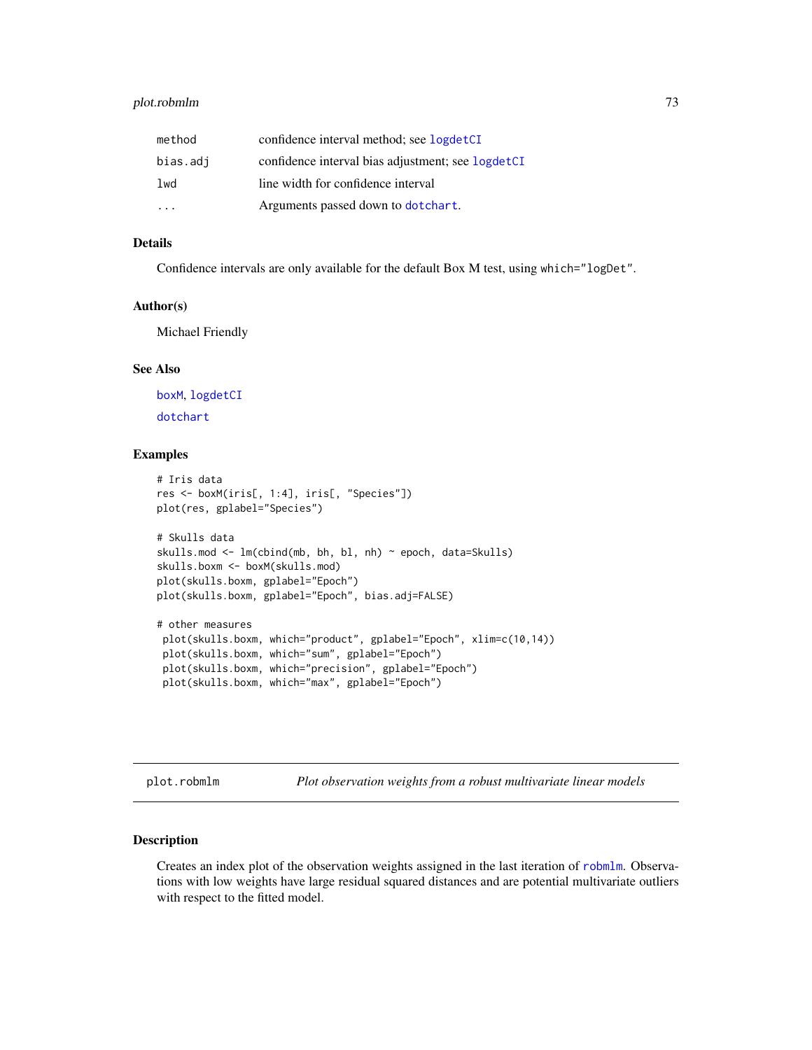| | |
|---|---|
| method | confidence interval method; see logdetCI |
| bias.adj | confidence interval bias adjustment; see logdetCI |
| lwd | line width for confidence interval |
| ... | Arguments passed down to dotchart. |

### Details

Confidence intervals are only available for the default Box M test, using `which="logDet"`.

### Author(s)

Michael Friendly

### See Also

boxM, logdetCI

dotchart

### Examples

```
# Iris data
res <- boxM(iris[, 1:4], iris[, "Species"])
plot(res, gplabel="Species")

# Skulls data
skulls.mod <- lm(cbind(mb, bh, bl, nh) ~ epoch, data=Skulls)
skulls.boxm <- boxM(skulls.mod)
plot(skulls.boxm, gplabel="Epoch")
plot(skulls.boxm, gplabel="Epoch", bias.adj=FALSE)

# other measures
 plot(skulls.boxm, which="product", gplabel="Epoch", xlim=c(10,14))
 plot(skulls.boxm, which="sum", gplabel="Epoch")
 plot(skulls.boxm, which="precision", gplabel="Epoch")
 plot(skulls.boxm, which="max", gplabel="Epoch")
```

---

## plot.robmlm — *Plot observation weights from a robust multivariate linear models*

### Description

Creates an index plot of the observation weights assigned in the last iteration of robmlm. Observations with low weights have large residual squared distances and are potential multivariate outliers with respect to the fitted model.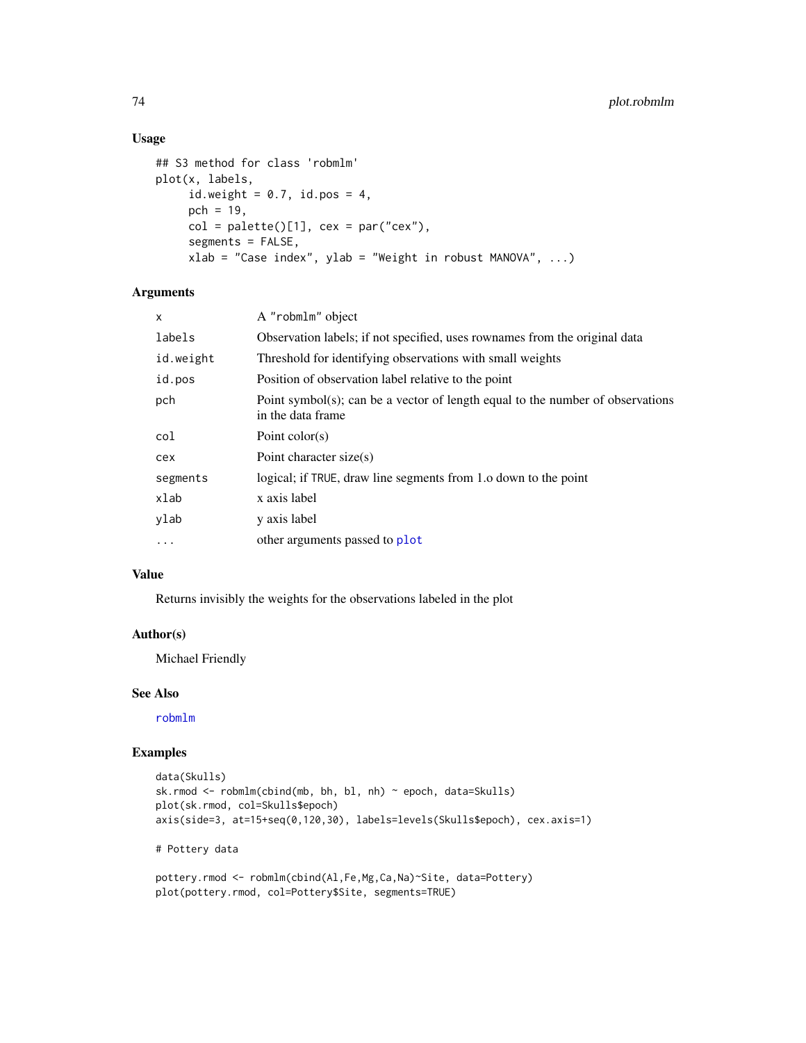## Usage

```
## S3 method for class 'robmlm'
plot(x, labels,
     id.weight = 0.7, id.pos = 4,
     pch = 19,
     col = palette()[1], cex = par("cex"),
     segments = FALSE,
     xlab = "Case index", ylab = "Weight in robust MANOVA", ...)
```

## Arguments

| | |
|---|---|
| `x` | A "robmlm" object |
| `labels` | Observation labels; if not specified, uses rownames from the original data |
| `id.weight` | Threshold for identifying observations with small weights |
| `id.pos` | Position of observation label relative to the point |
| `pch` | Point symbol(s); can be a vector of length equal to the number of observations in the data frame |
| `col` | Point color(s) |
| `cex` | Point character size(s) |
| `segments` | logical; if TRUE, draw line segments from 1.o down to the point |
| `xlab` | x axis label |
| `ylab` | y axis label |
| `...` | other arguments passed to `plot` |

## Value

Returns invisibly the weights for the observations labeled in the plot

## Author(s)

Michael Friendly

## See Also

`robmlm`

## Examples

```
data(Skulls)
sk.rmod <- robmlm(cbind(mb, bh, bl, nh) ~ epoch, data=Skulls)
plot(sk.rmod, col=Skulls$epoch)
axis(side=3, at=15+seq(0,120,30), labels=levels(Skulls$epoch), cex.axis=1)

# Pottery data

pottery.rmod <- robmlm(cbind(Al,Fe,Mg,Ca,Na)~Site, data=Pottery)
plot(pottery.rmod, col=Pottery$Site, segments=TRUE)
```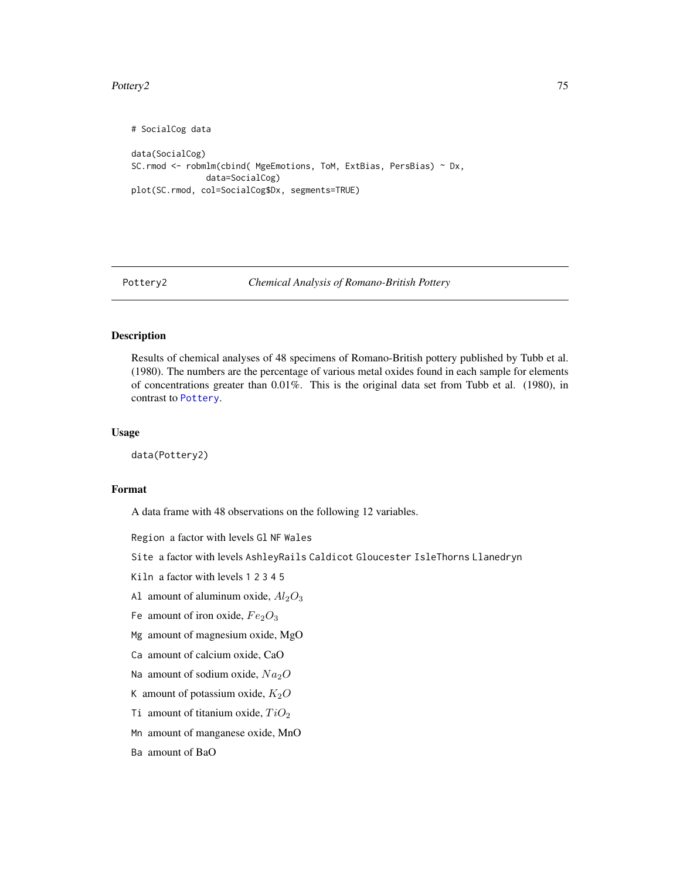```
# SocialCog data

data(SocialCog)
SC.rmod <- robmlm(cbind( MgeEmotions, ToM, ExtBias, PersBias) ~ Dx,
              data=SocialCog)
plot(SC.rmod, col=SocialCog$Dx, segments=TRUE)
```

---

## Pottery2 — *Chemical Analysis of Romano-British Pottery*

---

### Description

Results of chemical analyses of 48 specimens of Romano-British pottery published by Tubb et al. (1980). The numbers are the percentage of various metal oxides found in each sample for elements of concentrations greater than 0.01%. This is the original data set from Tubb et al. (1980), in contrast to `Pottery`.

### Usage

```
data(Pottery2)
```

### Format

A data frame with 48 observations on the following 12 variables.

- `Region` a factor with levels `Gl` `NF` `Wales`
- `Site` a factor with levels `AshleyRails` `Caldicot` `Gloucester` `IsleThorns` `Llanedryn`
- `Kiln` a factor with levels `1` `2` `3` `4` `5`
- `Al` amount of aluminum oxide, $Al_2O_3$
- `Fe` amount of iron oxide, $Fe_2O_3$
- `Mg` amount of magnesium oxide, MgO
- `Ca` amount of calcium oxide, CaO
- `Na` amount of sodium oxide, $Na_2O$
- `K` amount of potassium oxide, $K_2O$
- `Ti` amount of titanium oxide, $TiO_2$
- `Mn` amount of manganese oxide, MnO
- `Ba` amount of BaO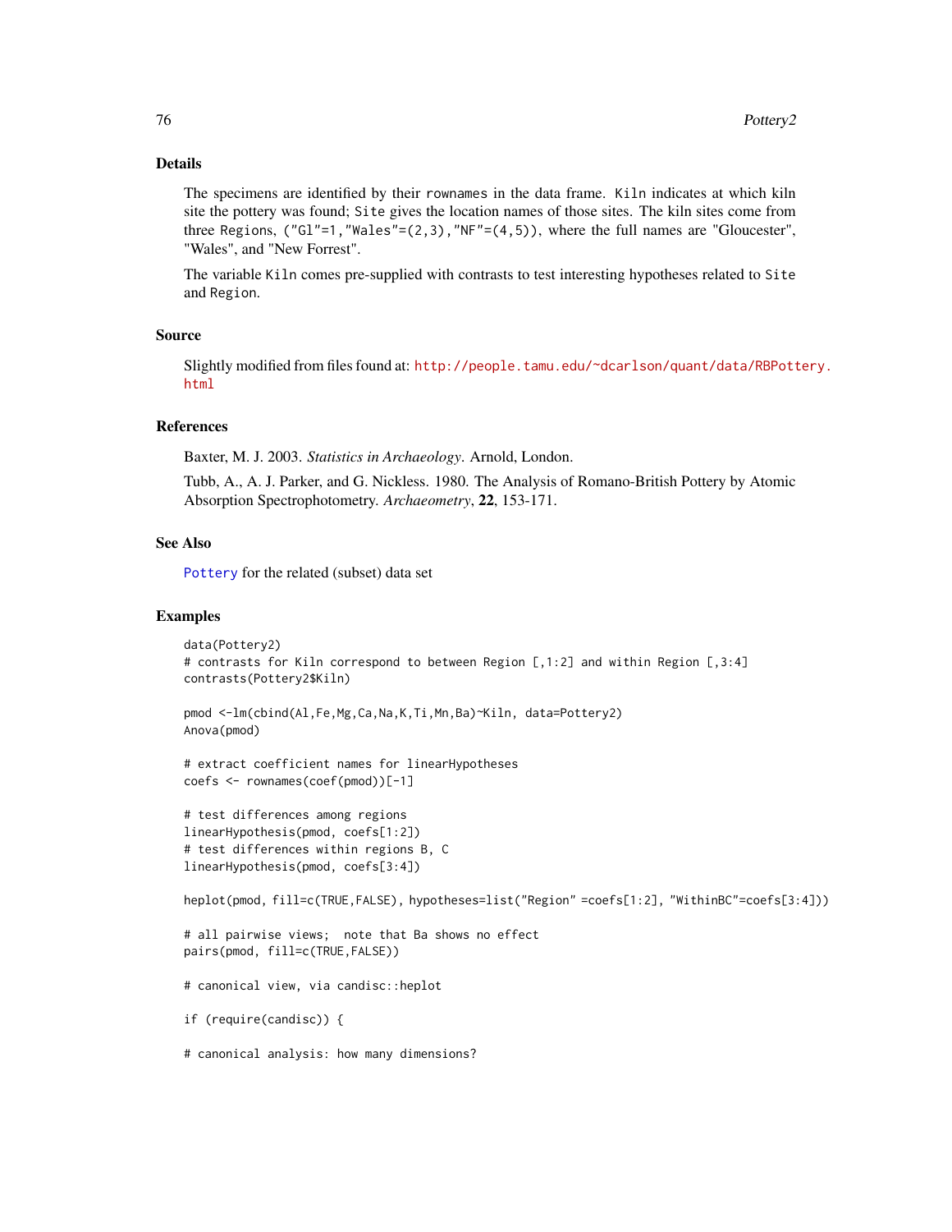### Details

The specimens are identified by their rownames in the data frame. Kiln indicates at which kiln site the pottery was found; Site gives the location names of those sites. The kiln sites come from three Regions, ("Gl"=1,"Wales"=(2,3),"NF"=(4,5)), where the full names are "Gloucester", "Wales", and "New Forrest".

The variable Kiln comes pre-supplied with contrasts to test interesting hypotheses related to Site and Region.

### Source

Slightly modified from files found at: http://people.tamu.edu/~dcarlson/quant/data/RBPottery.html

### References

Baxter, M. J. 2003. *Statistics in Archaeology*. Arnold, London.

Tubb, A., A. J. Parker, and G. Nickless. 1980. The Analysis of Romano-British Pottery by Atomic Absorption Spectrophotometry. *Archaeometry*, **22**, 153-171.

### See Also

Pottery for the related (subset) data set

### Examples

```
data(Pottery2)
# contrasts for Kiln correspond to between Region [,1:2] and within Region [,3:4]
contrasts(Pottery2$Kiln)

pmod <-lm(cbind(Al,Fe,Mg,Ca,Na,K,Ti,Mn,Ba)~Kiln, data=Pottery2)
Anova(pmod)

# extract coefficient names for linearHypotheses
coefs <- rownames(coef(pmod))[-1]

# test differences among regions
linearHypothesis(pmod, coefs[1:2])
# test differences within regions B, C
linearHypothesis(pmod, coefs[3:4])

heplot(pmod, fill=c(TRUE,FALSE), hypotheses=list("Region" =coefs[1:2], "WithinBC"=coefs[3:4]))

# all pairwise views;  note that Ba shows no effect
pairs(pmod, fill=c(TRUE,FALSE))

# canonical view, via candisc::heplot

if (require(candisc)) {

# canonical analysis: how many dimensions?
```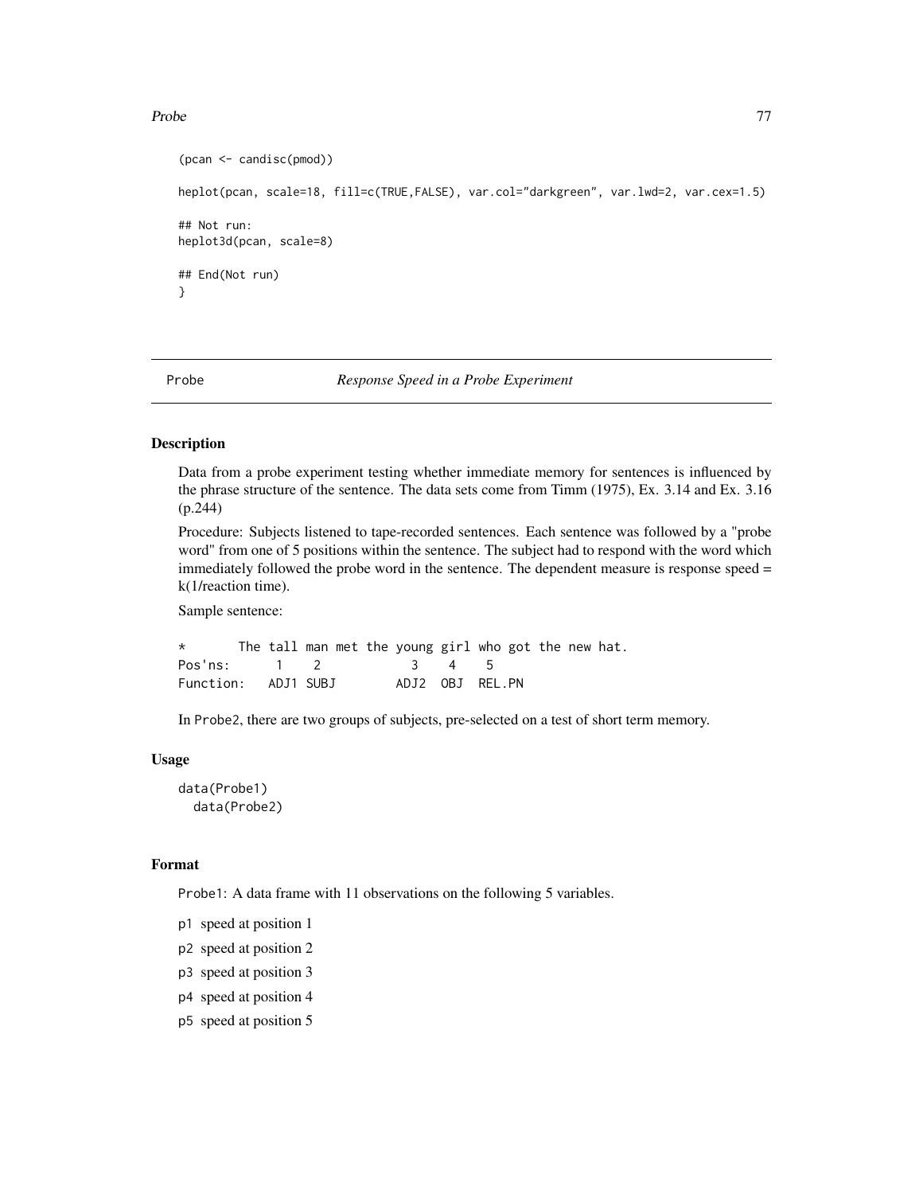```
(pcan <- candisc(pmod))

heplot(pcan, scale=18, fill=c(TRUE,FALSE), var.col="darkgreen", var.lwd=2, var.cex=1.5)

## Not run:
heplot3d(pcan, scale=8)

## End(Not run)
}
```

---

Probe *Response Speed in a Probe Experiment*

---

### Description

Data from a probe experiment testing whether immediate memory for sentences is influenced by the phrase structure of the sentence. The data sets come from Timm (1975), Ex. 3.14 and Ex. 3.16 (p.244)

Procedure: Subjects listened to tape-recorded sentences. Each sentence was followed by a "probe word" from one of 5 positions within the sentence. The subject had to respond with the word which immediately followed the probe word in the sentence. The dependent measure is response speed = k(1/reaction time).

Sample sentence:

```
*       The tall man met the young girl who got the new hat.
Pos'ns:      1    2           3    4    5
Function:   ADJ1 SUBJ        ADJ2  OBJ  REL.PN
```

In Probe2, there are two groups of subjects, pre-selected on a test of short term memory.

### Usage

```
data(Probe1)
  data(Probe2)
```

### Format

Probe1: A data frame with 11 observations on the following 5 variables.

- p1 speed at position 1
- p2 speed at position 2
- p3 speed at position 3
- p4 speed at position 4
- p5 speed at position 5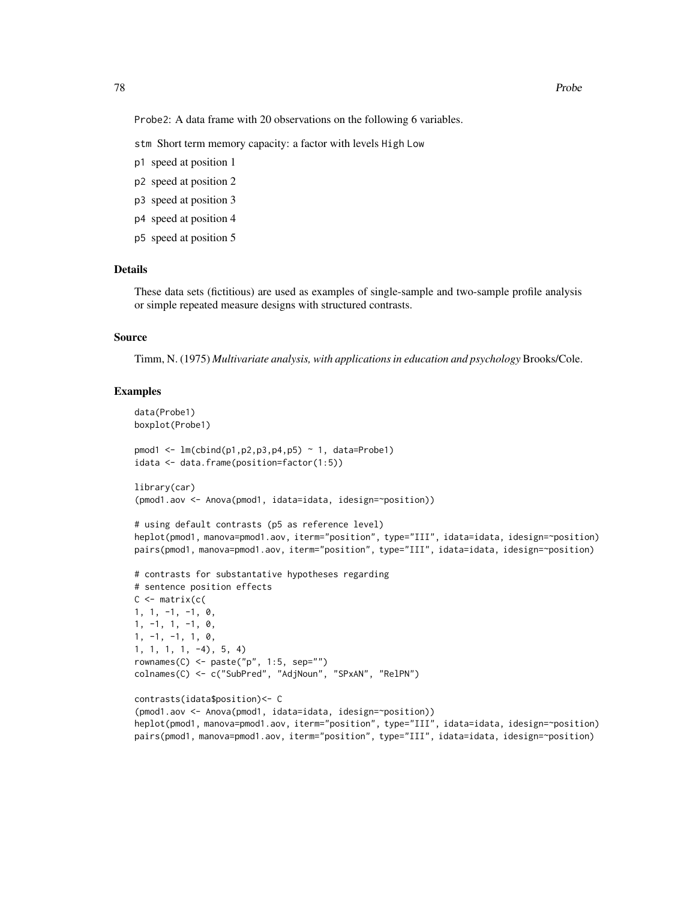Probe2: A data frame with 20 observations on the following 6 variables.

- `stm` Short term memory capacity: a factor with levels `High` `Low`
- `p1` speed at position 1
- `p2` speed at position 2
- `p3` speed at position 3
- `p4` speed at position 4
- `p5` speed at position 5

## Details

These data sets (fictitious) are used as examples of single-sample and two-sample profile analysis or simple repeated measure designs with structured contrasts.

## Source

Timm, N. (1975) *Multivariate analysis, with applications in education and psychology* Brooks/Cole.

## Examples

```
data(Probe1)
boxplot(Probe1)

pmod1 <- lm(cbind(p1,p2,p3,p4,p5) ~ 1, data=Probe1)
idata <- data.frame(position=factor(1:5))

library(car)
(pmod1.aov <- Anova(pmod1, idata=idata, idesign=~position))

# using default contrasts (p5 as reference level)
heplot(pmod1, manova=pmod1.aov, iterm="position", type="III", idata=idata, idesign=~position)
pairs(pmod1, manova=pmod1.aov, iterm="position", type="III", idata=idata, idesign=~position)

# contrasts for substantative hypotheses regarding
# sentence position effects
C <- matrix(c(
1, 1, -1, -1, 0,
1, -1, 1, -1, 0,
1, -1, -1, 1, 0,
1, 1, 1, 1, -4), 5, 4)
rownames(C) <- paste("p", 1:5, sep="")
colnames(C) <- c("SubPred", "AdjNoun", "SPxAN", "RelPN")

contrasts(idata$position)<- C
(pmod1.aov <- Anova(pmod1, idata=idata, idesign=~position))
heplot(pmod1, manova=pmod1.aov, iterm="position", type="III", idata=idata, idesign=~position)
pairs(pmod1, manova=pmod1.aov, iterm="position", type="III", idata=idata, idesign=~position)
```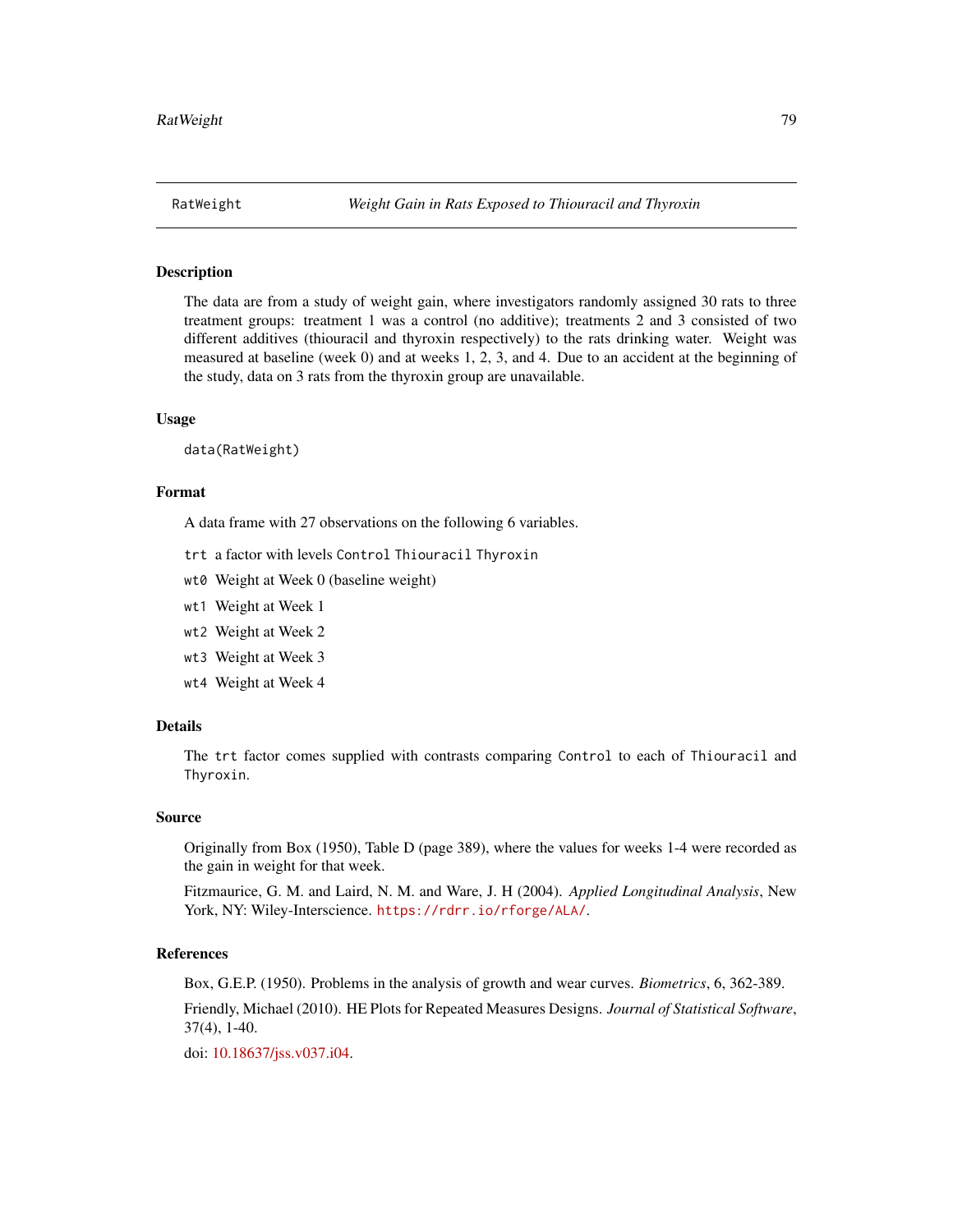## RatWeight — *Weight Gain in Rats Exposed to Thiouracil and Thyroxin*

### Description

The data are from a study of weight gain, where investigators randomly assigned 30 rats to three treatment groups: treatment 1 was a control (no additive); treatments 2 and 3 consisted of two different additives (thiouracil and thyroxin respectively) to the rats drinking water. Weight was measured at baseline (week 0) and at weeks 1, 2, 3, and 4. Due to an accident at the beginning of the study, data on 3 rats from the thyroxin group are unavailable.

### Usage

```
data(RatWeight)
```

### Format

A data frame with 27 observations on the following 6 variables.

- `trt` a factor with levels `Control` `Thiouracil` `Thyroxin`
- `wt0` Weight at Week 0 (baseline weight)
- `wt1` Weight at Week 1
- `wt2` Weight at Week 2
- `wt3` Weight at Week 3
- `wt4` Weight at Week 4

### Details

The `trt` factor comes supplied with contrasts comparing `Control` to each of `Thiouracil` and `Thyroxin`.

### Source

Originally from Box (1950), Table D (page 389), where the values for weeks 1-4 were recorded as the gain in weight for that week.

Fitzmaurice, G. M. and Laird, N. M. and Ware, J. H (2004). *Applied Longitudinal Analysis*, New York, NY: Wiley-Interscience. https://rdrr.io/rforge/ALA/.

### References

Box, G.E.P. (1950). Problems in the analysis of growth and wear curves. *Biometrics*, 6, 362-389.

Friendly, Michael (2010). HE Plots for Repeated Measures Designs. *Journal of Statistical Software*, 37(4), 1-40.

doi: 10.18637/jss.v037.i04.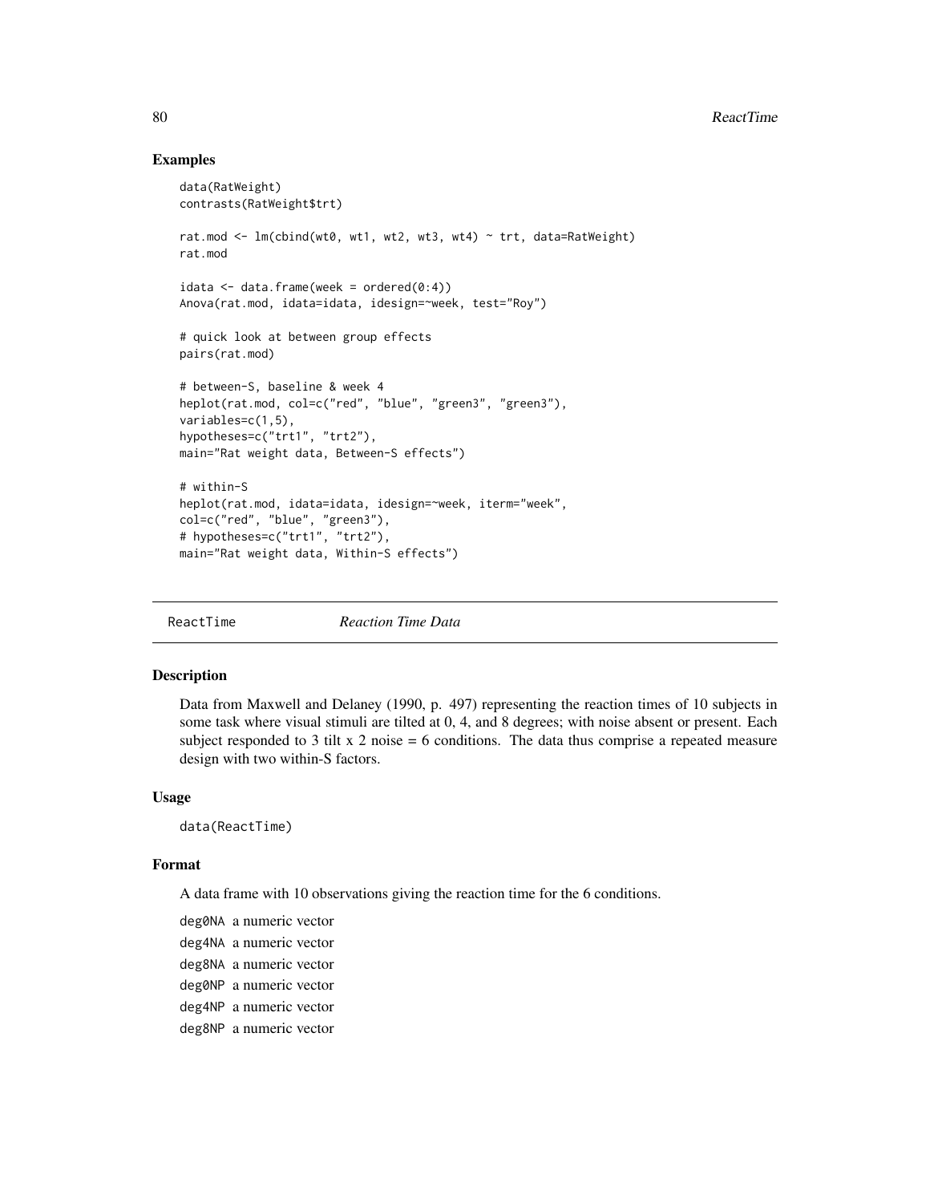### Examples

```
data(RatWeight)
contrasts(RatWeight$trt)

rat.mod <- lm(cbind(wt0, wt1, wt2, wt3, wt4) ~ trt, data=RatWeight)
rat.mod

idata <- data.frame(week = ordered(0:4))
Anova(rat.mod, idata=idata, idesign=~week, test="Roy")

# quick look at between group effects
pairs(rat.mod)

# between-S, baseline & week 4
heplot(rat.mod, col=c("red", "blue", "green3", "green3"),
variables=c(1,5),
hypotheses=c("trt1", "trt2"),
main="Rat weight data, Between-S effects")

# within-S
heplot(rat.mod, idata=idata, idesign=~week, iterm="week",
col=c("red", "blue", "green3"),
# hypotheses=c("trt1", "trt2"),
main="Rat weight data, Within-S effects")
```

---

## ReactTime *Reaction Time Data*

### Description

Data from Maxwell and Delaney (1990, p. 497) representing the reaction times of 10 subjects in some task where visual stimuli are tilted at 0, 4, and 8 degrees; with noise absent or present. Each subject responded to 3 tilt x 2 noise = 6 conditions. The data thus comprise a repeated measure design with two within-S factors.

### Usage

```
data(ReactTime)
```

### Format

A data frame with 10 observations giving the reaction time for the 6 conditions.

`deg0NA` a numeric vector

`deg4NA` a numeric vector

`deg8NA` a numeric vector

`deg0NP` a numeric vector

`deg4NP` a numeric vector

`deg8NP` a numeric vector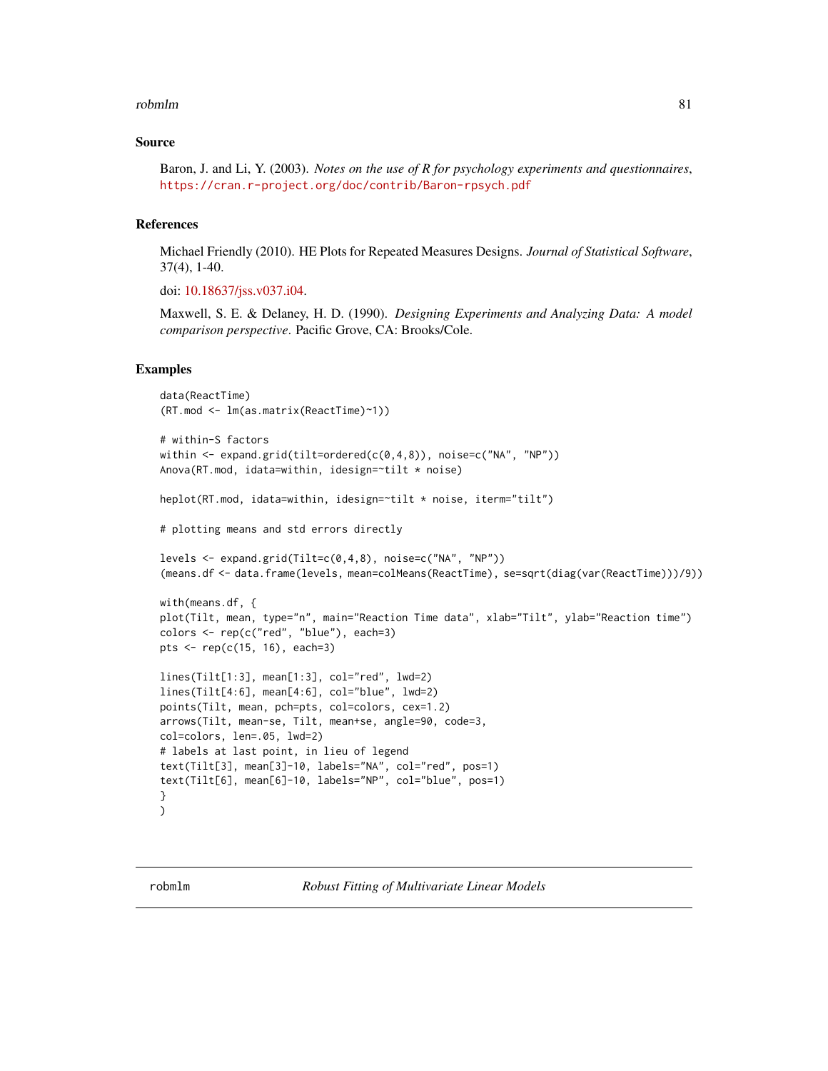### Source

Baron, J. and Li, Y. (2003). *Notes on the use of R for psychology experiments and questionnaires*, https://cran.r-project.org/doc/contrib/Baron-rpsych.pdf

### References

Michael Friendly (2010). HE Plots for Repeated Measures Designs. *Journal of Statistical Software*, 37(4), 1-40.

doi: 10.18637/jss.v037.i04.

Maxwell, S. E. & Delaney, H. D. (1990). *Designing Experiments and Analyzing Data: A model comparison perspective*. Pacific Grove, CA: Brooks/Cole.

### Examples

```
data(ReactTime)
(RT.mod <- lm(as.matrix(ReactTime)~1))

# within-S factors
within <- expand.grid(tilt=ordered(c(0,4,8)), noise=c("NA", "NP"))
Anova(RT.mod, idata=within, idesign=~tilt * noise)

heplot(RT.mod, idata=within, idesign=~tilt * noise, iterm="tilt")

# plotting means and std errors directly

levels <- expand.grid(Tilt=c(0,4,8), noise=c("NA", "NP"))
(means.df <- data.frame(levels, mean=colMeans(ReactTime), se=sqrt(diag(var(ReactTime)))/9))

with(means.df, {
plot(Tilt, mean, type="n", main="Reaction Time data", xlab="Tilt", ylab="Reaction time")
colors <- rep(c("red", "blue"), each=3)
pts <- rep(c(15, 16), each=3)

lines(Tilt[1:3], mean[1:3], col="red", lwd=2)
lines(Tilt[4:6], mean[4:6], col="blue", lwd=2)
points(Tilt, mean, pch=pts, col=colors, cex=1.2)
arrows(Tilt, mean-se, Tilt, mean+se, angle=90, code=3,
col=colors, len=.05, lwd=2)
# labels at last point, in lieu of legend
text(Tilt[3], mean[3]-10, labels="NA", col="red", pos=1)
text(Tilt[6], mean[6]-10, labels="NP", col="blue", pos=1)
}
)
```

---

## robmlm *Robust Fitting of Multivariate Linear Models*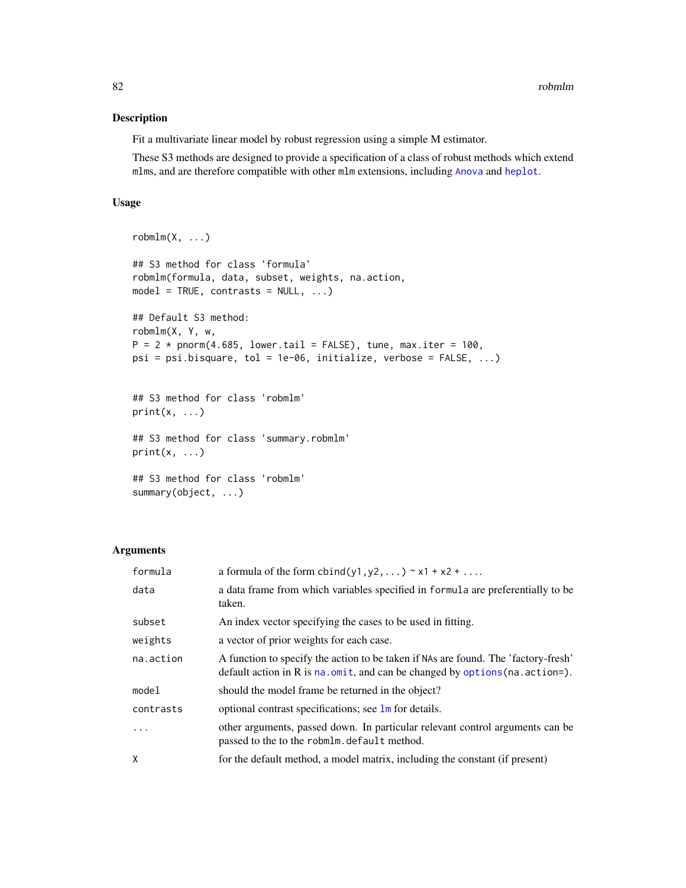## Description

Fit a multivariate linear model by robust regression using a simple M estimator.

These S3 methods are designed to provide a specification of a class of robust methods which extend mlms, and are therefore compatible with other mlm extensions, including Anova and heplot.

## Usage

```
robmlm(X, ...)

## S3 method for class 'formula'
robmlm(formula, data, subset, weights, na.action,
model = TRUE, contrasts = NULL, ...)

## Default S3 method:
robmlm(X, Y, w,
P = 2 * pnorm(4.685, lower.tail = FALSE), tune, max.iter = 100,
psi = psi.bisquare, tol = 1e-06, initialize, verbose = FALSE, ...)


## S3 method for class 'robmlm'
print(x, ...)

## S3 method for class 'summary.robmlm'
print(x, ...)

## S3 method for class 'robmlm'
summary(object, ...)
```

## Arguments

| | |
|---|---|
| formula | a formula of the form cbind(y1,y2,...) ~ x1 + x2 + .... |
| data | a data frame from which variables specified in formula are preferentially to be taken. |
| subset | An index vector specifying the cases to be used in fitting. |
| weights | a vector of prior weights for each case. |
| na.action | A function to specify the action to be taken if NAs are found. The 'factory-fresh' default action in R is na.omit, and can be changed by options(na.action=). |
| model | should the model frame be returned in the object? |
| contrasts | optional contrast specifications; see lm for details. |
| ... | other arguments, passed down. In particular relevant control arguments can be passed to the to the robmlm.default method. |
| X | for the default method, a model matrix, including the constant (if present) |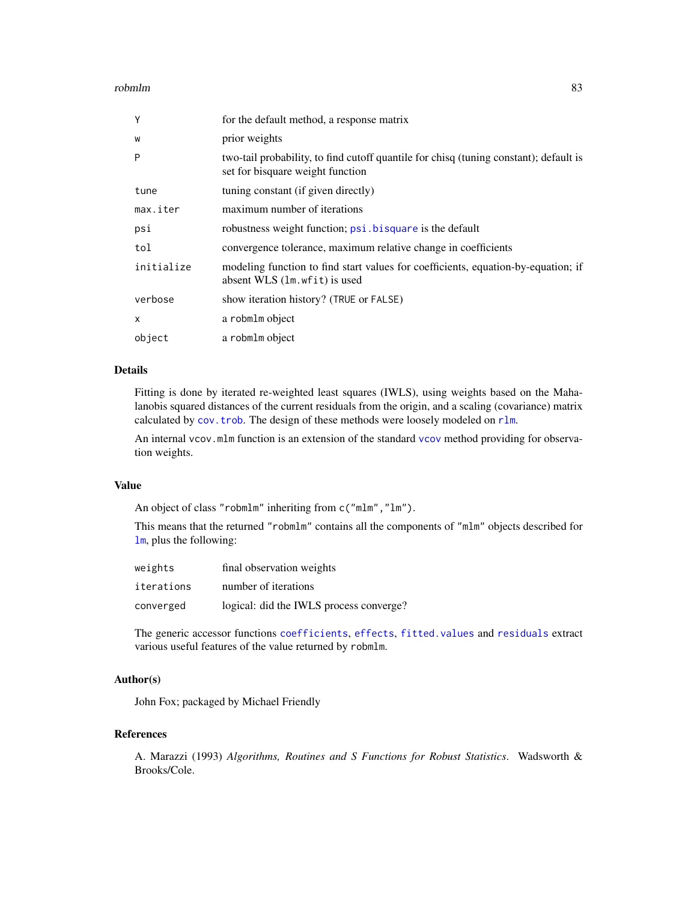| | |
|---|---|
| `Y` | for the default method, a response matrix |
| `w` | prior weights |
| `P` | two-tail probability, to find cutoff quantile for chisq (tuning constant); default is set for bisquare weight function |
| `tune` | tuning constant (if given directly) |
| `max.iter` | maximum number of iterations |
| `psi` | robustness weight function; `psi.bisquare` is the default |
| `tol` | convergence tolerance, maximum relative change in coefficients |
| `initialize` | modeling function to find start values for coefficients, equation-by-equation; if absent WLS (`lm.wfit`) is used |
| `verbose` | show iteration history? (`TRUE` or `FALSE`) |
| `x` | a `robmlm` object |
| `object` | a `robmlm` object |

## Details

Fitting is done by iterated re-weighted least squares (IWLS), using weights based on the Mahalanobis squared distances of the current residuals from the origin, and a scaling (covariance) matrix calculated by `cov.trob`. The design of these methods were loosely modeled on `rlm`.

An internal `vcov.mlm` function is an extension of the standard `vcov` method providing for observation weights.

## Value

An object of class `"robmlm"` inheriting from `c("mlm","lm")`.

This means that the returned `"robmlm"` contains all the components of `"mlm"` objects described for `lm`, plus the following:

| | |
|---|---|
| `weights` | final observation weights |
| `iterations` | number of iterations |
| `converged` | logical: did the IWLS process converge? |

The generic accessor functions `coefficients`, `effects`, `fitted.values` and `residuals` extract various useful features of the value returned by `robmlm`.

## Author(s)

John Fox; packaged by Michael Friendly

## References

A. Marazzi (1993) *Algorithms, Routines and S Functions for Robust Statistics*. Wadsworth & Brooks/Cole.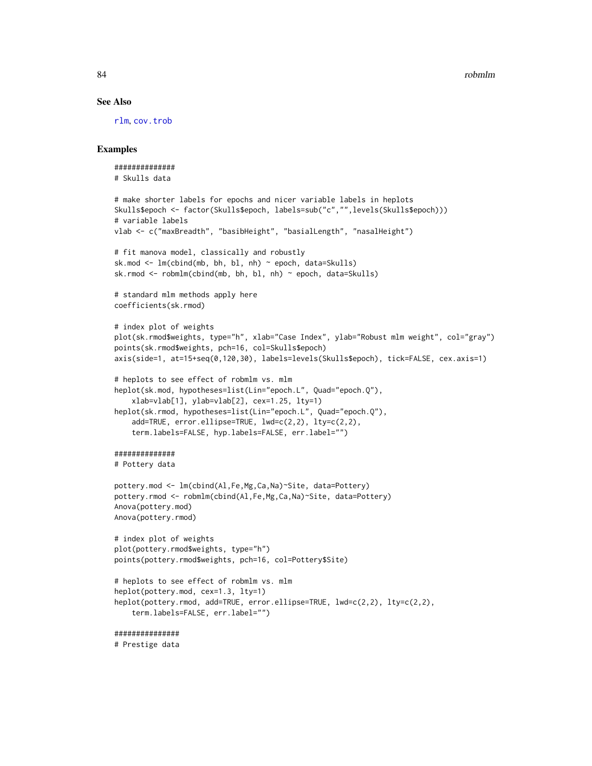## See Also

rlm, cov.trob

## Examples

```
##############
# Skulls data

# make shorter labels for epochs and nicer variable labels in heplots
Skulls$epoch <- factor(Skulls$epoch, labels=sub("c","",levels(Skulls$epoch)))
# variable labels
vlab <- c("maxBreadth", "basibHeight", "basialLength", "nasalHeight")

# fit manova model, classically and robustly
sk.mod <- lm(cbind(mb, bh, bl, nh) ~ epoch, data=Skulls)
sk.rmod <- robmlm(cbind(mb, bh, bl, nh) ~ epoch, data=Skulls)

# standard mlm methods apply here
coefficients(sk.rmod)

# index plot of weights
plot(sk.rmod$weights, type="h", xlab="Case Index", ylab="Robust mlm weight", col="gray")
points(sk.rmod$weights, pch=16, col=Skulls$epoch)
axis(side=1, at=15+seq(0,120,30), labels=levels(Skulls$epoch), tick=FALSE, cex.axis=1)

# heplots to see effect of robmlm vs. mlm
heplot(sk.mod, hypotheses=list(Lin="epoch.L", Quad="epoch.Q"),
    xlab=vlab[1], ylab=vlab[2], cex=1.25, lty=1)
heplot(sk.rmod, hypotheses=list(Lin="epoch.L", Quad="epoch.Q"),
    add=TRUE, error.ellipse=TRUE, lwd=c(2,2), lty=c(2,2),
    term.labels=FALSE, hyp.labels=FALSE, err.label="")

##############
# Pottery data

pottery.mod <- lm(cbind(Al,Fe,Mg,Ca,Na)~Site, data=Pottery)
pottery.rmod <- robmlm(cbind(Al,Fe,Mg,Ca,Na)~Site, data=Pottery)
Anova(pottery.mod)
Anova(pottery.rmod)

# index plot of weights
plot(pottery.rmod$weights, type="h")
points(pottery.rmod$weights, pch=16, col=Pottery$Site)

# heplots to see effect of robmlm vs. mlm
heplot(pottery.mod, cex=1.3, lty=1)
heplot(pottery.rmod, add=TRUE, error.ellipse=TRUE, lwd=c(2,2), lty=c(2,2),
    term.labels=FALSE, err.label="")

###############
# Prestige data
```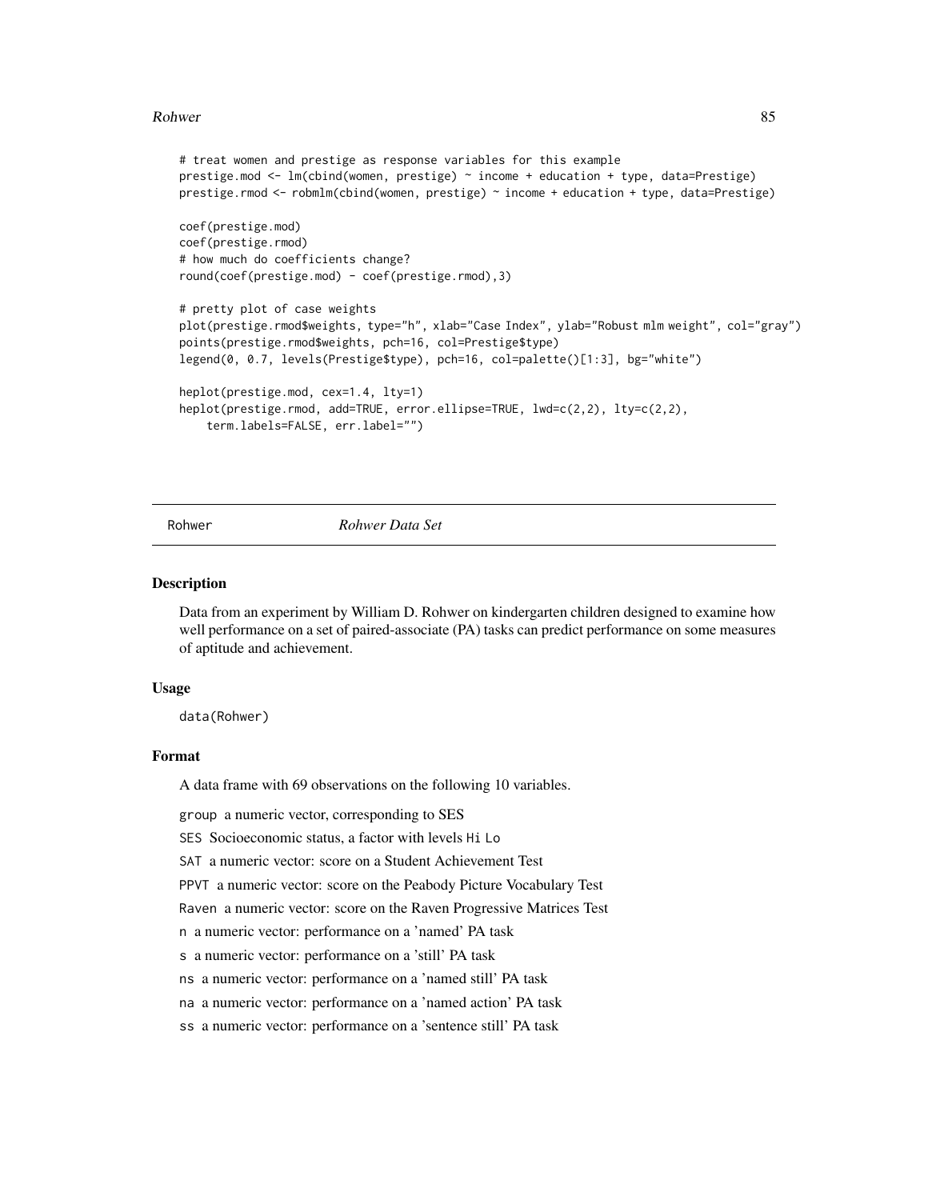```
# treat women and prestige as response variables for this example
prestige.mod <- lm(cbind(women, prestige) ~ income + education + type, data=Prestige)
prestige.rmod <- robmlm(cbind(women, prestige) ~ income + education + type, data=Prestige)

coef(prestige.mod)
coef(prestige.rmod)
# how much do coefficients change?
round(coef(prestige.mod) - coef(prestige.rmod),3)

# pretty plot of case weights
plot(prestige.rmod$weights, type="h", xlab="Case Index", ylab="Robust mlm weight", col="gray")
points(prestige.rmod$weights, pch=16, col=Prestige$type)
legend(0, 0.7, levels(Prestige$type), pch=16, col=palette()[1:3], bg="white")

heplot(prestige.mod, cex=1.4, lty=1)
heplot(prestige.rmod, add=TRUE, error.ellipse=TRUE, lwd=c(2,2), lty=c(2,2),
    term.labels=FALSE, err.label="")
```

---

## Rohwer — *Rohwer Data Set*

### Description

Data from an experiment by William D. Rohwer on kindergarten children designed to examine how well performance on a set of paired-associate (PA) tasks can predict performance on some measures of aptitude and achievement.

### Usage

```
data(Rohwer)
```

### Format

A data frame with 69 observations on the following 10 variables.

- `group` a numeric vector, corresponding to SES
- `SES` Socioeconomic status, a factor with levels `Hi` `Lo`
- `SAT` a numeric vector: score on a Student Achievement Test
- `PPVT` a numeric vector: score on the Peabody Picture Vocabulary Test
- `Raven` a numeric vector: score on the Raven Progressive Matrices Test
- `n` a numeric vector: performance on a 'named' PA task
- `s` a numeric vector: performance on a 'still' PA task
- `ns` a numeric vector: performance on a 'named still' PA task
- `na` a numeric vector: performance on a 'named action' PA task
- `ss` a numeric vector: performance on a 'sentence still' PA task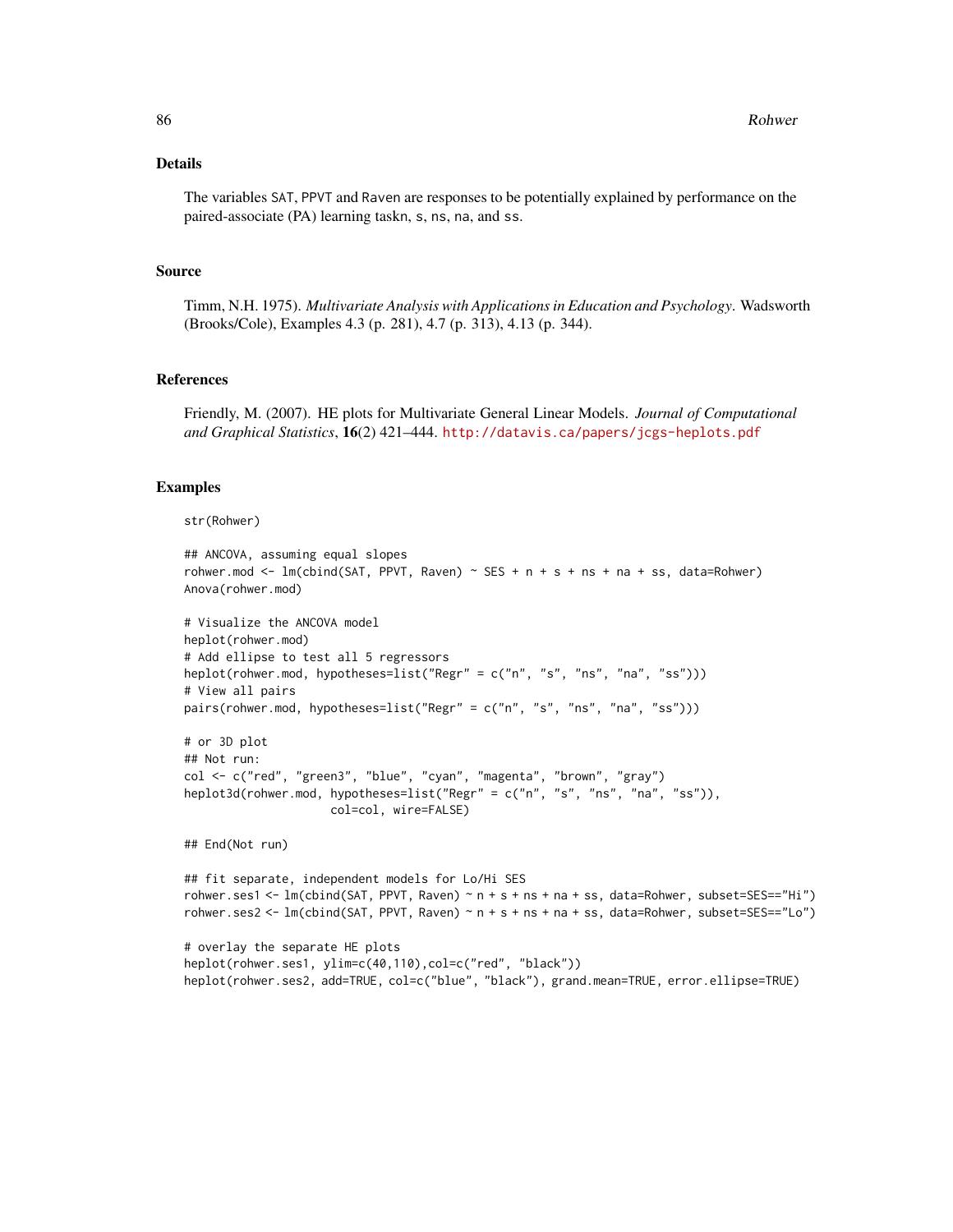## Details

The variables SAT, PPVT and Raven are responses to be potentially explained by performance on the paired-associate (PA) learning taskn, s, ns, na, and ss.

## Source

Timm, N.H. 1975). *Multivariate Analysis with Applications in Education and Psychology*. Wadsworth (Brooks/Cole), Examples 4.3 (p. 281), 4.7 (p. 313), 4.13 (p. 344).

## References

Friendly, M. (2007). HE plots for Multivariate General Linear Models. *Journal of Computational and Graphical Statistics*, **16**(2) 421–444. http://datavis.ca/papers/jcgs-heplots.pdf

## Examples

```
str(Rohwer)

## ANCOVA, assuming equal slopes
rohwer.mod <- lm(cbind(SAT, PPVT, Raven) ~ SES + n + s + ns + na + ss, data=Rohwer)
Anova(rohwer.mod)

# Visualize the ANCOVA model
heplot(rohwer.mod)
# Add ellipse to test all 5 regressors
heplot(rohwer.mod, hypotheses=list("Regr" = c("n", "s", "ns", "na", "ss")))
# View all pairs
pairs(rohwer.mod, hypotheses=list("Regr" = c("n", "s", "ns", "na", "ss")))

# or 3D plot
## Not run:
col <- c("red", "green3", "blue", "cyan", "magenta", "brown", "gray")
heplot3d(rohwer.mod, hypotheses=list("Regr" = c("n", "s", "ns", "na", "ss")),
                     col=col, wire=FALSE)

## End(Not run)

## fit separate, independent models for Lo/Hi SES
rohwer.ses1 <- lm(cbind(SAT, PPVT, Raven) ~ n + s + ns + na + ss, data=Rohwer, subset=SES=="Hi")
rohwer.ses2 <- lm(cbind(SAT, PPVT, Raven) ~ n + s + ns + na + ss, data=Rohwer, subset=SES=="Lo")

# overlay the separate HE plots
heplot(rohwer.ses1, ylim=c(40,110),col=c("red", "black"))
heplot(rohwer.ses2, add=TRUE, col=c("blue", "black"), grand.mean=TRUE, error.ellipse=TRUE)
```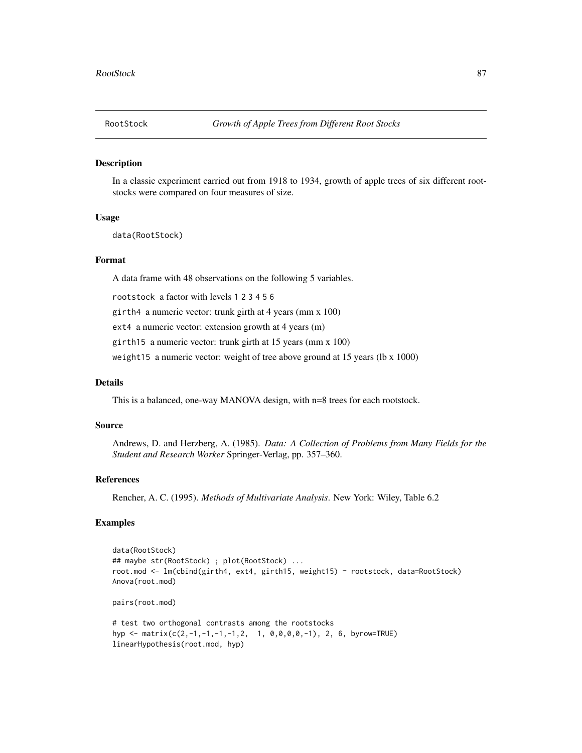RootStock    *Growth of Apple Trees from Different Root Stocks*

## Description

In a classic experiment carried out from 1918 to 1934, growth of apple trees of six different root-stocks were compared on four measures of size.

## Usage

```
data(RootStock)
```

## Format

A data frame with 48 observations on the following 5 variables.

`rootstock` a factor with levels 1 2 3 4 5 6

`girth4` a numeric vector: trunk girth at 4 years (mm x 100)

`ext4` a numeric vector: extension growth at 4 years (m)

`girth15` a numeric vector: trunk girth at 15 years (mm x 100)

`weight15` a numeric vector: weight of tree above ground at 15 years (lb x 1000)

## Details

This is a balanced, one-way MANOVA design, with n=8 trees for each rootstock.

## Source

Andrews, D. and Herzberg, A. (1985). *Data: A Collection of Problems from Many Fields for the Student and Research Worker* Springer-Verlag, pp. 357–360.

## References

Rencher, A. C. (1995). *Methods of Multivariate Analysis*. New York: Wiley, Table 6.2

## Examples

```
data(RootStock)
## maybe str(RootStock) ; plot(RootStock) ...
root.mod <- lm(cbind(girth4, ext4, girth15, weight15) ~ rootstock, data=RootStock)
Anova(root.mod)

pairs(root.mod)

# test two orthogonal contrasts among the rootstocks
hyp <- matrix(c(2,-1,-1,-1,-1,2,  1, 0,0,0,0,-1), 2, 6, byrow=TRUE)
linearHypothesis(root.mod, hyp)
```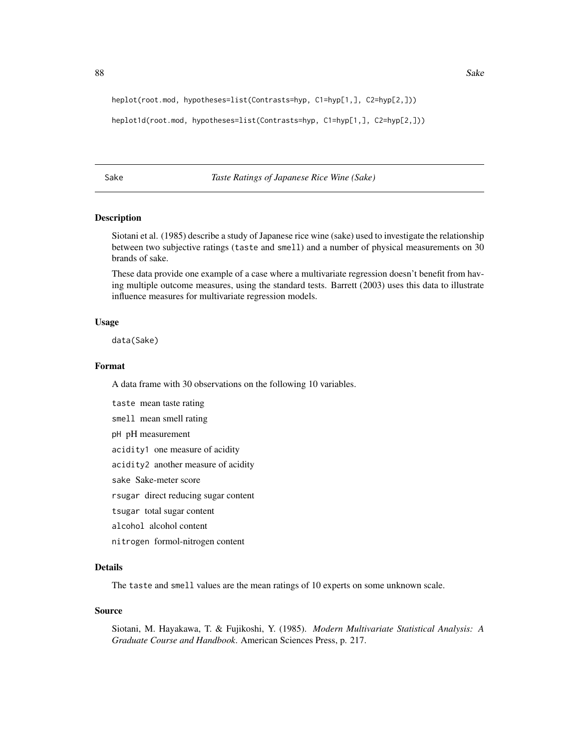```
heplot(root.mod, hypotheses=list(Contrasts=hyp, C1=hyp[1,], C2=hyp[2,]))

heplot1d(root.mod, hypotheses=list(Contrasts=hyp, C1=hyp[1,], C2=hyp[2,]))
```

---

## Sake — *Taste Ratings of Japanese Rice Wine (Sake)*

---

### Description

Siotani et al. (1985) describe a study of Japanese rice wine (sake) used to investigate the relationship between two subjective ratings (`taste` and `smell`) and a number of physical measurements on 30 brands of sake.

These data provide one example of a case where a multivariate regression doesn't benefit from having multiple outcome measures, using the standard tests. Barrett (2003) uses this data to illustrate influence measures for multivariate regression models.

### Usage

```
data(Sake)
```

### Format

A data frame with 30 observations on the following 10 variables.

- `taste` mean taste rating
- `smell` mean smell rating
- `pH` pH measurement
- `acidity1` one measure of acidity
- `acidity2` another measure of acidity
- `sake` Sake-meter score
- `rsugar` direct reducing sugar content
- `tsugar` total sugar content
- `alcohol` alcohol content
- `nitrogen` formol-nitrogen content

### Details

The `taste` and `smell` values are the mean ratings of 10 experts on some unknown scale.

### Source

Siotani, M. Hayakawa, T. & Fujikoshi, Y. (1985). *Modern Multivariate Statistical Analysis: A Graduate Course and Handbook*. American Sciences Press, p. 217.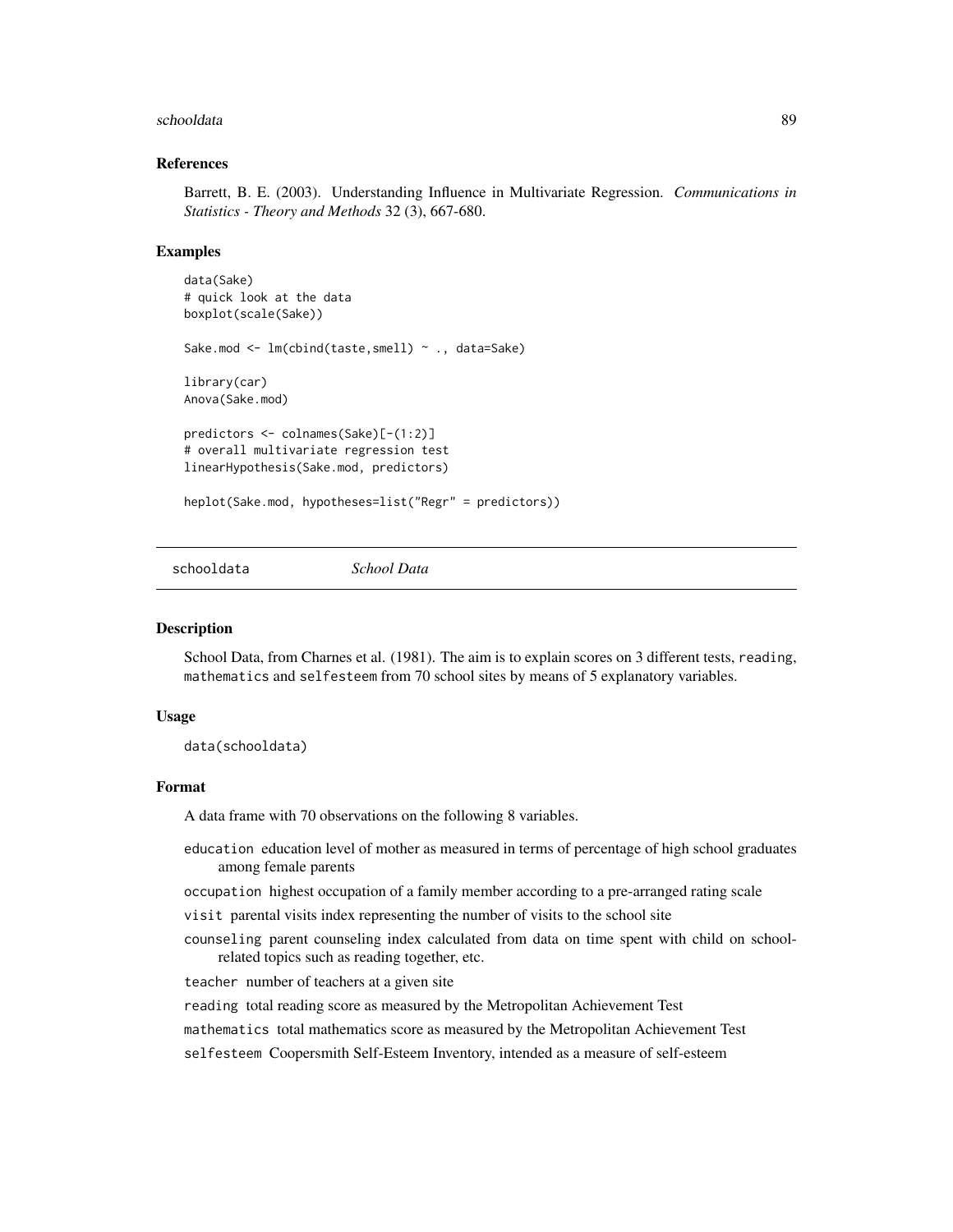### References

Barrett, B. E. (2003). Understanding Influence in Multivariate Regression. *Communications in Statistics - Theory and Methods* 32 (3), 667-680.

### Examples

```
data(Sake)
# quick look at the data
boxplot(scale(Sake))

Sake.mod <- lm(cbind(taste,smell) ~ ., data=Sake)

library(car)
Anova(Sake.mod)

predictors <- colnames(Sake)[-(1:2)]
# overall multivariate regression test
linearHypothesis(Sake.mod, predictors)

heplot(Sake.mod, hypotheses=list("Regr" = predictors))
```

---

## schooldata *School Data*

---

### Description

School Data, from Charnes et al. (1981). The aim is to explain scores on 3 different tests, `reading`, `mathematics` and `selfesteem` from 70 school sites by means of 5 explanatory variables.

### Usage

```
data(schooldata)
```

### Format

A data frame with 70 observations on the following 8 variables.

- `education` education level of mother as measured in terms of percentage of high school graduates among female parents
- `occupation` highest occupation of a family member according to a pre-arranged rating scale
- `visit` parental visits index representing the number of visits to the school site
- `counseling` parent counseling index calculated from data on time spent with child on school-related topics such as reading together, etc.
- `teacher` number of teachers at a given site
- `reading` total reading score as measured by the Metropolitan Achievement Test
- `mathematics` total mathematics score as measured by the Metropolitan Achievement Test
- `selfesteem` Coopersmith Self-Esteem Inventory, intended as a measure of self-esteem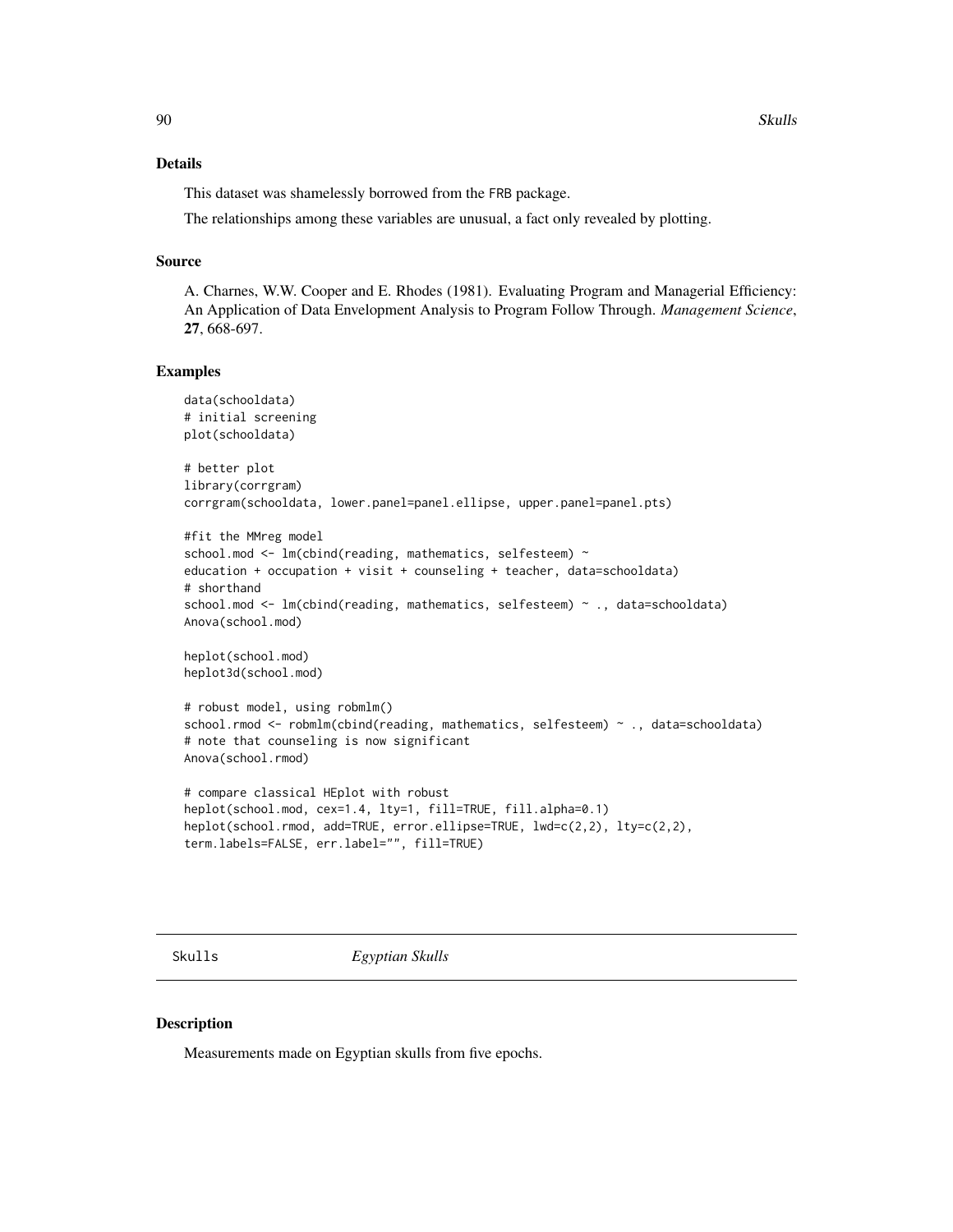## Details

This dataset was shamelessly borrowed from the FRB package.

The relationships among these variables are unusual, a fact only revealed by plotting.

## Source

A. Charnes, W.W. Cooper and E. Rhodes (1981). Evaluating Program and Managerial Efficiency: An Application of Data Envelopment Analysis to Program Follow Through. *Management Science*, **27**, 668-697.

## Examples

```
data(schooldata)
# initial screening
plot(schooldata)

# better plot
library(corrgram)
corrgram(schooldata, lower.panel=panel.ellipse, upper.panel=panel.pts)

#fit the MMreg model
school.mod <- lm(cbind(reading, mathematics, selfesteem) ~
education + occupation + visit + counseling + teacher, data=schooldata)
# shorthand
school.mod <- lm(cbind(reading, mathematics, selfesteem) ~ ., data=schooldata)
Anova(school.mod)

heplot(school.mod)
heplot3d(school.mod)

# robust model, using robmlm()
school.rmod <- robmlm(cbind(reading, mathematics, selfesteem) ~ ., data=schooldata)
# note that counseling is now significant
Anova(school.rmod)

# compare classical HEplot with robust
heplot(school.mod, cex=1.4, lty=1, fill=TRUE, fill.alpha=0.1)
heplot(school.rmod, add=TRUE, error.ellipse=TRUE, lwd=c(2,2), lty=c(2,2),
term.labels=FALSE, err.label="", fill=TRUE)
```

---

# Skulls *Egyptian Skulls*

## Description

Measurements made on Egyptian skulls from five epochs.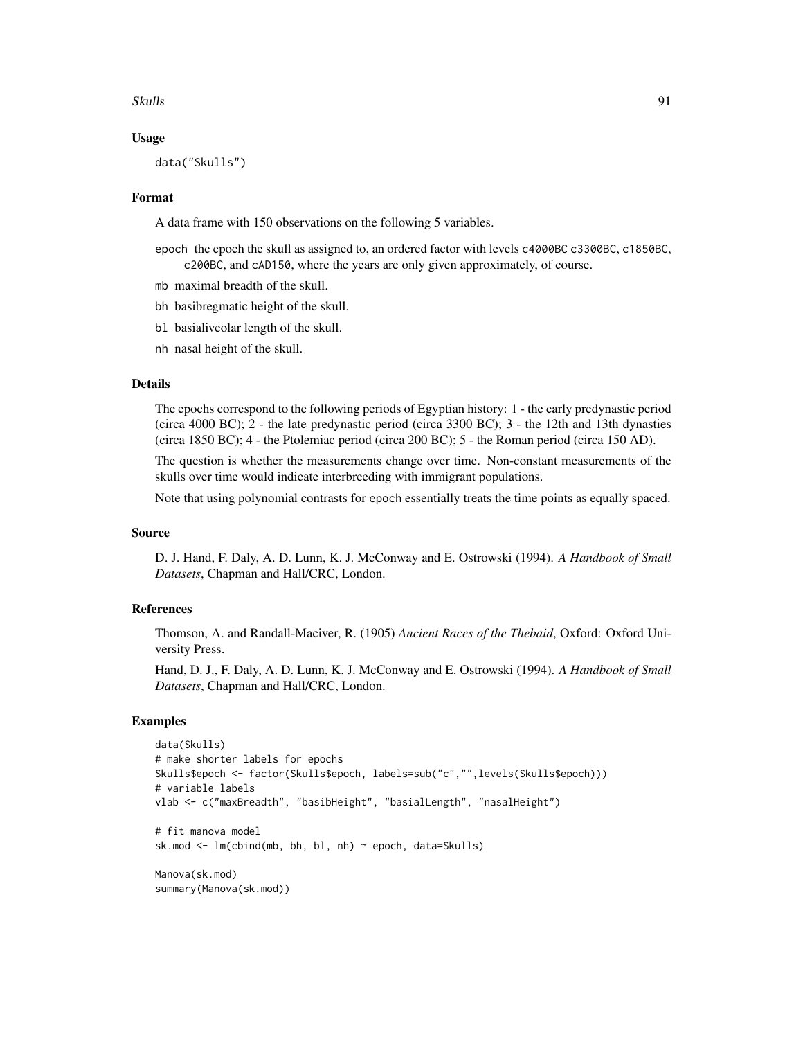## Usage

```
data("Skulls")
```

## Format

A data frame with 150 observations on the following 5 variables.

- epoch the epoch the skull as assigned to, an ordered factor with levels c4000BC c3300BC, c1850BC, c200BC, and cAD150, where the years are only given approximately, of course.
- mb maximal breadth of the skull.
- bh basibregmatic height of the skull.
- bl basialiveolar length of the skull.
- nh nasal height of the skull.

## Details

The epochs correspond to the following periods of Egyptian history: 1 - the early predynastic period (circa 4000 BC); 2 - the late predynastic period (circa 3300 BC); 3 - the 12th and 13th dynasties (circa 1850 BC); 4 - the Ptolemiac period (circa 200 BC); 5 - the Roman period (circa 150 AD).

The question is whether the measurements change over time. Non-constant measurements of the skulls over time would indicate interbreeding with immigrant populations.

Note that using polynomial contrasts for epoch essentially treats the time points as equally spaced.

## Source

D. J. Hand, F. Daly, A. D. Lunn, K. J. McConway and E. Ostrowski (1994). *A Handbook of Small Datasets*, Chapman and Hall/CRC, London.

## References

Thomson, A. and Randall-Maciver, R. (1905) *Ancient Races of the Thebaid*, Oxford: Oxford University Press.

Hand, D. J., F. Daly, A. D. Lunn, K. J. McConway and E. Ostrowski (1994). *A Handbook of Small Datasets*, Chapman and Hall/CRC, London.

## Examples

```
data(Skulls)
# make shorter labels for epochs
Skulls$epoch <- factor(Skulls$epoch, labels=sub("c","",levels(Skulls$epoch)))
# variable labels
vlab <- c("maxBreadth", "basibHeight", "basialLength", "nasalHeight")

# fit manova model
sk.mod <- lm(cbind(mb, bh, bl, nh) ~ epoch, data=Skulls)

Manova(sk.mod)
summary(Manova(sk.mod))
```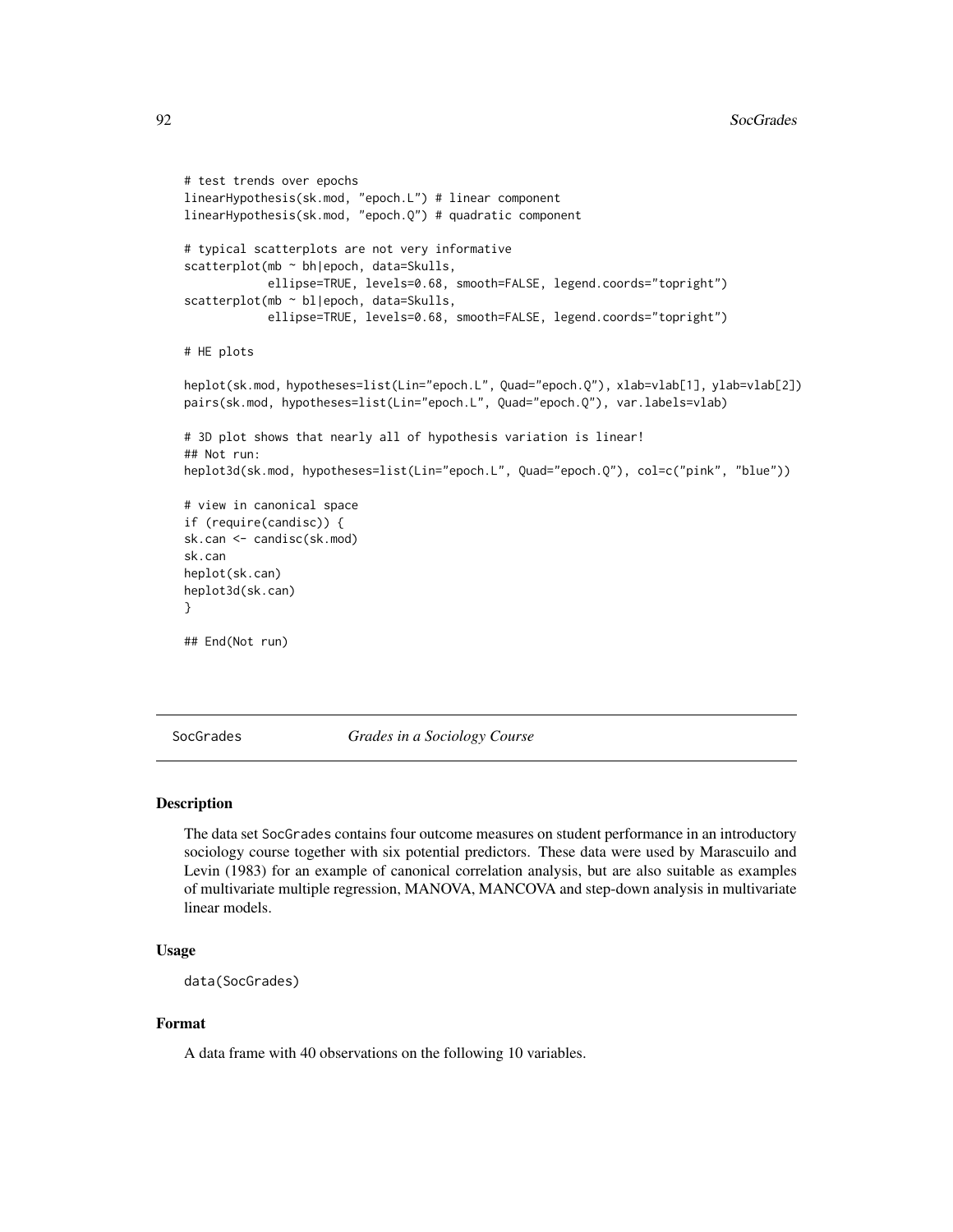```
# test trends over epochs
linearHypothesis(sk.mod, "epoch.L") # linear component
linearHypothesis(sk.mod, "epoch.Q") # quadratic component

# typical scatterplots are not very informative
scatterplot(mb ~ bh|epoch, data=Skulls,
            ellipse=TRUE, levels=0.68, smooth=FALSE, legend.coords="topright")
scatterplot(mb ~ bl|epoch, data=Skulls,
            ellipse=TRUE, levels=0.68, smooth=FALSE, legend.coords="topright")

# HE plots

heplot(sk.mod, hypotheses=list(Lin="epoch.L", Quad="epoch.Q"), xlab=vlab[1], ylab=vlab[2])
pairs(sk.mod, hypotheses=list(Lin="epoch.L", Quad="epoch.Q"), var.labels=vlab)

# 3D plot shows that nearly all of hypothesis variation is linear!
## Not run:
heplot3d(sk.mod, hypotheses=list(Lin="epoch.L", Quad="epoch.Q"), col=c("pink", "blue"))

# view in canonical space
if (require(candisc)) {
sk.can <- candisc(sk.mod)
sk.can
heplot(sk.can)
heplot3d(sk.can)
}

## End(Not run)
```

---

## SocGrades *Grades in a Sociology Course*

---

### Description

The data set SocGrades contains four outcome measures on student performance in an introductory sociology course together with six potential predictors. These data were used by Marascuilo and Levin (1983) for an example of canonical correlation analysis, but are also suitable as examples of multivariate multiple regression, MANOVA, MANCOVA and step-down analysis in multivariate linear models.

### Usage

```
data(SocGrades)
```

### Format

A data frame with 40 observations on the following 10 variables.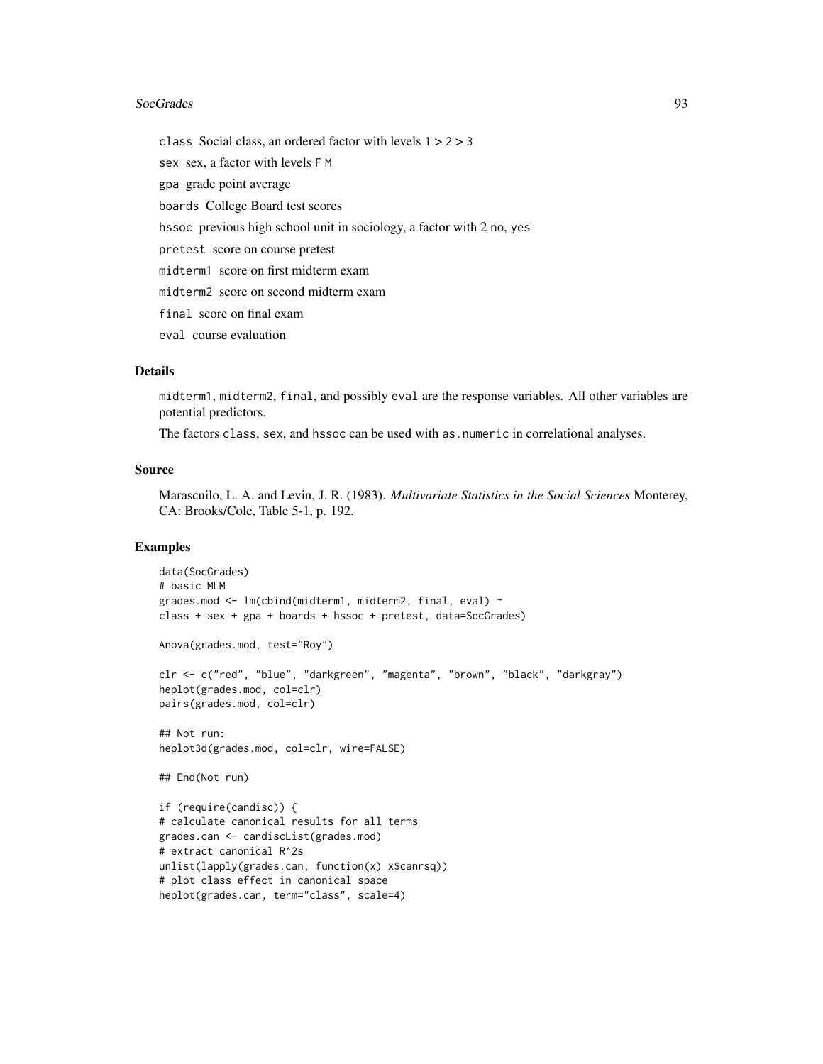class Social class, an ordered factor with levels 1 > 2 > 3

sex sex, a factor with levels F M

gpa grade point average

boards College Board test scores

hssoc previous high school unit in sociology, a factor with 2 no, yes

pretest score on course pretest

midterm1 score on first midterm exam

midterm2 score on second midterm exam

final score on final exam

eval course evaluation

## Details

midterm1, midterm2, final, and possibly eval are the response variables. All other variables are potential predictors.

The factors class, sex, and hssoc can be used with as.numeric in correlational analyses.

## Source

Marascuilo, L. A. and Levin, J. R. (1983). *Multivariate Statistics in the Social Sciences* Monterey, CA: Brooks/Cole, Table 5-1, p. 192.

## Examples

```
data(SocGrades)
# basic MLM
grades.mod <- lm(cbind(midterm1, midterm2, final, eval) ~
class + sex + gpa + boards + hssoc + pretest, data=SocGrades)

Anova(grades.mod, test="Roy")

clr <- c("red", "blue", "darkgreen", "magenta", "brown", "black", "darkgray")
heplot(grades.mod, col=clr)
pairs(grades.mod, col=clr)

## Not run:
heplot3d(grades.mod, col=clr, wire=FALSE)

## End(Not run)

if (require(candisc)) {
# calculate canonical results for all terms
grades.can <- candiscList(grades.mod)
# extract canonical R^2s
unlist(lapply(grades.can, function(x) x$canrsq))
# plot class effect in canonical space
heplot(grades.can, term="class", scale=4)
```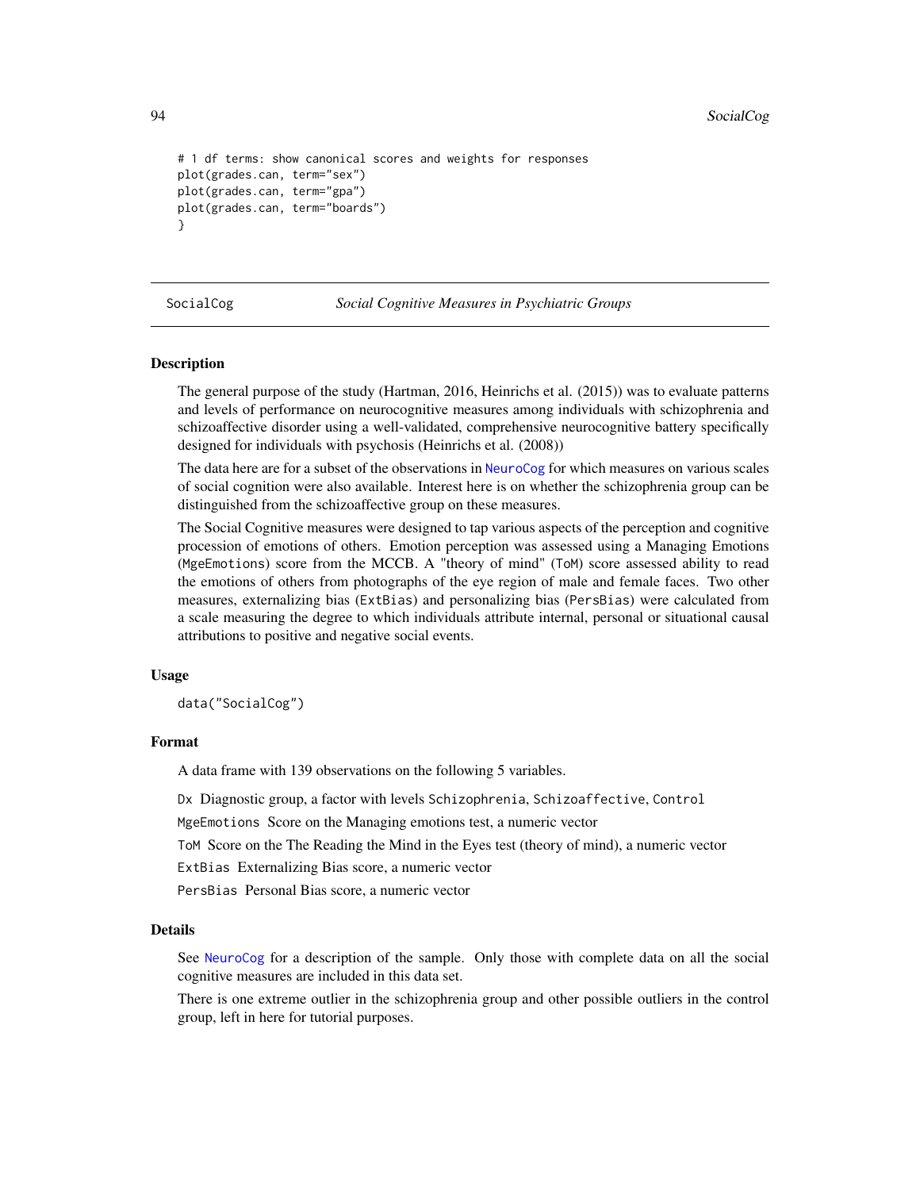```
# 1 df terms: show canonical scores and weights for responses
plot(grades.can, term="sex")
plot(grades.can, term="gpa")
plot(grades.can, term="boards")
}
```

---

## SocialCog *Social Cognitive Measures in Psychiatric Groups*

---

### Description

The general purpose of the study (Hartman, 2016, Heinrichs et al. (2015)) was to evaluate patterns and levels of performance on neurocognitive measures among individuals with schizophrenia and schizoaffective disorder using a well-validated, comprehensive neurocognitive battery specifically designed for individuals with psychosis (Heinrichs et al. (2008))

The data here are for a subset of the observations in `NeuroCog` for which measures on various scales of social cognition were also available. Interest here is on whether the schizophrenia group can be distinguished from the schizoaffective group on these measures.

The Social Cognitive measures were designed to tap various aspects of the perception and cognitive procession of emotions of others. Emotion perception was assessed using a Managing Emotions (`MgeEmotions`) score from the MCCB. A "theory of mind" (`ToM`) score assessed ability to read the emotions of others from photographs of the eye region of male and female faces. Two other measures, externalizing bias (`ExtBias`) and personalizing bias (`PersBias`) were calculated from a scale measuring the degree to which individuals attribute internal, personal or situational causal attributions to positive and negative social events.

### Usage

```
data("SocialCog")
```

### Format

A data frame with 139 observations on the following 5 variables.

`Dx` Diagnostic group, a factor with levels `Schizophrenia`, `Schizoaffective`, `Control`

`MgeEmotions` Score on the Managing emotions test, a numeric vector

`ToM` Score on the The Reading the Mind in the Eyes test (theory of mind), a numeric vector

`ExtBias` Externalizing Bias score, a numeric vector

`PersBias` Personal Bias score, a numeric vector

### Details

See `NeuroCog` for a description of the sample. Only those with complete data on all the social cognitive measures are included in this data set.

There is one extreme outlier in the schizophrenia group and other possible outliers in the control group, left in here for tutorial purposes.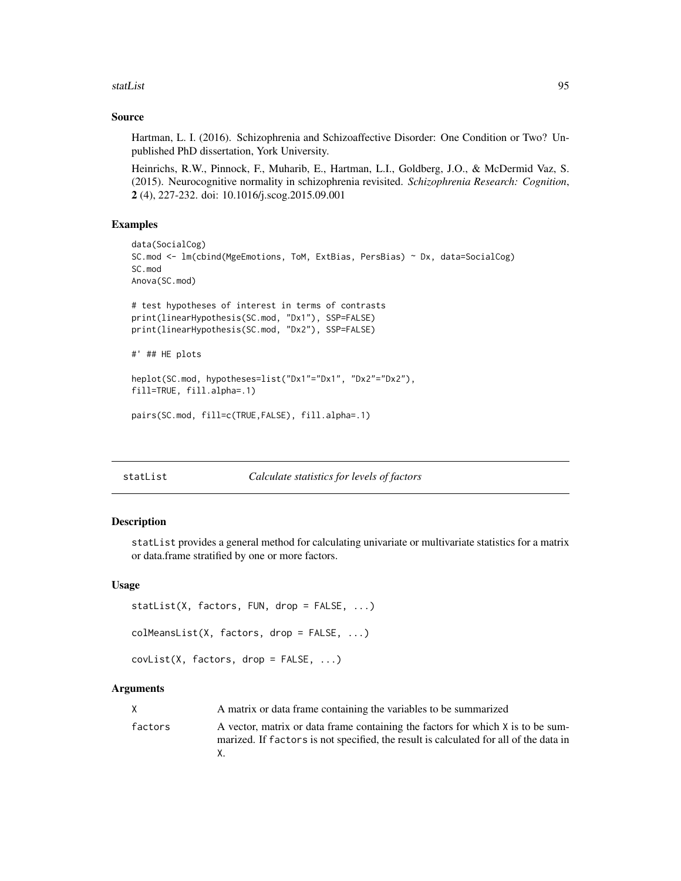### Source

Hartman, L. I. (2016). Schizophrenia and Schizoaffective Disorder: One Condition or Two? Unpublished PhD dissertation, York University.

Heinrichs, R.W., Pinnock, F., Muharib, E., Hartman, L.I., Goldberg, J.O., & McDermid Vaz, S. (2015). Neurocognitive normality in schizophrenia revisited. *Schizophrenia Research: Cognition*, **2** (4), 227-232. doi: 10.1016/j.scog.2015.09.001

### Examples

```
data(SocialCog)
SC.mod <- lm(cbind(MgeEmotions, ToM, ExtBias, PersBias) ~ Dx, data=SocialCog)
SC.mod
Anova(SC.mod)

# test hypotheses of interest in terms of contrasts
print(linearHypothesis(SC.mod, "Dx1"), SSP=FALSE)
print(linearHypothesis(SC.mod, "Dx2"), SSP=FALSE)

#' ## HE plots

heplot(SC.mod, hypotheses=list("Dx1"="Dx1", "Dx2"="Dx2"),
fill=TRUE, fill.alpha=.1)

pairs(SC.mod, fill=c(TRUE,FALSE), fill.alpha=.1)
```

---

## statList — *Calculate statistics for levels of factors*

### Description

statList provides a general method for calculating univariate or multivariate statistics for a matrix or data.frame stratified by one or more factors.

### Usage

```
statList(X, factors, FUN, drop = FALSE, ...)

colMeansList(X, factors, drop = FALSE, ...)

covList(X, factors, drop = FALSE, ...)
```

### Arguments

| | |
|---|---|
| X | A matrix or data frame containing the variables to be summarized |
| factors | A vector, matrix or data frame containing the factors for which X is to be summarized. If factors is not specified, the result is calculated for all of the data in X. |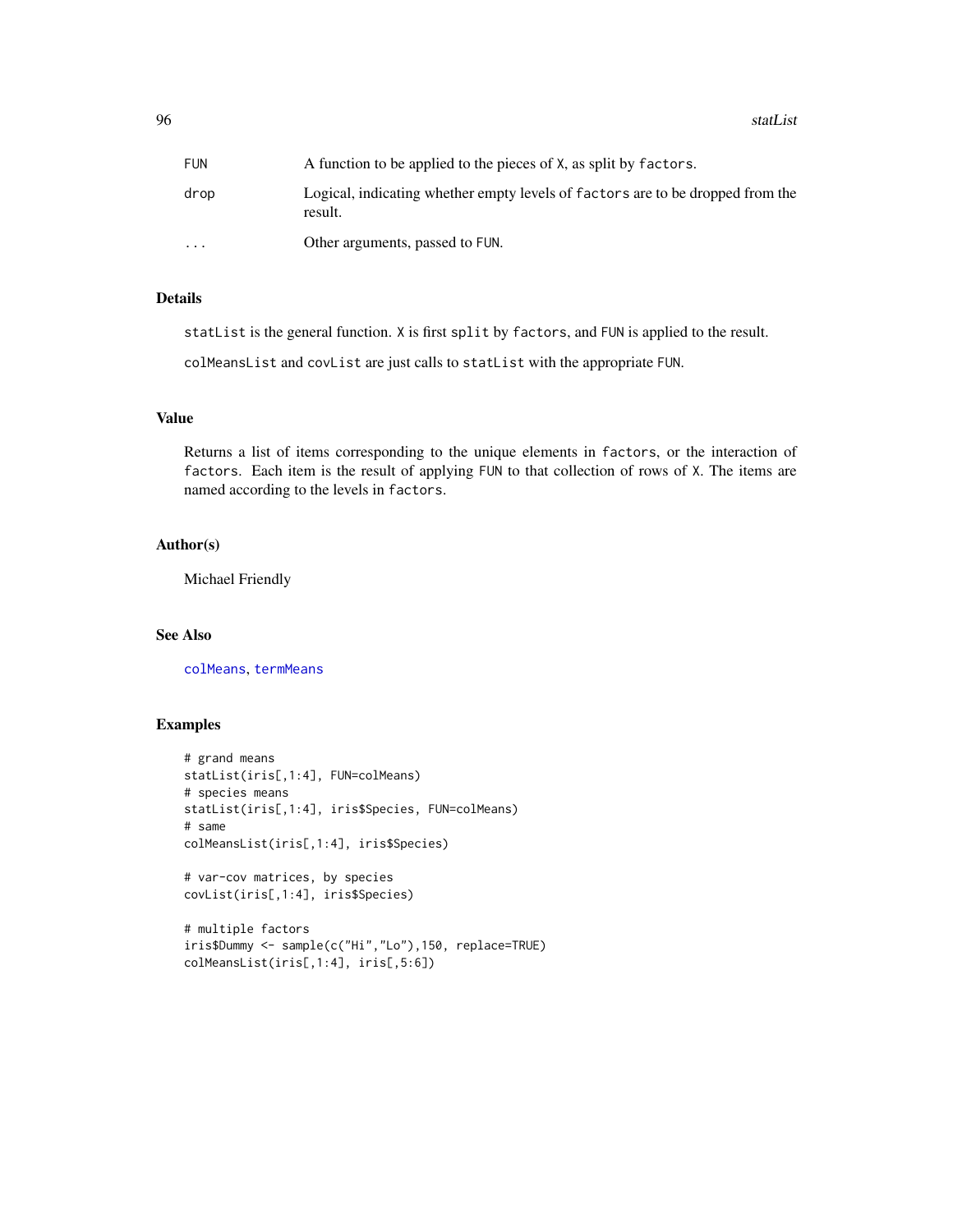| | |
|---|---|
| FUN | A function to be applied to the pieces of X, as split by factors. |
| drop | Logical, indicating whether empty levels of factors are to be dropped from the result. |
| ... | Other arguments, passed to FUN. |

### Details

statList is the general function. X is first split by factors, and FUN is applied to the result.

colMeansList and covList are just calls to statList with the appropriate FUN.

### Value

Returns a list of items corresponding to the unique elements in factors, or the interaction of factors. Each item is the result of applying FUN to that collection of rows of X. The items are named according to the levels in factors.

### Author(s)

Michael Friendly

### See Also

colMeans, termMeans

### Examples

```
# grand means
statList(iris[,1:4], FUN=colMeans)
# species means
statList(iris[,1:4], iris$Species, FUN=colMeans)
# same
colMeansList(iris[,1:4], iris$Species)

# var-cov matrices, by species
covList(iris[,1:4], iris$Species)

# multiple factors
iris$Dummy <- sample(c("Hi","Lo"),150, replace=TRUE)
colMeansList(iris[,1:4], iris[,5:6])
```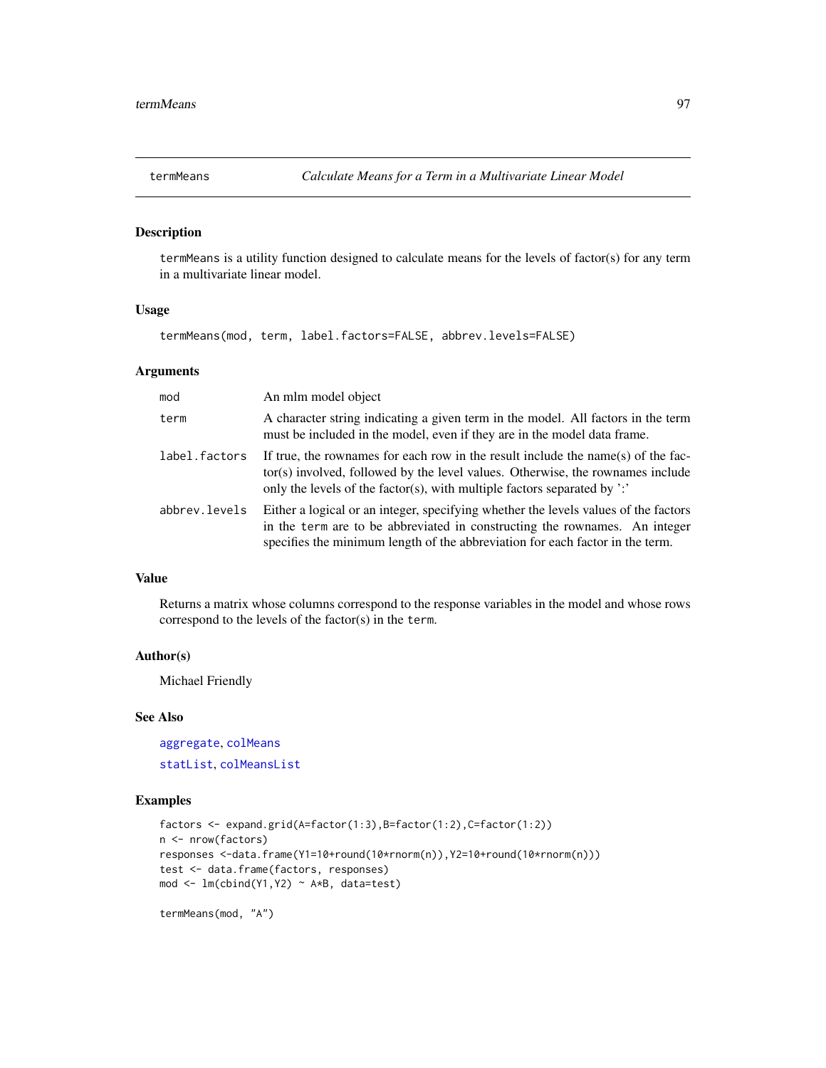## termMeans — *Calculate Means for a Term in a Multivariate Linear Model*

### Description

termMeans is a utility function designed to calculate means for the levels of factor(s) for any term in a multivariate linear model.

### Usage

```
termMeans(mod, term, label.factors=FALSE, abbrev.levels=FALSE)
```

### Arguments

| | |
|---|---|
| mod | An mlm model object |
| term | A character string indicating a given term in the model. All factors in the term must be included in the model, even if they are in the model data frame. |
| label.factors | If true, the rownames for each row in the result include the name(s) of the factor(s) involved, followed by the level values. Otherwise, the rownames include only the levels of the factor(s), with multiple factors separated by ':' |
| abbrev.levels | Either a logical or an integer, specifying whether the levels values of the factors in the term are to be abbreviated in constructing the rownames. An integer specifies the minimum length of the abbreviation for each factor in the term. |

### Value

Returns a matrix whose columns correspond to the response variables in the model and whose rows correspond to the levels of the factor(s) in the term.

### Author(s)

Michael Friendly

### See Also

aggregate, colMeans

statList, colMeansList

### Examples

```
factors <- expand.grid(A=factor(1:3),B=factor(1:2),C=factor(1:2))
n <- nrow(factors)
responses <-data.frame(Y1=10+round(10*rnorm(n)),Y2=10+round(10*rnorm(n)))
test <- data.frame(factors, responses)
mod <- lm(cbind(Y1,Y2) ~ A*B, data=test)

termMeans(mod, "A")
```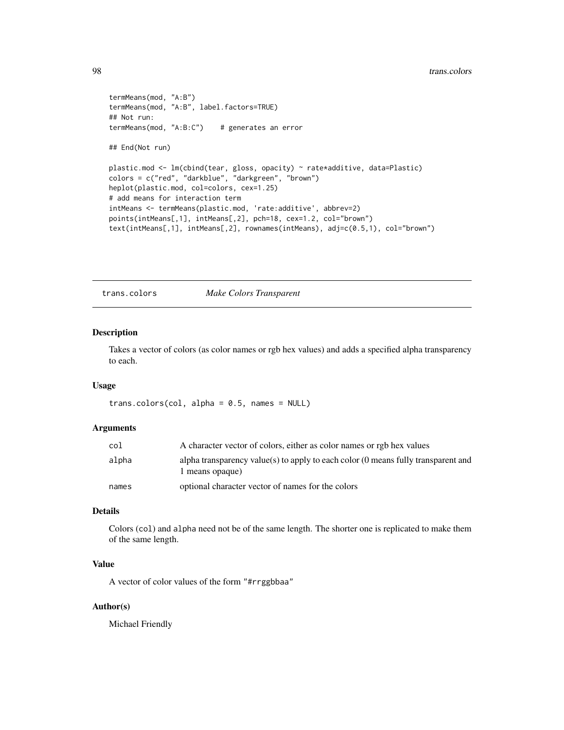```
termMeans(mod, "A:B")
termMeans(mod, "A:B", label.factors=TRUE)
## Not run:
termMeans(mod, "A:B:C")    # generates an error

## End(Not run)

plastic.mod <- lm(cbind(tear, gloss, opacity) ~ rate*additive, data=Plastic)
colors = c("red", "darkblue", "darkgreen", "brown")
heplot(plastic.mod, col=colors, cex=1.25)
# add means for interaction term
intMeans <- termMeans(plastic.mod, 'rate:additive', abbrev=2)
points(intMeans[,1], intMeans[,2], pch=18, cex=1.2, col="brown")
text(intMeans[,1], intMeans[,2], rownames(intMeans), adj=c(0.5,1), col="brown")
```

---

## trans.colors *Make Colors Transparent*

### Description

Takes a vector of colors (as color names or rgb hex values) and adds a specified alpha transparency to each.

### Usage

```
trans.colors(col, alpha = 0.5, names = NULL)
```

### Arguments

| | |
|---|---|
| `col` | A character vector of colors, either as color names or rgb hex values |
| `alpha` | alpha transparency value(s) to apply to each color (0 means fully transparent and 1 means opaque) |
| `names` | optional character vector of names for the colors |

### Details

Colors (`col`) and `alpha` need not be of the same length. The shorter one is replicated to make them of the same length.

### Value

A vector of color values of the form `"#rrggbbaa"`

### Author(s)

Michael Friendly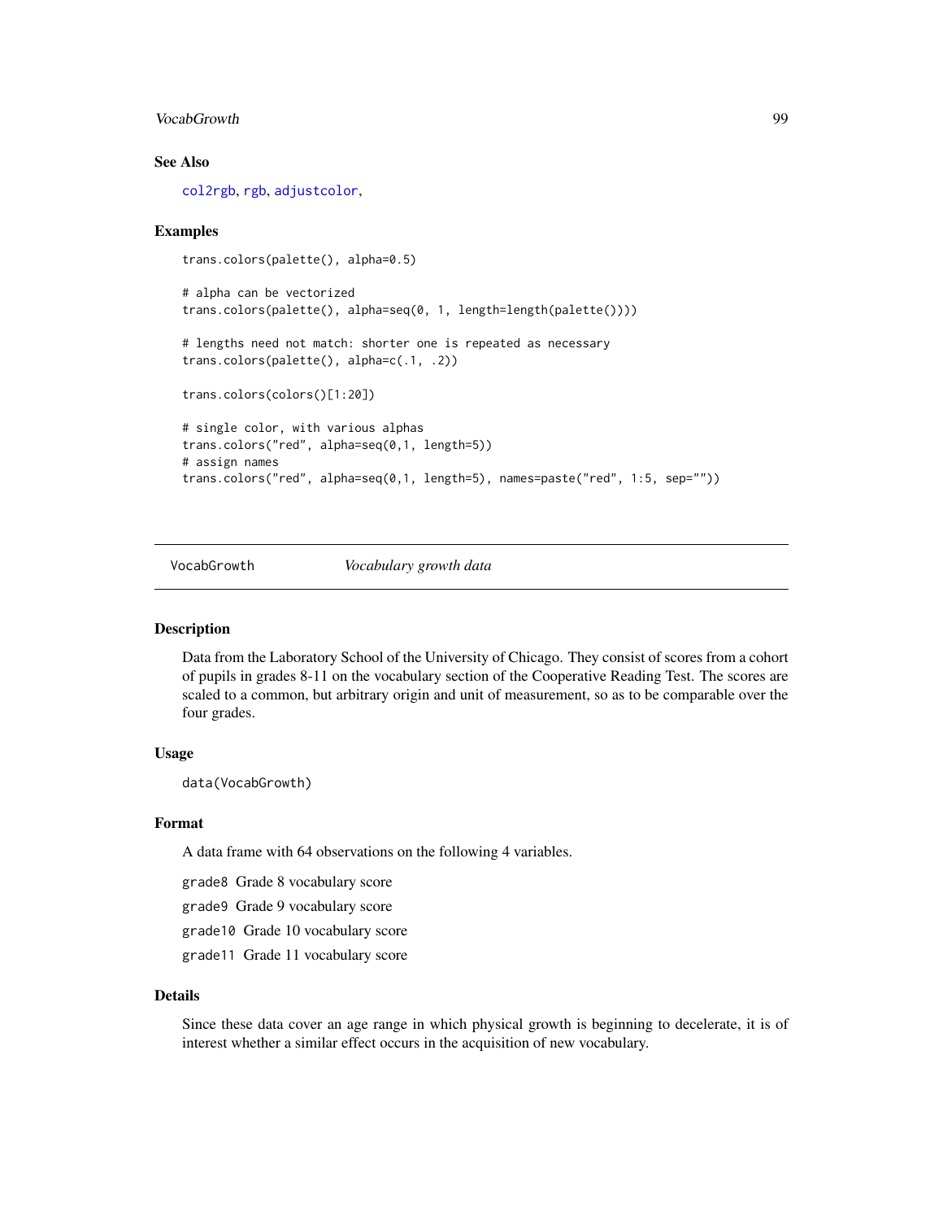### See Also

col2rgb, rgb, adjustcolor,

### Examples

```
trans.colors(palette(), alpha=0.5)

# alpha can be vectorized
trans.colors(palette(), alpha=seq(0, 1, length=length(palette())))

# lengths need not match: shorter one is repeated as necessary
trans.colors(palette(), alpha=c(.1, .2))

trans.colors(colors()[1:20])

# single color, with various alphas
trans.colors("red", alpha=seq(0,1, length=5))
# assign names
trans.colors("red", alpha=seq(0,1, length=5), names=paste("red", 1:5, sep=""))
```

---

## VocabGrowth    *Vocabulary growth data*

---

### Description

Data from the Laboratory School of the University of Chicago. They consist of scores from a cohort of pupils in grades 8-11 on the vocabulary section of the Cooperative Reading Test. The scores are scaled to a common, but arbitrary origin and unit of measurement, so as to be comparable over the four grades.

### Usage

```
data(VocabGrowth)
```

### Format

A data frame with 64 observations on the following 4 variables.

`grade8` Grade 8 vocabulary score

`grade9` Grade 9 vocabulary score

`grade10` Grade 10 vocabulary score

`grade11` Grade 11 vocabulary score

### Details

Since these data cover an age range in which physical growth is beginning to decelerate, it is of interest whether a similar effect occurs in the acquisition of new vocabulary.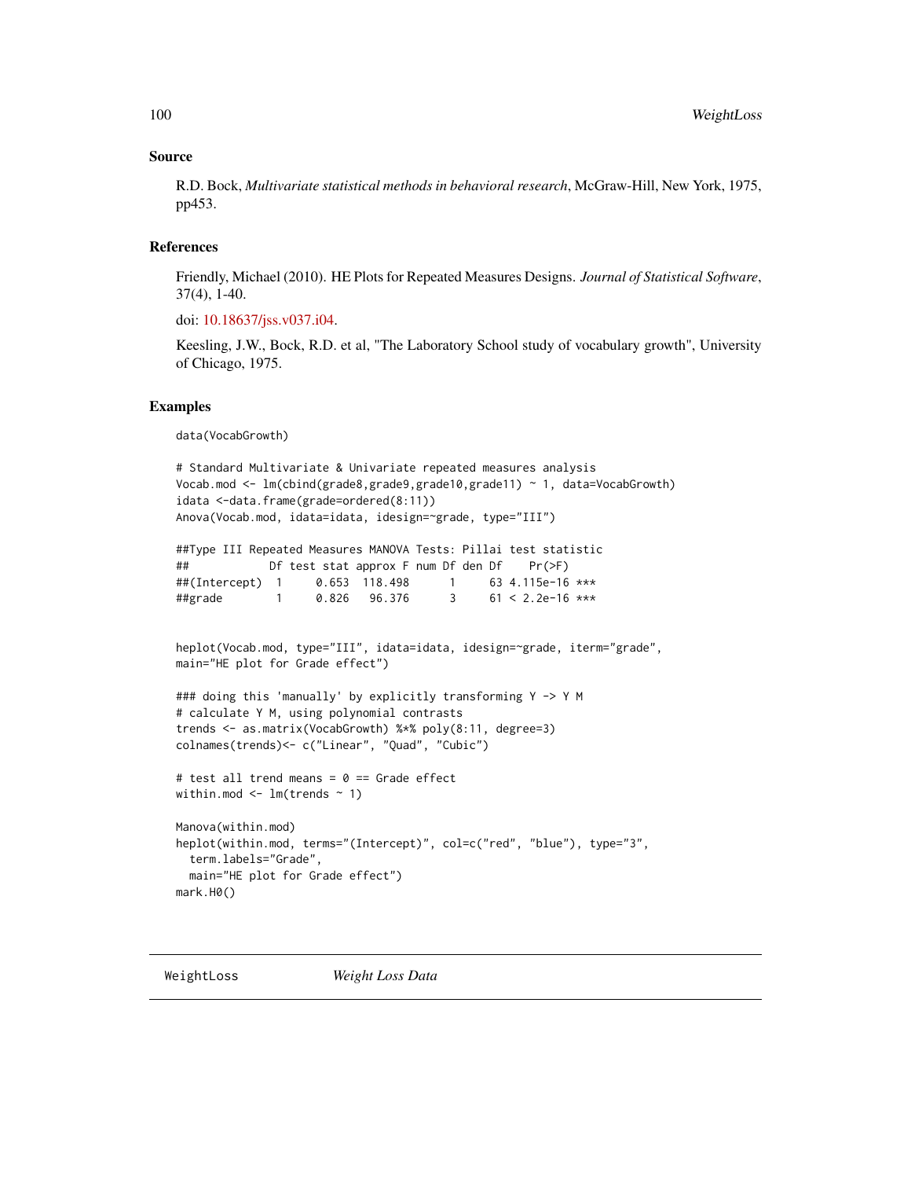### Source

R.D. Bock, *Multivariate statistical methods in behavioral research*, McGraw-Hill, New York, 1975, pp453.

### References

Friendly, Michael (2010). HE Plots for Repeated Measures Designs. *Journal of Statistical Software*, 37(4), 1-40.

doi: 10.18637/jss.v037.i04.

Keesling, J.W., Bock, R.D. et al, "The Laboratory School study of vocabulary growth", University of Chicago, 1975.

### Examples

```
data(VocabGrowth)

# Standard Multivariate & Univariate repeated measures analysis
Vocab.mod <- lm(cbind(grade8,grade9,grade10,grade11) ~ 1, data=VocabGrowth)
idata <-data.frame(grade=ordered(8:11))
Anova(Vocab.mod, idata=idata, idesign=~grade, type="III")

##Type III Repeated Measures MANOVA Tests: Pillai test statistic
##            Df test stat approx F num Df den Df    Pr(>F)
##(Intercept)  1     0.653  118.498      1     63 4.115e-16 ***
##grade        1     0.826   96.376      3     61 < 2.2e-16 ***


heplot(Vocab.mod, type="III", idata=idata, idesign=~grade, iterm="grade",
main="HE plot for Grade effect")

### doing this 'manually' by explicitly transforming Y -> Y M
# calculate Y M, using polynomial contrasts
trends <- as.matrix(VocabGrowth) %*% poly(8:11, degree=3)
colnames(trends)<- c("Linear", "Quad", "Cubic")

# test all trend means = 0 == Grade effect
within.mod <- lm(trends ~ 1)

Manova(within.mod)
heplot(within.mod, terms="(Intercept)", col=c("red", "blue"), type="3",
  term.labels="Grade",
  main="HE plot for Grade effect")
mark.H0()
```

---

## WeightLoss *Weight Loss Data*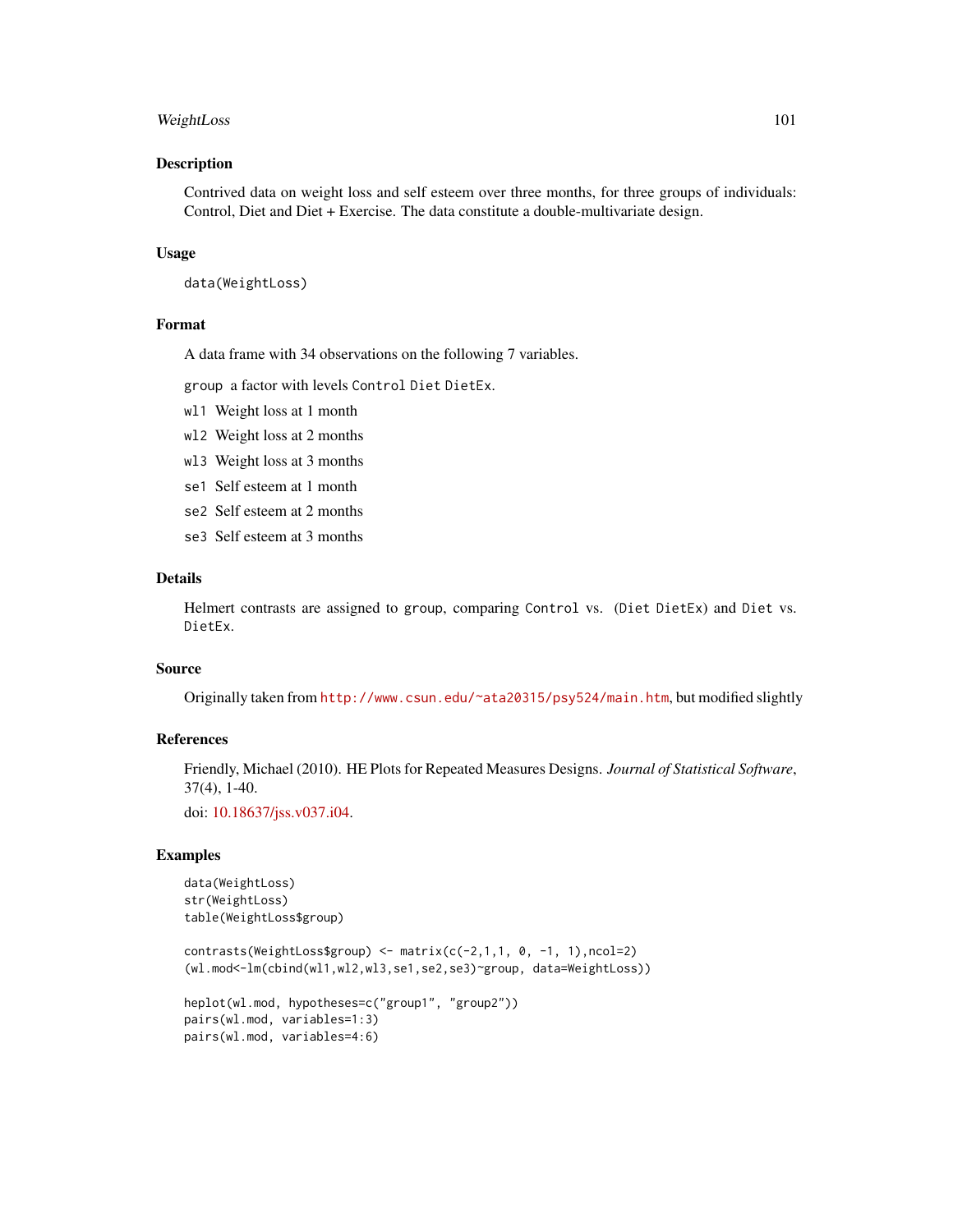## Description

Contrived data on weight loss and self esteem over three months, for three groups of individuals: Control, Diet and Diet + Exercise. The data constitute a double-multivariate design.

## Usage

```
data(WeightLoss)
```

## Format

A data frame with 34 observations on the following 7 variables.

- `group` a factor with levels `Control` `Diet` `DietEx`.
- `wl1` Weight loss at 1 month
- `wl2` Weight loss at 2 months
- `wl3` Weight loss at 3 months
- `se1` Self esteem at 1 month
- `se2` Self esteem at 2 months
- `se3` Self esteem at 3 months

## Details

Helmert contrasts are assigned to `group`, comparing `Control` vs. `(Diet DietEx)` and `Diet` vs. `DietEx`.

## Source

Originally taken from http://www.csun.edu/~ata20315/psy524/main.htm, but modified slightly

## References

Friendly, Michael (2010). HE Plots for Repeated Measures Designs. *Journal of Statistical Software*, 37(4), 1-40.

doi: 10.18637/jss.v037.i04.

## Examples

```
data(WeightLoss)
str(WeightLoss)
table(WeightLoss$group)

contrasts(WeightLoss$group) <- matrix(c(-2,1,1, 0, -1, 1),ncol=2)
(wl.mod<-lm(cbind(wl1,wl2,wl3,se1,se2,se3)~group, data=WeightLoss))

heplot(wl.mod, hypotheses=c("group1", "group2"))
pairs(wl.mod, variables=1:3)
pairs(wl.mod, variables=4:6)
```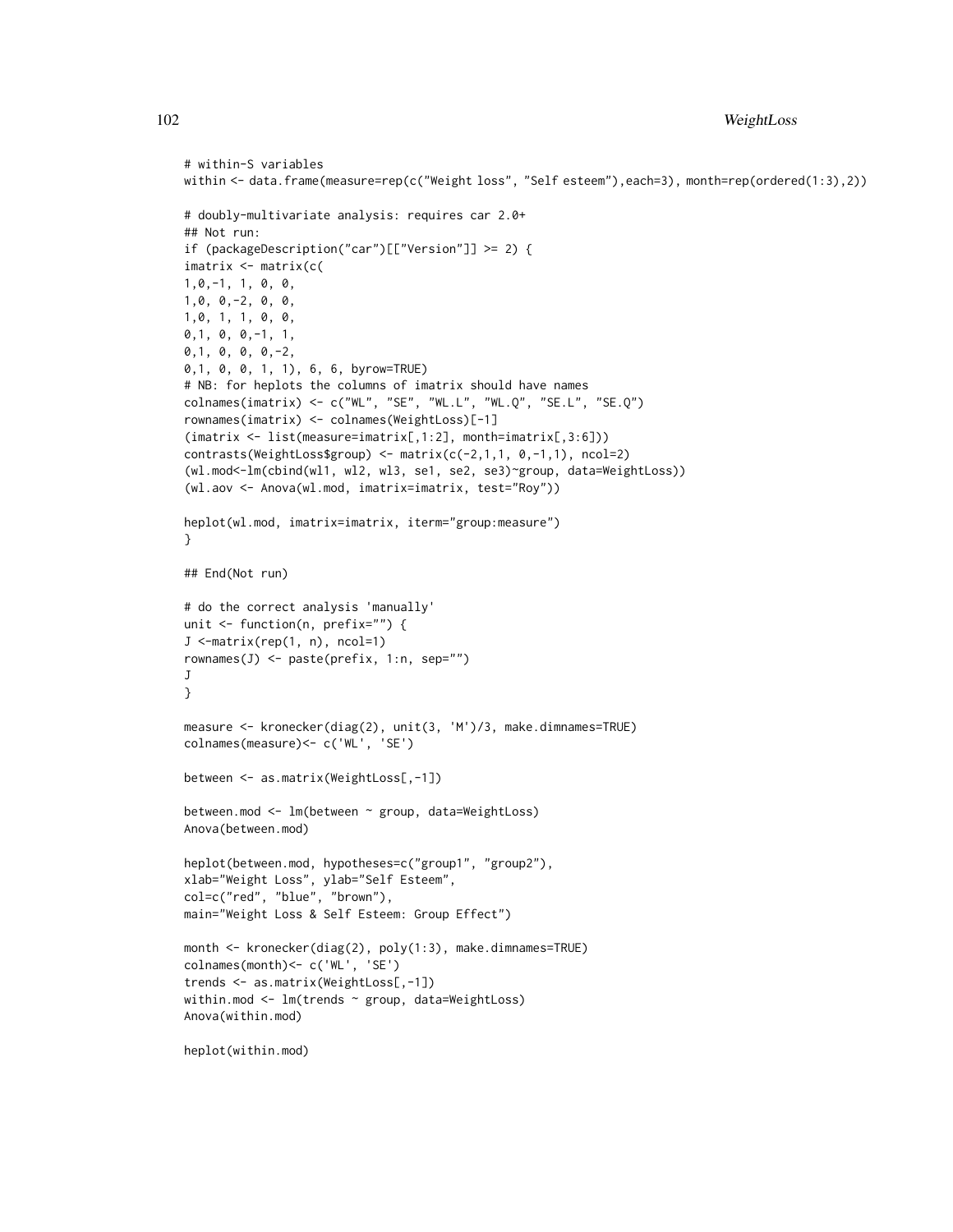```
# within-S variables
within <- data.frame(measure=rep(c("Weight loss", "Self esteem"),each=3), month=rep(ordered(1:3),2))

# doubly-multivariate analysis: requires car 2.0+
## Not run:
if (packageDescription("car")[["Version"]] >= 2) {
imatrix <- matrix(c(
1,0,-1, 1, 0, 0,
1,0, 0,-2, 0, 0,
1,0, 1, 1, 0, 0,
0,1, 0, 0,-1, 1,
0,1, 0, 0, 0,-2,
0,1, 0, 0, 1, 1), 6, 6, byrow=TRUE)
# NB: for heplots the columns of imatrix should have names
colnames(imatrix) <- c("WL", "SE", "WL.L", "WL.Q", "SE.L", "SE.Q")
rownames(imatrix) <- colnames(WeightLoss)[-1]
(imatrix <- list(measure=imatrix[,1:2], month=imatrix[,3:6]))
contrasts(WeightLoss$group) <- matrix(c(-2,1,1, 0,-1,1), ncol=2)
(wl.mod<-lm(cbind(wl1, wl2, wl3, se1, se2, se3)~group, data=WeightLoss))
(wl.aov <- Anova(wl.mod, imatrix=imatrix, test="Roy"))

heplot(wl.mod, imatrix=imatrix, iterm="group:measure")
}

## End(Not run)

# do the correct analysis 'manually'
unit <- function(n, prefix="") {
J <-matrix(rep(1, n), ncol=1)
rownames(J) <- paste(prefix, 1:n, sep="")
J
}

measure <- kronecker(diag(2), unit(3, 'M')/3, make.dimnames=TRUE)
colnames(measure)<- c('WL', 'SE')

between <- as.matrix(WeightLoss[,-1])

between.mod <- lm(between ~ group, data=WeightLoss)
Anova(between.mod)

heplot(between.mod, hypotheses=c("group1", "group2"),
xlab="Weight Loss", ylab="Self Esteem",
col=c("red", "blue", "brown"),
main="Weight Loss & Self Esteem: Group Effect")

month <- kronecker(diag(2), poly(1:3), make.dimnames=TRUE)
colnames(month)<- c('WL', 'SE')
trends <- as.matrix(WeightLoss[,-1])
within.mod <- lm(trends ~ group, data=WeightLoss)
Anova(within.mod)

heplot(within.mod)
```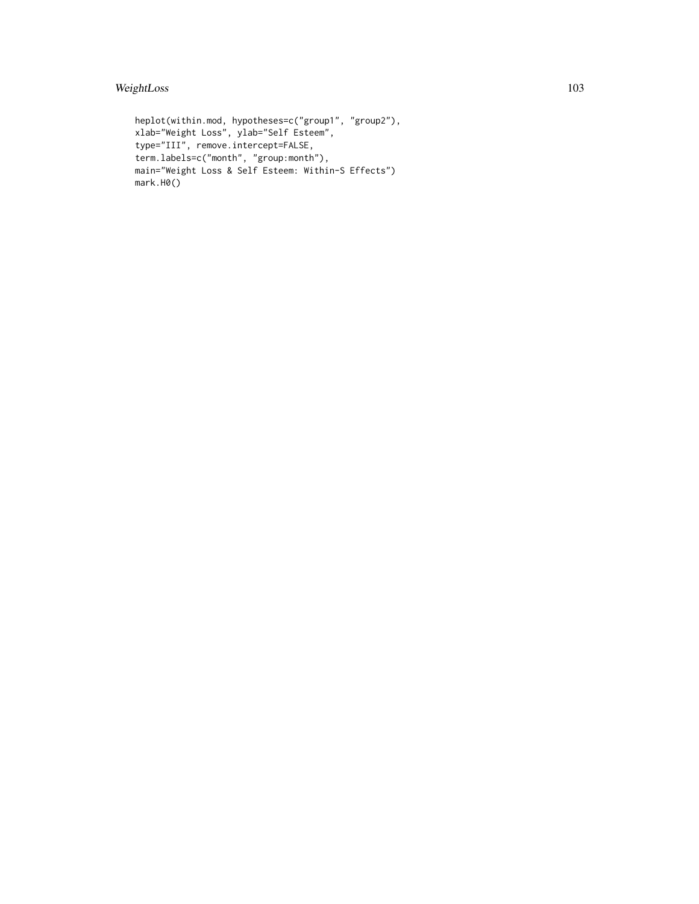```
heplot(within.mod, hypotheses=c("group1", "group2"),
xlab="Weight Loss", ylab="Self Esteem",
type="III", remove.intercept=FALSE,
term.labels=c("month", "group:month"),
main="Weight Loss & Self Esteem: Within-S Effects")
mark.H0()
```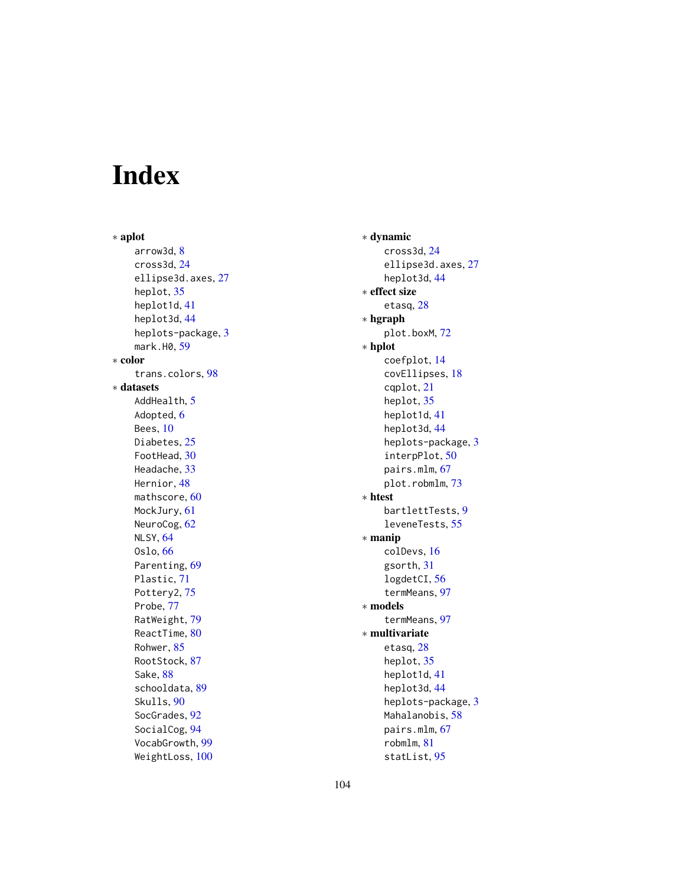# Index

∗ **aplot**
- arrow3d, 8
- cross3d, 24
- ellipse3d.axes, 27
- heplot, 35
- heplot1d, 41
- heplot3d, 44
- heplots-package, 3
- mark.H0, 59

∗ **color**
- trans.colors, 98

∗ **datasets**
- AddHealth, 5
- Adopted, 6
- Bees, 10
- Diabetes, 25
- FootHead, 30
- Headache, 33
- Hernior, 48
- mathscore, 60
- MockJury, 61
- NeuroCog, 62
- NLSY, 64
- Oslo, 66
- Parenting, 69
- Plastic, 71
- Pottery2, 75
- Probe, 77
- RatWeight, 79
- ReactTime, 80
- Rohwer, 85
- RootStock, 87
- Sake, 88
- schooldata, 89
- Skulls, 90
- SocGrades, 92
- SocialCog, 94
- VocabGrowth, 99
- WeightLoss, 100

∗ **dynamic**
- cross3d, 24
- ellipse3d.axes, 27
- heplot3d, 44

∗ **effect size**
- etasq, 28

∗ **hgraph**
- plot.boxM, 72

∗ **hplot**
- coefplot, 14
- covEllipses, 18
- cqplot, 21
- heplot, 35
- heplot1d, 41
- heplot3d, 44
- heplots-package, 3
- interpPlot, 50
- pairs.mlm, 67
- plot.robmlm, 73

∗ **htest**
- bartlettTests, 9
- leveneTests, 55

∗ **manip**
- colDevs, 16
- gsorth, 31
- logdetCI, 56
- termMeans, 97

∗ **models**
- termMeans, 97

∗ **multivariate**
- etasq, 28
- heplot, 35
- heplot1d, 41
- heplot3d, 44
- heplots-package, 3
- Mahalanobis, 58
- pairs.mlm, 67
- robmlm, 81
- statList, 95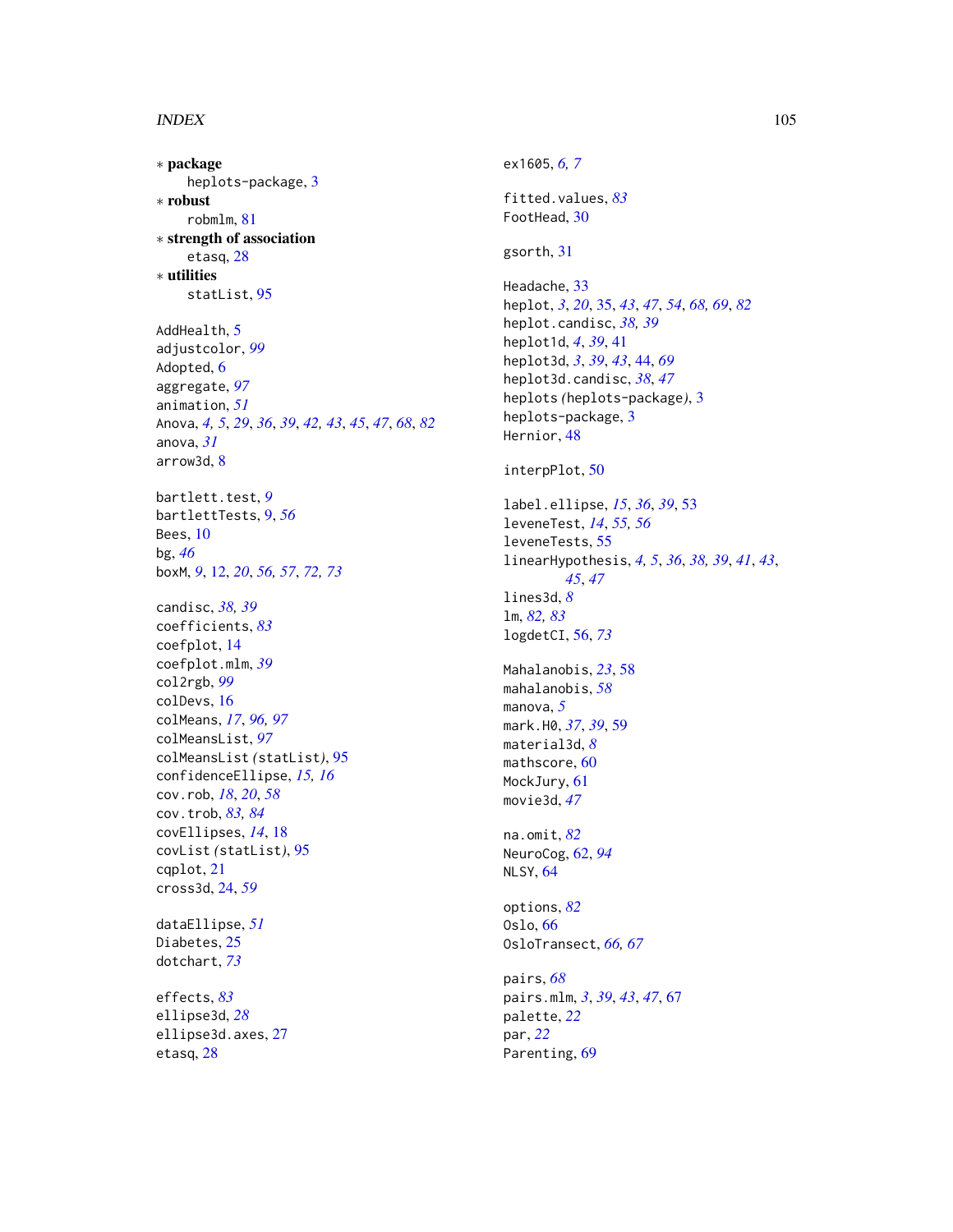∗ **package**
  heplots-package, 3

∗ **robust**
  robmlm, 81

∗ **strength of association**
  etasq, 28

∗ **utilities**
  statList, 95

AddHealth, 5
adjustcolor, *99*
Adopted, 6
aggregate, *97*
animation, *51*
Anova, *4, 5*, *29*, *36*, *39*, *42, 43*, *45*, *47*, *68*, *82*
anova, *31*
arrow3d, 8

bartlett.test, *9*
bartlettTests, 9, *56*
Bees, 10
bg, *46*
boxM, *9*, 12, *20*, *56, 57*, *72, 73*

candisc, *38, 39*
coefficients, *83*
coefplot, 14
coefplot.mlm, *39*
col2rgb, *99*
colDevs, 16
colMeans, *17*, *96, 97*
colMeansList, *97*
colMeansList *(*statList*)*, 95
confidenceEllipse, *15, 16*
cov.rob, *18*, *20*, *58*
cov.trob, *83, 84*
covEllipses, *14*, 18
covList *(*statList*)*, 95
cqplot, 21
cross3d, 24, *59*

dataEllipse, *51*
Diabetes, 25
dotchart, *73*

effects, *83*
ellipse3d, *28*
ellipse3d.axes, 27
etasq, 28

ex1605, *6, 7*

fitted.values, *83*
FootHead, 30

gsorth, 31

Headache, 33
heplot, *3*, *20*, 35, *43*, *47*, *54*, *68, 69*, *82*
heplot.candisc, *38, 39*
heplot1d, *4*, *39*, 41
heplot3d, *3*, *39*, *43*, 44, *69*
heplot3d.candisc, *38*, *47*
heplots *(*heplots-package*)*, 3
heplots-package, 3
Hernior, 48

interpPlot, 50

label.ellipse, *15*, *36*, *39*, 53
leveneTest, *14*, *55, 56*
leveneTests, 55
linearHypothesis, *4, 5*, *36*, *38, 39*, *41*, *43*, *45*, *47*
lines3d, *8*
lm, *82, 83*
logdetCI, 56, *73*

Mahalanobis, *23*, 58
mahalanobis, *58*
manova, *5*
mark.H0, *37*, *39*, 59
material3d, *8*
mathscore, 60
MockJury, 61
movie3d, *47*

na.omit, *82*
NeuroCog, 62, *94*
NLSY, 64

options, *82*
Oslo, 66
OsloTransect, *66, 67*

pairs, *68*
pairs.mlm, *3*, *39*, *43*, *47*, 67
palette, *22*
par, *22*
Parenting, 69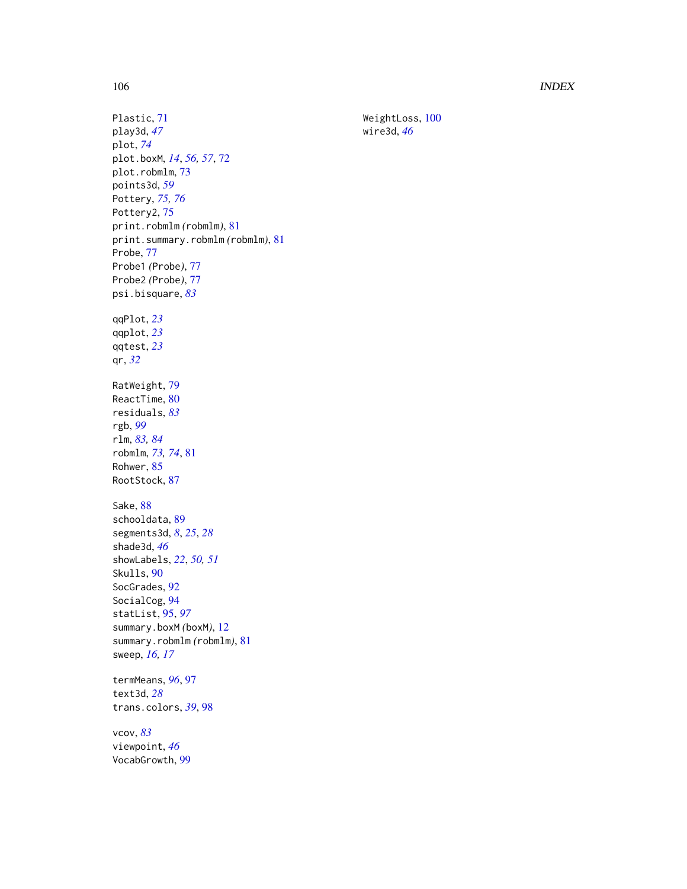Plastic, 71
play3d, *47*
plot, *74*
plot.boxM, *14*, *56, 57*, 72
plot.robmlm, 73
points3d, *59*
Pottery, *75, 76*
Pottery2, 75
print.robmlm *(*robmlm*)*, 81
print.summary.robmlm *(*robmlm*)*, 81
Probe, 77
Probe1 *(*Probe*)*, 77
Probe2 *(*Probe*)*, 77
psi.bisquare, *83*

qqPlot, *23*
qqplot, *23*
qqtest, *23*
qr, *32*

RatWeight, 79
ReactTime, 80
residuals, *83*
rgb, *99*
rlm, *83, 84*
robmlm, *73, 74*, 81
Rohwer, 85
RootStock, 87

Sake, 88
schooldata, 89
segments3d, *8*, *25*, *28*
shade3d, *46*
showLabels, *22*, *50, 51*
Skulls, 90
SocGrades, 92
SocialCog, 94
statList, 95, *97*
summary.boxM *(*boxM*)*, 12
summary.robmlm *(*robmlm*)*, 81
sweep, *16, 17*

termMeans, *96*, 97
text3d, *28*
trans.colors, *39*, 98

vcov, *83*
viewpoint, *46*
VocabGrowth, 99

WeightLoss, 100
wire3d, *46*